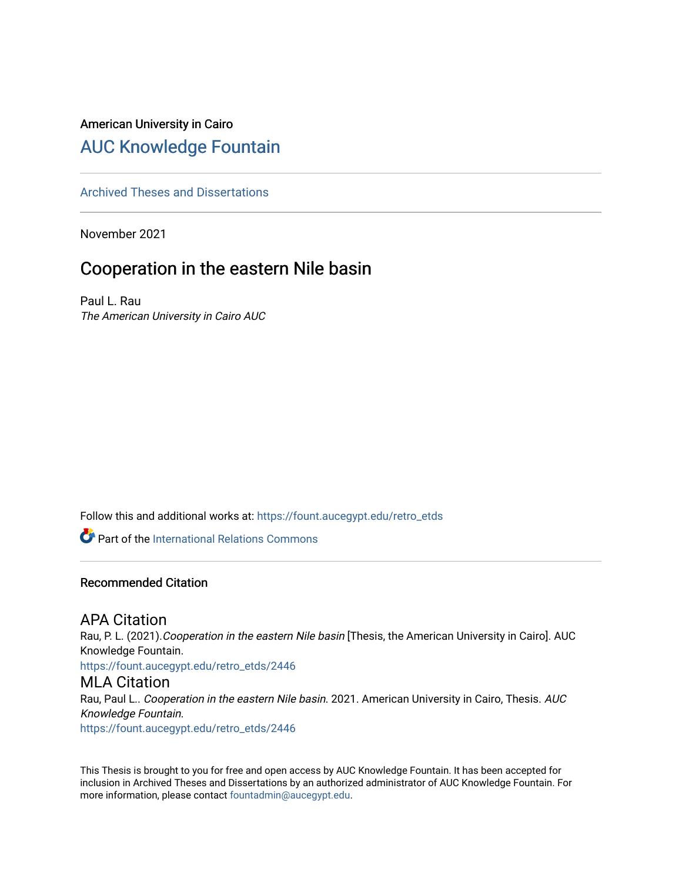American University in Cairo

# AUC Knowledge Fountain

Archived Theses and Dissertations

November 2021

## Cooperation in the eastern Nile basin

Paul L. Rau
*The American University in Cairo AUC*

Follow this and additional works at: https://fount.aucegypt.edu/retro_etds

Part of the International Relations Commons

### Recommended Citation

#### APA Citation

Rau, P. L. (2021).*Cooperation in the eastern Nile basin* [Thesis, the American University in Cairo]. AUC Knowledge Fountain.
https://fount.aucegypt.edu/retro_etds/2446

#### MLA Citation

Rau, Paul L.. *Cooperation in the eastern Nile basin*. 2021. American University in Cairo, Thesis. *AUC Knowledge Fountain*.
https://fount.aucegypt.edu/retro_etds/2446

This Thesis is brought to you for free and open access by AUC Knowledge Fountain. It has been accepted for inclusion in Archived Theses and Dissertations by an authorized administrator of AUC Knowledge Fountain. For more information, please contact fountadmin@aucegypt.edu.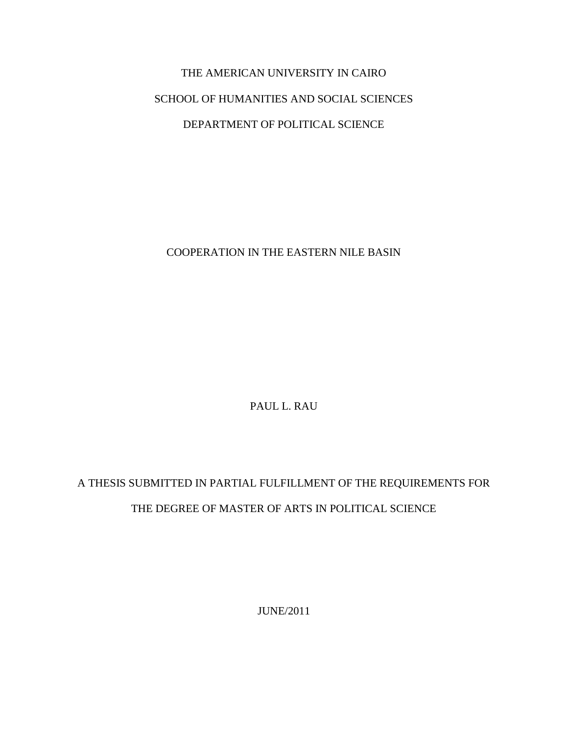THE AMERICAN UNIVERSITY IN CAIRO

SCHOOL OF HUMANITIES AND SOCIAL SCIENCES

DEPARTMENT OF POLITICAL SCIENCE

# COOPERATION IN THE EASTERN NILE BASIN

PAUL L. RAU

A THESIS SUBMITTED IN PARTIAL FULFILLMENT OF THE REQUIREMENTS FOR THE DEGREE OF MASTER OF ARTS IN POLITICAL SCIENCE

JUNE/2011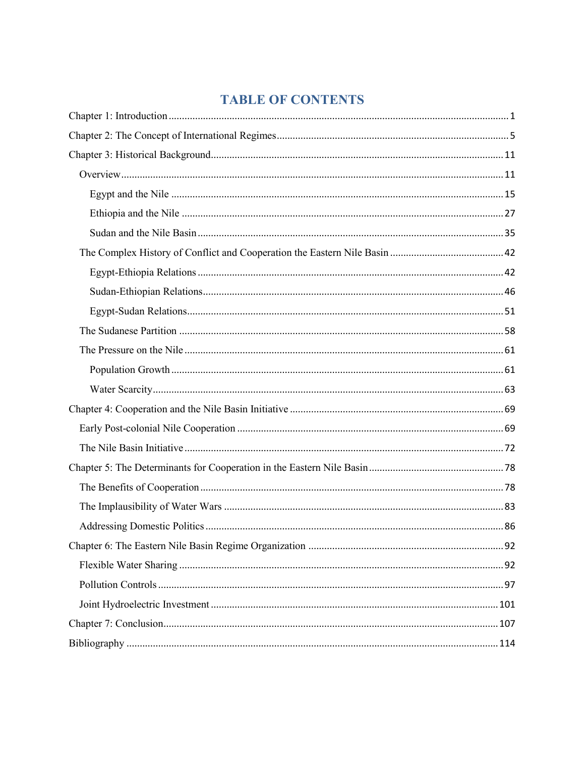# TABLE OF CONTENTS

- Chapter 1: Introduction ... 1
- Chapter 2: The Concept of International Regimes ... 5
- Chapter 3: Historical Background ... 11
  - Overview ... 11
    - Egypt and the Nile ... 15
    - Ethiopia and the Nile ... 27
    - Sudan and the Nile Basin ... 35
  - The Complex History of Conflict and Cooperation the Eastern Nile Basin ... 42
    - Egypt-Ethiopia Relations ... 42
    - Sudan-Ethiopian Relations ... 46
    - Egypt-Sudan Relations ... 51
  - The Sudanese Partition ... 58
  - The Pressure on the Nile ... 61
    - Population Growth ... 61
    - Water Scarcity ... 63
- Chapter 4: Cooperation and the Nile Basin Initiative ... 69
  - Early Post-colonial Nile Cooperation ... 69
  - The Nile Basin Initiative ... 72
- Chapter 5: The Determinants for Cooperation in the Eastern Nile Basin ... 78
  - The Benefits of Cooperation ... 78
  - The Implausibility of Water Wars ... 83
  - Addressing Domestic Politics ... 86
- Chapter 6: The Eastern Nile Basin Regime Organization ... 92
  - Flexible Water Sharing ... 92
  - Pollution Controls ... 97
  - Joint Hydroelectric Investment ... 101
- Chapter 7: Conclusion ... 107
- Bibliography ... 114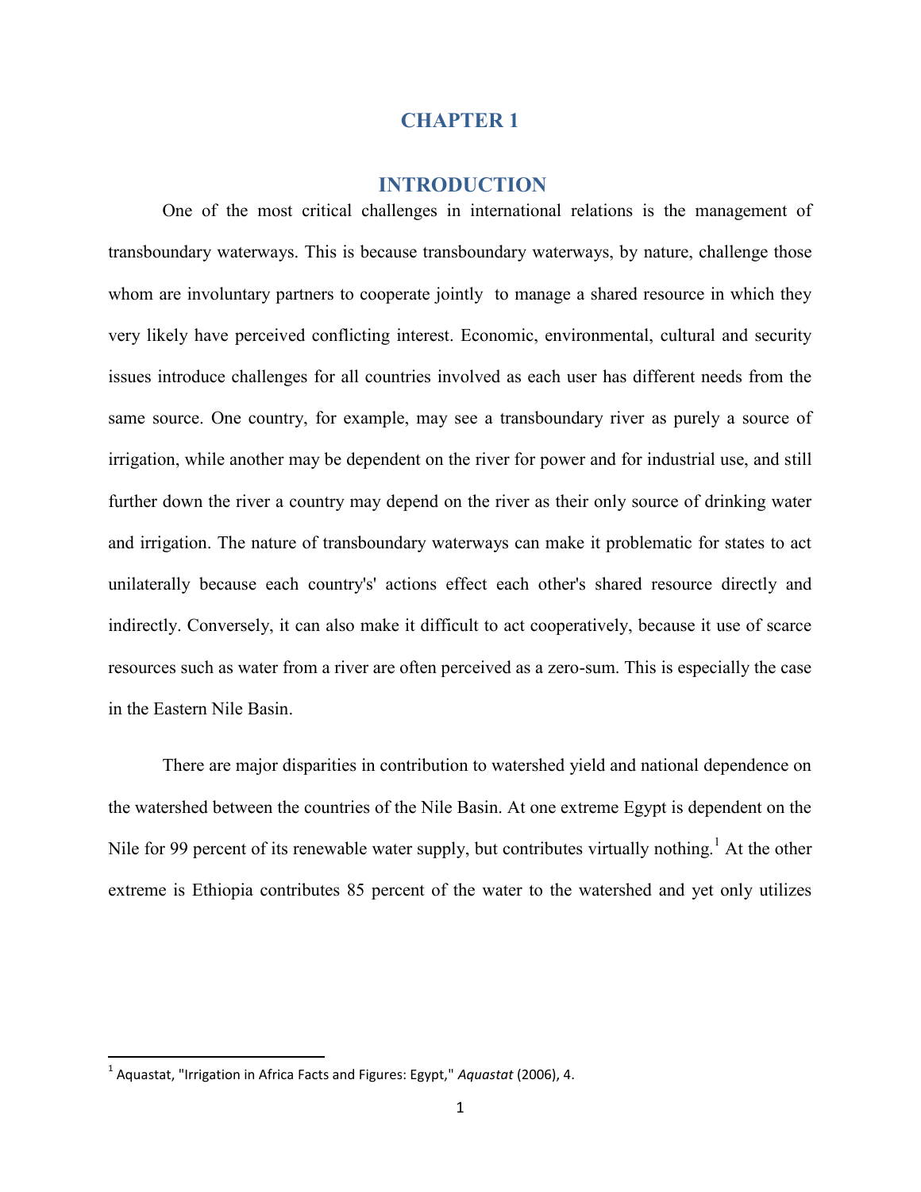# CHAPTER 1

## INTRODUCTION

One of the most critical challenges in international relations is the management of transboundary waterways. This is because transboundary waterways, by nature, challenge those whom are involuntary partners to cooperate jointly to manage a shared resource in which they very likely have perceived conflicting interest. Economic, environmental, cultural and security issues introduce challenges for all countries involved as each user has different needs from the same source. One country, for example, may see a transboundary river as purely a source of irrigation, while another may be dependent on the river for power and for industrial use, and still further down the river a country may depend on the river as their only source of drinking water and irrigation. The nature of transboundary waterways can make it problematic for states to act unilaterally because each country's' actions effect each other's shared resource directly and indirectly. Conversely, it can also make it difficult to act cooperatively, because it use of scarce resources such as water from a river are often perceived as a zero-sum. This is especially the case in the Eastern Nile Basin.

There are major disparities in contribution to watershed yield and national dependence on the watershed between the countries of the Nile Basin. At one extreme Egypt is dependent on the Nile for 99 percent of its renewable water supply, but contributes virtually nothing.[1] At the other extreme is Ethiopia contributes 85 percent of the water to the watershed and yet only utilizes

[1] Aquastat, "Irrigation in Africa Facts and Figures: Egypt," *Aquastat* (2006), 4.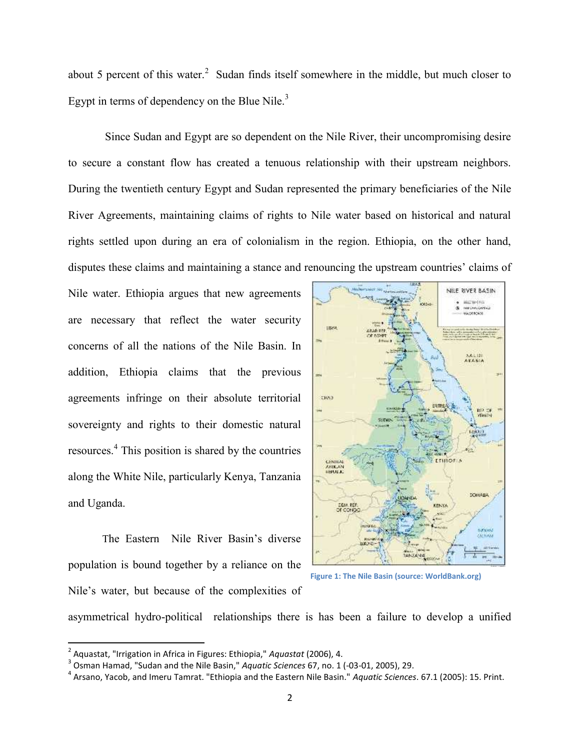about 5 percent of this water.[2] Sudan finds itself somewhere in the middle, but much closer to Egypt in terms of dependency on the Blue Nile.[3]

Since Sudan and Egypt are so dependent on the Nile River, their uncompromising desire to secure a constant flow has created a tenuous relationship with their upstream neighbors. During the twentieth century Egypt and Sudan represented the primary beneficiaries of the Nile River Agreements, maintaining claims of rights to Nile water based on historical and natural rights settled upon during an era of colonialism in the region. Ethiopia, on the other hand, disputes these claims and maintaining a stance and renouncing the upstream countries' claims of Nile water. Ethiopia argues that new agreements are necessary that reflect the water security concerns of all the nations of the Nile Basin. In addition, Ethiopia claims that the previous agreements infringe on their absolute territorial sovereignty and rights to their domestic natural resources.[4] This position is shared by the countries along the White Nile, particularly Kenya, Tanzania and Uganda.

Figure 1: The Nile Basin (source: WorldBank.org)

The Eastern Nile River Basin's diverse population is bound together by a reliance on the Nile's water, but because of the complexities of asymmetrical hydro-political relationships there is has been a failure to develop a unified

[2] Aquastat, "Irrigation in Africa in Figures: Ethiopia," *Aquastat* (2006), 4.

[3] Osman Hamad, "Sudan and the Nile Basin," *Aquatic Sciences* 67, no. 1 (-03-01, 2005), 29.

[4] Arsano, Yacob, and Imeru Tamrat. "Ethiopia and the Eastern Nile Basin." *Aquatic Sciences*. 67.1 (2005): 15. Print.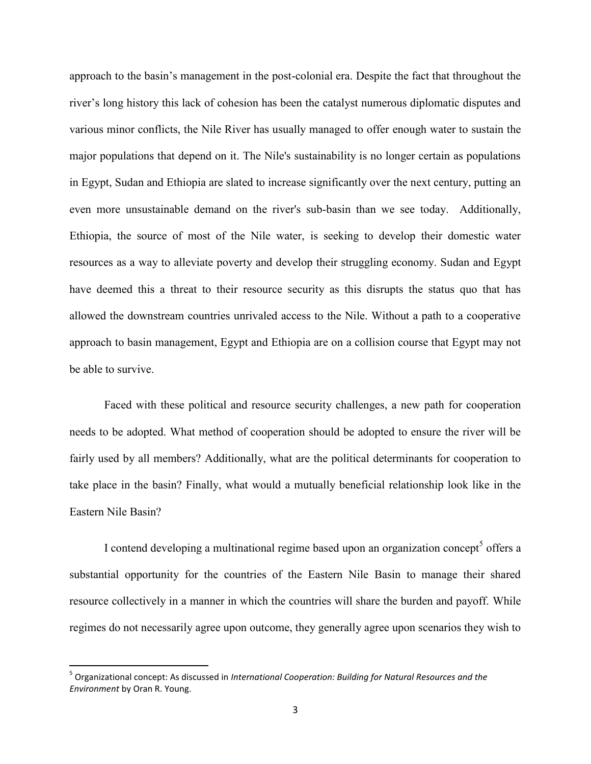approach to the basin's management in the post-colonial era. Despite the fact that throughout the river's long history this lack of cohesion has been the catalyst numerous diplomatic disputes and various minor conflicts, the Nile River has usually managed to offer enough water to sustain the major populations that depend on it. The Nile's sustainability is no longer certain as populations in Egypt, Sudan and Ethiopia are slated to increase significantly over the next century, putting an even more unsustainable demand on the river's sub-basin than we see today. Additionally, Ethiopia, the source of most of the Nile water, is seeking to develop their domestic water resources as a way to alleviate poverty and develop their struggling economy. Sudan and Egypt have deemed this a threat to their resource security as this disrupts the status quo that has allowed the downstream countries unrivaled access to the Nile. Without a path to a cooperative approach to basin management, Egypt and Ethiopia are on a collision course that Egypt may not be able to survive.

Faced with these political and resource security challenges, a new path for cooperation needs to be adopted. What method of cooperation should be adopted to ensure the river will be fairly used by all members? Additionally, what are the political determinants for cooperation to take place in the basin? Finally, what would a mutually beneficial relationship look like in the Eastern Nile Basin?

I contend developing a multinational regime based upon an organization concept[5] offers a substantial opportunity for the countries of the Eastern Nile Basin to manage their shared resource collectively in a manner in which the countries will share the burden and payoff. While regimes do not necessarily agree upon outcome, they generally agree upon scenarios they wish to

[5] Organizational concept: As discussed in *International Cooperation: Building for Natural Resources and the Environment* by Oran R. Young.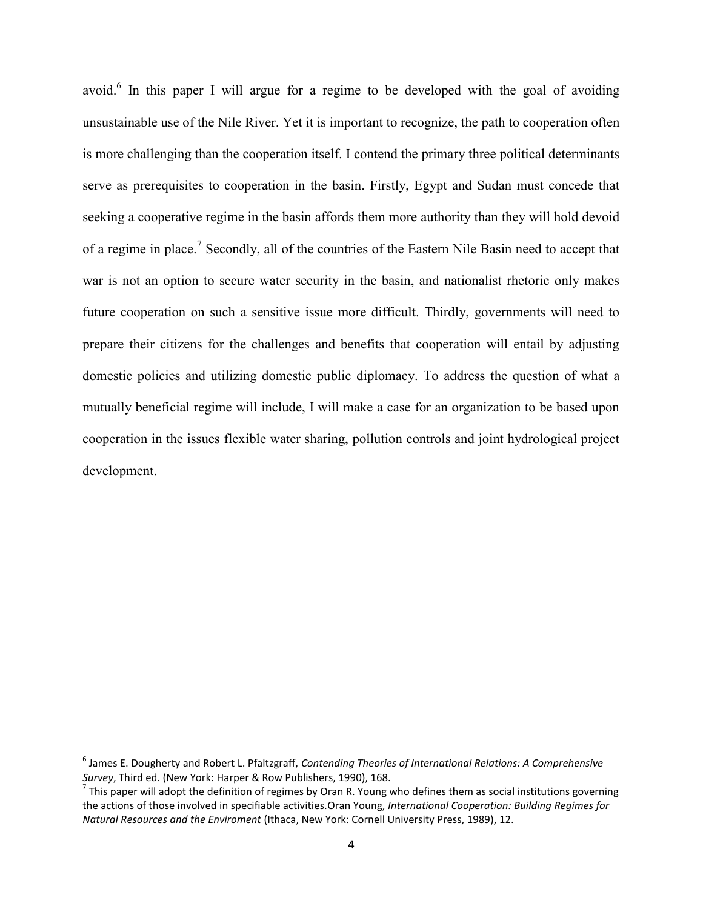avoid.[6] In this paper I will argue for a regime to be developed with the goal of avoiding unsustainable use of the Nile River. Yet it is important to recognize, the path to cooperation often is more challenging than the cooperation itself. I contend the primary three political determinants serve as prerequisites to cooperation in the basin. Firstly, Egypt and Sudan must concede that seeking a cooperative regime in the basin affords them more authority than they will hold devoid of a regime in place.[7] Secondly, all of the countries of the Eastern Nile Basin need to accept that war is not an option to secure water security in the basin, and nationalist rhetoric only makes future cooperation on such a sensitive issue more difficult. Thirdly, governments will need to prepare their citizens for the challenges and benefits that cooperation will entail by adjusting domestic policies and utilizing domestic public diplomacy. To address the question of what a mutually beneficial regime will include, I will make a case for an organization to be based upon cooperation in the issues flexible water sharing, pollution controls and joint hydrological project development.

---

[6] James E. Dougherty and Robert L. Pfaltzgraff, *Contending Theories of International Relations: A Comprehensive Survey*, Third ed. (New York: Harper & Row Publishers, 1990), 168.

[7] This paper will adopt the definition of regimes by Oran R. Young who defines them as social institutions governing the actions of those involved in specifiable activities.Oran Young, *International Cooperation: Building Regimes for Natural Resources and the Enviroment* (Ithaca, New York: Cornell University Press, 1989), 12.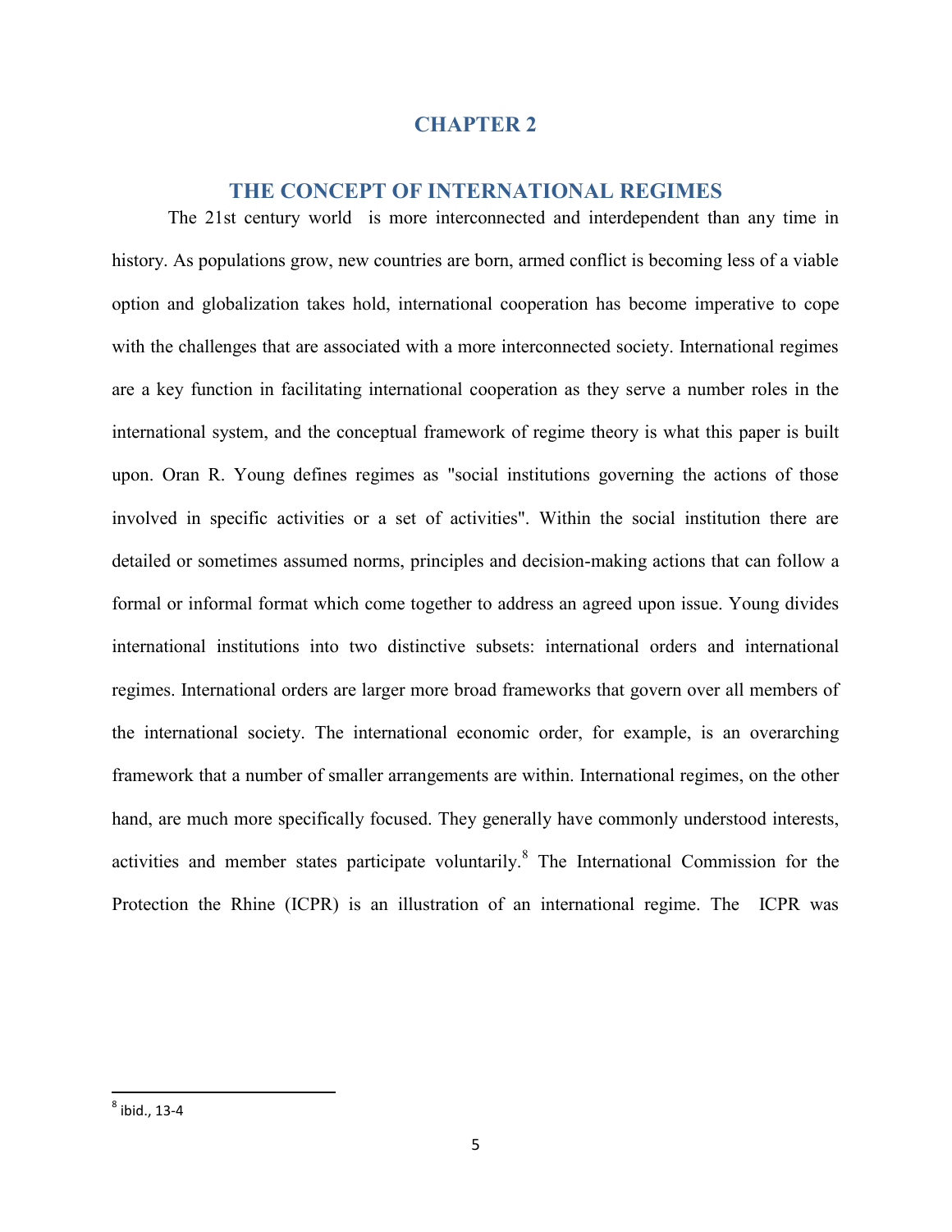# CHAPTER 2

## THE CONCEPT OF INTERNATIONAL REGIMES

The 21st century world is more interconnected and interdependent than any time in history. As populations grow, new countries are born, armed conflict is becoming less of a viable option and globalization takes hold, international cooperation has become imperative to cope with the challenges that are associated with a more interconnected society. International regimes are a key function in facilitating international cooperation as they serve a number roles in the international system, and the conceptual framework of regime theory is what this paper is built upon. Oran R. Young defines regimes as "social institutions governing the actions of those involved in specific activities or a set of activities". Within the social institution there are detailed or sometimes assumed norms, principles and decision-making actions that can follow a formal or informal format which come together to address an agreed upon issue. Young divides international institutions into two distinctive subsets: international orders and international regimes. International orders are larger more broad frameworks that govern over all members of the international society. The international economic order, for example, is an overarching framework that a number of smaller arrangements are within. International regimes, on the other hand, are much more specifically focused. They generally have commonly understood interests, activities and member states participate voluntarily.[8] The International Commission for the Protection the Rhine (ICPR) is an illustration of an international regime. The ICPR was

---

[8] ibid., 13-4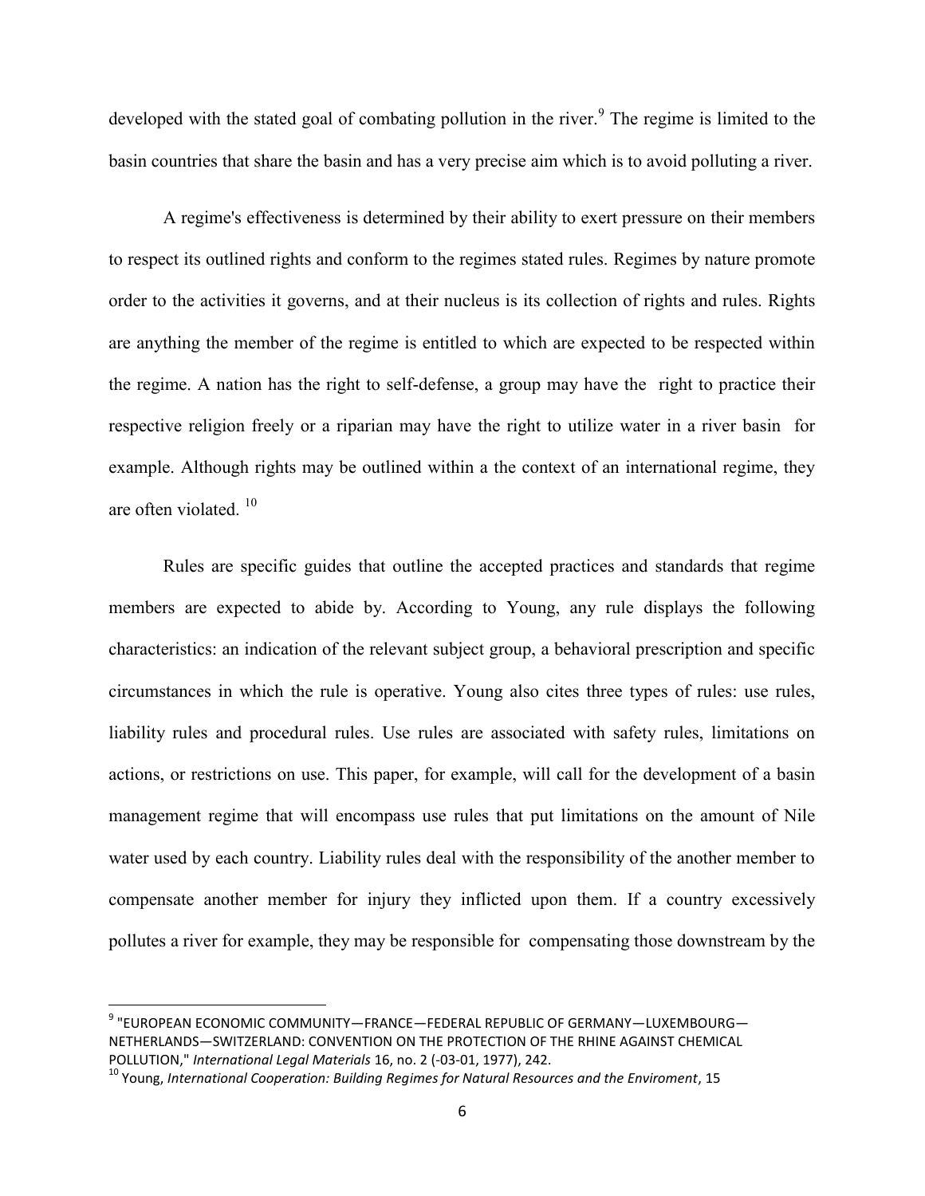developed with the stated goal of combating pollution in the river.[9] The regime is limited to the basin countries that share the basin and has a very precise aim which is to avoid polluting a river.

A regime's effectiveness is determined by their ability to exert pressure on their members to respect its outlined rights and conform to the regimes stated rules. Regimes by nature promote order to the activities it governs, and at their nucleus is its collection of rights and rules. Rights are anything the member of the regime is entitled to which are expected to be respected within the regime. A nation has the right to self-defense, a group may have the right to practice their respective religion freely or a riparian may have the right to utilize water in a river basin for example. Although rights may be outlined within a the context of an international regime, they are often violated. [10]

Rules are specific guides that outline the accepted practices and standards that regime members are expected to abide by. According to Young, any rule displays the following characteristics: an indication of the relevant subject group, a behavioral prescription and specific circumstances in which the rule is operative. Young also cites three types of rules: use rules, liability rules and procedural rules. Use rules are associated with safety rules, limitations on actions, or restrictions on use. This paper, for example, will call for the development of a basin management regime that will encompass use rules that put limitations on the amount of Nile water used by each country. Liability rules deal with the responsibility of the another member to compensate another member for injury they inflicted upon them. If a country excessively pollutes a river for example, they may be responsible for compensating those downstream by the

---

[9] "EUROPEAN ECONOMIC COMMUNITY—FRANCE—FEDERAL REPUBLIC OF GERMANY—LUXEMBOURG—NETHERLANDS—SWITZERLAND: CONVENTION ON THE PROTECTION OF THE RHINE AGAINST CHEMICAL POLLUTION," *International Legal Materials* 16, no. 2 (-03-01, 1977), 242.

[10] Young, *International Cooperation: Building Regimes for Natural Resources and the Enviroment*, 15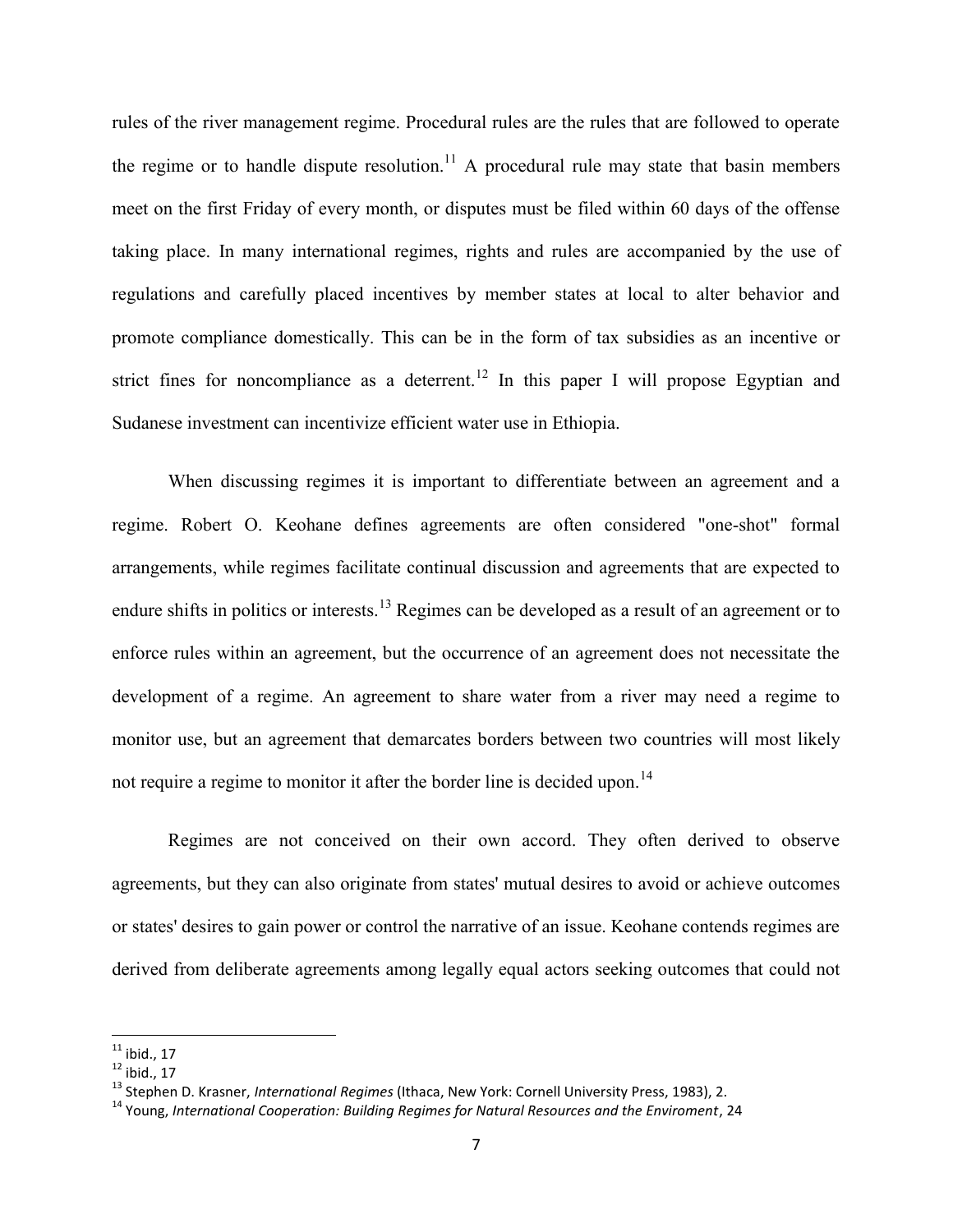rules of the river management regime. Procedural rules are the rules that are followed to operate the regime or to handle dispute resolution.[11] A procedural rule may state that basin members meet on the first Friday of every month, or disputes must be filed within 60 days of the offense taking place. In many international regimes, rights and rules are accompanied by the use of regulations and carefully placed incentives by member states at local to alter behavior and promote compliance domestically. This can be in the form of tax subsidies as an incentive or strict fines for noncompliance as a deterrent.[12] In this paper I will propose Egyptian and Sudanese investment can incentivize efficient water use in Ethiopia.

When discussing regimes it is important to differentiate between an agreement and a regime. Robert O. Keohane defines agreements are often considered "one-shot" formal arrangements, while regimes facilitate continual discussion and agreements that are expected to endure shifts in politics or interests.[13] Regimes can be developed as a result of an agreement or to enforce rules within an agreement, but the occurrence of an agreement does not necessitate the development of a regime. An agreement to share water from a river may need a regime to monitor use, but an agreement that demarcates borders between two countries will most likely not require a regime to monitor it after the border line is decided upon.[14]

Regimes are not conceived on their own accord. They often derived to observe agreements, but they can also originate from states' mutual desires to avoid or achieve outcomes or states' desires to gain power or control the narrative of an issue. Keohane contends regimes are derived from deliberate agreements among legally equal actors seeking outcomes that could not

---

[11] ibid., 17

[12] ibid., 17

[13] Stephen D. Krasner, *International Regimes* (Ithaca, New York: Cornell University Press, 1983), 2.

[14] Young, *International Cooperation: Building Regimes for Natural Resources and the Enviroment*, 24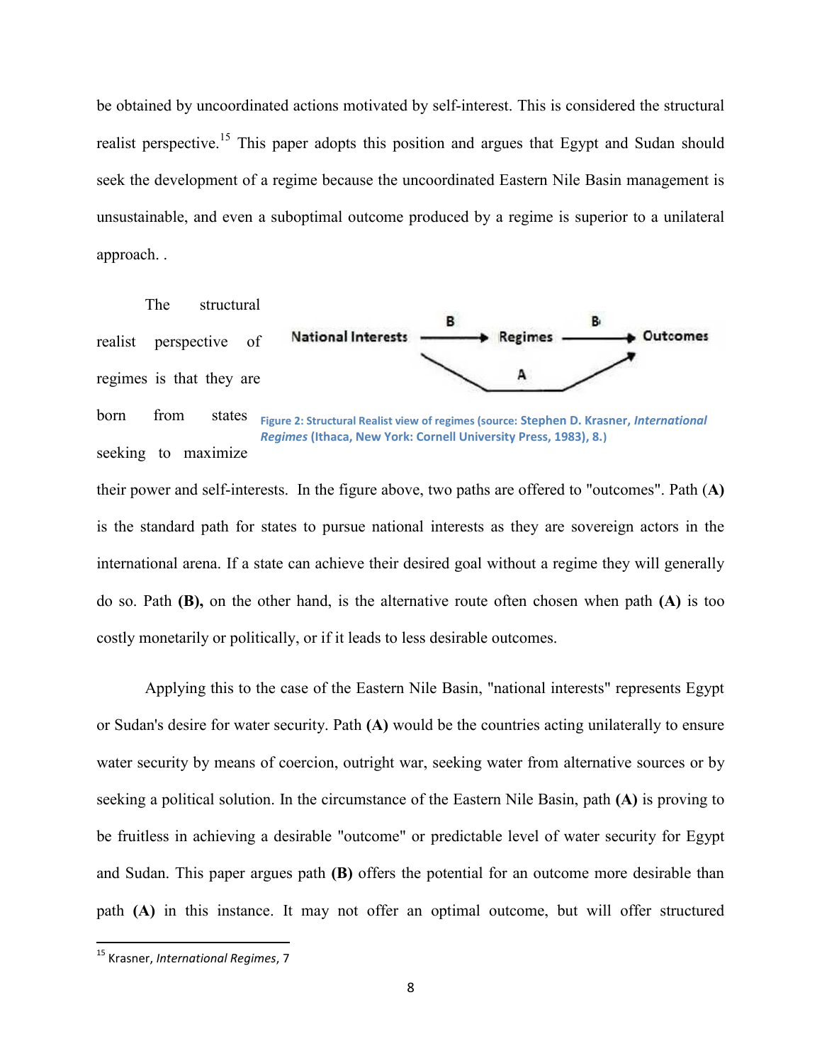be obtained by uncoordinated actions motivated by self-interest. This is considered the structural realist perspective.[15] This paper adopts this position and argues that Egypt and Sudan should seek the development of a regime because the uncoordinated Eastern Nile Basin management is unsustainable, and even a suboptimal outcome produced by a regime is superior to a unilateral approach. .

The structural realist perspective of regimes is that they are born from states seeking to maximize their power and self-interests. In the figure above, two paths are offered to "outcomes". Path **(A)** is the standard path for states to pursue national interests as they are sovereign actors in the international arena. If a state can achieve their desired goal without a regime they will generally do so. Path **(B),** on the other hand, is the alternative route often chosen when path **(A)** is too costly monetarily or politically, or if it leads to less desirable outcomes.

**Figure 2: Structural Realist view of regimes (source: Stephen D. Krasner, *International Regimes* (Ithaca, New York: Cornell University Press, 1983), 8.)**

Applying this to the case of the Eastern Nile Basin, "national interests" represents Egypt or Sudan's desire for water security. Path **(A)** would be the countries acting unilaterally to ensure water security by means of coercion, outright war, seeking water from alternative sources or by seeking a political solution. In the circumstance of the Eastern Nile Basin, path **(A)** is proving to be fruitless in achieving a desirable "outcome" or predictable level of water security for Egypt and Sudan. This paper argues path **(B)** offers the potential for an outcome more desirable than path **(A)** in this instance. It may not offer an optimal outcome, but will offer structured

[15] Krasner, *International Regimes*, 7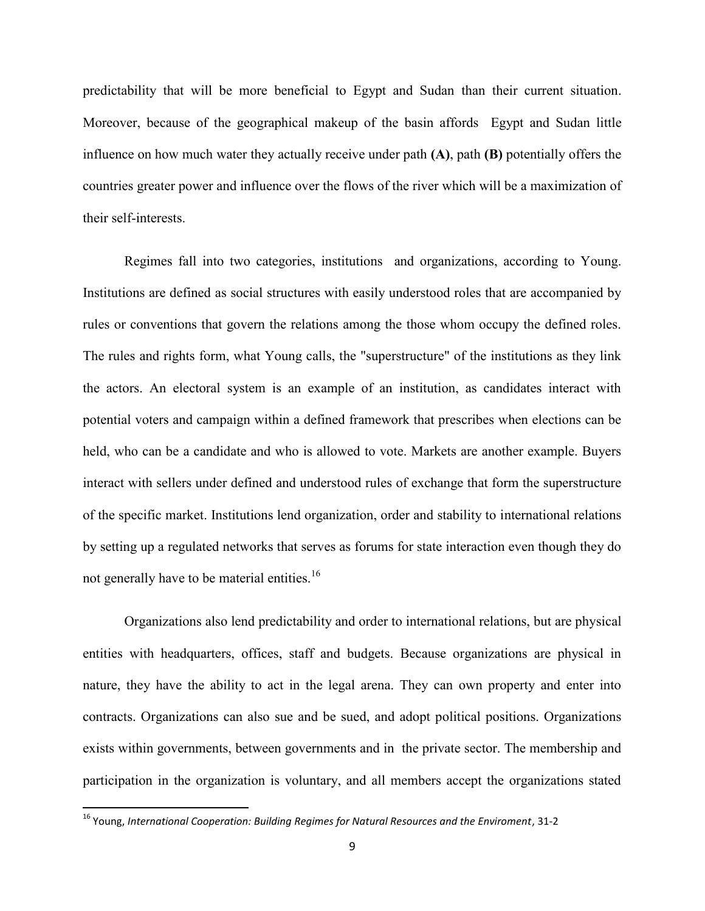predictability that will be more beneficial to Egypt and Sudan than their current situation. Moreover, because of the geographical makeup of the basin affords Egypt and Sudan little influence on how much water they actually receive under path **(A)**, path **(B)** potentially offers the countries greater power and influence over the flows of the river which will be a maximization of their self-interests.

Regimes fall into two categories, institutions and organizations, according to Young. Institutions are defined as social structures with easily understood roles that are accompanied by rules or conventions that govern the relations among the those whom occupy the defined roles. The rules and rights form, what Young calls, the "superstructure" of the institutions as they link the actors. An electoral system is an example of an institution, as candidates interact with potential voters and campaign within a defined framework that prescribes when elections can be held, who can be a candidate and who is allowed to vote. Markets are another example. Buyers interact with sellers under defined and understood rules of exchange that form the superstructure of the specific market. Institutions lend organization, order and stability to international relations by setting up a regulated networks that serves as forums for state interaction even though they do not generally have to be material entities.[16]

Organizations also lend predictability and order to international relations, but are physical entities with headquarters, offices, staff and budgets. Because organizations are physical in nature, they have the ability to act in the legal arena. They can own property and enter into contracts. Organizations can also sue and be sued, and adopt political positions. Organizations exists within governments, between governments and in the private sector. The membership and participation in the organization is voluntary, and all members accept the organizations stated

[16] Young, *International Cooperation: Building Regimes for Natural Resources and the Enviroment*, 31-2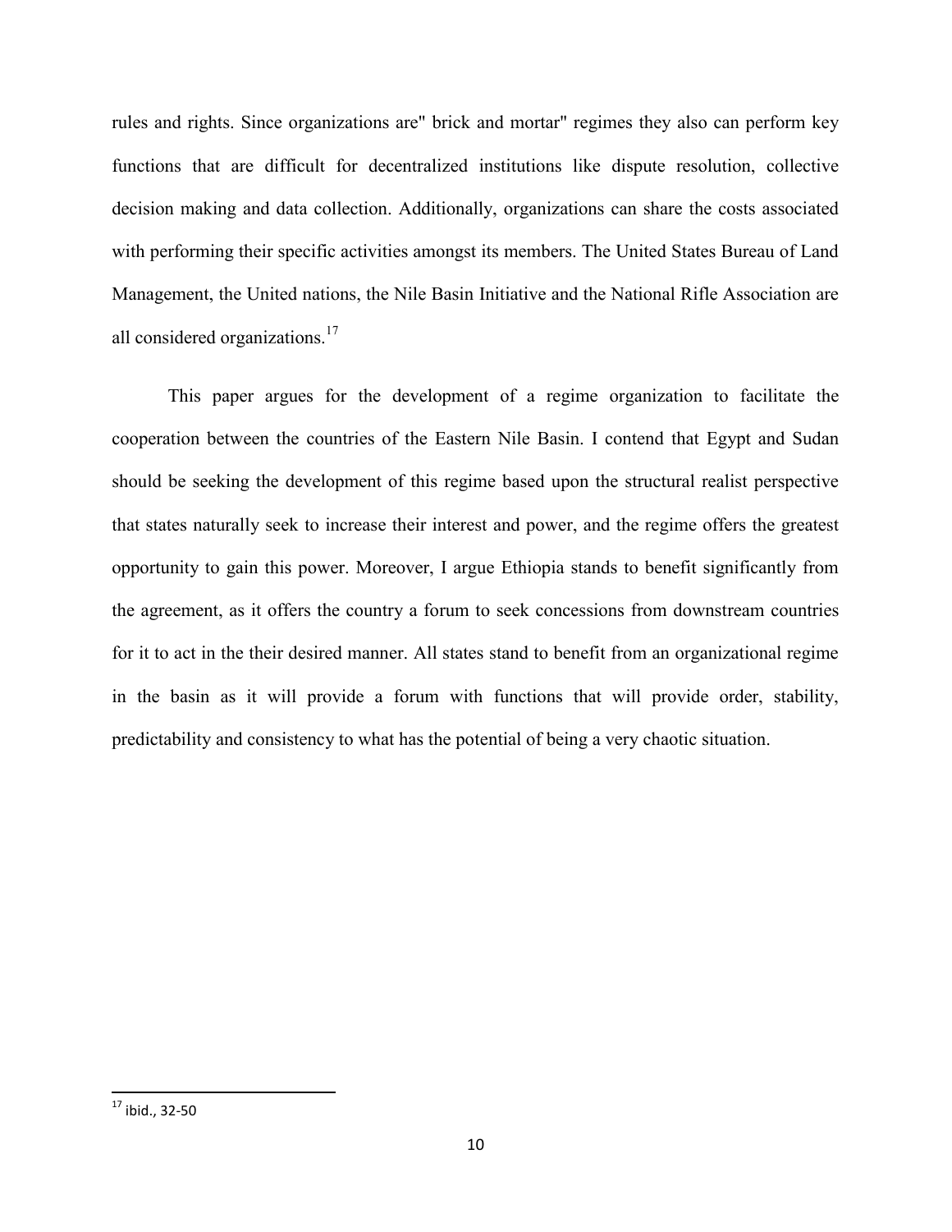rules and rights. Since organizations are" brick and mortar" regimes they also can perform key functions that are difficult for decentralized institutions like dispute resolution, collective decision making and data collection. Additionally, organizations can share the costs associated with performing their specific activities amongst its members. The United States Bureau of Land Management, the United nations, the Nile Basin Initiative and the National Rifle Association are all considered organizations.[17]

This paper argues for the development of a regime organization to facilitate the cooperation between the countries of the Eastern Nile Basin. I contend that Egypt and Sudan should be seeking the development of this regime based upon the structural realist perspective that states naturally seek to increase their interest and power, and the regime offers the greatest opportunity to gain this power. Moreover, I argue Ethiopia stands to benefit significantly from the agreement, as it offers the country a forum to seek concessions from downstream countries for it to act in the their desired manner. All states stand to benefit from an organizational regime in the basin as it will provide a forum with functions that will provide order, stability, predictability and consistency to what has the potential of being a very chaotic situation.

---

[17] ibid., 32-50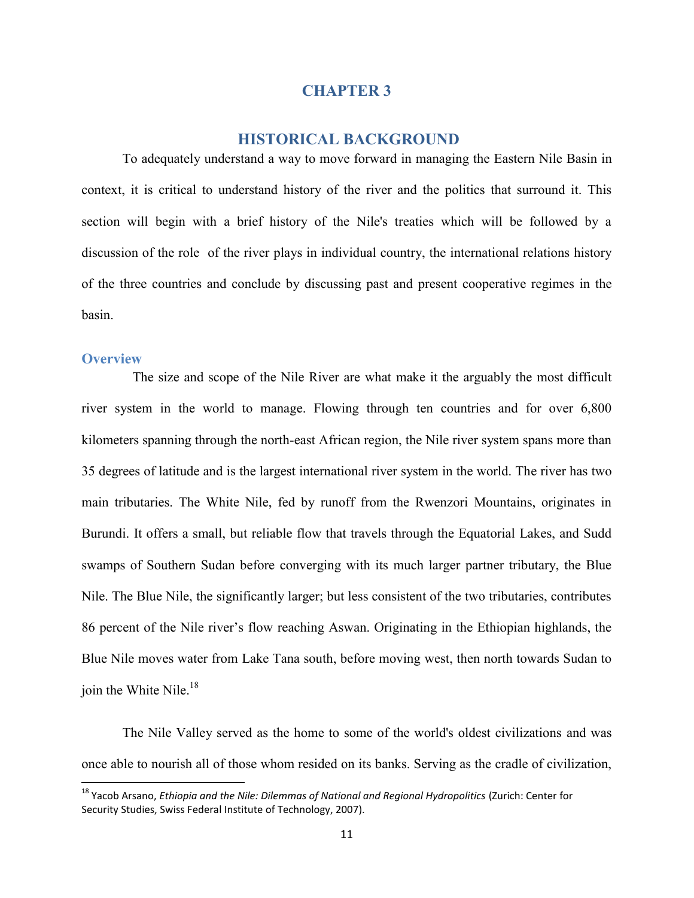# CHAPTER 3

# HISTORICAL BACKGROUND

To adequately understand a way to move forward in managing the Eastern Nile Basin in context, it is critical to understand history of the river and the politics that surround it. This section will begin with a brief history of the Nile's treaties which will be followed by a discussion of the role of the river plays in individual country, the international relations history of the three countries and conclude by discussing past and present cooperative regimes in the basin.

## Overview

The size and scope of the Nile River are what make it the arguably the most difficult river system in the world to manage. Flowing through ten countries and for over 6,800 kilometers spanning through the north-east African region, the Nile river system spans more than 35 degrees of latitude and is the largest international river system in the world. The river has two main tributaries. The White Nile, fed by runoff from the Rwenzori Mountains, originates in Burundi. It offers a small, but reliable flow that travels through the Equatorial Lakes, and Sudd swamps of Southern Sudan before converging with its much larger partner tributary, the Blue Nile. The Blue Nile, the significantly larger; but less consistent of the two tributaries, contributes 86 percent of the Nile river's flow reaching Aswan. Originating in the Ethiopian highlands, the Blue Nile moves water from Lake Tana south, before moving west, then north towards Sudan to join the White Nile.[18]

The Nile Valley served as the home to some of the world's oldest civilizations and was once able to nourish all of those whom resided on its banks. Serving as the cradle of civilization,

[18] Yacob Arsano, *Ethiopia and the Nile: Dilemmas of National and Regional Hydropolitics* (Zurich: Center for Security Studies, Swiss Federal Institute of Technology, 2007).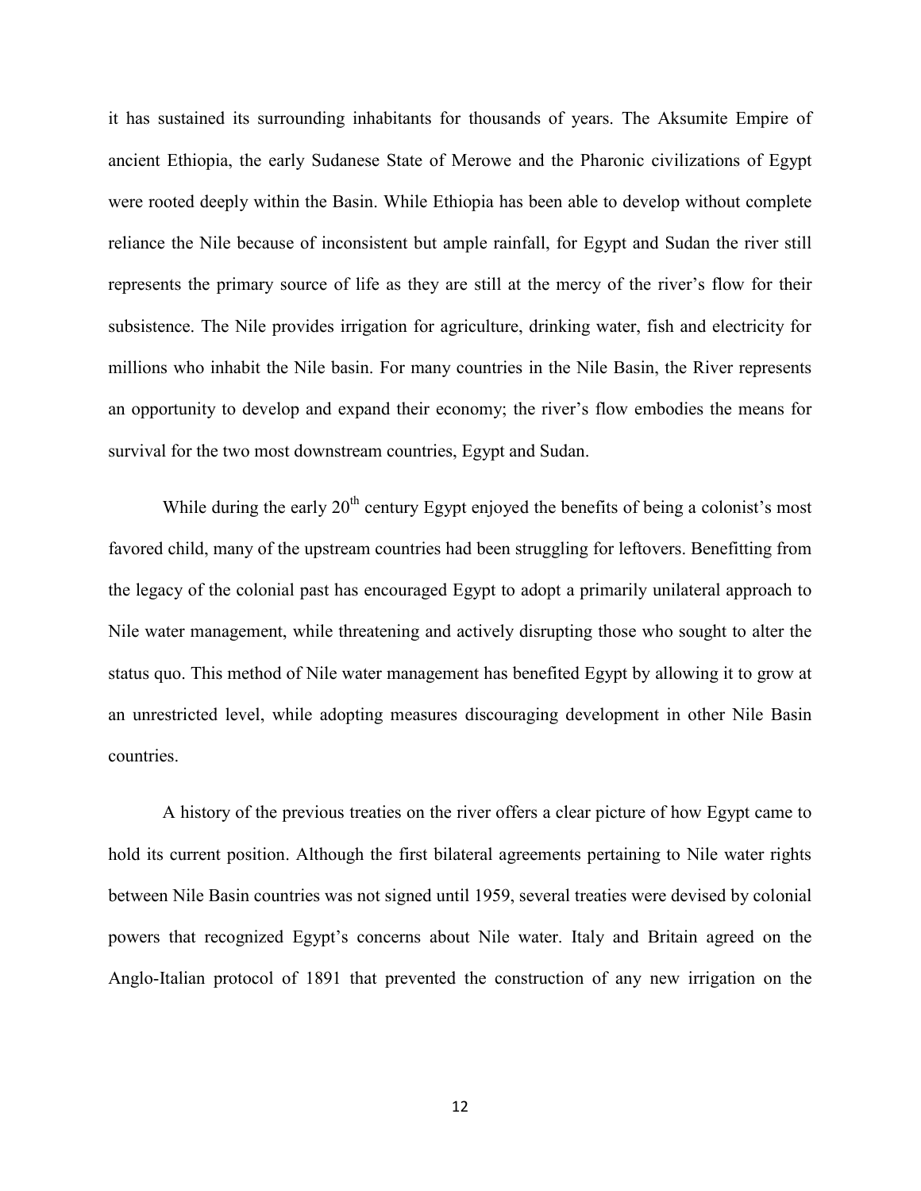it has sustained its surrounding inhabitants for thousands of years. The Aksumite Empire of ancient Ethiopia, the early Sudanese State of Merowe and the Pharonic civilizations of Egypt were rooted deeply within the Basin. While Ethiopia has been able to develop without complete reliance the Nile because of inconsistent but ample rainfall, for Egypt and Sudan the river still represents the primary source of life as they are still at the mercy of the river's flow for their subsistence. The Nile provides irrigation for agriculture, drinking water, fish and electricity for millions who inhabit the Nile basin. For many countries in the Nile Basin, the River represents an opportunity to develop and expand their economy; the river's flow embodies the means for survival for the two most downstream countries, Egypt and Sudan.

While during the early 20th century Egypt enjoyed the benefits of being a colonist's most favored child, many of the upstream countries had been struggling for leftovers. Benefitting from the legacy of the colonial past has encouraged Egypt to adopt a primarily unilateral approach to Nile water management, while threatening and actively disrupting those who sought to alter the status quo. This method of Nile water management has benefited Egypt by allowing it to grow at an unrestricted level, while adopting measures discouraging development in other Nile Basin countries.

A history of the previous treaties on the river offers a clear picture of how Egypt came to hold its current position. Although the first bilateral agreements pertaining to Nile water rights between Nile Basin countries was not signed until 1959, several treaties were devised by colonial powers that recognized Egypt's concerns about Nile water. Italy and Britain agreed on the Anglo-Italian protocol of 1891 that prevented the construction of any new irrigation on the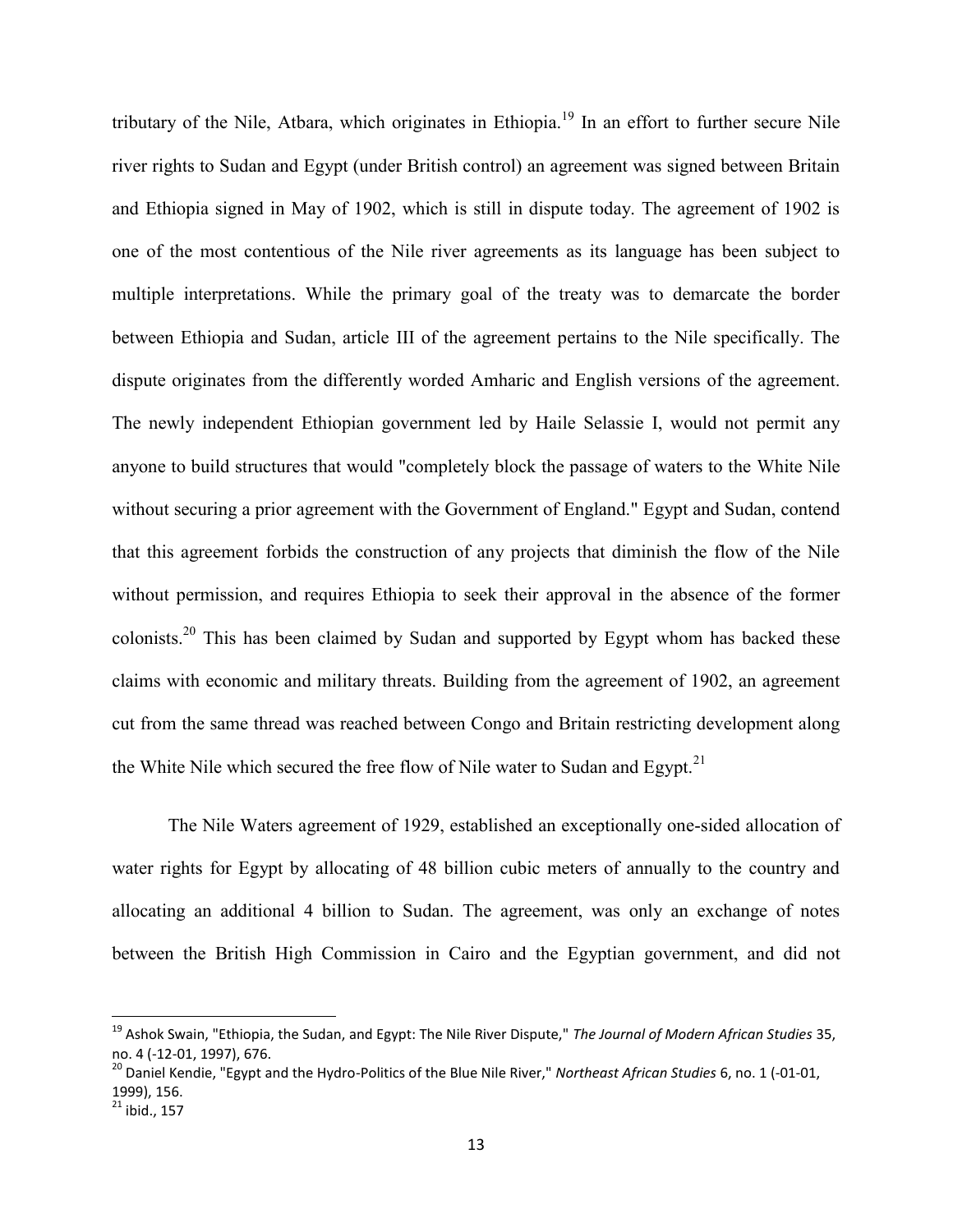tributary of the Nile, Atbara, which originates in Ethiopia.[19] In an effort to further secure Nile river rights to Sudan and Egypt (under British control) an agreement was signed between Britain and Ethiopia signed in May of 1902, which is still in dispute today. The agreement of 1902 is one of the most contentious of the Nile river agreements as its language has been subject to multiple interpretations. While the primary goal of the treaty was to demarcate the border between Ethiopia and Sudan, article III of the agreement pertains to the Nile specifically. The dispute originates from the differently worded Amharic and English versions of the agreement. The newly independent Ethiopian government led by Haile Selassie I, would not permit any anyone to build structures that would "completely block the passage of waters to the White Nile without securing a prior agreement with the Government of England." Egypt and Sudan, contend that this agreement forbids the construction of any projects that diminish the flow of the Nile without permission, and requires Ethiopia to seek their approval in the absence of the former colonists.[20] This has been claimed by Sudan and supported by Egypt whom has backed these claims with economic and military threats. Building from the agreement of 1902, an agreement cut from the same thread was reached between Congo and Britain restricting development along the White Nile which secured the free flow of Nile water to Sudan and Egypt.[21]

The Nile Waters agreement of 1929, established an exceptionally one-sided allocation of water rights for Egypt by allocating of 48 billion cubic meters of annually to the country and allocating an additional 4 billion to Sudan. The agreement, was only an exchange of notes between the British High Commission in Cairo and the Egyptian government, and did not

---

[19] Ashok Swain, "Ethiopia, the Sudan, and Egypt: The Nile River Dispute," *The Journal of Modern African Studies* 35, no. 4 (-12-01, 1997), 676.

[20] Daniel Kendie, "Egypt and the Hydro-Politics of the Blue Nile River," *Northeast African Studies* 6, no. 1 (-01-01, 1999), 156.

[21] ibid., 157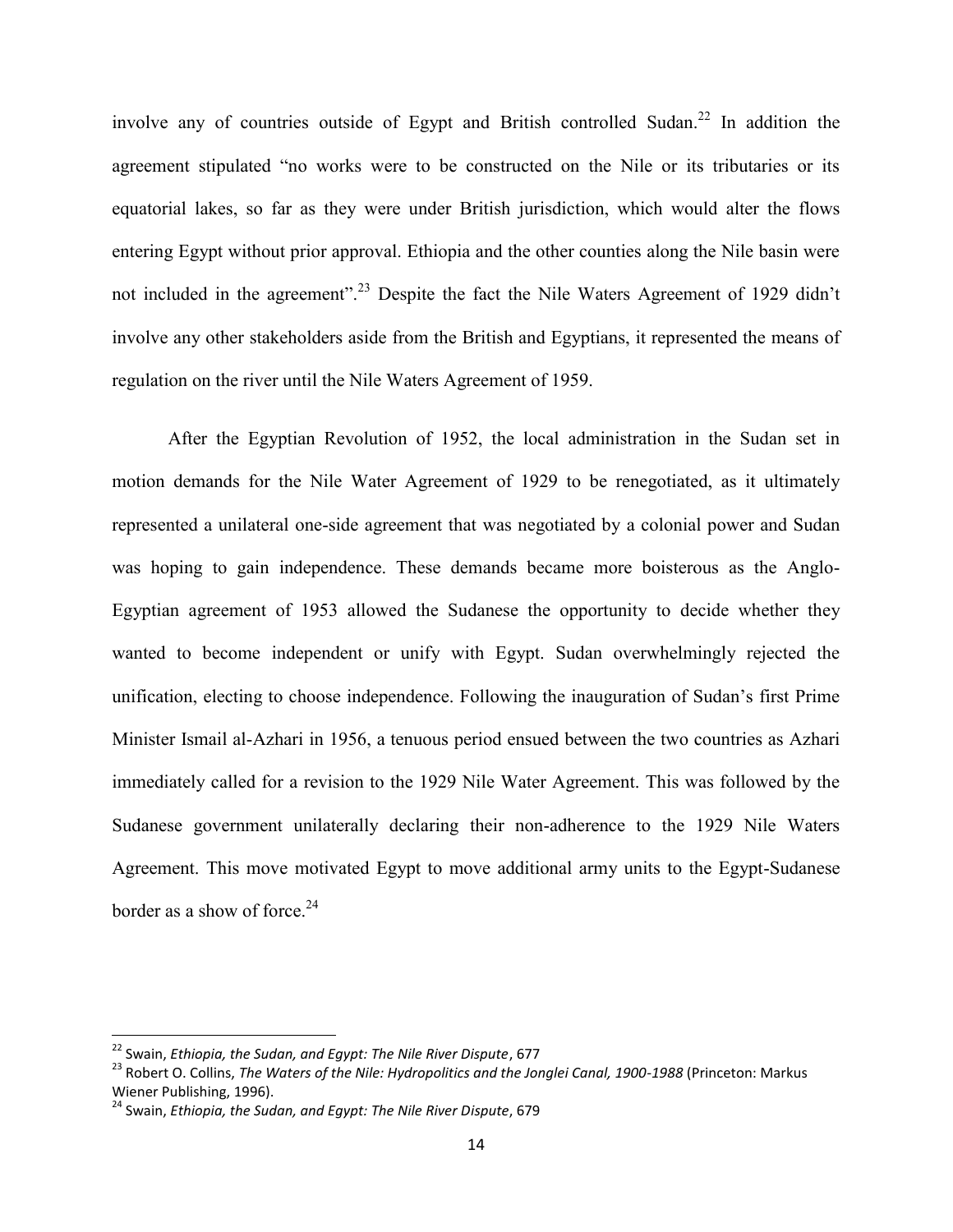involve any of countries outside of Egypt and British controlled Sudan.[22] In addition the agreement stipulated "no works were to be constructed on the Nile or its tributaries or its equatorial lakes, so far as they were under British jurisdiction, which would alter the flows entering Egypt without prior approval. Ethiopia and the other counties along the Nile basin were not included in the agreement".[23] Despite the fact the Nile Waters Agreement of 1929 didn't involve any other stakeholders aside from the British and Egyptians, it represented the means of regulation on the river until the Nile Waters Agreement of 1959.

After the Egyptian Revolution of 1952, the local administration in the Sudan set in motion demands for the Nile Water Agreement of 1929 to be renegotiated, as it ultimately represented a unilateral one-side agreement that was negotiated by a colonial power and Sudan was hoping to gain independence. These demands became more boisterous as the Anglo-Egyptian agreement of 1953 allowed the Sudanese the opportunity to decide whether they wanted to become independent or unify with Egypt. Sudan overwhelmingly rejected the unification, electing to choose independence. Following the inauguration of Sudan's first Prime Minister Ismail al-Azhari in 1956, a tenuous period ensued between the two countries as Azhari immediately called for a revision to the 1929 Nile Water Agreement. This was followed by the Sudanese government unilaterally declaring their non-adherence to the 1929 Nile Waters Agreement. This move motivated Egypt to move additional army units to the Egypt-Sudanese border as a show of force.[24]

---

[22] Swain, *Ethiopia, the Sudan, and Egypt: The Nile River Dispute*, 677

[23] Robert O. Collins, *The Waters of the Nile: Hydropolitics and the Jonglei Canal, 1900-1988* (Princeton: Markus Wiener Publishing, 1996).

[24] Swain, *Ethiopia, the Sudan, and Egypt: The Nile River Dispute*, 679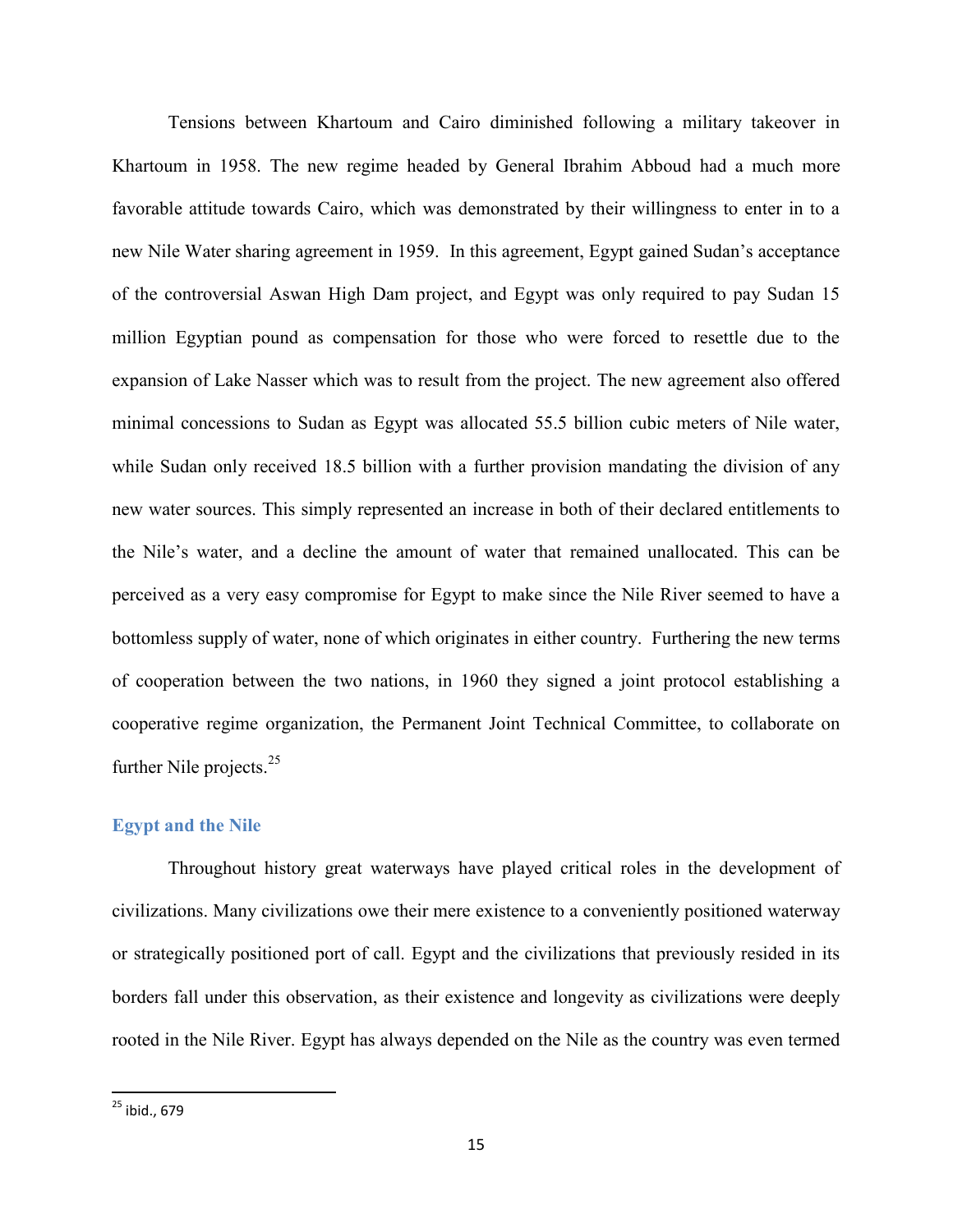Tensions between Khartoum and Cairo diminished following a military takeover in Khartoum in 1958. The new regime headed by General Ibrahim Abboud had a much more favorable attitude towards Cairo, which was demonstrated by their willingness to enter in to a new Nile Water sharing agreement in 1959. In this agreement, Egypt gained Sudan's acceptance of the controversial Aswan High Dam project, and Egypt was only required to pay Sudan 15 million Egyptian pound as compensation for those who were forced to resettle due to the expansion of Lake Nasser which was to result from the project. The new agreement also offered minimal concessions to Sudan as Egypt was allocated 55.5 billion cubic meters of Nile water, while Sudan only received 18.5 billion with a further provision mandating the division of any new water sources. This simply represented an increase in both of their declared entitlements to the Nile's water, and a decline the amount of water that remained unallocated. This can be perceived as a very easy compromise for Egypt to make since the Nile River seemed to have a bottomless supply of water, none of which originates in either country. Furthering the new terms of cooperation between the two nations, in 1960 they signed a joint protocol establishing a cooperative regime organization, the Permanent Joint Technical Committee, to collaborate on further Nile projects.[25]

## Egypt and the Nile

Throughout history great waterways have played critical roles in the development of civilizations. Many civilizations owe their mere existence to a conveniently positioned waterway or strategically positioned port of call. Egypt and the civilizations that previously resided in its borders fall under this observation, as their existence and longevity as civilizations were deeply rooted in the Nile River. Egypt has always depended on the Nile as the country was even termed

[25] ibid., 679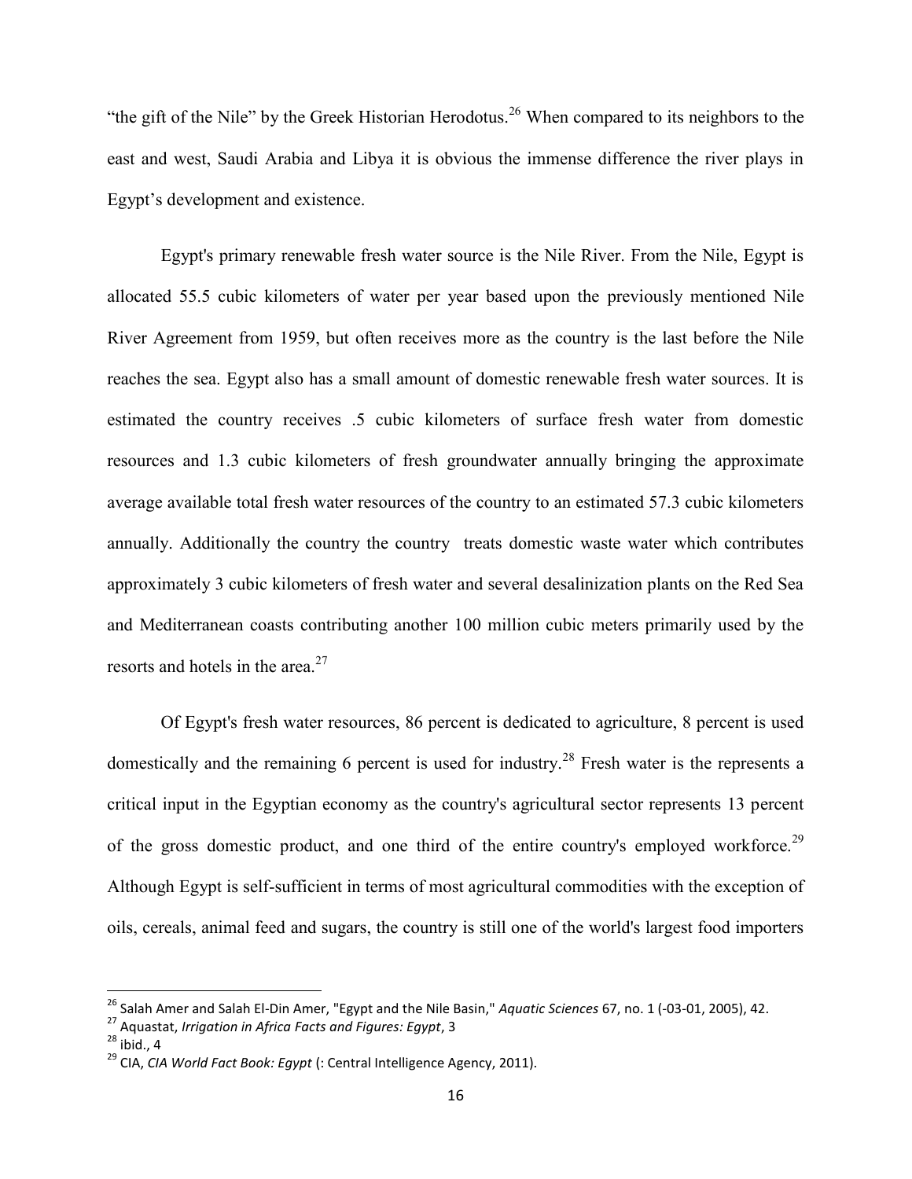"the gift of the Nile" by the Greek Historian Herodotus.[26] When compared to its neighbors to the east and west, Saudi Arabia and Libya it is obvious the immense difference the river plays in Egypt's development and existence.

Egypt's primary renewable fresh water source is the Nile River. From the Nile, Egypt is allocated 55.5 cubic kilometers of water per year based upon the previously mentioned Nile River Agreement from 1959, but often receives more as the country is the last before the Nile reaches the sea. Egypt also has a small amount of domestic renewable fresh water sources. It is estimated the country receives .5 cubic kilometers of surface fresh water from domestic resources and 1.3 cubic kilometers of fresh groundwater annually bringing the approximate average available total fresh water resources of the country to an estimated 57.3 cubic kilometers annually. Additionally the country the country treats domestic waste water which contributes approximately 3 cubic kilometers of fresh water and several desalinization plants on the Red Sea and Mediterranean coasts contributing another 100 million cubic meters primarily used by the resorts and hotels in the area.[27]

Of Egypt's fresh water resources, 86 percent is dedicated to agriculture, 8 percent is used domestically and the remaining 6 percent is used for industry.[28] Fresh water is the represents a critical input in the Egyptian economy as the country's agricultural sector represents 13 percent of the gross domestic product, and one third of the entire country's employed workforce.[29] Although Egypt is self-sufficient in terms of most agricultural commodities with the exception of oils, cereals, animal feed and sugars, the country is still one of the world's largest food importers

---

[26] Salah Amer and Salah El-Din Amer, "Egypt and the Nile Basin," *Aquatic Sciences* 67, no. 1 (-03-01, 2005), 42.

[27] Aquastat, *Irrigation in Africa Facts and Figures: Egypt*, 3

[28] ibid., 4

[29] CIA, *CIA World Fact Book: Egypt* (: Central Intelligence Agency, 2011).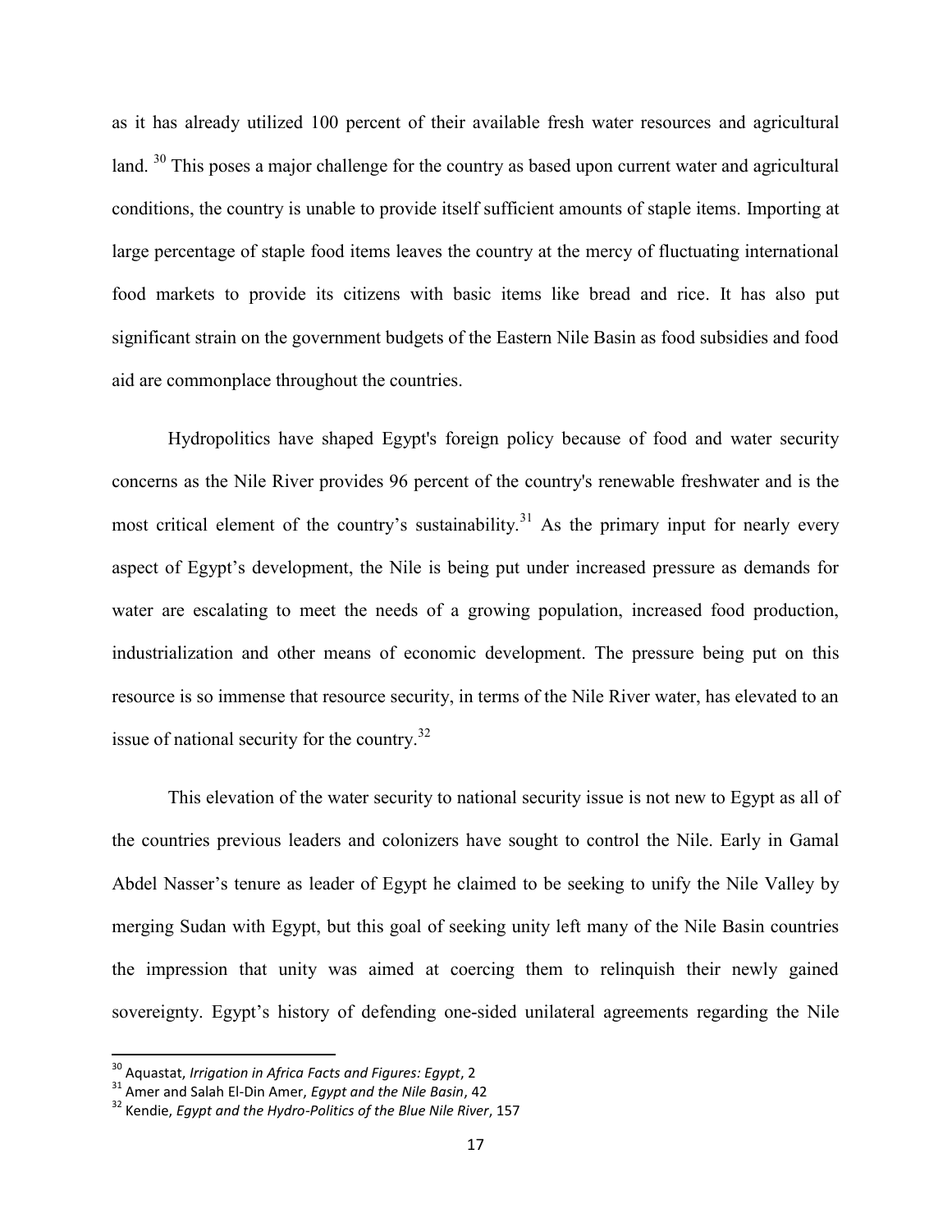as it has already utilized 100 percent of their available fresh water resources and agricultural land. [30] This poses a major challenge for the country as based upon current water and agricultural conditions, the country is unable to provide itself sufficient amounts of staple items. Importing at large percentage of staple food items leaves the country at the mercy of fluctuating international food markets to provide its citizens with basic items like bread and rice. It has also put significant strain on the government budgets of the Eastern Nile Basin as food subsidies and food aid are commonplace throughout the countries.

Hydropolitics have shaped Egypt's foreign policy because of food and water security concerns as the Nile River provides 96 percent of the country's renewable freshwater and is the most critical element of the country's sustainability.[31] As the primary input for nearly every aspect of Egypt's development, the Nile is being put under increased pressure as demands for water are escalating to meet the needs of a growing population, increased food production, industrialization and other means of economic development. The pressure being put on this resource is so immense that resource security, in terms of the Nile River water, has elevated to an issue of national security for the country.[32]

This elevation of the water security to national security issue is not new to Egypt as all of the countries previous leaders and colonizers have sought to control the Nile. Early in Gamal Abdel Nasser's tenure as leader of Egypt he claimed to be seeking to unify the Nile Valley by merging Sudan with Egypt, but this goal of seeking unity left many of the Nile Basin countries the impression that unity was aimed at coercing them to relinquish their newly gained sovereignty. Egypt's history of defending one-sided unilateral agreements regarding the Nile

---

[30] Aquastat, *Irrigation in Africa Facts and Figures: Egypt*, 2

[31] Amer and Salah El-Din Amer, *Egypt and the Nile Basin*, 42

[32] Kendie, *Egypt and the Hydro-Politics of the Blue Nile River*, 157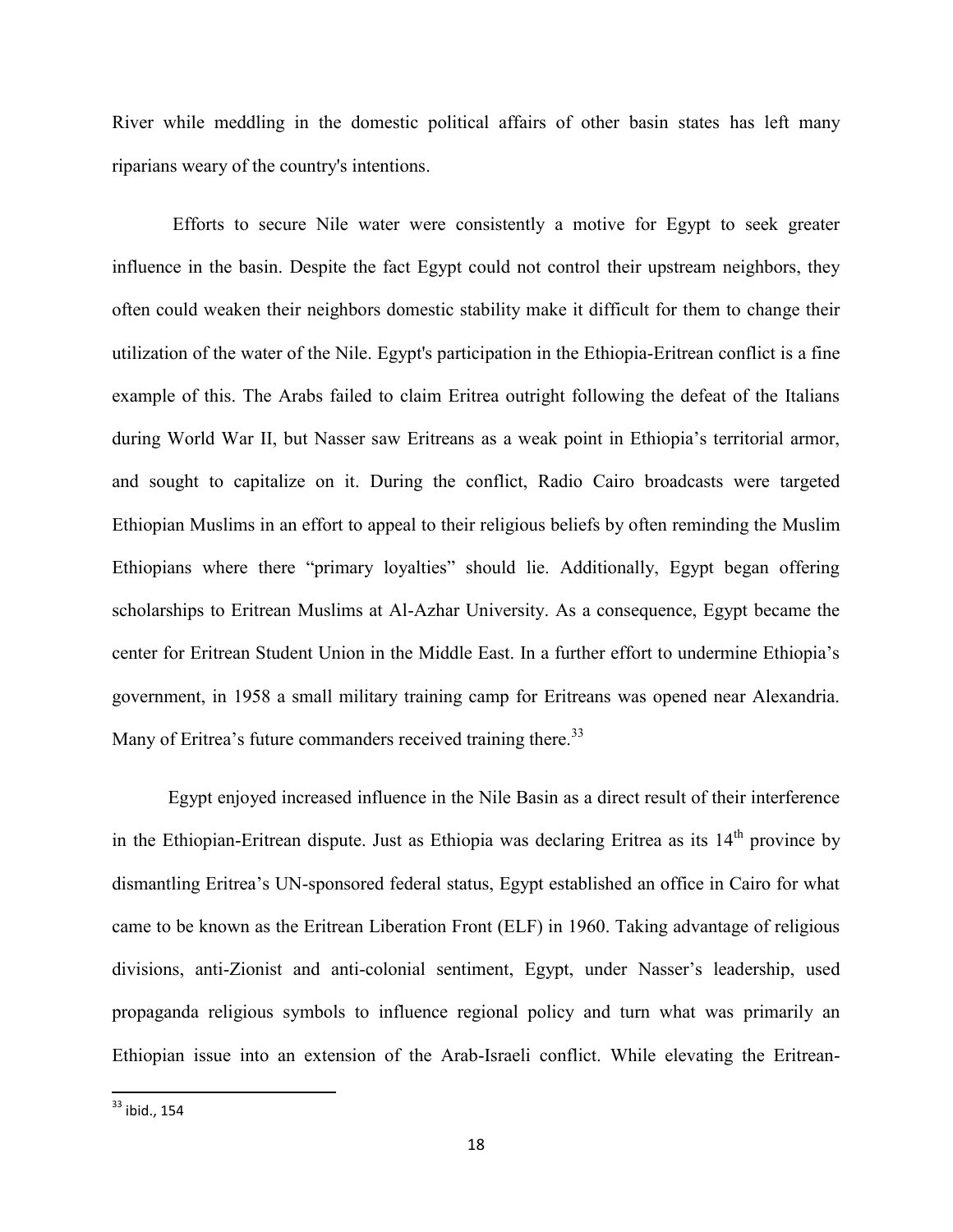River while meddling in the domestic political affairs of other basin states has left many riparians weary of the country's intentions.

Efforts to secure Nile water were consistently a motive for Egypt to seek greater influence in the basin. Despite the fact Egypt could not control their upstream neighbors, they often could weaken their neighbors domestic stability make it difficult for them to change their utilization of the water of the Nile. Egypt's participation in the Ethiopia-Eritrean conflict is a fine example of this. The Arabs failed to claim Eritrea outright following the defeat of the Italians during World War II, but Nasser saw Eritreans as a weak point in Ethiopia's territorial armor, and sought to capitalize on it. During the conflict, Radio Cairo broadcasts were targeted Ethiopian Muslims in an effort to appeal to their religious beliefs by often reminding the Muslim Ethiopians where there "primary loyalties" should lie. Additionally, Egypt began offering scholarships to Eritrean Muslims at Al-Azhar University. As a consequence, Egypt became the center for Eritrean Student Union in the Middle East. In a further effort to undermine Ethiopia's government, in 1958 a small military training camp for Eritreans was opened near Alexandria. Many of Eritrea's future commanders received training there.[33]

Egypt enjoyed increased influence in the Nile Basin as a direct result of their interference in the Ethiopian-Eritrean dispute. Just as Ethiopia was declaring Eritrea as its 14th province by dismantling Eritrea's UN-sponsored federal status, Egypt established an office in Cairo for what came to be known as the Eritrean Liberation Front (ELF) in 1960. Taking advantage of religious divisions, anti-Zionist and anti-colonial sentiment, Egypt, under Nasser's leadership, used propaganda religious symbols to influence regional policy and turn what was primarily an Ethiopian issue into an extension of the Arab-Israeli conflict. While elevating the Eritrean-

[33] ibid., 154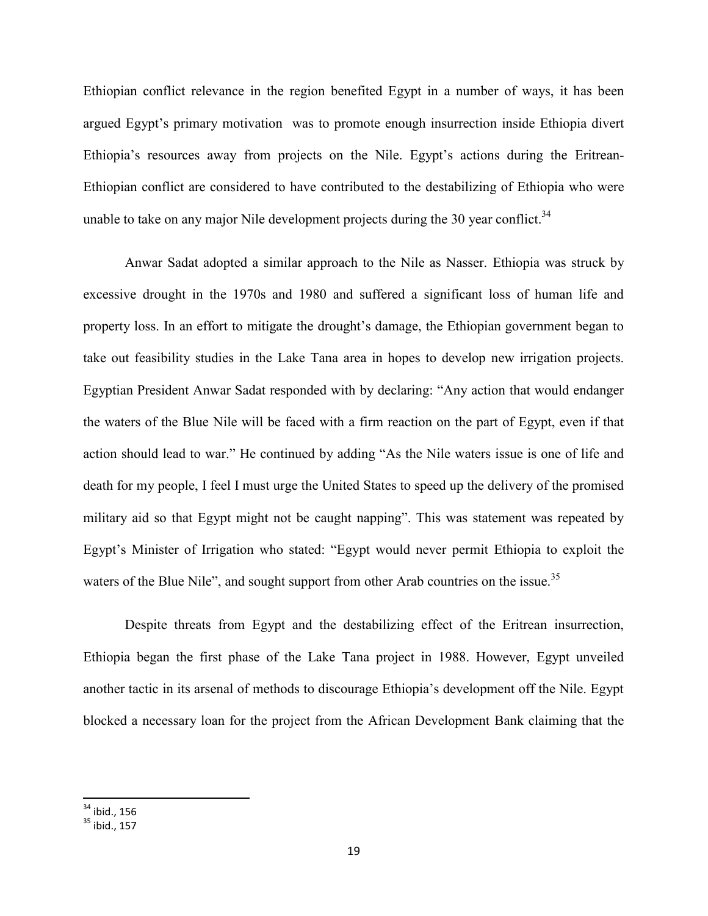Ethiopian conflict relevance in the region benefited Egypt in a number of ways, it has been argued Egypt's primary motivation was to promote enough insurrection inside Ethiopia divert Ethiopia's resources away from projects on the Nile. Egypt's actions during the Eritrean-Ethiopian conflict are considered to have contributed to the destabilizing of Ethiopia who were unable to take on any major Nile development projects during the 30 year conflict.[34]

Anwar Sadat adopted a similar approach to the Nile as Nasser. Ethiopia was struck by excessive drought in the 1970s and 1980 and suffered a significant loss of human life and property loss. In an effort to mitigate the drought's damage, the Ethiopian government began to take out feasibility studies in the Lake Tana area in hopes to develop new irrigation projects. Egyptian President Anwar Sadat responded with by declaring: "Any action that would endanger the waters of the Blue Nile will be faced with a firm reaction on the part of Egypt, even if that action should lead to war." He continued by adding "As the Nile waters issue is one of life and death for my people, I feel I must urge the United States to speed up the delivery of the promised military aid so that Egypt might not be caught napping". This was statement was repeated by Egypt's Minister of Irrigation who stated: "Egypt would never permit Ethiopia to exploit the waters of the Blue Nile", and sought support from other Arab countries on the issue.[35]

Despite threats from Egypt and the destabilizing effect of the Eritrean insurrection, Ethiopia began the first phase of the Lake Tana project in 1988. However, Egypt unveiled another tactic in its arsenal of methods to discourage Ethiopia's development off the Nile. Egypt blocked a necessary loan for the project from the African Development Bank claiming that the

[34] ibid., 156
[35] ibid., 157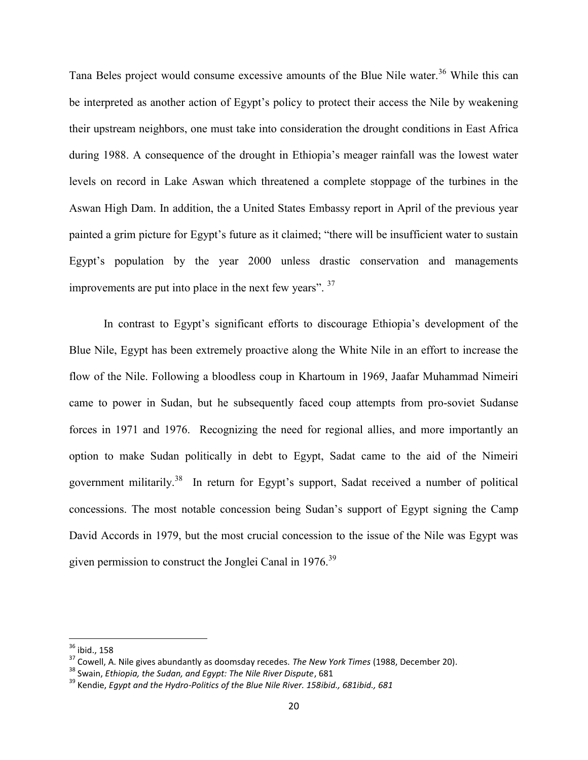Tana Beles project would consume excessive amounts of the Blue Nile water.[36] While this can be interpreted as another action of Egypt's policy to protect their access the Nile by weakening their upstream neighbors, one must take into consideration the drought conditions in East Africa during 1988. A consequence of the drought in Ethiopia's meager rainfall was the lowest water levels on record in Lake Aswan which threatened a complete stoppage of the turbines in the Aswan High Dam. In addition, the a United States Embassy report in April of the previous year painted a grim picture for Egypt's future as it claimed; "there will be insufficient water to sustain Egypt's population by the year 2000 unless drastic conservation and managements improvements are put into place in the next few years". [37]

In contrast to Egypt's significant efforts to discourage Ethiopia's development of the Blue Nile, Egypt has been extremely proactive along the White Nile in an effort to increase the flow of the Nile. Following a bloodless coup in Khartoum in 1969, Jaafar Muhammad Nimeiri came to power in Sudan, but he subsequently faced coup attempts from pro-soviet Sudanse forces in 1971 and 1976. Recognizing the need for regional allies, and more importantly an option to make Sudan politically in debt to Egypt, Sadat came to the aid of the Nimeiri government militarily.[38] In return for Egypt's support, Sadat received a number of political concessions. The most notable concession being Sudan's support of Egypt signing the Camp David Accords in 1979, but the most crucial concession to the issue of the Nile was Egypt was given permission to construct the Jonglei Canal in 1976.[39]

---

[36] ibid., 158

[37] Cowell, A. Nile gives abundantly as doomsday recedes. *The New York Times* (1988, December 20).

[38] Swain, *Ethiopia, the Sudan, and Egypt: The Nile River Dispute*, 681

[39] Kendie, *Egypt and the Hydro-Politics of the Blue Nile River. 158ibid., 681ibid., 681*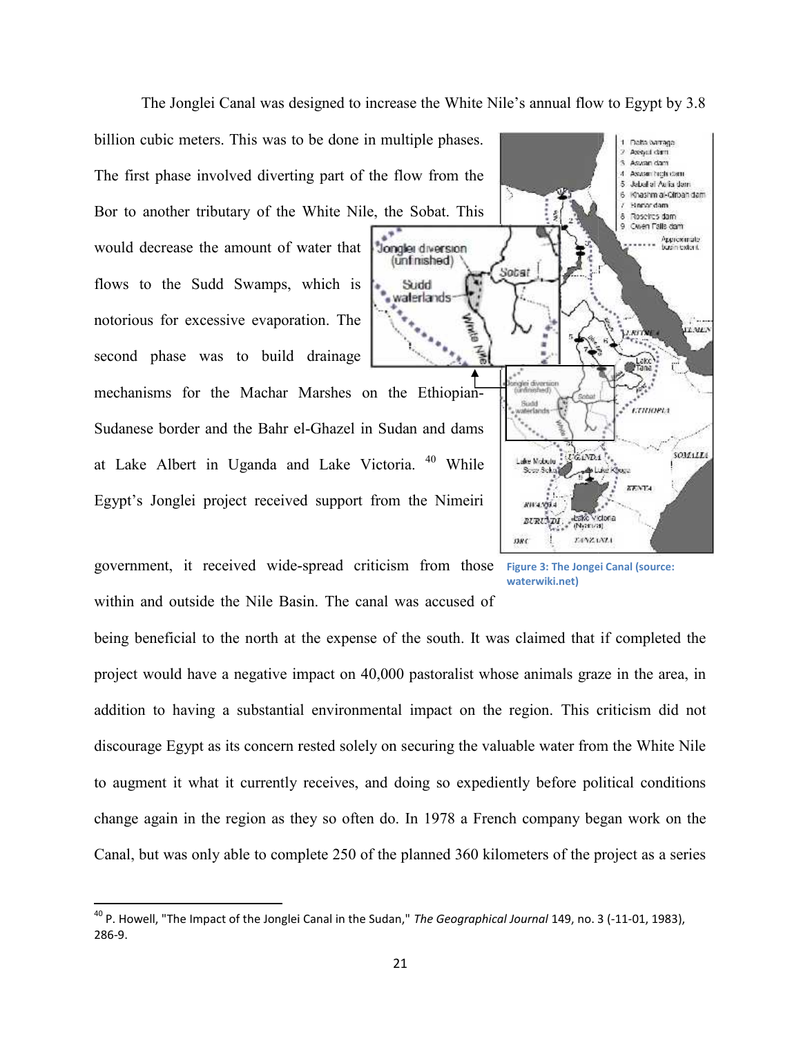The Jonglei Canal was designed to increase the White Nile's annual flow to Egypt by 3.8 billion cubic meters. This was to be done in multiple phases. The first phase involved diverting part of the flow from the Bor to another tributary of the White Nile, the Sobat. This would decrease the amount of water that flows to the Sudd Swamps, which is notorious for excessive evaporation. The second phase was to build drainage mechanisms for the Machar Marshes on the Ethiopian-Sudanese border and the Bahr el-Ghazel in Sudan and dams at Lake Albert in Uganda and Lake Victoria. [40] While Egypt's Jonglei project received support from the Nimeiri government, it received wide-spread criticism from those within and outside the Nile Basin. The canal was accused of being beneficial to the north at the expense of the south. It was claimed that if completed the project would have a negative impact on 40,000 pastoralist whose animals graze in the area, in addition to having a substantial environmental impact on the region. This criticism did not discourage Egypt as its concern rested solely on securing the valuable water from the White Nile to augment it what it currently receives, and doing so expediently before political conditions change again in the region as they so often do. In 1978 a French company began work on the Canal, but was only able to complete 250 of the planned 360 kilometers of the project as a series

Figure 3: The Jongei Canal (source: waterwiki.net)

[40] P. Howell, "The Impact of the Jonglei Canal in the Sudan," *The Geographical Journal* 149, no. 3 (-11-01, 1983), 286-9.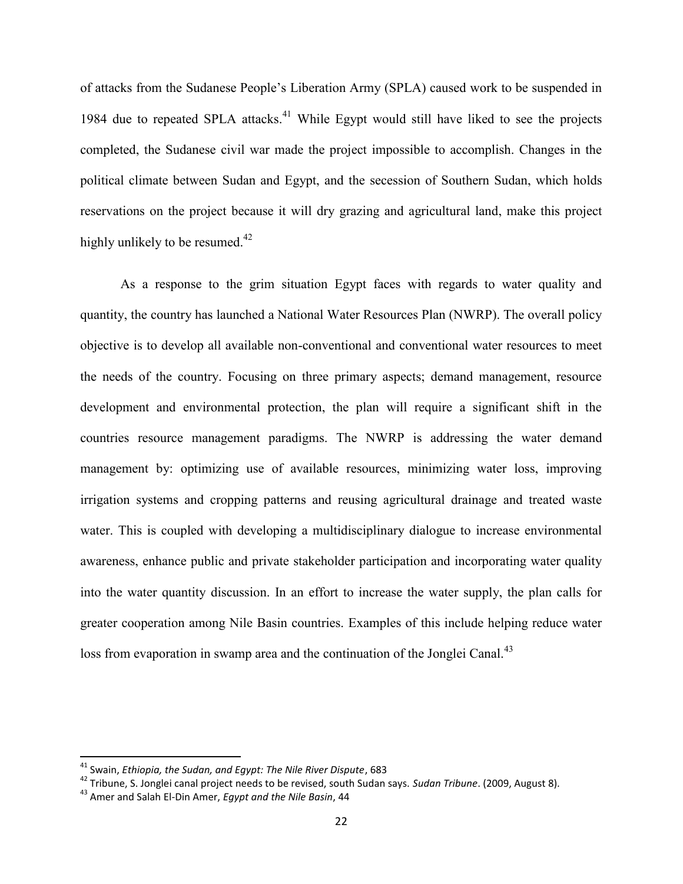of attacks from the Sudanese People's Liberation Army (SPLA) caused work to be suspended in 1984 due to repeated SPLA attacks.[41] While Egypt would still have liked to see the projects completed, the Sudanese civil war made the project impossible to accomplish. Changes in the political climate between Sudan and Egypt, and the secession of Southern Sudan, which holds reservations on the project because it will dry grazing and agricultural land, make this project highly unlikely to be resumed.[42]

As a response to the grim situation Egypt faces with regards to water quality and quantity, the country has launched a National Water Resources Plan (NWRP). The overall policy objective is to develop all available non-conventional and conventional water resources to meet the needs of the country. Focusing on three primary aspects; demand management, resource development and environmental protection, the plan will require a significant shift in the countries resource management paradigms. The NWRP is addressing the water demand management by: optimizing use of available resources, minimizing water loss, improving irrigation systems and cropping patterns and reusing agricultural drainage and treated waste water. This is coupled with developing a multidisciplinary dialogue to increase environmental awareness, enhance public and private stakeholder participation and incorporating water quality into the water quantity discussion. In an effort to increase the water supply, the plan calls for greater cooperation among Nile Basin countries. Examples of this include helping reduce water loss from evaporation in swamp area and the continuation of the Jonglei Canal.[43]

---

[41] Swain, *Ethiopia, the Sudan, and Egypt: The Nile River Dispute*, 683

[42] Tribune, S. Jonglei canal project needs to be revised, south Sudan says. *Sudan Tribune*. (2009, August 8).

[43] Amer and Salah El-Din Amer, *Egypt and the Nile Basin*, 44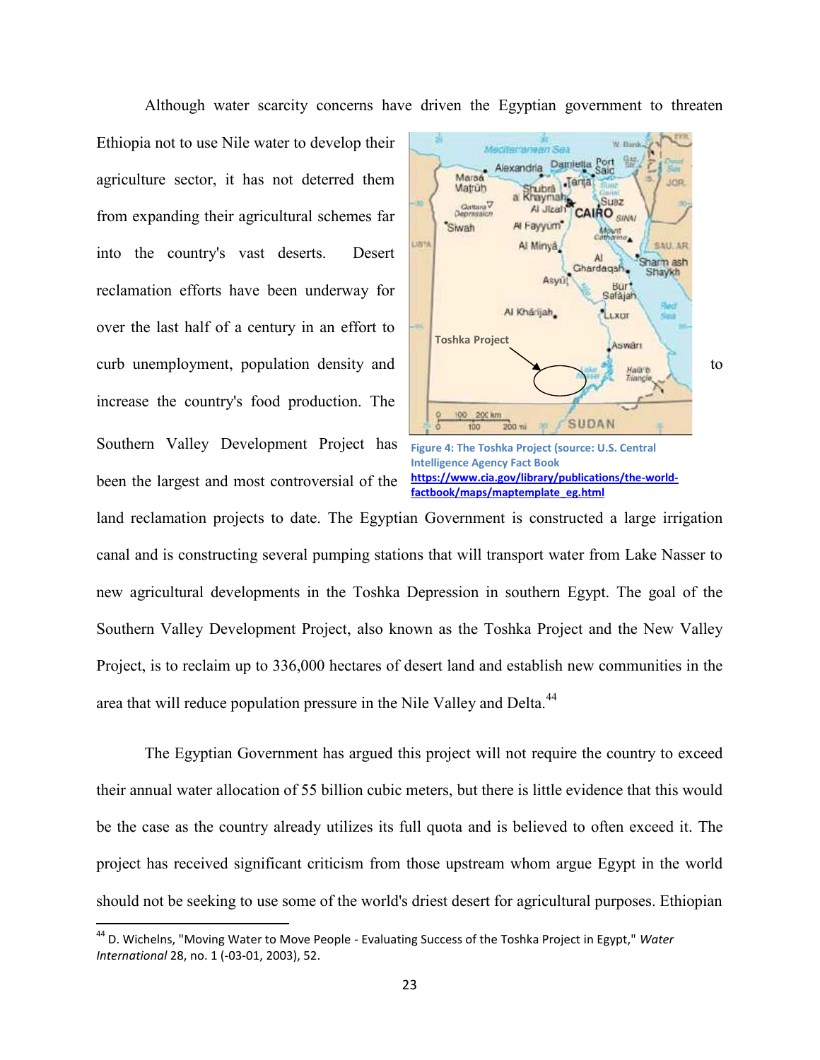Although water scarcity concerns have driven the Egyptian government to threaten Ethiopia not to use Nile water to develop their agriculture sector, it has not deterred them from expanding their agricultural schemes far into the country's vast deserts. Desert reclamation efforts have been underway for over the last half of a century in an effort to curb unemployment, population density and to increase the country's food production. The Southern Valley Development Project has been the largest and most controversial of the land reclamation projects to date. The Egyptian Government is constructed a large irrigation canal and is constructing several pumping stations that will transport water from Lake Nasser to new agricultural developments in the Toshka Depression in southern Egypt. The goal of the Southern Valley Development Project, also known as the Toshka Project and the New Valley Project, is to reclaim up to 336,000 hectares of desert land and establish new communities in the area that will reduce population pressure in the Nile Valley and Delta.[44]

Figure 4: The Toshka Project (source: U.S. Central Intelligence Agency Fact Book https://www.cia.gov/library/publications/the-world-factbook/maps/maptemplate_eg.html

The Egyptian Government has argued this project will not require the country to exceed their annual water allocation of 55 billion cubic meters, but there is little evidence that this would be the case as the country already utilizes its full quota and is believed to often exceed it. The project has received significant criticism from those upstream whom argue Egypt in the world should not be seeking to use some of the world's driest desert for agricultural purposes. Ethiopian

[44] D. Wichelns, "Moving Water to Move People - Evaluating Success of the Toshka Project in Egypt," *Water International* 28, no. 1 (-03-01, 2003), 52.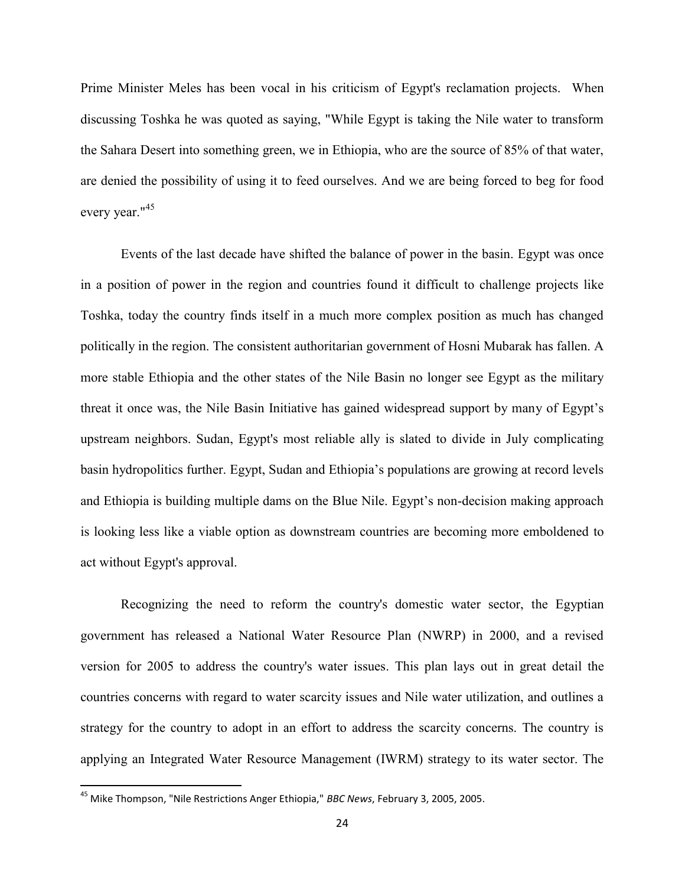Prime Minister Meles has been vocal in his criticism of Egypt's reclamation projects. When discussing Toshka he was quoted as saying, "While Egypt is taking the Nile water to transform the Sahara Desert into something green, we in Ethiopia, who are the source of 85% of that water, are denied the possibility of using it to feed ourselves. And we are being forced to beg for food every year."[45]

Events of the last decade have shifted the balance of power in the basin. Egypt was once in a position of power in the region and countries found it difficult to challenge projects like Toshka, today the country finds itself in a much more complex position as much has changed politically in the region. The consistent authoritarian government of Hosni Mubarak has fallen. A more stable Ethiopia and the other states of the Nile Basin no longer see Egypt as the military threat it once was, the Nile Basin Initiative has gained widespread support by many of Egypt's upstream neighbors. Sudan, Egypt's most reliable ally is slated to divide in July complicating basin hydropolitics further. Egypt, Sudan and Ethiopia's populations are growing at record levels and Ethiopia is building multiple dams on the Blue Nile. Egypt's non-decision making approach is looking less like a viable option as downstream countries are becoming more emboldened to act without Egypt's approval.

Recognizing the need to reform the country's domestic water sector, the Egyptian government has released a National Water Resource Plan (NWRP) in 2000, and a revised version for 2005 to address the country's water issues. This plan lays out in great detail the countries concerns with regard to water scarcity issues and Nile water utilization, and outlines a strategy for the country to adopt in an effort to address the scarcity concerns. The country is applying an Integrated Water Resource Management (IWRM) strategy to its water sector. The

[45] Mike Thompson, "Nile Restrictions Anger Ethiopia," *BBC News*, February 3, 2005, 2005.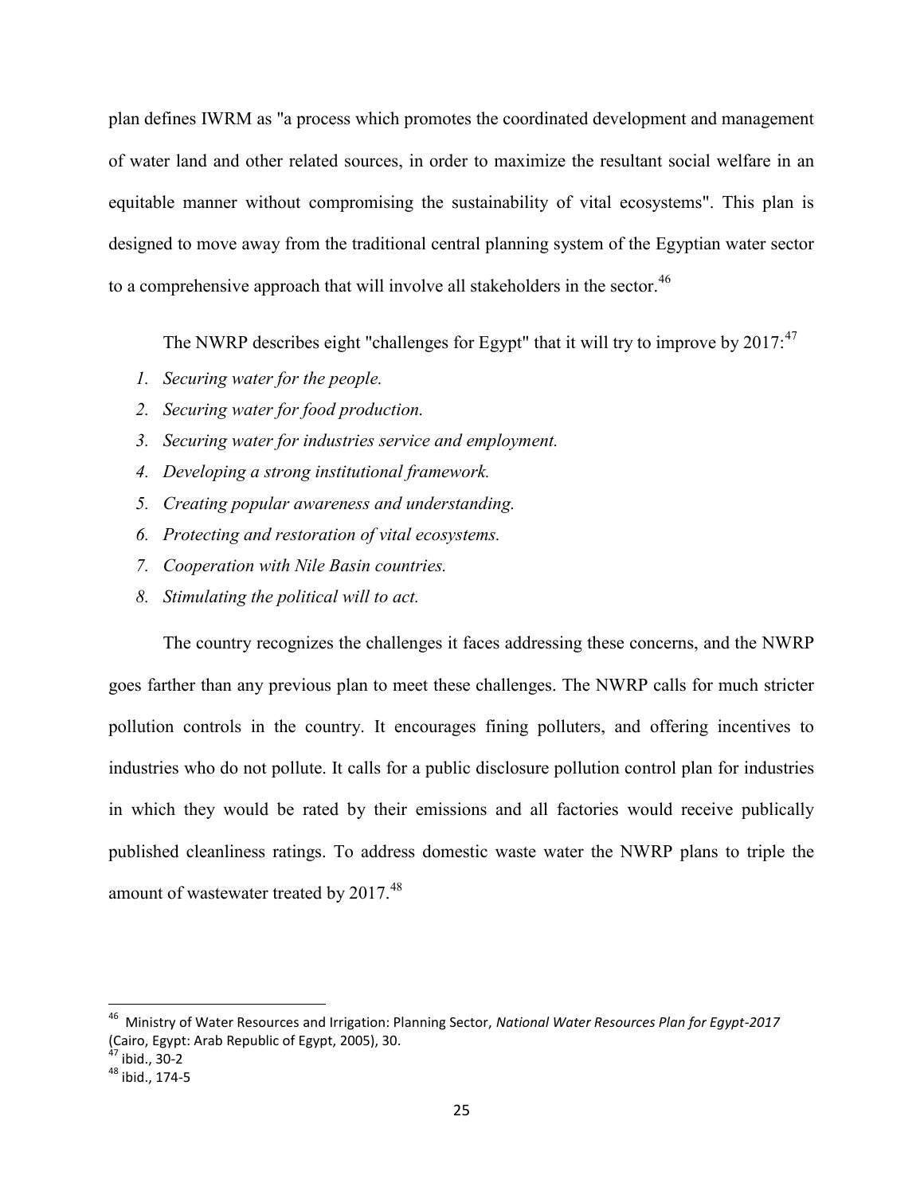plan defines IWRM as "a process which promotes the coordinated development and management of water land and other related sources, in order to maximize the resultant social welfare in an equitable manner without compromising the sustainability of vital ecosystems". This plan is designed to move away from the traditional central planning system of the Egyptian water sector to a comprehensive approach that will involve all stakeholders in the sector.[46]

The NWRP describes eight "challenges for Egypt" that it will try to improve by 2017:[47]

1. *Securing water for the people.*
2. *Securing water for food production.*
3. *Securing water for industries service and employment.*
4. *Developing a strong institutional framework.*
5. *Creating popular awareness and understanding.*
6. *Protecting and restoration of vital ecosystems.*
7. *Cooperation with Nile Basin countries.*
8. *Stimulating the political will to act.*

The country recognizes the challenges it faces addressing these concerns, and the NWRP goes farther than any previous plan to meet these challenges. The NWRP calls for much stricter pollution controls in the country. It encourages fining polluters, and offering incentives to industries who do not pollute. It calls for a public disclosure pollution control plan for industries in which they would be rated by their emissions and all factories would receive publically published cleanliness ratings. To address domestic waste water the NWRP plans to triple the amount of wastewater treated by 2017.[48]

---

[46] Ministry of Water Resources and Irrigation: Planning Sector, *National Water Resources Plan for Egypt-2017* (Cairo, Egypt: Arab Republic of Egypt, 2005), 30.

[47] ibid., 30-2

[48] ibid., 174-5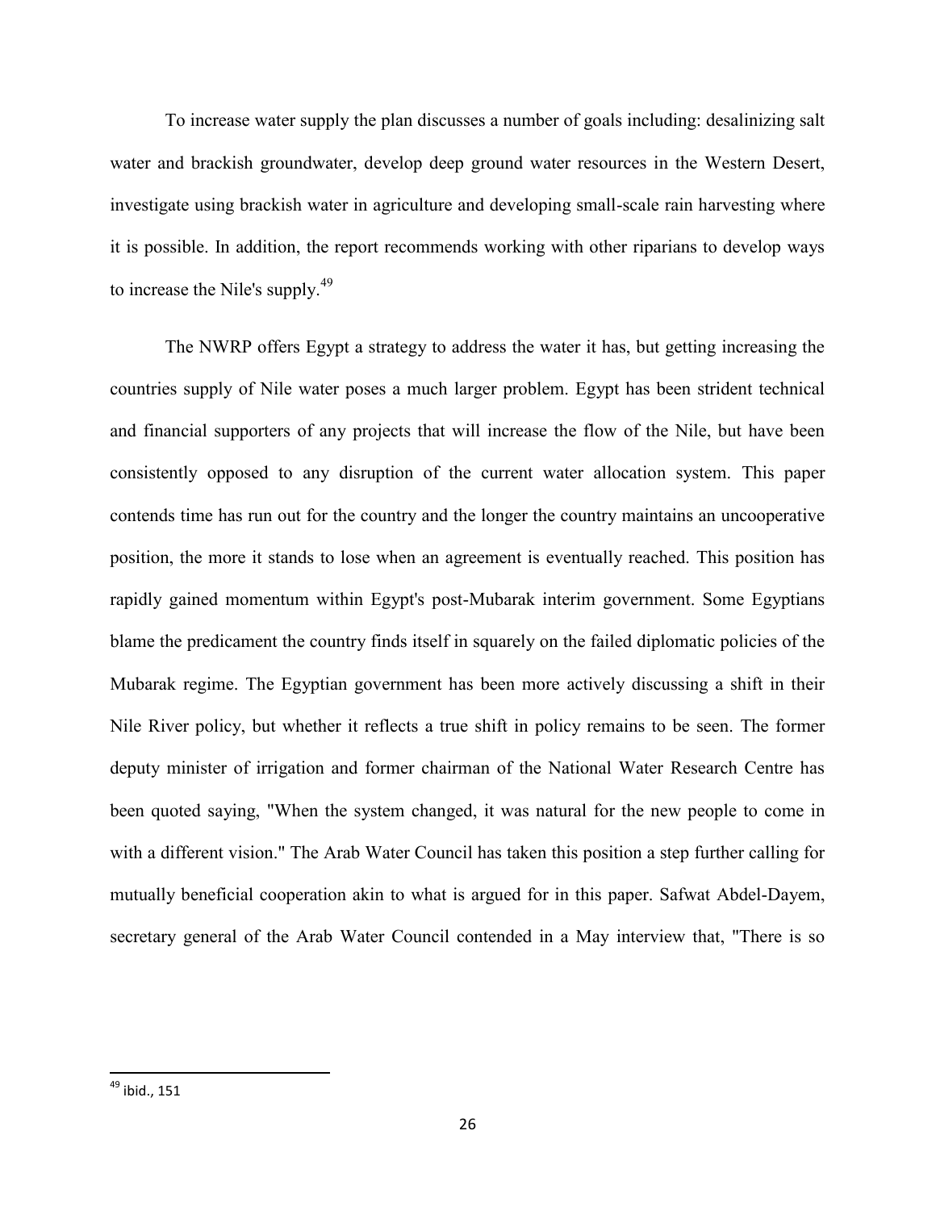To increase water supply the plan discusses a number of goals including: desalinizing salt water and brackish groundwater, develop deep ground water resources in the Western Desert, investigate using brackish water in agriculture and developing small-scale rain harvesting where it is possible. In addition, the report recommends working with other riparians to develop ways to increase the Nile's supply.[49]

The NWRP offers Egypt a strategy to address the water it has, but getting increasing the countries supply of Nile water poses a much larger problem. Egypt has been strident technical and financial supporters of any projects that will increase the flow of the Nile, but have been consistently opposed to any disruption of the current water allocation system. This paper contends time has run out for the country and the longer the country maintains an uncooperative position, the more it stands to lose when an agreement is eventually reached. This position has rapidly gained momentum within Egypt's post-Mubarak interim government. Some Egyptians blame the predicament the country finds itself in squarely on the failed diplomatic policies of the Mubarak regime. The Egyptian government has been more actively discussing a shift in their Nile River policy, but whether it reflects a true shift in policy remains to be seen. The former deputy minister of irrigation and former chairman of the National Water Research Centre has been quoted saying, "When the system changed, it was natural for the new people to come in with a different vision." The Arab Water Council has taken this position a step further calling for mutually beneficial cooperation akin to what is argued for in this paper. Safwat Abdel-Dayem, secretary general of the Arab Water Council contended in a May interview that, "There is so

---

[49] ibid., 151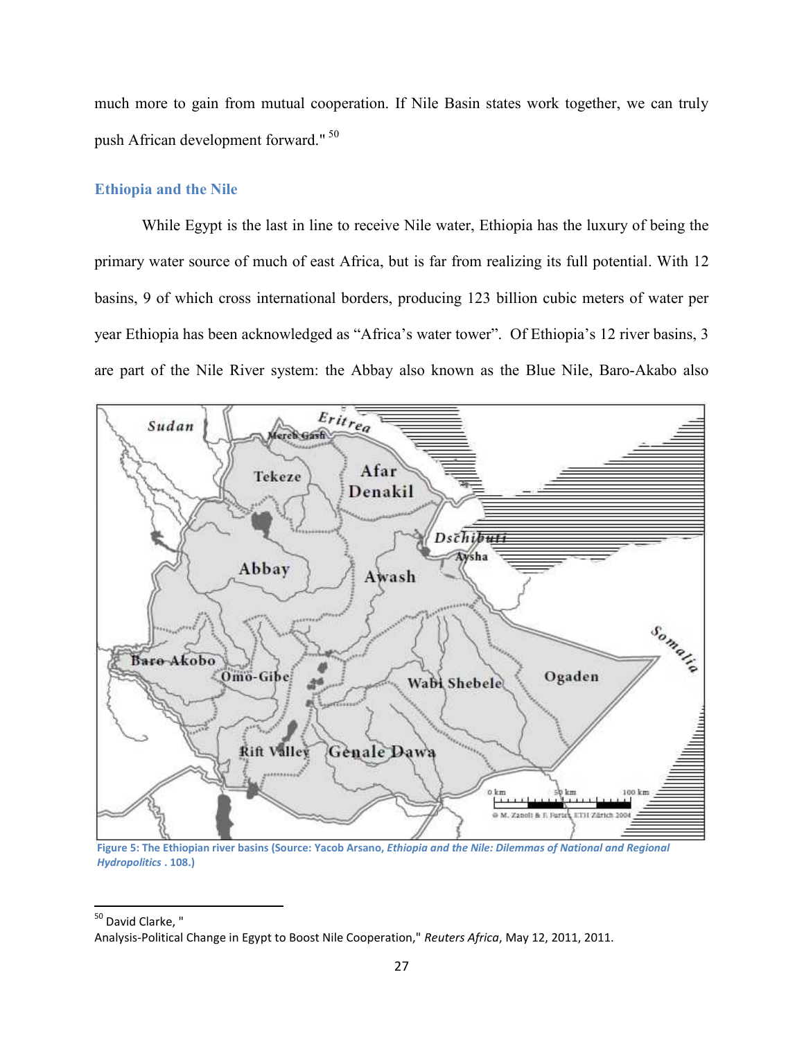much more to gain from mutual cooperation. If Nile Basin states work together, we can truly push African development forward." [50]

## Ethiopia and the Nile

While Egypt is the last in line to receive Nile water, Ethiopia has the luxury of being the primary water source of much of east Africa, but is far from realizing its full potential. With 12 basins, 9 of which cross international borders, producing 123 billion cubic meters of water per year Ethiopia has been acknowledged as "Africa's water tower". Of Ethiopia's 12 river basins, 3 are part of the Nile River system: the Abbay also known as the Blue Nile, Baro-Akabo also

Figure 5: The Ethiopian river basins (Source: Yacob Arsano, *Ethiopia and the Nile: Dilemmas of National and Regional Hydropolitics* . 108.)

[50] David Clarke, " Analysis-Political Change in Egypt to Boost Nile Cooperation," *Reuters Africa*, May 12, 2011, 2011.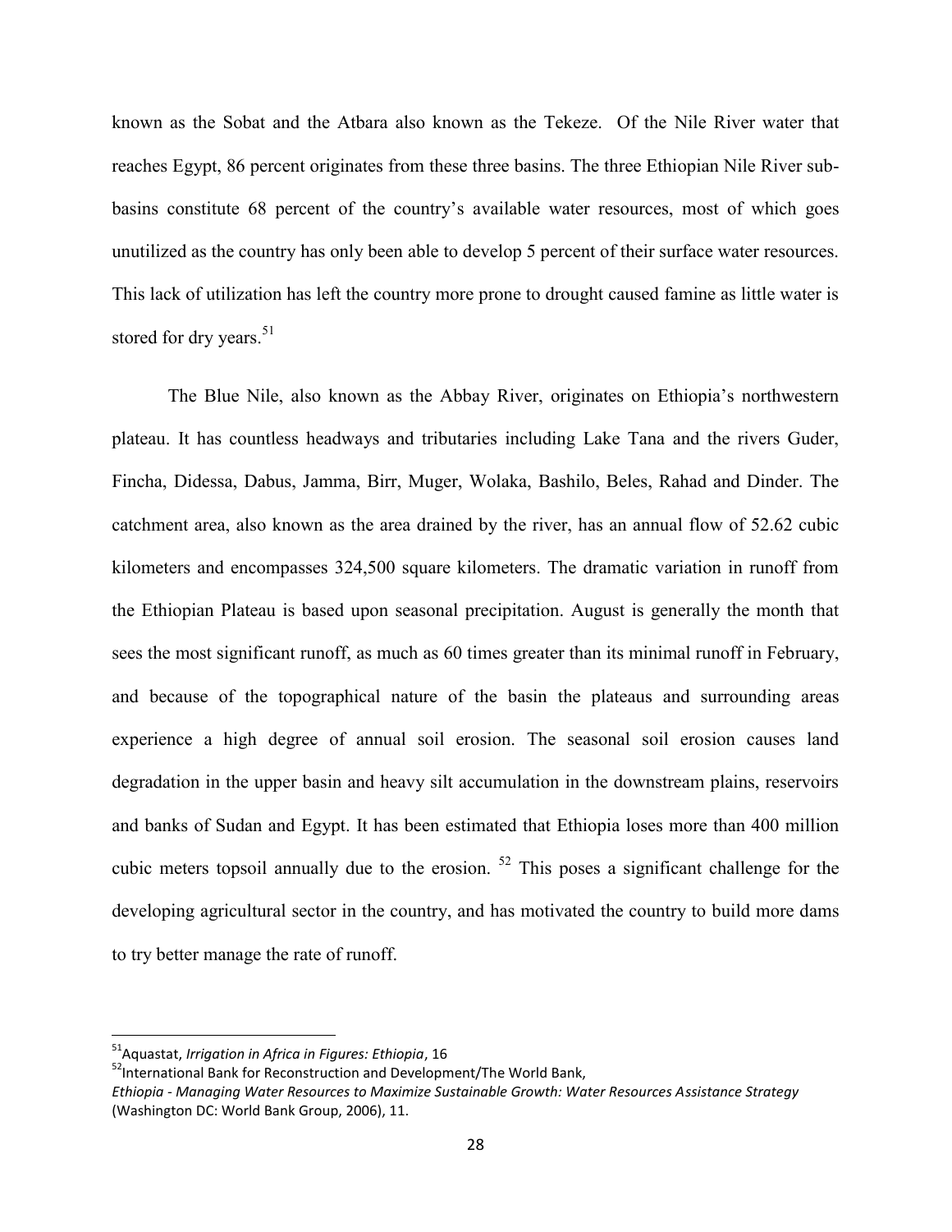known as the Sobat and the Atbara also known as the Tekeze. Of the Nile River water that reaches Egypt, 86 percent originates from these three basins. The three Ethiopian Nile River sub-basins constitute 68 percent of the country's available water resources, most of which goes unutilized as the country has only been able to develop 5 percent of their surface water resources. This lack of utilization has left the country more prone to drought caused famine as little water is stored for dry years.[51]

The Blue Nile, also known as the Abbay River, originates on Ethiopia's northwestern plateau. It has countless headways and tributaries including Lake Tana and the rivers Guder, Fincha, Didessa, Dabus, Jamma, Birr, Muger, Wolaka, Bashilo, Beles, Rahad and Dinder. The catchment area, also known as the area drained by the river, has an annual flow of 52.62 cubic kilometers and encompasses 324,500 square kilometers. The dramatic variation in runoff from the Ethiopian Plateau is based upon seasonal precipitation. August is generally the month that sees the most significant runoff, as much as 60 times greater than its minimal runoff in February, and because of the topographical nature of the basin the plateaus and surrounding areas experience a high degree of annual soil erosion. The seasonal soil erosion causes land degradation in the upper basin and heavy silt accumulation in the downstream plains, reservoirs and banks of Sudan and Egypt. It has been estimated that Ethiopia loses more than 400 million cubic meters topsoil annually due to the erosion. [52] This poses a significant challenge for the developing agricultural sector in the country, and has motivated the country to build more dams to try better manage the rate of runoff.

---

[51] Aquastat, *Irrigation in Africa in Figures: Ethiopia*, 16

[52] International Bank for Reconstruction and Development/The World Bank, *Ethiopia - Managing Water Resources to Maximize Sustainable Growth: Water Resources Assistance Strategy* (Washington DC: World Bank Group, 2006), 11.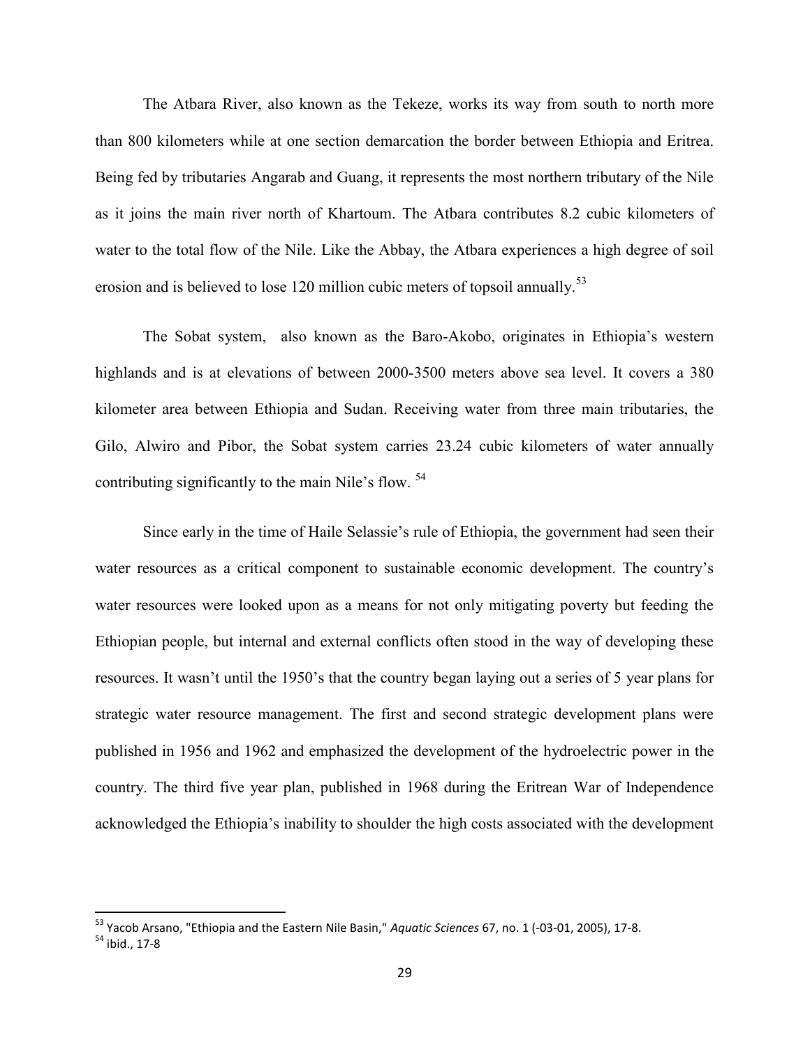The Atbara River, also known as the Tekeze, works its way from south to north more than 800 kilometers while at one section demarcation the border between Ethiopia and Eritrea. Being fed by tributaries Angarab and Guang, it represents the most northern tributary of the Nile as it joins the main river north of Khartoum. The Atbara contributes 8.2 cubic kilometers of water to the total flow of the Nile. Like the Abbay, the Atbara experiences a high degree of soil erosion and is believed to lose 120 million cubic meters of topsoil annually.[53]

The Sobat system, also known as the Baro-Akobo, originates in Ethiopia's western highlands and is at elevations of between 2000-3500 meters above sea level. It covers a 380 kilometer area between Ethiopia and Sudan. Receiving water from three main tributaries, the Gilo, Alwiro and Pibor, the Sobat system carries 23.24 cubic kilometers of water annually contributing significantly to the main Nile's flow.[54]

Since early in the time of Haile Selassie's rule of Ethiopia, the government had seen their water resources as a critical component to sustainable economic development. The country's water resources were looked upon as a means for not only mitigating poverty but feeding the Ethiopian people, but internal and external conflicts often stood in the way of developing these resources. It wasn't until the 1950's that the country began laying out a series of 5 year plans for strategic water resource management. The first and second strategic development plans were published in 1956 and 1962 and emphasized the development of the hydroelectric power in the country. The third five year plan, published in 1968 during the Eritrean War of Independence acknowledged the Ethiopia's inability to shoulder the high costs associated with the development

---

[53] Yacob Arsano, "Ethiopia and the Eastern Nile Basin," *Aquatic Sciences* 67, no. 1 (-03-01, 2005), 17-8.

[54] ibid., 17-8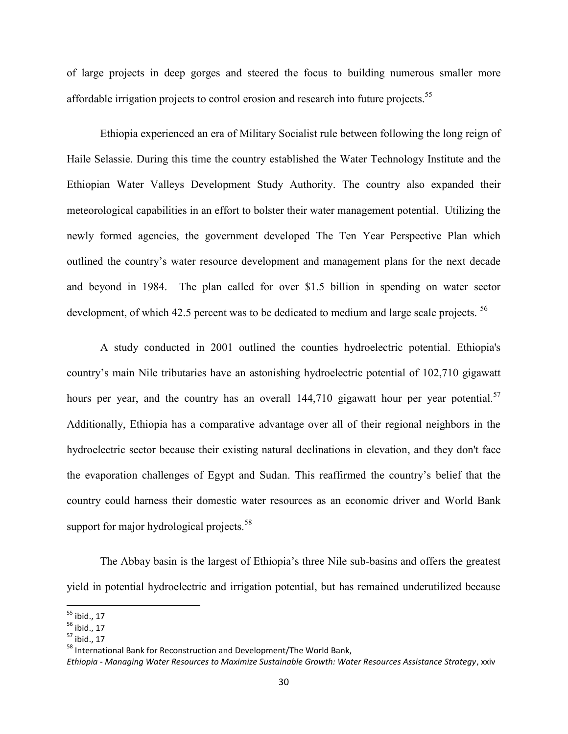of large projects in deep gorges and steered the focus to building numerous smaller more affordable irrigation projects to control erosion and research into future projects.[55]

Ethiopia experienced an era of Military Socialist rule between following the long reign of Haile Selassie. During this time the country established the Water Technology Institute and the Ethiopian Water Valleys Development Study Authority. The country also expanded their meteorological capabilities in an effort to bolster their water management potential. Utilizing the newly formed agencies, the government developed The Ten Year Perspective Plan which outlined the country's water resource development and management plans for the next decade and beyond in 1984. The plan called for over $1.5 billion in spending on water sector development, of which 42.5 percent was to be dedicated to medium and large scale projects. [56]

A study conducted in 2001 outlined the counties hydroelectric potential. Ethiopia's country's main Nile tributaries have an astonishing hydroelectric potential of 102,710 gigawatt hours per year, and the country has an overall 144,710 gigawatt hour per year potential.[57] Additionally, Ethiopia has a comparative advantage over all of their regional neighbors in the hydroelectric sector because their existing natural declinations in elevation, and they don't face the evaporation challenges of Egypt and Sudan. This reaffirmed the country's belief that the country could harness their domestic water resources as an economic driver and World Bank support for major hydrological projects.[58]

The Abbay basin is the largest of Ethiopia's three Nile sub-basins and offers the greatest yield in potential hydroelectric and irrigation potential, but has remained underutilized because

---

[55] ibid., 17

[56] ibid., 17

[57] ibid., 17

[58] International Bank for Reconstruction and Development/The World Bank, *Ethiopia - Managing Water Resources to Maximize Sustainable Growth: Water Resources Assistance Strategy*, xxiv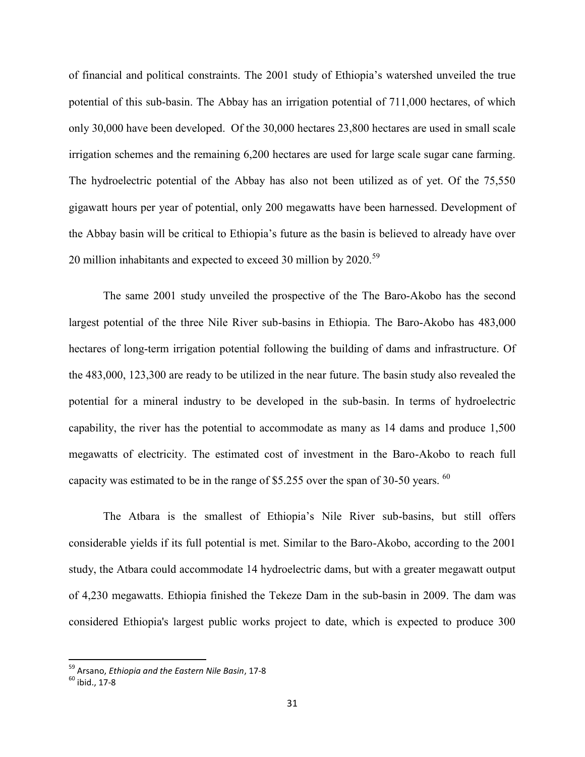of financial and political constraints. The 2001 study of Ethiopia's watershed unveiled the true potential of this sub-basin. The Abbay has an irrigation potential of 711,000 hectares, of which only 30,000 have been developed. Of the 30,000 hectares 23,800 hectares are used in small scale irrigation schemes and the remaining 6,200 hectares are used for large scale sugar cane farming. The hydroelectric potential of the Abbay has also not been utilized as of yet. Of the 75,550 gigawatt hours per year of potential, only 200 megawatts have been harnessed. Development of the Abbay basin will be critical to Ethiopia's future as the basin is believed to already have over 20 million inhabitants and expected to exceed 30 million by 2020.[59]

The same 2001 study unveiled the prospective of the The Baro-Akobo has the second largest potential of the three Nile River sub-basins in Ethiopia. The Baro-Akobo has 483,000 hectares of long-term irrigation potential following the building of dams and infrastructure. Of the 483,000, 123,300 are ready to be utilized in the near future. The basin study also revealed the potential for a mineral industry to be developed in the sub-basin. In terms of hydroelectric capability, the river has the potential to accommodate as many as 14 dams and produce 1,500 megawatts of electricity. The estimated cost of investment in the Baro-Akobo to reach full capacity was estimated to be in the range of \$5.255 over the span of 30-50 years. [60]

The Atbara is the smallest of Ethiopia's Nile River sub-basins, but still offers considerable yields if its full potential is met. Similar to the Baro-Akobo, according to the 2001 study, the Atbara could accommodate 14 hydroelectric dams, but with a greater megawatt output of 4,230 megawatts. Ethiopia finished the Tekeze Dam in the sub-basin in 2009. The dam was considered Ethiopia's largest public works project to date, which is expected to produce 300

---

[59] Arsano, *Ethiopia and the Eastern Nile Basin*, 17-8

[60] ibid., 17-8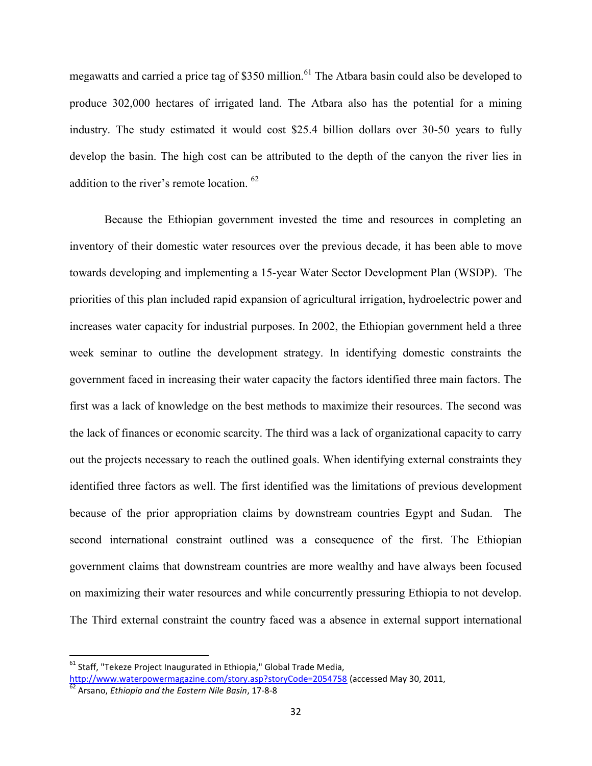megawatts and carried a price tag of $350 million.[61] The Atbara basin could also be developed to produce 302,000 hectares of irrigated land. The Atbara also has the potential for a mining industry. The study estimated it would cost $25.4 billion dollars over 30-50 years to fully develop the basin. The high cost can be attributed to the depth of the canyon the river lies in addition to the river's remote location. [62]

Because the Ethiopian government invested the time and resources in completing an inventory of their domestic water resources over the previous decade, it has been able to move towards developing and implementing a 15-year Water Sector Development Plan (WSDP). The priorities of this plan included rapid expansion of agricultural irrigation, hydroelectric power and increases water capacity for industrial purposes. In 2002, the Ethiopian government held a three week seminar to outline the development strategy. In identifying domestic constraints the government faced in increasing their water capacity the factors identified three main factors. The first was a lack of knowledge on the best methods to maximize their resources. The second was the lack of finances or economic scarcity. The third was a lack of organizational capacity to carry out the projects necessary to reach the outlined goals. When identifying external constraints they identified three factors as well. The first identified was the limitations of previous development because of the prior appropriation claims by downstream countries Egypt and Sudan. The second international constraint outlined was a consequence of the first. The Ethiopian government claims that downstream countries are more wealthy and have always been focused on maximizing their water resources and while concurrently pressuring Ethiopia to not develop. The Third external constraint the country faced was a absence in external support international

---

[61] Staff, "Tekeze Project Inaugurated in Ethiopia," Global Trade Media, http://www.waterpowermagazine.com/story.asp?storyCode=2054758 (accessed May 30, 2011,

[62] Arsano, *Ethiopia and the Eastern Nile Basin*, 17-8-8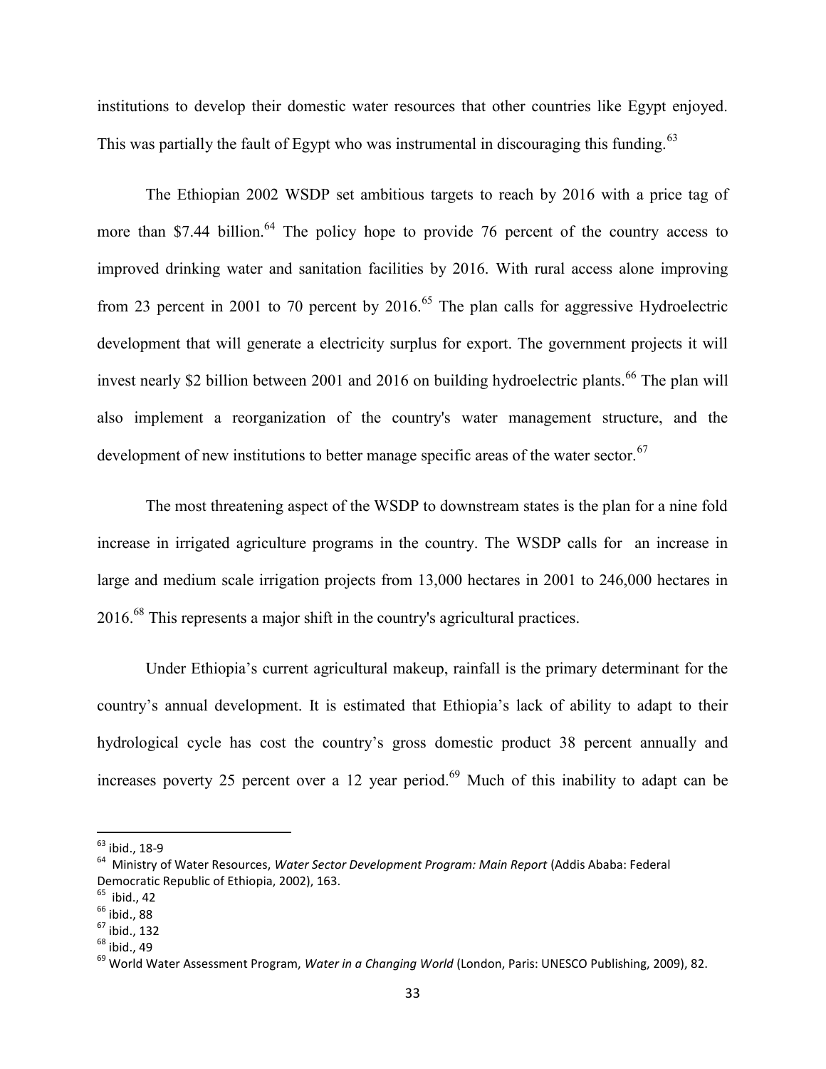institutions to develop their domestic water resources that other countries like Egypt enjoyed. This was partially the fault of Egypt who was instrumental in discouraging this funding.[63]

The Ethiopian 2002 WSDP set ambitious targets to reach by 2016 with a price tag of more than $7.44 billion.[64] The policy hope to provide 76 percent of the country access to improved drinking water and sanitation facilities by 2016. With rural access alone improving from 23 percent in 2001 to 70 percent by 2016.[65] The plan calls for aggressive Hydroelectric development that will generate a electricity surplus for export. The government projects it will invest nearly $2 billion between 2001 and 2016 on building hydroelectric plants.[66] The plan will also implement a reorganization of the country's water management structure, and the development of new institutions to better manage specific areas of the water sector.[67]

The most threatening aspect of the WSDP to downstream states is the plan for a nine fold increase in irrigated agriculture programs in the country. The WSDP calls for an increase in large and medium scale irrigation projects from 13,000 hectares in 2001 to 246,000 hectares in 2016.[68] This represents a major shift in the country's agricultural practices.

Under Ethiopia's current agricultural makeup, rainfall is the primary determinant for the country's annual development. It is estimated that Ethiopia's lack of ability to adapt to their hydrological cycle has cost the country's gross domestic product 38 percent annually and increases poverty 25 percent over a 12 year period.[69] Much of this inability to adapt can be

---

[63] ibid., 18-9

[64] Ministry of Water Resources, *Water Sector Development Program: Main Report* (Addis Ababa: Federal Democratic Republic of Ethiopia, 2002), 163.

[65] ibid., 42

[66] ibid., 88

[67] ibid., 132

[68] ibid., 49

[69] World Water Assessment Program, *Water in a Changing World* (London, Paris: UNESCO Publishing, 2009), 82.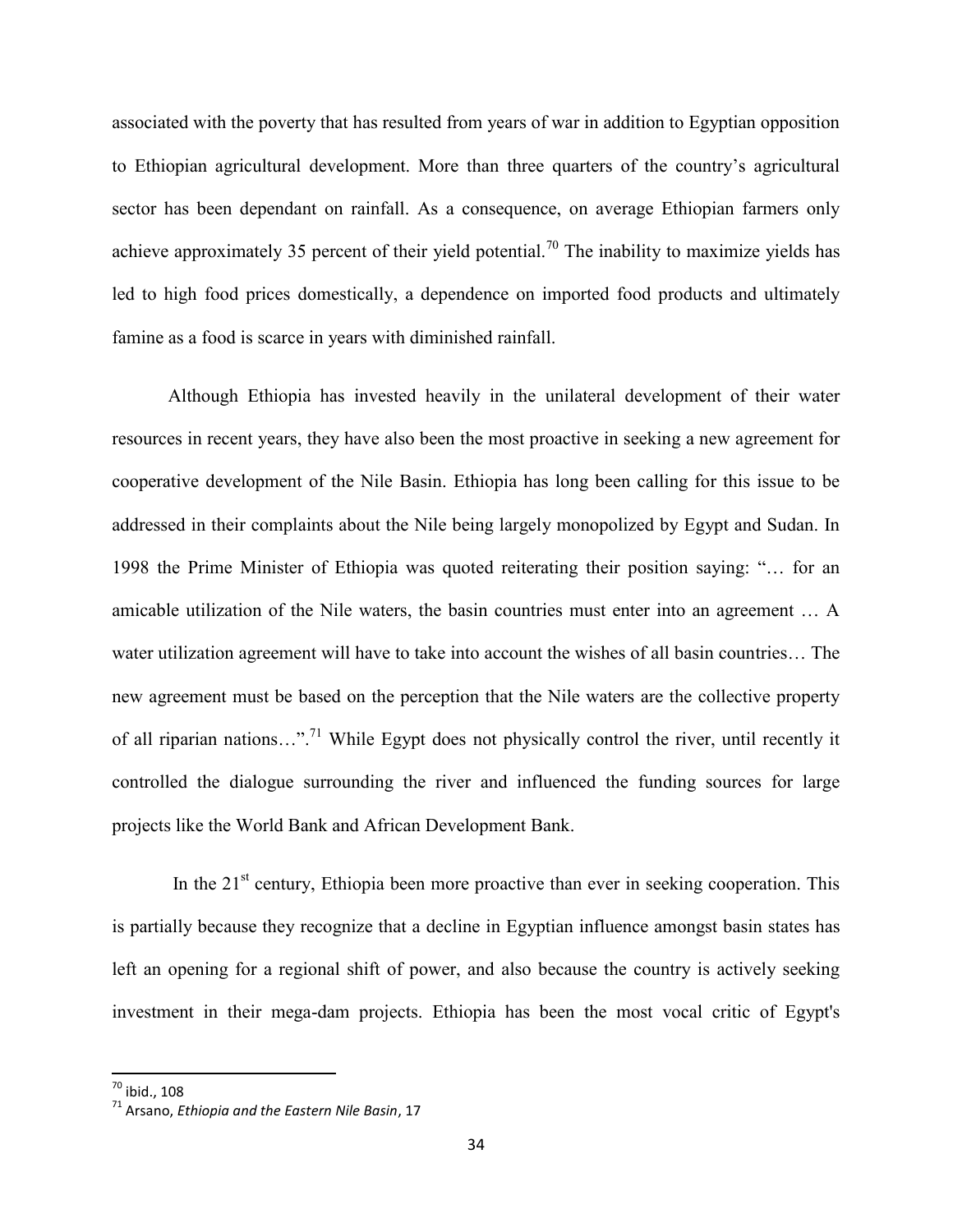associated with the poverty that has resulted from years of war in addition to Egyptian opposition to Ethiopian agricultural development. More than three quarters of the country's agricultural sector has been dependant on rainfall. As a consequence, on average Ethiopian farmers only achieve approximately 35 percent of their yield potential.[70] The inability to maximize yields has led to high food prices domestically, a dependence on imported food products and ultimately famine as a food is scarce in years with diminished rainfall.

Although Ethiopia has invested heavily in the unilateral development of their water resources in recent years, they have also been the most proactive in seeking a new agreement for cooperative development of the Nile Basin. Ethiopia has long been calling for this issue to be addressed in their complaints about the Nile being largely monopolized by Egypt and Sudan. In 1998 the Prime Minister of Ethiopia was quoted reiterating their position saying: "… for an amicable utilization of the Nile waters, the basin countries must enter into an agreement … A water utilization agreement will have to take into account the wishes of all basin countries… The new agreement must be based on the perception that the Nile waters are the collective property of all riparian nations…".[71] While Egypt does not physically control the river, until recently it controlled the dialogue surrounding the river and influenced the funding sources for large projects like the World Bank and African Development Bank.

In the 21st century, Ethiopia been more proactive than ever in seeking cooperation. This is partially because they recognize that a decline in Egyptian influence amongst basin states has left an opening for a regional shift of power, and also because the country is actively seeking investment in their mega-dam projects. Ethiopia has been the most vocal critic of Egypt's

---

[70] ibid., 108

[71] Arsano, *Ethiopia and the Eastern Nile Basin*, 17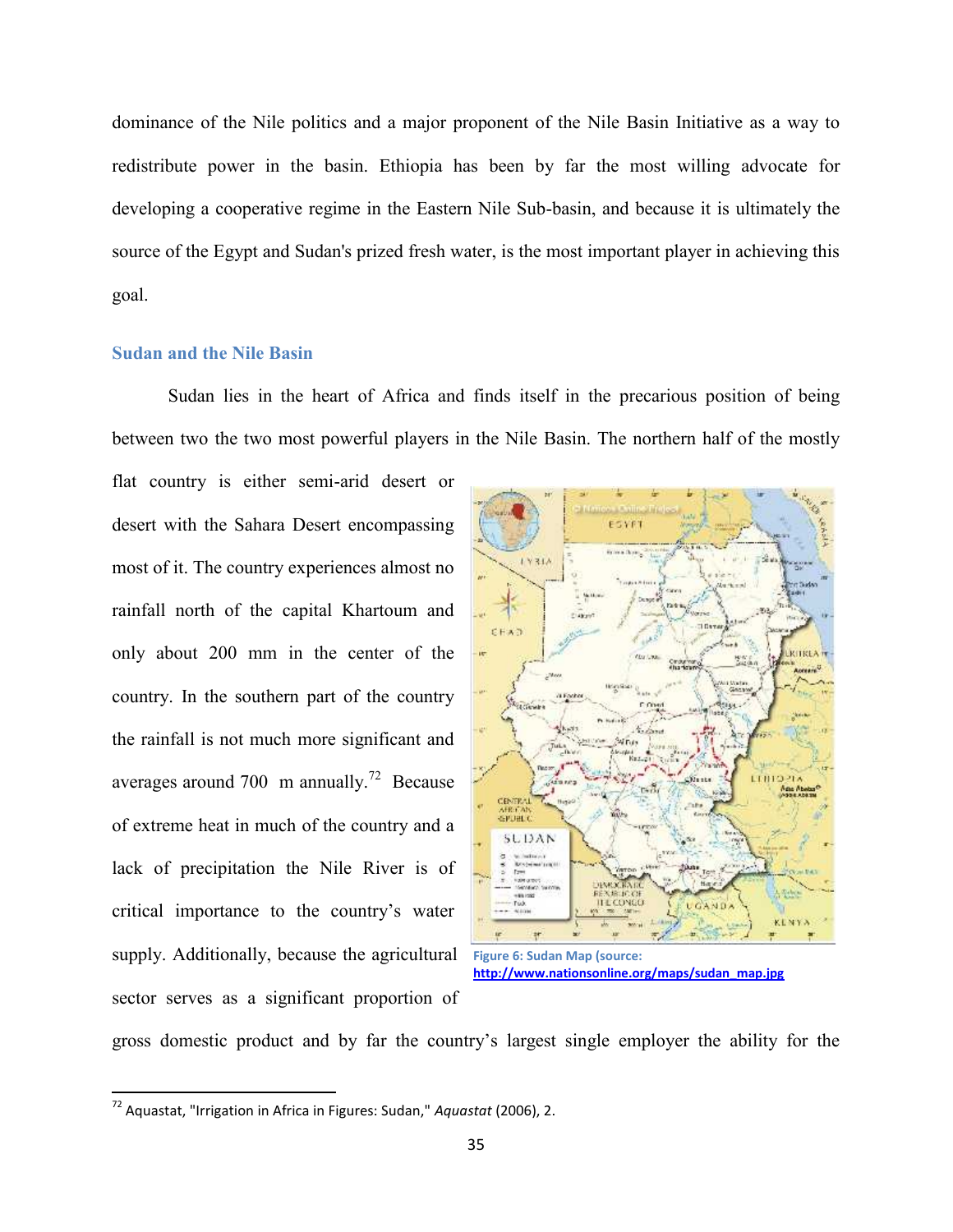dominance of the Nile politics and a major proponent of the Nile Basin Initiative as a way to redistribute power in the basin. Ethiopia has been by far the most willing advocate for developing a cooperative regime in the Eastern Nile Sub-basin, and because it is ultimately the source of the Egypt and Sudan's prized fresh water, is the most important player in achieving this goal.

## Sudan and the Nile Basin

Sudan lies in the heart of Africa and finds itself in the precarious position of being between two the two most powerful players in the Nile Basin. The northern half of the mostly flat country is either semi-arid desert or desert with the Sahara Desert encompassing most of it. The country experiences almost no rainfall north of the capital Khartoum and only about 200 mm in the center of the country. In the southern part of the country the rainfall is not much more significant and averages around 700 m annually.[72] Because of extreme heat in much of the country and a lack of precipitation the Nile River is of critical importance to the country's water supply. Additionally, because the agricultural sector serves as a significant proportion of gross domestic product and by far the country's largest single employer the ability for the

Figure 6: Sudan Map (source: http://www.nationsonline.org/maps/sudan_map.jpg

[72] Aquastat, "Irrigation in Africa in Figures: Sudan," *Aquastat* (2006), 2.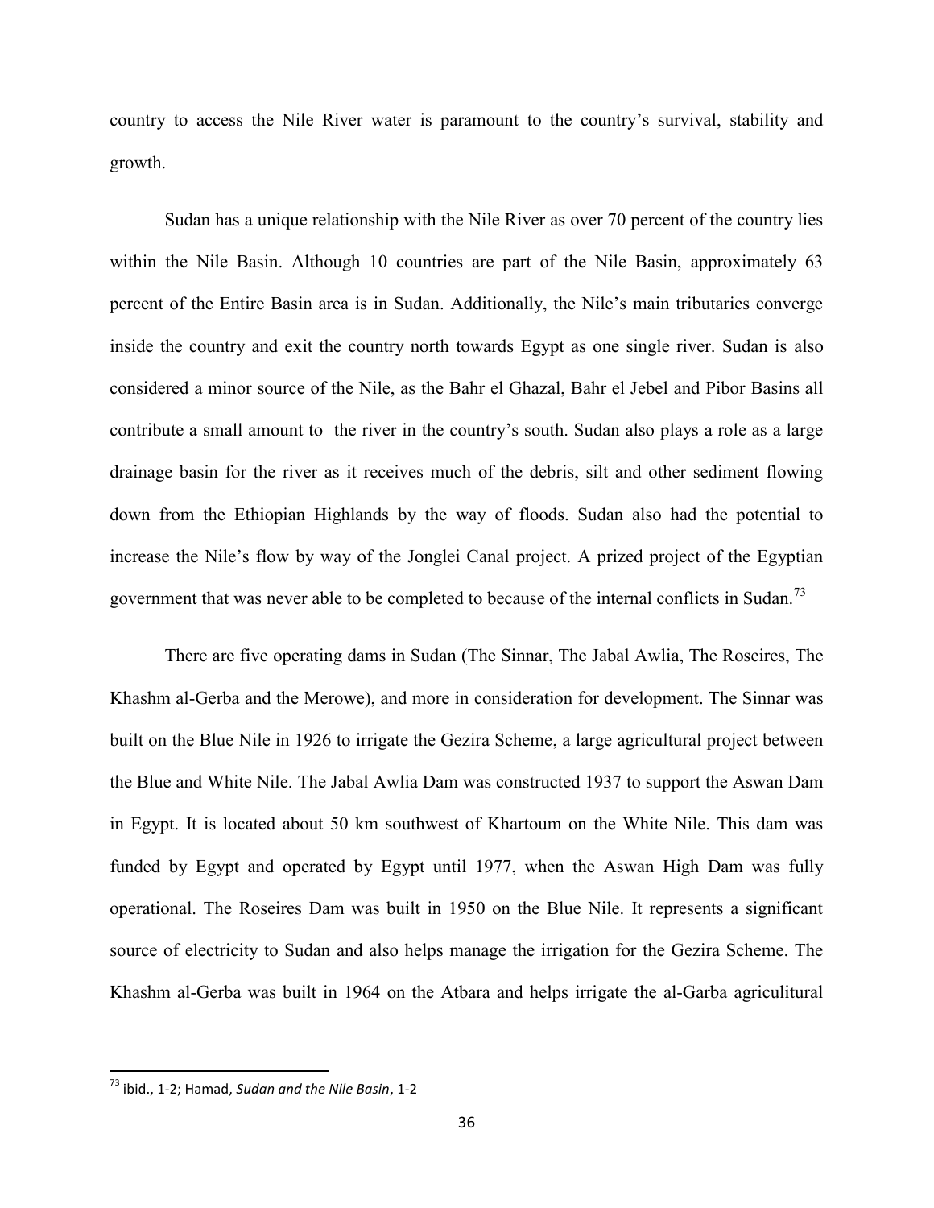country to access the Nile River water is paramount to the country's survival, stability and growth.

Sudan has a unique relationship with the Nile River as over 70 percent of the country lies within the Nile Basin. Although 10 countries are part of the Nile Basin, approximately 63 percent of the Entire Basin area is in Sudan. Additionally, the Nile's main tributaries converge inside the country and exit the country north towards Egypt as one single river. Sudan is also considered a minor source of the Nile, as the Bahr el Ghazal, Bahr el Jebel and Pibor Basins all contribute a small amount to  the river in the country's south. Sudan also plays a role as a large drainage basin for the river as it receives much of the debris, silt and other sediment flowing down from the Ethiopian Highlands by the way of floods. Sudan also had the potential to increase the Nile's flow by way of the Jonglei Canal project. A prized project of the Egyptian government that was never able to be completed to because of the internal conflicts in Sudan.[73]

There are five operating dams in Sudan (The Sinnar, The Jabal Awlia, The Roseires, The Khashm al-Gerba and the Merowe), and more in consideration for development. The Sinnar was built on the Blue Nile in 1926 to irrigate the Gezira Scheme, a large agricultural project between the Blue and White Nile. The Jabal Awlia Dam was constructed 1937 to support the Aswan Dam in Egypt. It is located about 50 km southwest of Khartoum on the White Nile. This dam was funded by Egypt and operated by Egypt until 1977, when the Aswan High Dam was fully operational. The Roseires Dam was built in 1950 on the Blue Nile. It represents a significant source of electricity to Sudan and also helps manage the irrigation for the Gezira Scheme. The Khashm al-Gerba was built in 1964 on the Atbara and helps irrigate the al-Garba agriculitural

---

[73] ibid., 1-2; Hamad, *Sudan and the Nile Basin*, 1-2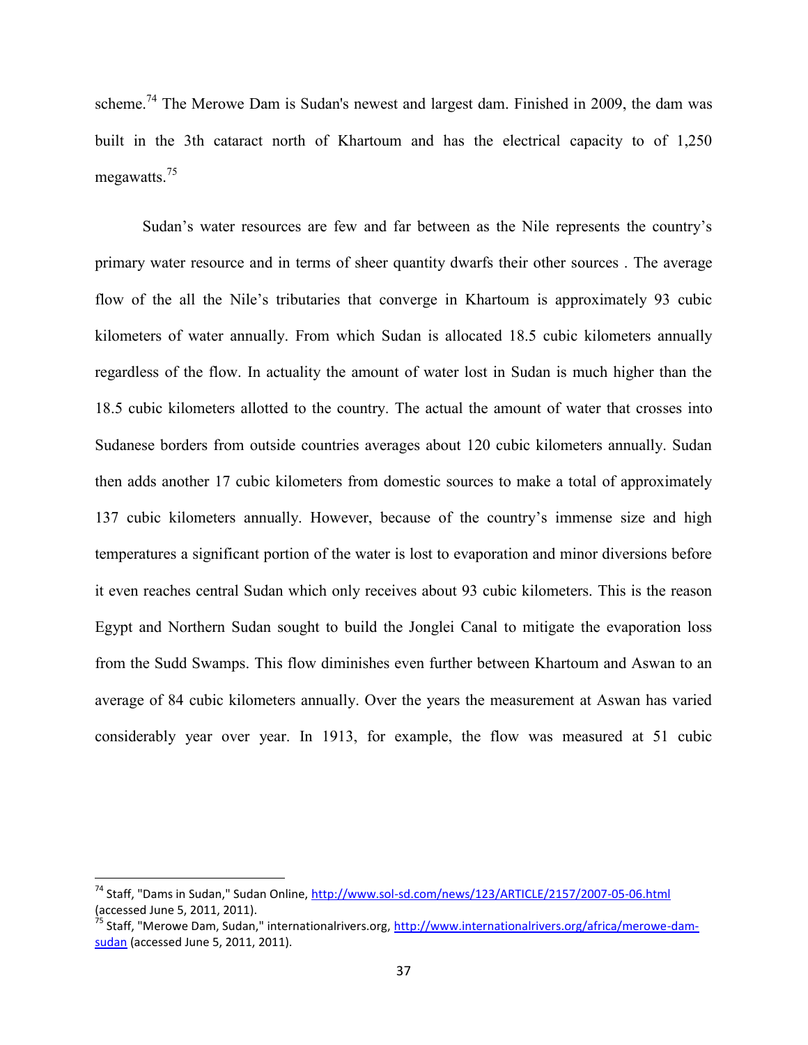scheme.[74] The Merowe Dam is Sudan's newest and largest dam. Finished in 2009, the dam was built in the 3th cataract north of Khartoum and has the electrical capacity to of 1,250 megawatts.[75]

Sudan's water resources are few and far between as the Nile represents the country's primary water resource and in terms of sheer quantity dwarfs their other sources . The average flow of the all the Nile's tributaries that converge in Khartoum is approximately 93 cubic kilometers of water annually. From which Sudan is allocated 18.5 cubic kilometers annually regardless of the flow. In actuality the amount of water lost in Sudan is much higher than the 18.5 cubic kilometers allotted to the country. The actual the amount of water that crosses into Sudanese borders from outside countries averages about 120 cubic kilometers annually. Sudan then adds another 17 cubic kilometers from domestic sources to make a total of approximately 137 cubic kilometers annually. However, because of the country's immense size and high temperatures a significant portion of the water is lost to evaporation and minor diversions before it even reaches central Sudan which only receives about 93 cubic kilometers. This is the reason Egypt and Northern Sudan sought to build the Jonglei Canal to mitigate the evaporation loss from the Sudd Swamps. This flow diminishes even further between Khartoum and Aswan to an average of 84 cubic kilometers annually. Over the years the measurement at Aswan has varied considerably year over year. In 1913, for example, the flow was measured at 51 cubic

---

[74] Staff, "Dams in Sudan," Sudan Online, http://www.sol-sd.com/news/123/ARTICLE/2157/2007-05-06.html (accessed June 5, 2011, 2011).

[75] Staff, "Merowe Dam, Sudan," internationalrivers.org, http://www.internationalrivers.org/africa/merowe-dam-sudan (accessed June 5, 2011, 2011).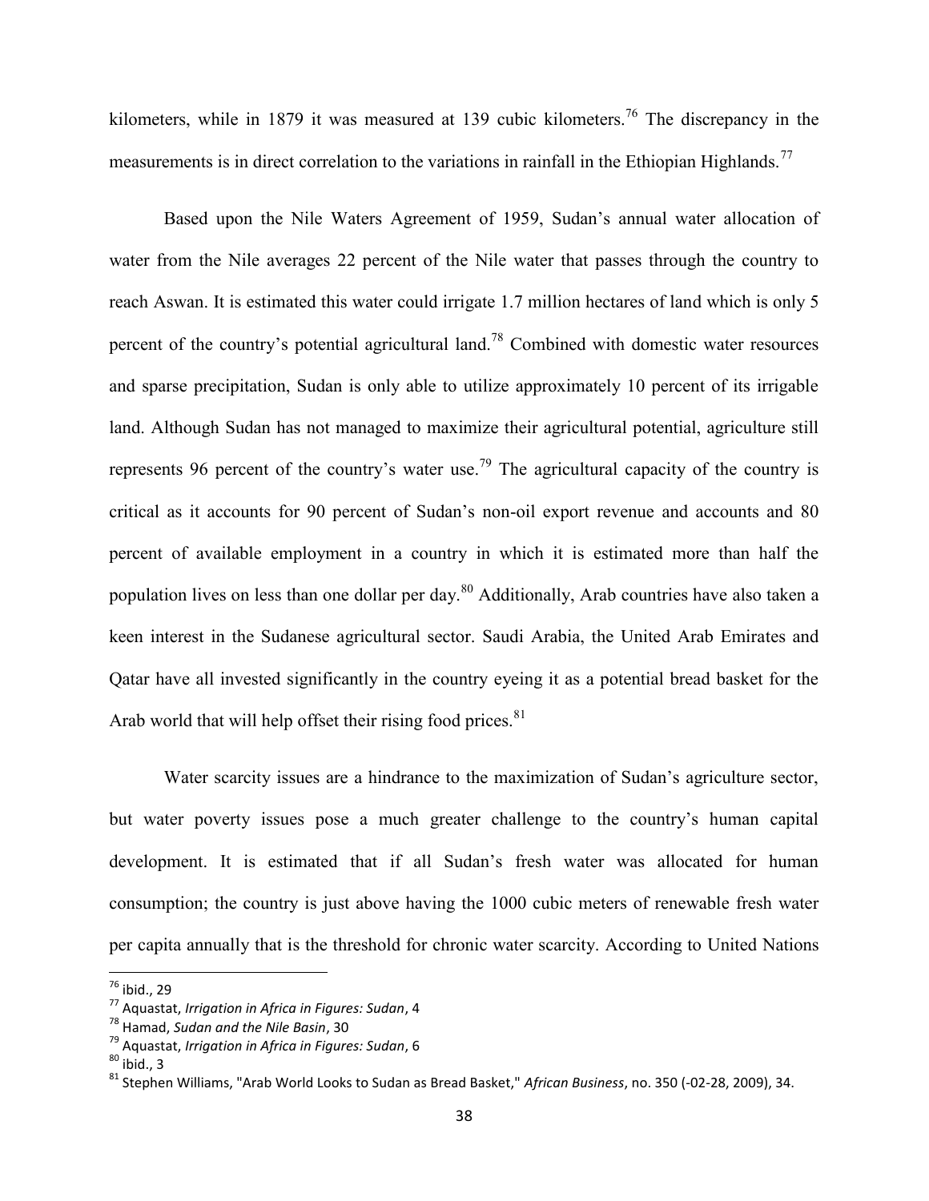kilometers, while in 1879 it was measured at 139 cubic kilometers.[76] The discrepancy in the measurements is in direct correlation to the variations in rainfall in the Ethiopian Highlands.[77]

Based upon the Nile Waters Agreement of 1959, Sudan's annual water allocation of water from the Nile averages 22 percent of the Nile water that passes through the country to reach Aswan. It is estimated this water could irrigate 1.7 million hectares of land which is only 5 percent of the country's potential agricultural land.[78] Combined with domestic water resources and sparse precipitation, Sudan is only able to utilize approximately 10 percent of its irrigable land. Although Sudan has not managed to maximize their agricultural potential, agriculture still represents 96 percent of the country's water use.[79] The agricultural capacity of the country is critical as it accounts for 90 percent of Sudan's non-oil export revenue and accounts and 80 percent of available employment in a country in which it is estimated more than half the population lives on less than one dollar per day.[80] Additionally, Arab countries have also taken a keen interest in the Sudanese agricultural sector. Saudi Arabia, the United Arab Emirates and Qatar have all invested significantly in the country eyeing it as a potential bread basket for the Arab world that will help offset their rising food prices.[81]

Water scarcity issues are a hindrance to the maximization of Sudan's agriculture sector, but water poverty issues pose a much greater challenge to the country's human capital development. It is estimated that if all Sudan's fresh water was allocated for human consumption; the country is just above having the 1000 cubic meters of renewable fresh water per capita annually that is the threshold for chronic water scarcity. According to United Nations

---

[76] ibid., 29

[77] Aquastat, *Irrigation in Africa in Figures: Sudan*, 4

[78] Hamad, *Sudan and the Nile Basin*, 30

[79] Aquastat, *Irrigation in Africa in Figures: Sudan*, 6

[80] ibid., 3

[81] Stephen Williams, "Arab World Looks to Sudan as Bread Basket," *African Business*, no. 350 (-02-28, 2009), 34.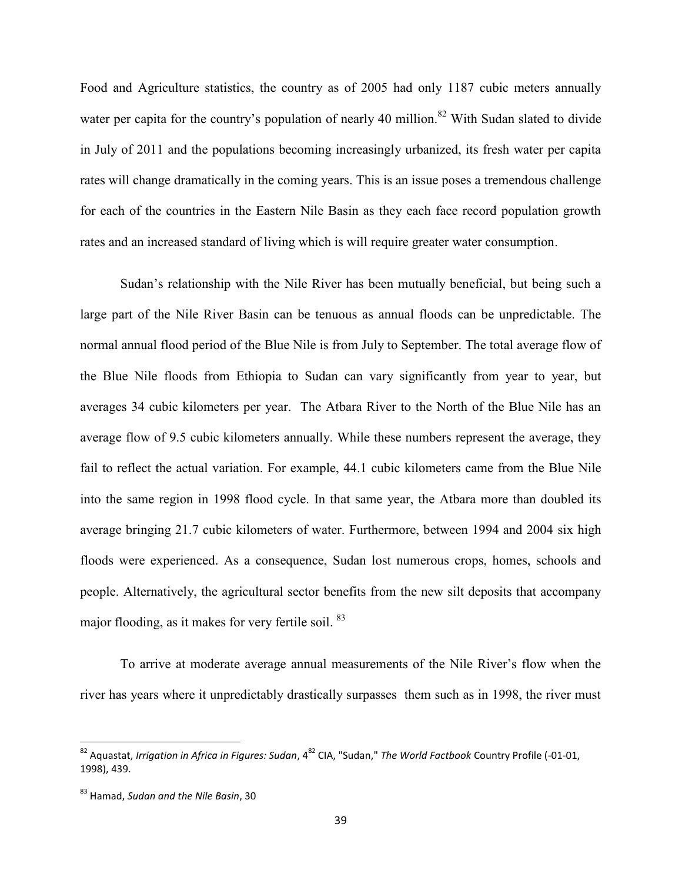Food and Agriculture statistics, the country as of 2005 had only 1187 cubic meters annually water per capita for the country's population of nearly 40 million.[82] With Sudan slated to divide in July of 2011 and the populations becoming increasingly urbanized, its fresh water per capita rates will change dramatically in the coming years. This is an issue poses a tremendous challenge for each of the countries in the Eastern Nile Basin as they each face record population growth rates and an increased standard of living which is will require greater water consumption.

Sudan's relationship with the Nile River has been mutually beneficial, but being such a large part of the Nile River Basin can be tenuous as annual floods can be unpredictable. The normal annual flood period of the Blue Nile is from July to September. The total average flow of the Blue Nile floods from Ethiopia to Sudan can vary significantly from year to year, but averages 34 cubic kilometers per year. The Atbara River to the North of the Blue Nile has an average flow of 9.5 cubic kilometers annually. While these numbers represent the average, they fail to reflect the actual variation. For example, 44.1 cubic kilometers came from the Blue Nile into the same region in 1998 flood cycle. In that same year, the Atbara more than doubled its average bringing 21.7 cubic kilometers of water. Furthermore, between 1994 and 2004 six high floods were experienced. As a consequence, Sudan lost numerous crops, homes, schools and people. Alternatively, the agricultural sector benefits from the new silt deposits that accompany major flooding, as it makes for very fertile soil. [83]

To arrive at moderate average annual measurements of the Nile River's flow when the river has years where it unpredictably drastically surpasses them such as in 1998, the river must

---

[82] Aquastat, *Irrigation in Africa in Figures: Sudan*, 4[82] CIA, "Sudan," *The World Factbook* Country Profile (-01-01, 1998), 439.

[83] Hamad, *Sudan and the Nile Basin*, 30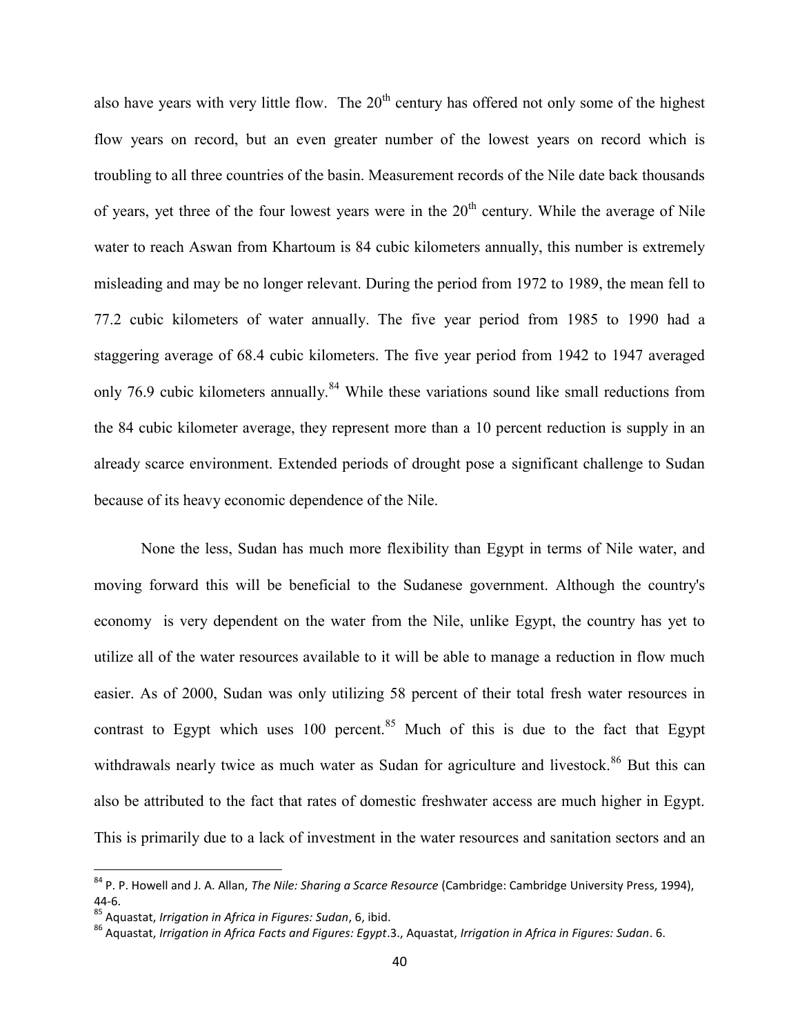also have years with very little flow. The 20th century has offered not only some of the highest flow years on record, but an even greater number of the lowest years on record which is troubling to all three countries of the basin. Measurement records of the Nile date back thousands of years, yet three of the four lowest years were in the 20th century. While the average of Nile water to reach Aswan from Khartoum is 84 cubic kilometers annually, this number is extremely misleading and may be no longer relevant. During the period from 1972 to 1989, the mean fell to 77.2 cubic kilometers of water annually. The five year period from 1985 to 1990 had a staggering average of 68.4 cubic kilometers. The five year period from 1942 to 1947 averaged only 76.9 cubic kilometers annually.[84] While these variations sound like small reductions from the 84 cubic kilometer average, they represent more than a 10 percent reduction is supply in an already scarce environment. Extended periods of drought pose a significant challenge to Sudan because of its heavy economic dependence of the Nile.

None the less, Sudan has much more flexibility than Egypt in terms of Nile water, and moving forward this will be beneficial to the Sudanese government. Although the country's economy is very dependent on the water from the Nile, unlike Egypt, the country has yet to utilize all of the water resources available to it will be able to manage a reduction in flow much easier. As of 2000, Sudan was only utilizing 58 percent of their total fresh water resources in contrast to Egypt which uses 100 percent.[85] Much of this is due to the fact that Egypt withdrawals nearly twice as much water as Sudan for agriculture and livestock.[86] But this can also be attributed to the fact that rates of domestic freshwater access are much higher in Egypt. This is primarily due to a lack of investment in the water resources and sanitation sectors and an

---

[84] P. P. Howell and J. A. Allan, *The Nile: Sharing a Scarce Resource* (Cambridge: Cambridge University Press, 1994), 44-6.

[85] Aquastat, *Irrigation in Africa in Figures: Sudan*, 6, ibid.

[86] Aquastat, *Irrigation in Africa Facts and Figures: Egypt*.3., Aquastat, *Irrigation in Africa in Figures: Sudan*. 6.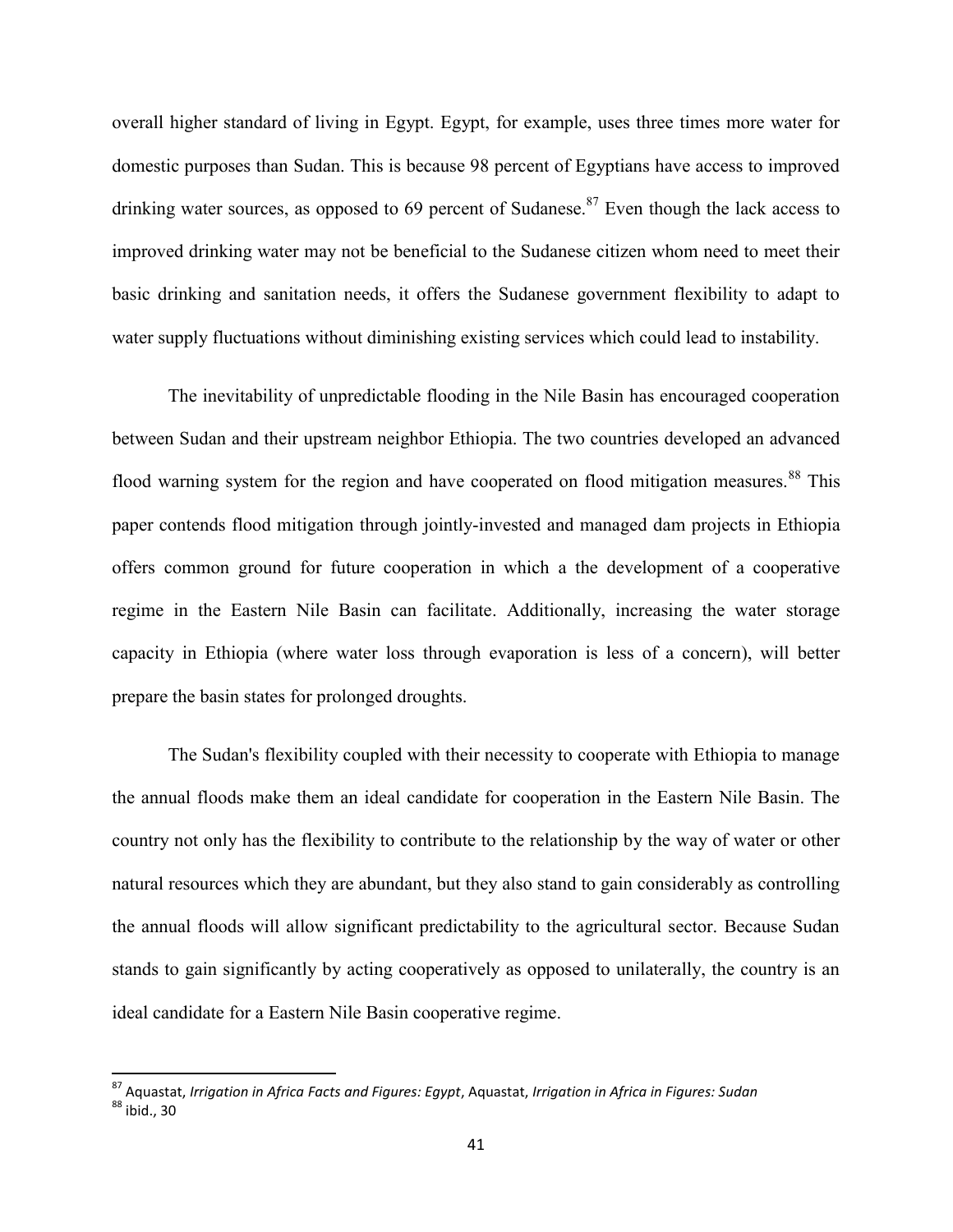overall higher standard of living in Egypt. Egypt, for example, uses three times more water for domestic purposes than Sudan. This is because 98 percent of Egyptians have access to improved drinking water sources, as opposed to 69 percent of Sudanese.[87] Even though the lack access to improved drinking water may not be beneficial to the Sudanese citizen whom need to meet their basic drinking and sanitation needs, it offers the Sudanese government flexibility to adapt to water supply fluctuations without diminishing existing services which could lead to instability.

The inevitability of unpredictable flooding in the Nile Basin has encouraged cooperation between Sudan and their upstream neighbor Ethiopia. The two countries developed an advanced flood warning system for the region and have cooperated on flood mitigation measures.[88] This paper contends flood mitigation through jointly-invested and managed dam projects in Ethiopia offers common ground for future cooperation in which a the development of a cooperative regime in the Eastern Nile Basin can facilitate. Additionally, increasing the water storage capacity in Ethiopia (where water loss through evaporation is less of a concern), will better prepare the basin states for prolonged droughts.

The Sudan's flexibility coupled with their necessity to cooperate with Ethiopia to manage the annual floods make them an ideal candidate for cooperation in the Eastern Nile Basin. The country not only has the flexibility to contribute to the relationship by the way of water or other natural resources which they are abundant, but they also stand to gain considerably as controlling the annual floods will allow significant predictability to the agricultural sector. Because Sudan stands to gain significantly by acting cooperatively as opposed to unilaterally, the country is an ideal candidate for a Eastern Nile Basin cooperative regime.

---

[87] Aquastat, *Irrigation in Africa Facts and Figures: Egypt*, Aquastat, *Irrigation in Africa in Figures: Sudan*

[88] ibid., 30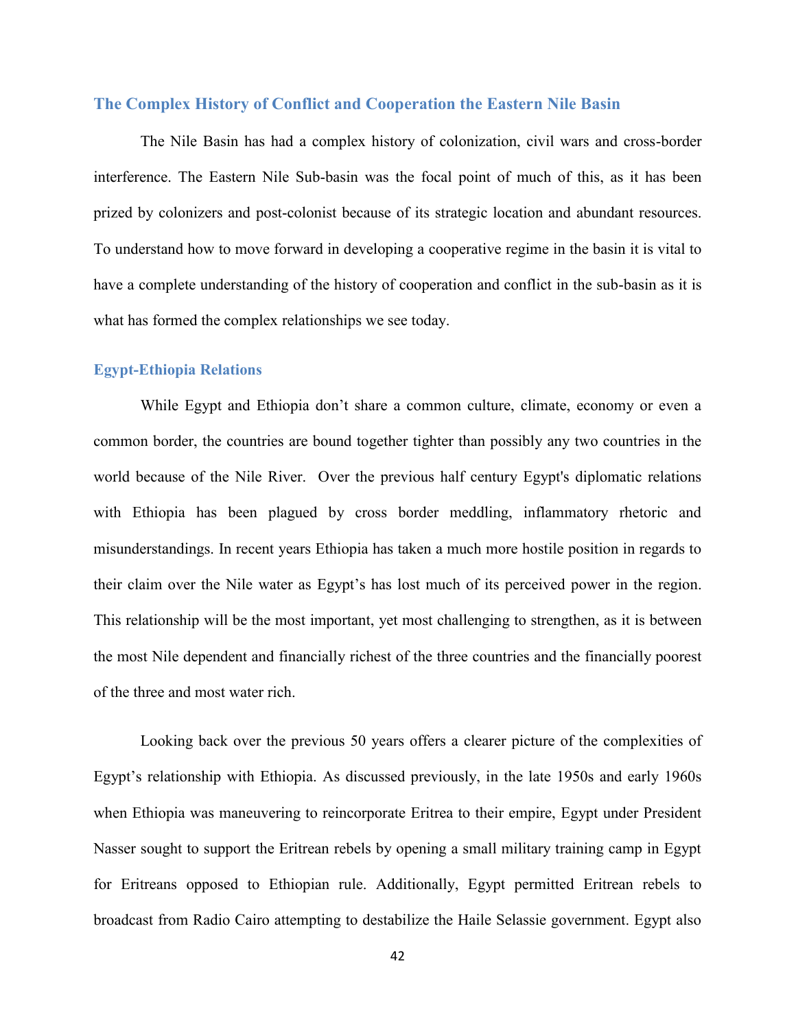## The Complex History of Conflict and Cooperation the Eastern Nile Basin

The Nile Basin has had a complex history of colonization, civil wars and cross-border interference. The Eastern Nile Sub-basin was the focal point of much of this, as it has been prized by colonizers and post-colonist because of its strategic location and abundant resources. To understand how to move forward in developing a cooperative regime in the basin it is vital to have a complete understanding of the history of cooperation and conflict in the sub-basin as it is what has formed the complex relationships we see today.

### Egypt-Ethiopia Relations

While Egypt and Ethiopia don't share a common culture, climate, economy or even a common border, the countries are bound together tighter than possibly any two countries in the world because of the Nile River. Over the previous half century Egypt's diplomatic relations with Ethiopia has been plagued by cross border meddling, inflammatory rhetoric and misunderstandings. In recent years Ethiopia has taken a much more hostile position in regards to their claim over the Nile water as Egypt's has lost much of its perceived power in the region. This relationship will be the most important, yet most challenging to strengthen, as it is between the most Nile dependent and financially richest of the three countries and the financially poorest of the three and most water rich.

Looking back over the previous 50 years offers a clearer picture of the complexities of Egypt's relationship with Ethiopia. As discussed previously, in the late 1950s and early 1960s when Ethiopia was maneuvering to reincorporate Eritrea to their empire, Egypt under President Nasser sought to support the Eritrean rebels by opening a small military training camp in Egypt for Eritreans opposed to Ethiopian rule. Additionally, Egypt permitted Eritrean rebels to broadcast from Radio Cairo attempting to destabilize the Haile Selassie government. Egypt also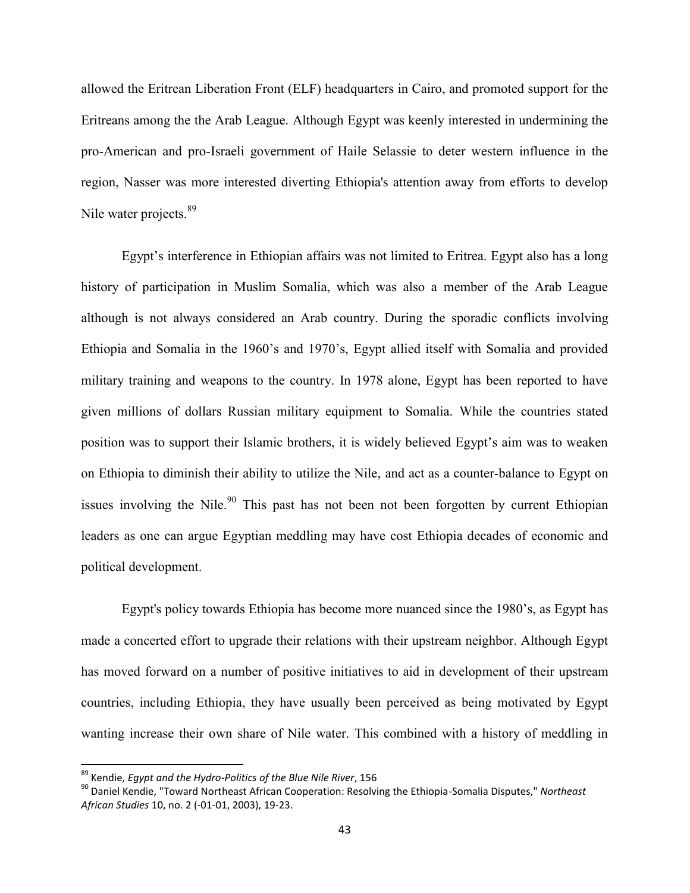allowed the Eritrean Liberation Front (ELF) headquarters in Cairo, and promoted support for the Eritreans among the the Arab League. Although Egypt was keenly interested in undermining the pro-American and pro-Israeli government of Haile Selassie to deter western influence in the region, Nasser was more interested diverting Ethiopia's attention away from efforts to develop Nile water projects.[89]

Egypt's interference in Ethiopian affairs was not limited to Eritrea. Egypt also has a long history of participation in Muslim Somalia, which was also a member of the Arab League although is not always considered an Arab country. During the sporadic conflicts involving Ethiopia and Somalia in the 1960's and 1970's, Egypt allied itself with Somalia and provided military training and weapons to the country. In 1978 alone, Egypt has been reported to have given millions of dollars Russian military equipment to Somalia. While the countries stated position was to support their Islamic brothers, it is widely believed Egypt's aim was to weaken on Ethiopia to diminish their ability to utilize the Nile, and act as a counter-balance to Egypt on issues involving the Nile.[90] This past has not been not been forgotten by current Ethiopian leaders as one can argue Egyptian meddling may have cost Ethiopia decades of economic and political development.

Egypt's policy towards Ethiopia has become more nuanced since the 1980's, as Egypt has made a concerted effort to upgrade their relations with their upstream neighbor. Although Egypt has moved forward on a number of positive initiatives to aid in development of their upstream countries, including Ethiopia, they have usually been perceived as being motivated by Egypt wanting increase their own share of Nile water. This combined with a history of meddling in

---

[89] Kendie, *Egypt and the Hydro-Politics of the Blue Nile River*, 156

[90] Daniel Kendie, "Toward Northeast African Cooperation: Resolving the Ethiopia-Somalia Disputes," *Northeast African Studies* 10, no. 2 (-01-01, 2003), 19-23.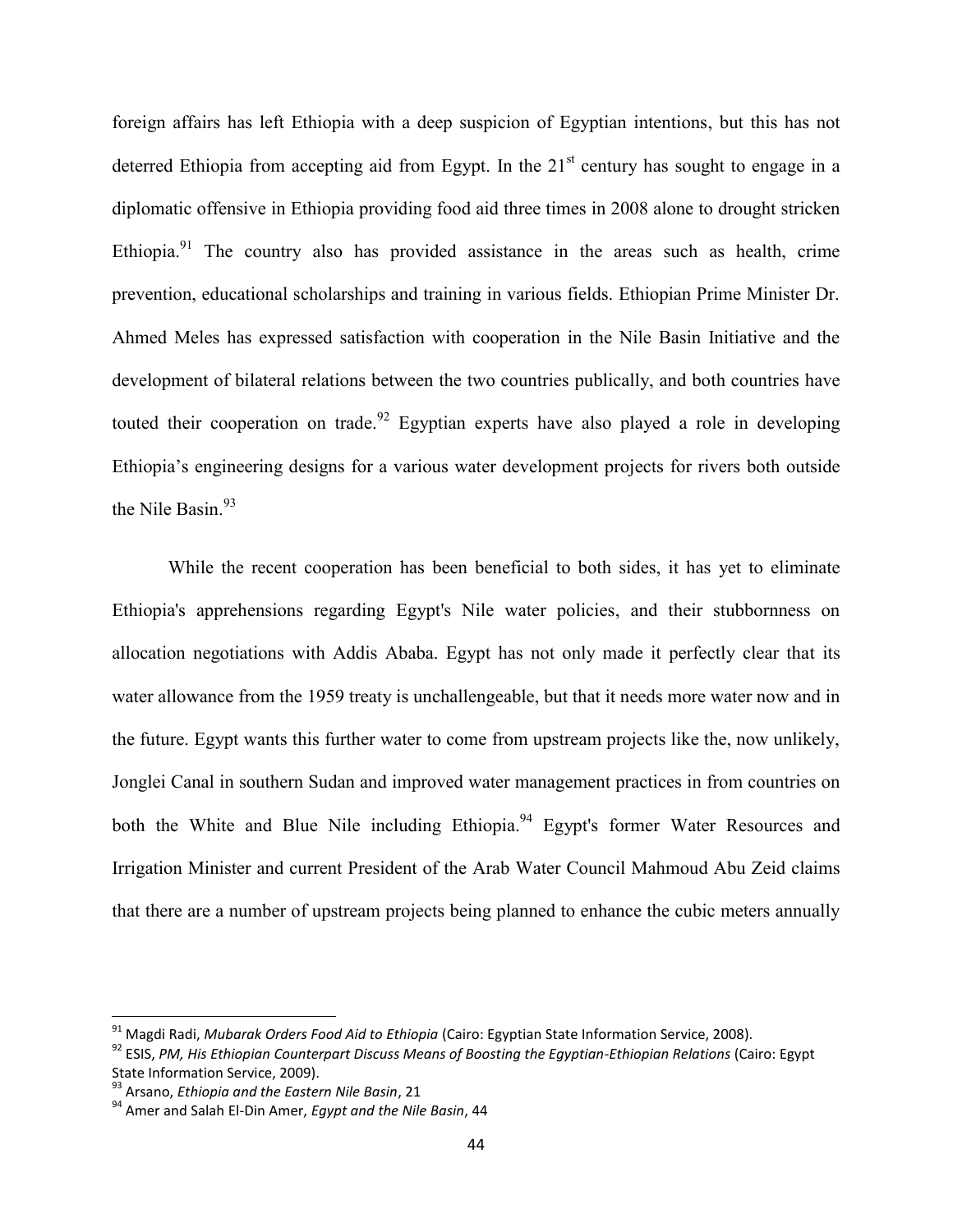foreign affairs has left Ethiopia with a deep suspicion of Egyptian intentions, but this has not deterred Ethiopia from accepting aid from Egypt. In the 21st century has sought to engage in a diplomatic offensive in Ethiopia providing food aid three times in 2008 alone to drought stricken Ethiopia.[91] The country also has provided assistance in the areas such as health, crime prevention, educational scholarships and training in various fields. Ethiopian Prime Minister Dr. Ahmed Meles has expressed satisfaction with cooperation in the Nile Basin Initiative and the development of bilateral relations between the two countries publically, and both countries have touted their cooperation on trade.[92] Egyptian experts have also played a role in developing Ethiopia's engineering designs for a various water development projects for rivers both outside the Nile Basin.[93]

While the recent cooperation has been beneficial to both sides, it has yet to eliminate Ethiopia's apprehensions regarding Egypt's Nile water policies, and their stubbornness on allocation negotiations with Addis Ababa. Egypt has not only made it perfectly clear that its water allowance from the 1959 treaty is unchallengeable, but that it needs more water now and in the future. Egypt wants this further water to come from upstream projects like the, now unlikely, Jonglei Canal in southern Sudan and improved water management practices in from countries on both the White and Blue Nile including Ethiopia.[94] Egypt's former Water Resources and Irrigation Minister and current President of the Arab Water Council Mahmoud Abu Zeid claims that there are a number of upstream projects being planned to enhance the cubic meters annually

---

[91] Magdi Radi, *Mubarak Orders Food Aid to Ethiopia* (Cairo: Egyptian State Information Service, 2008).

[92] ESIS, *PM, His Ethiopian Counterpart Discuss Means of Boosting the Egyptian-Ethiopian Relations* (Cairo: Egypt State Information Service, 2009).

[93] Arsano, *Ethiopia and the Eastern Nile Basin*, 21

[94] Amer and Salah El-Din Amer, *Egypt and the Nile Basin*, 44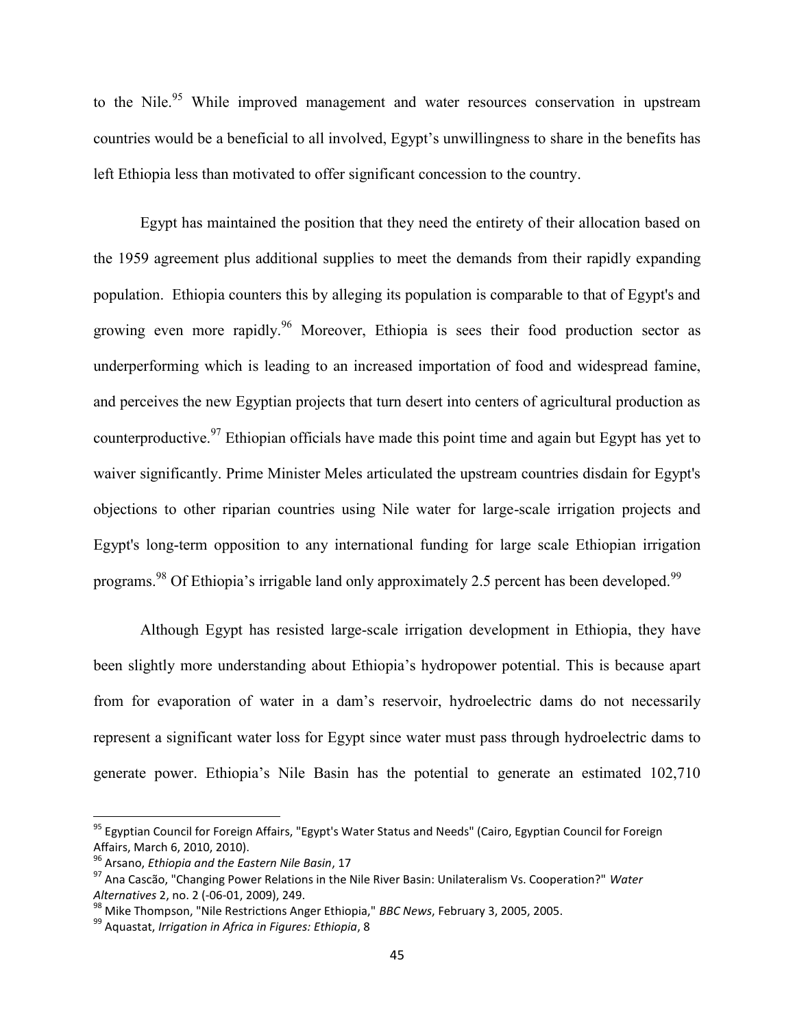to the Nile.[95] While improved management and water resources conservation in upstream countries would be a beneficial to all involved, Egypt's unwillingness to share in the benefits has left Ethiopia less than motivated to offer significant concession to the country.

Egypt has maintained the position that they need the entirety of their allocation based on the 1959 agreement plus additional supplies to meet the demands from their rapidly expanding population. Ethiopia counters this by alleging its population is comparable to that of Egypt's and growing even more rapidly.[96] Moreover, Ethiopia is sees their food production sector as underperforming which is leading to an increased importation of food and widespread famine, and perceives the new Egyptian projects that turn desert into centers of agricultural production as counterproductive.[97] Ethiopian officials have made this point time and again but Egypt has yet to waiver significantly. Prime Minister Meles articulated the upstream countries disdain for Egypt's objections to other riparian countries using Nile water for large-scale irrigation projects and Egypt's long-term opposition to any international funding for large scale Ethiopian irrigation programs.[98] Of Ethiopia's irrigable land only approximately 2.5 percent has been developed.[99]

Although Egypt has resisted large-scale irrigation development in Ethiopia, they have been slightly more understanding about Ethiopia's hydropower potential. This is because apart from for evaporation of water in a dam's reservoir, hydroelectric dams do not necessarily represent a significant water loss for Egypt since water must pass through hydroelectric dams to generate power. Ethiopia's Nile Basin has the potential to generate an estimated 102,710

---

[95] Egyptian Council for Foreign Affairs, "Egypt's Water Status and Needs" (Cairo, Egyptian Council for Foreign Affairs, March 6, 2010, 2010).

[96] Arsano, *Ethiopia and the Eastern Nile Basin*, 17

[97] Ana Cascão, "Changing Power Relations in the Nile River Basin: Unilateralism Vs. Cooperation?" *Water Alternatives* 2, no. 2 (-06-01, 2009), 249.

[98] Mike Thompson, "Nile Restrictions Anger Ethiopia," *BBC News*, February 3, 2005, 2005.

[99] Aquastat, *Irrigation in Africa in Figures: Ethiopia*, 8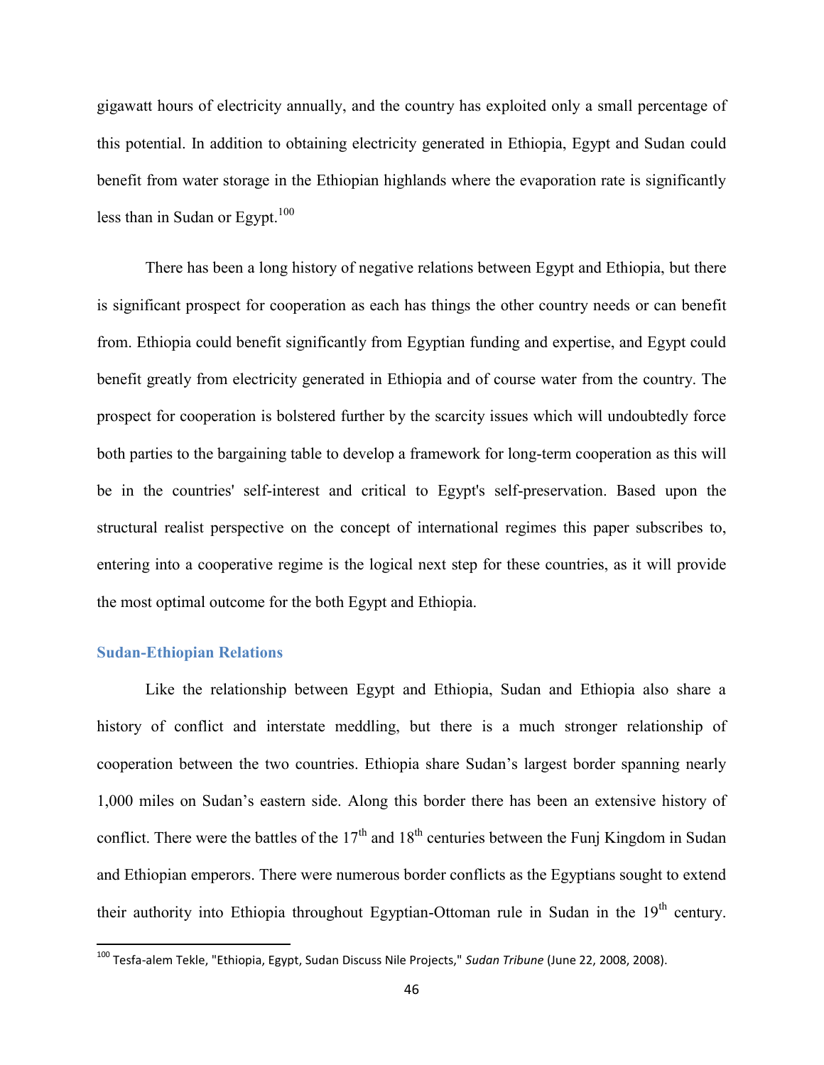gigawatt hours of electricity annually, and the country has exploited only a small percentage of this potential. In addition to obtaining electricity generated in Ethiopia, Egypt and Sudan could benefit from water storage in the Ethiopian highlands where the evaporation rate is significantly less than in Sudan or Egypt.[100]

There has been a long history of negative relations between Egypt and Ethiopia, but there is significant prospect for cooperation as each has things the other country needs or can benefit from. Ethiopia could benefit significantly from Egyptian funding and expertise, and Egypt could benefit greatly from electricity generated in Ethiopia and of course water from the country. The prospect for cooperation is bolstered further by the scarcity issues which will undoubtedly force both parties to the bargaining table to develop a framework for long-term cooperation as this will be in the countries' self-interest and critical to Egypt's self-preservation. Based upon the structural realist perspective on the concept of international regimes this paper subscribes to, entering into a cooperative regime is the logical next step for these countries, as it will provide the most optimal outcome for the both Egypt and Ethiopia.

### Sudan-Ethiopian Relations

Like the relationship between Egypt and Ethiopia, Sudan and Ethiopia also share a history of conflict and interstate meddling, but there is a much stronger relationship of cooperation between the two countries. Ethiopia share Sudan's largest border spanning nearly 1,000 miles on Sudan's eastern side. Along this border there has been an extensive history of conflict. There were the battles of the 17th and 18th centuries between the Funj Kingdom in Sudan and Ethiopian emperors. There were numerous border conflicts as the Egyptians sought to extend their authority into Ethiopia throughout Egyptian-Ottoman rule in Sudan in the 19th century.

---

[100] Tesfa-alem Tekle, "Ethiopia, Egypt, Sudan Discuss Nile Projects," *Sudan Tribune* (June 22, 2008, 2008).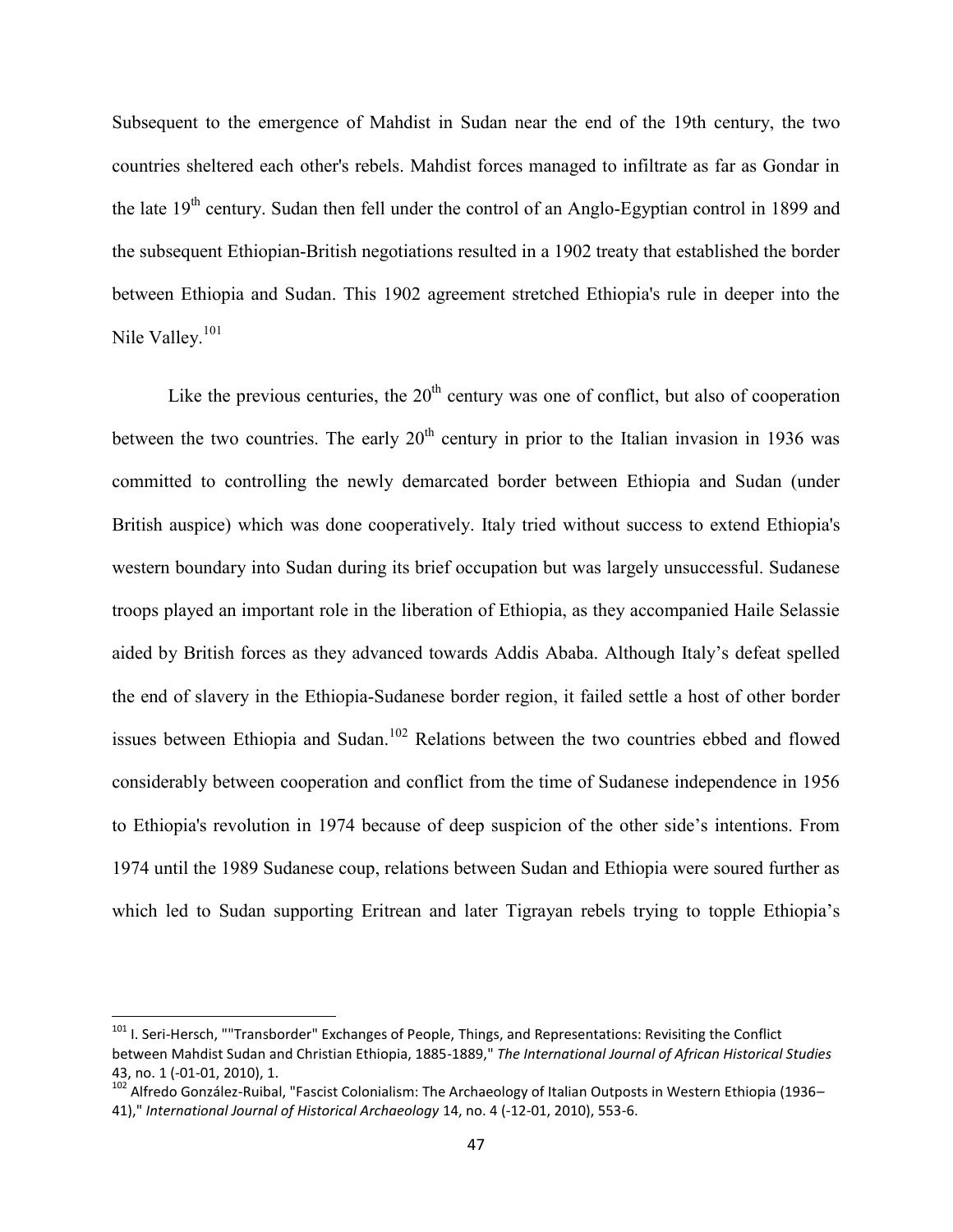Subsequent to the emergence of Mahdist in Sudan near the end of the 19th century, the two countries sheltered each other's rebels. Mahdist forces managed to infiltrate as far as Gondar in the late 19th century. Sudan then fell under the control of an Anglo-Egyptian control in 1899 and the subsequent Ethiopian-British negotiations resulted in a 1902 treaty that established the border between Ethiopia and Sudan. This 1902 agreement stretched Ethiopia's rule in deeper into the Nile Valley.[101]

Like the previous centuries, the 20th century was one of conflict, but also of cooperation between the two countries. The early 20th century in prior to the Italian invasion in 1936 was committed to controlling the newly demarcated border between Ethiopia and Sudan (under British auspice) which was done cooperatively. Italy tried without success to extend Ethiopia's western boundary into Sudan during its brief occupation but was largely unsuccessful. Sudanese troops played an important role in the liberation of Ethiopia, as they accompanied Haile Selassie aided by British forces as they advanced towards Addis Ababa. Although Italy's defeat spelled the end of slavery in the Ethiopia-Sudanese border region, it failed settle a host of other border issues between Ethiopia and Sudan.[102] Relations between the two countries ebbed and flowed considerably between cooperation and conflict from the time of Sudanese independence in 1956 to Ethiopia's revolution in 1974 because of deep suspicion of the other side's intentions. From 1974 until the 1989 Sudanese coup, relations between Sudan and Ethiopia were soured further as which led to Sudan supporting Eritrean and later Tigrayan rebels trying to topple Ethiopia's

---

[101] I. Seri-Hersch, ""Transborder" Exchanges of People, Things, and Representations: Revisiting the Conflict between Mahdist Sudan and Christian Ethiopia, 1885-1889," *The International Journal of African Historical Studies* 43, no. 1 (-01-01, 2010), 1.

[102] Alfredo González-Ruibal, "Fascist Colonialism: The Archaeology of Italian Outposts in Western Ethiopia (1936–41)," *International Journal of Historical Archaeology* 14, no. 4 (-12-01, 2010), 553-6.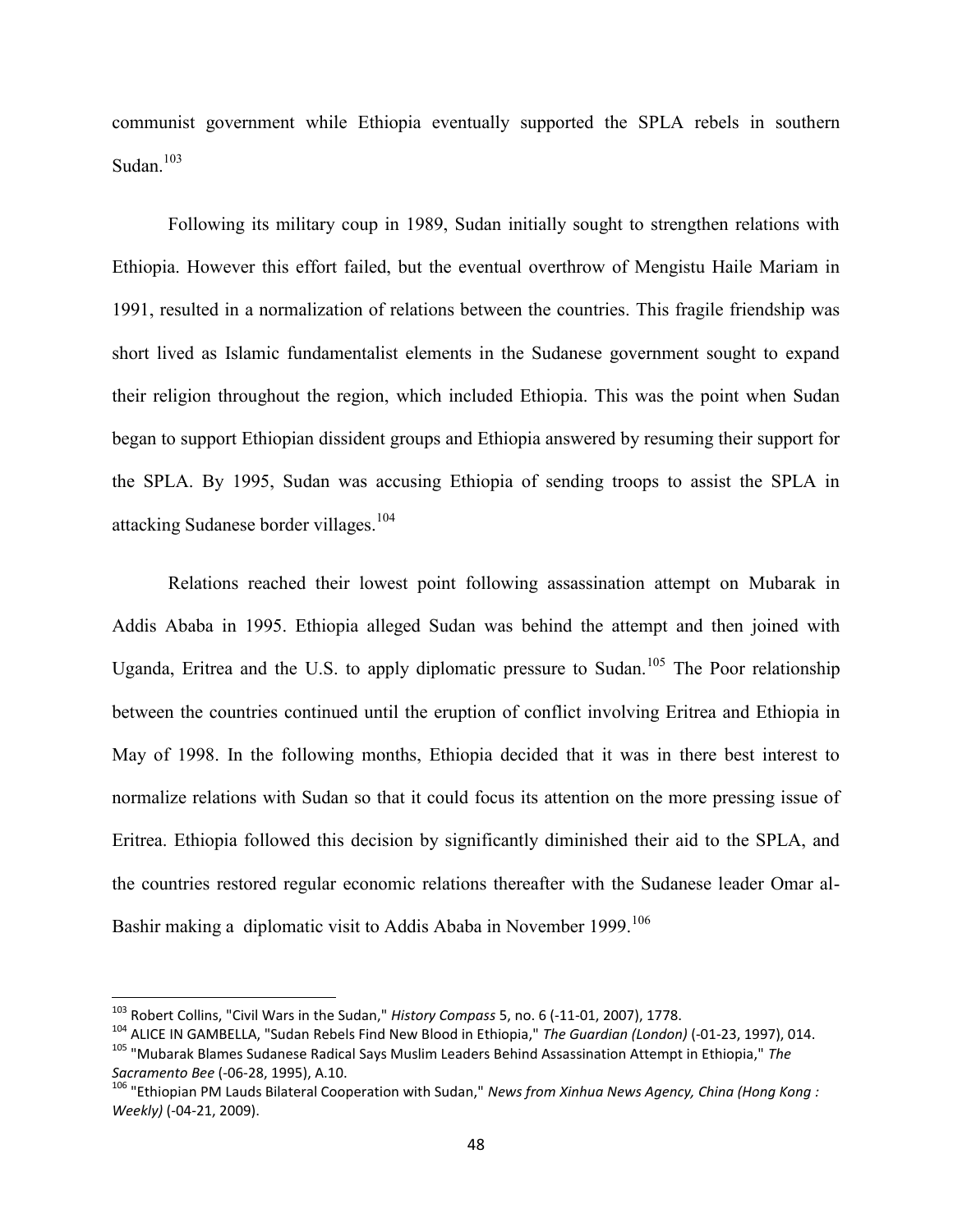communist government while Ethiopia eventually supported the SPLA rebels in southern Sudan.[103]

Following its military coup in 1989, Sudan initially sought to strengthen relations with Ethiopia. However this effort failed, but the eventual overthrow of Mengistu Haile Mariam in 1991, resulted in a normalization of relations between the countries. This fragile friendship was short lived as Islamic fundamentalist elements in the Sudanese government sought to expand their religion throughout the region, which included Ethiopia. This was the point when Sudan began to support Ethiopian dissident groups and Ethiopia answered by resuming their support for the SPLA. By 1995, Sudan was accusing Ethiopia of sending troops to assist the SPLA in attacking Sudanese border villages.[104]

Relations reached their lowest point following assassination attempt on Mubarak in Addis Ababa in 1995. Ethiopia alleged Sudan was behind the attempt and then joined with Uganda, Eritrea and the U.S. to apply diplomatic pressure to Sudan.[105] The Poor relationship between the countries continued until the eruption of conflict involving Eritrea and Ethiopia in May of 1998. In the following months, Ethiopia decided that it was in there best interest to normalize relations with Sudan so that it could focus its attention on the more pressing issue of Eritrea. Ethiopia followed this decision by significantly diminished their aid to the SPLA, and the countries restored regular economic relations thereafter with the Sudanese leader Omar al-Bashir making a diplomatic visit to Addis Ababa in November 1999.[106]

---

[103] Robert Collins, "Civil Wars in the Sudan," *History Compass* 5, no. 6 (-11-01, 2007), 1778.

[104] ALICE IN GAMBELLA, "Sudan Rebels Find New Blood in Ethiopia," *The Guardian (London)* (-01-23, 1997), 014.

[105] "Mubarak Blames Sudanese Radical Says Muslim Leaders Behind Assassination Attempt in Ethiopia," *The Sacramento Bee* (-06-28, 1995), A.10.

[106] "Ethiopian PM Lauds Bilateral Cooperation with Sudan," *News from Xinhua News Agency, China (Hong Kong : Weekly)* (-04-21, 2009).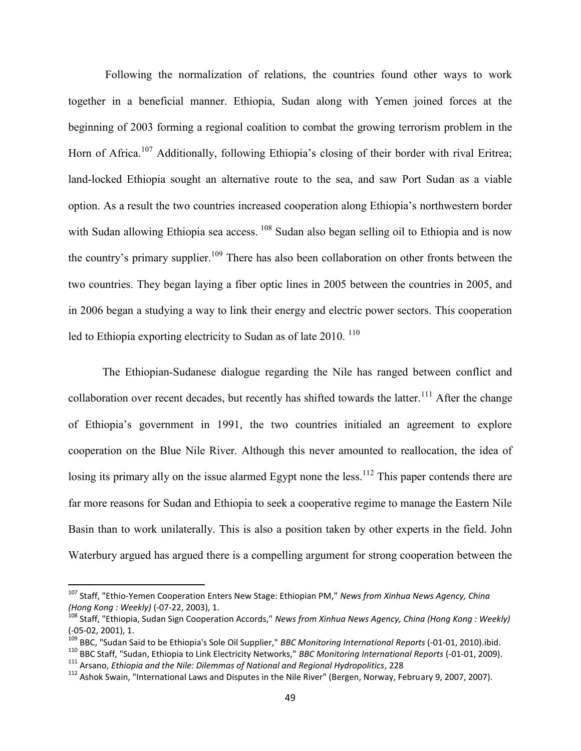Following the normalization of relations, the countries found other ways to work together in a beneficial manner. Ethiopia, Sudan along with Yemen joined forces at the beginning of 2003 forming a regional coalition to combat the growing terrorism problem in the Horn of Africa.[107] Additionally, following Ethiopia's closing of their border with rival Eritrea; land-locked Ethiopia sought an alternative route to the sea, and saw Port Sudan as a viable option. As a result the two countries increased cooperation along Ethiopia's northwestern border with Sudan allowing Ethiopia sea access. [108] Sudan also began selling oil to Ethiopia and is now the country's primary supplier.[109] There has also been collaboration on other fronts between the two countries. They began laying a fiber optic lines in 2005 between the countries in 2005, and in 2006 began a studying a way to link their energy and electric power sectors. This cooperation led to Ethiopia exporting electricity to Sudan as of late 2010. [110]

The Ethiopian-Sudanese dialogue regarding the Nile has ranged between conflict and collaboration over recent decades, but recently has shifted towards the latter.[111] After the change of Ethiopia's government in 1991, the two countries initialed an agreement to explore cooperation on the Blue Nile River. Although this never amounted to reallocation, the idea of losing its primary ally on the issue alarmed Egypt none the less.[112] This paper contends there are far more reasons for Sudan and Ethiopia to seek a cooperative regime to manage the Eastern Nile Basin than to work unilaterally. This is also a position taken by other experts in the field. John Waterbury argued has argued there is a compelling argument for strong cooperation between the

---

[107] Staff, "Ethio-Yemen Cooperation Enters New Stage: Ethiopian PM," *News from Xinhua News Agency, China (Hong Kong : Weekly)* (-07-22, 2003), 1.

[108] Staff, "Ethiopia, Sudan Sign Cooperation Accords," *News from Xinhua News Agency, China (Hong Kong : Weekly)* (-05-02, 2001), 1.

[109] BBC, "Sudan Said to be Ethiopia's Sole Oil Supplier," *BBC Monitoring International Reports* (-01-01, 2010).ibid.

[110] BBC Staff, "Sudan, Ethiopia to Link Electricity Networks," *BBC Monitoring International Reports* (-01-01, 2009).

[111] Arsano, *Ethiopia and the Nile: Dilemmas of National and Regional Hydropolitics*, 228

[112] Ashok Swain, "International Laws and Disputes in the Nile River" (Bergen, Norway, February 9, 2007, 2007).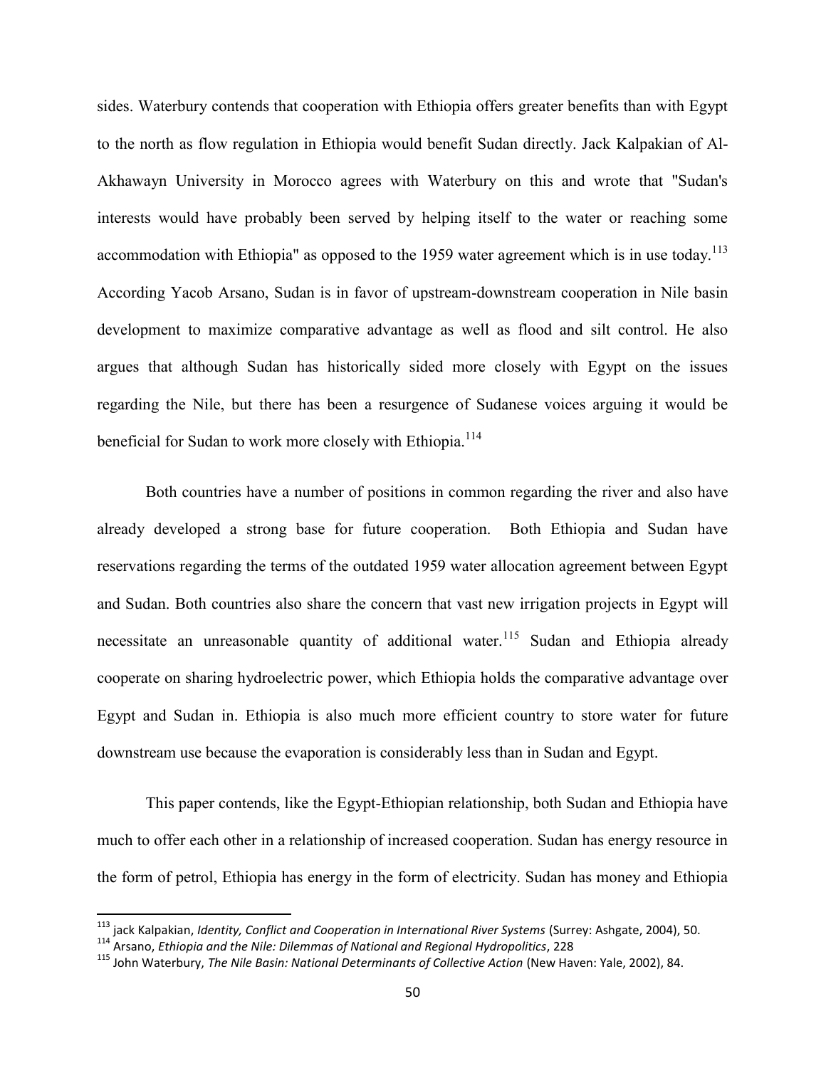sides. Waterbury contends that cooperation with Ethiopia offers greater benefits than with Egypt to the north as flow regulation in Ethiopia would benefit Sudan directly. Jack Kalpakian of Al-Akhawayn University in Morocco agrees with Waterbury on this and wrote that "Sudan's interests would have probably been served by helping itself to the water or reaching some accommodation with Ethiopia" as opposed to the 1959 water agreement which is in use today.[113] According Yacob Arsano, Sudan is in favor of upstream-downstream cooperation in Nile basin development to maximize comparative advantage as well as flood and silt control. He also argues that although Sudan has historically sided more closely with Egypt on the issues regarding the Nile, but there has been a resurgence of Sudanese voices arguing it would be beneficial for Sudan to work more closely with Ethiopia.[114]

Both countries have a number of positions in common regarding the river and also have already developed a strong base for future cooperation. Both Ethiopia and Sudan have reservations regarding the terms of the outdated 1959 water allocation agreement between Egypt and Sudan. Both countries also share the concern that vast new irrigation projects in Egypt will necessitate an unreasonable quantity of additional water.[115] Sudan and Ethiopia already cooperate on sharing hydroelectric power, which Ethiopia holds the comparative advantage over Egypt and Sudan in. Ethiopia is also much more efficient country to store water for future downstream use because the evaporation is considerably less than in Sudan and Egypt.

This paper contends, like the Egypt-Ethiopian relationship, both Sudan and Ethiopia have much to offer each other in a relationship of increased cooperation. Sudan has energy resource in the form of petrol, Ethiopia has energy in the form of electricity. Sudan has money and Ethiopia

---

[113] jack Kalpakian, *Identity, Conflict and Cooperation in International River Systems* (Surrey: Ashgate, 2004), 50.

[114] Arsano, *Ethiopia and the Nile: Dilemmas of National and Regional Hydropolitics*, 228

[115] John Waterbury, *The Nile Basin: National Determinants of Collective Action* (New Haven: Yale, 2002), 84.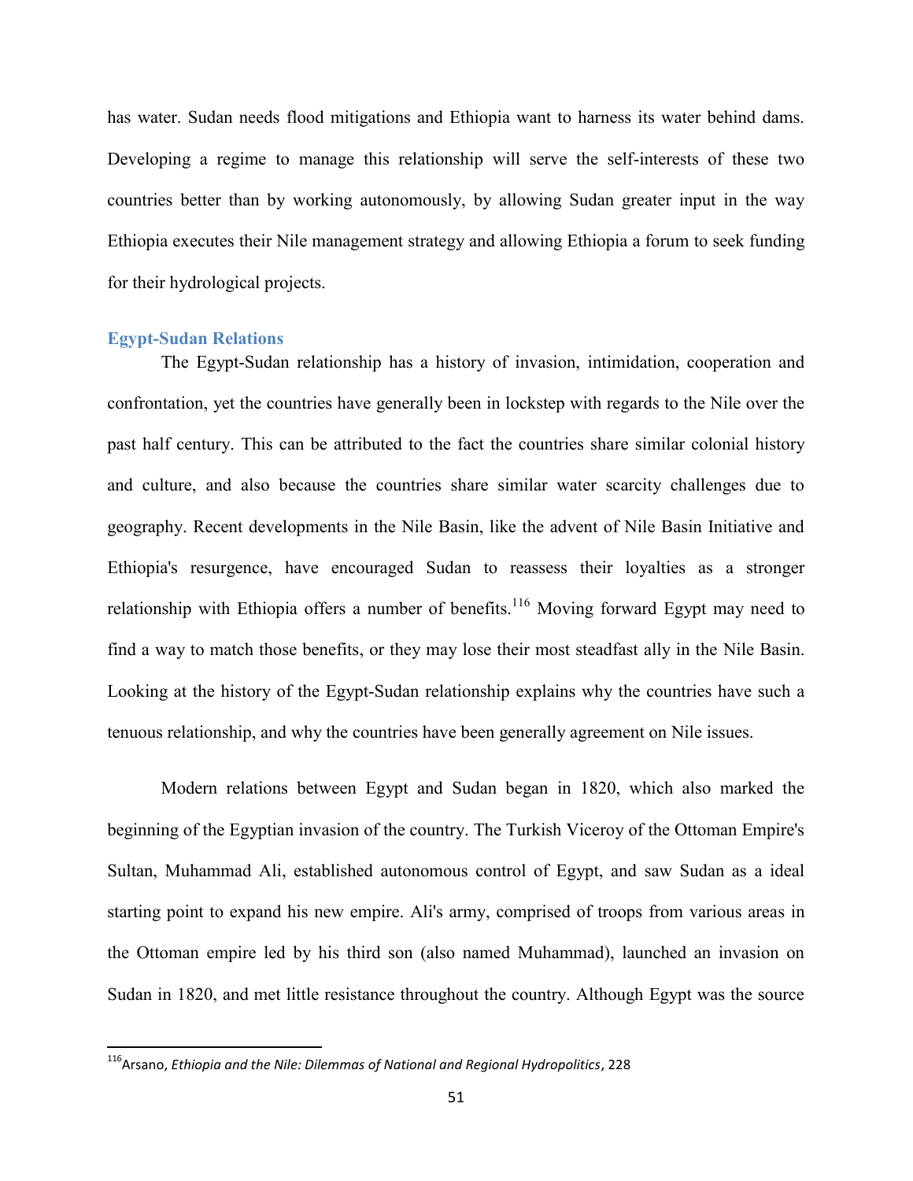has water. Sudan needs flood mitigations and Ethiopia want to harness its water behind dams. Developing a regime to manage this relationship will serve the self-interests of these two countries better than by working autonomously, by allowing Sudan greater input in the way Ethiopia executes their Nile management strategy and allowing Ethiopia a forum to seek funding for their hydrological projects.

### Egypt-Sudan Relations

The Egypt-Sudan relationship has a history of invasion, intimidation, cooperation and confrontation, yet the countries have generally been in lockstep with regards to the Nile over the past half century. This can be attributed to the fact the countries share similar colonial history and culture, and also because the countries share similar water scarcity challenges due to geography. Recent developments in the Nile Basin, like the advent of Nile Basin Initiative and Ethiopia's resurgence, have encouraged Sudan to reassess their loyalties as a stronger relationship with Ethiopia offers a number of benefits.[116] Moving forward Egypt may need to find a way to match those benefits, or they may lose their most steadfast ally in the Nile Basin. Looking at the history of the Egypt-Sudan relationship explains why the countries have such a tenuous relationship, and why the countries have been generally agreement on Nile issues.

Modern relations between Egypt and Sudan began in 1820, which also marked the beginning of the Egyptian invasion of the country. The Turkish Viceroy of the Ottoman Empire's Sultan, Muhammad Ali, established autonomous control of Egypt, and saw Sudan as a ideal starting point to expand his new empire. Ali's army, comprised of troops from various areas in the Ottoman empire led by his third son (also named Muhammad), launched an invasion on Sudan in 1820, and met little resistance throughout the country. Although Egypt was the source

---

[116] Arsano, *Ethiopia and the Nile: Dilemmas of National and Regional Hydropolitics*, 228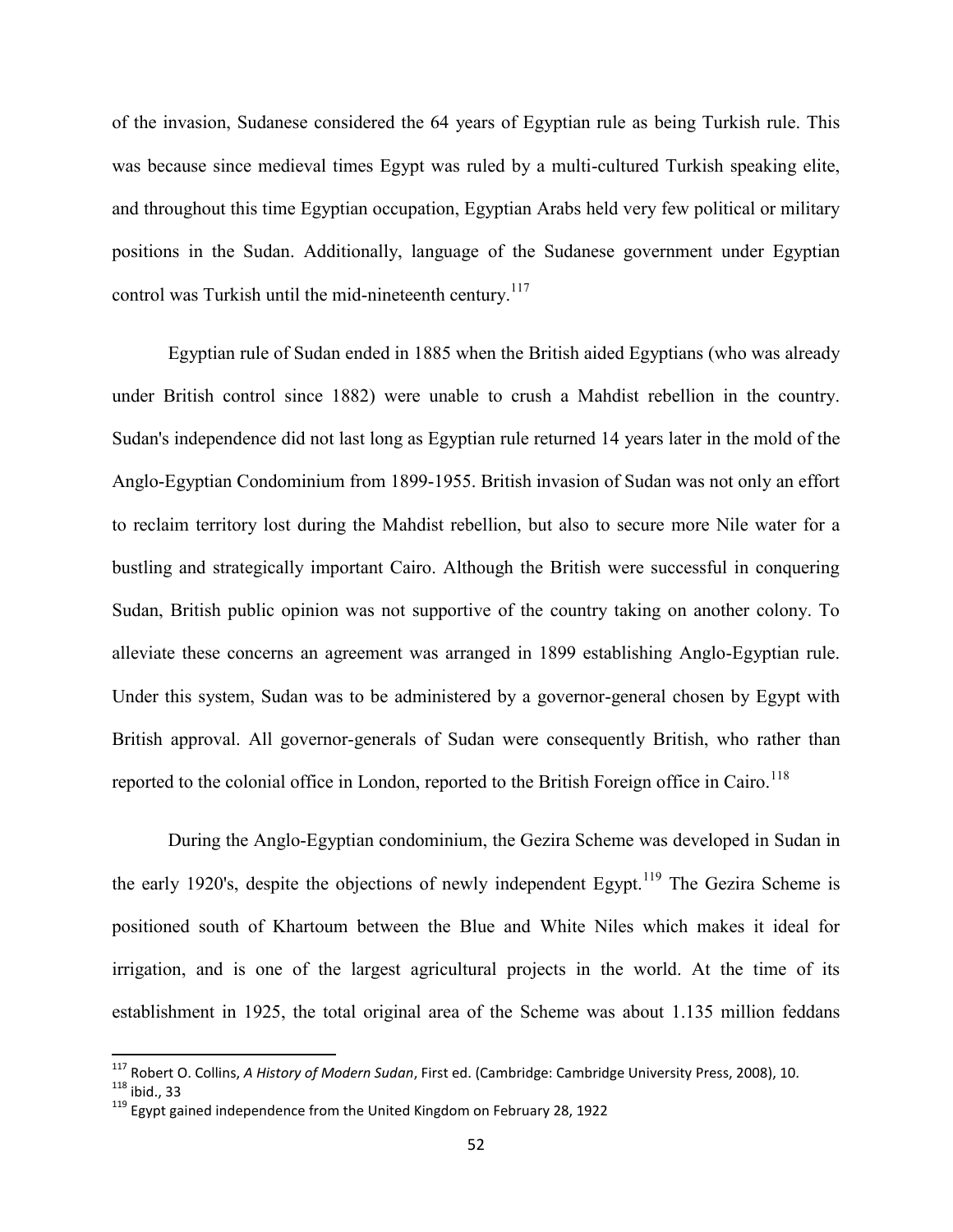of the invasion, Sudanese considered the 64 years of Egyptian rule as being Turkish rule. This was because since medieval times Egypt was ruled by a multi-cultured Turkish speaking elite, and throughout this time Egyptian occupation, Egyptian Arabs held very few political or military positions in the Sudan. Additionally, language of the Sudanese government under Egyptian control was Turkish until the mid-nineteenth century.[117]

Egyptian rule of Sudan ended in 1885 when the British aided Egyptians (who was already under British control since 1882) were unable to crush a Mahdist rebellion in the country. Sudan's independence did not last long as Egyptian rule returned 14 years later in the mold of the Anglo-Egyptian Condominium from 1899-1955. British invasion of Sudan was not only an effort to reclaim territory lost during the Mahdist rebellion, but also to secure more Nile water for a bustling and strategically important Cairo. Although the British were successful in conquering Sudan, British public opinion was not supportive of the country taking on another colony. To alleviate these concerns an agreement was arranged in 1899 establishing Anglo-Egyptian rule. Under this system, Sudan was to be administered by a governor-general chosen by Egypt with British approval. All governor-generals of Sudan were consequently British, who rather than reported to the colonial office in London, reported to the British Foreign office in Cairo.[118]

During the Anglo-Egyptian condominium, the Gezira Scheme was developed in Sudan in the early 1920's, despite the objections of newly independent Egypt.[119] The Gezira Scheme is positioned south of Khartoum between the Blue and White Niles which makes it ideal for irrigation, and is one of the largest agricultural projects in the world. At the time of its establishment in 1925, the total original area of the Scheme was about 1.135 million feddans

---

[117] Robert O. Collins, *A History of Modern Sudan*, First ed. (Cambridge: Cambridge University Press, 2008), 10.

[118] ibid., 33

[119] Egypt gained independence from the United Kingdom on February 28, 1922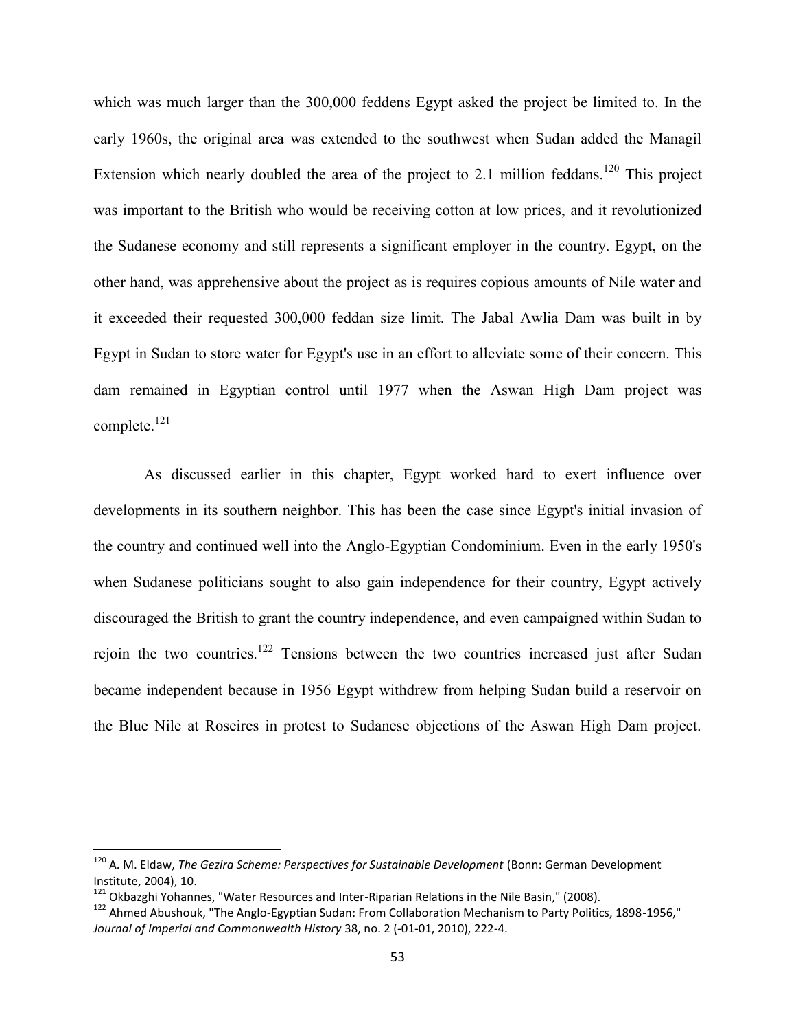which was much larger than the 300,000 feddens Egypt asked the project be limited to. In the early 1960s, the original area was extended to the southwest when Sudan added the Managil Extension which nearly doubled the area of the project to 2.1 million feddans.[120] This project was important to the British who would be receiving cotton at low prices, and it revolutionized the Sudanese economy and still represents a significant employer in the country. Egypt, on the other hand, was apprehensive about the project as is requires copious amounts of Nile water and it exceeded their requested 300,000 feddan size limit. The Jabal Awlia Dam was built in by Egypt in Sudan to store water for Egypt's use in an effort to alleviate some of their concern. This dam remained in Egyptian control until 1977 when the Aswan High Dam project was complete.[121]

As discussed earlier in this chapter, Egypt worked hard to exert influence over developments in its southern neighbor. This has been the case since Egypt's initial invasion of the country and continued well into the Anglo-Egyptian Condominium. Even in the early 1950's when Sudanese politicians sought to also gain independence for their country, Egypt actively discouraged the British to grant the country independence, and even campaigned within Sudan to rejoin the two countries.[122] Tensions between the two countries increased just after Sudan became independent because in 1956 Egypt withdrew from helping Sudan build a reservoir on the Blue Nile at Roseires in protest to Sudanese objections of the Aswan High Dam project.

---

[120] A. M. Eldaw, *The Gezira Scheme: Perspectives for Sustainable Development* (Bonn: German Development Institute, 2004), 10.

[121] Okbazghi Yohannes, "Water Resources and Inter-Riparian Relations in the Nile Basin," (2008).

[122] Ahmed Abushouk, "The Anglo-Egyptian Sudan: From Collaboration Mechanism to Party Politics, 1898-1956," *Journal of Imperial and Commonwealth History* 38, no. 2 (-01-01, 2010), 222-4.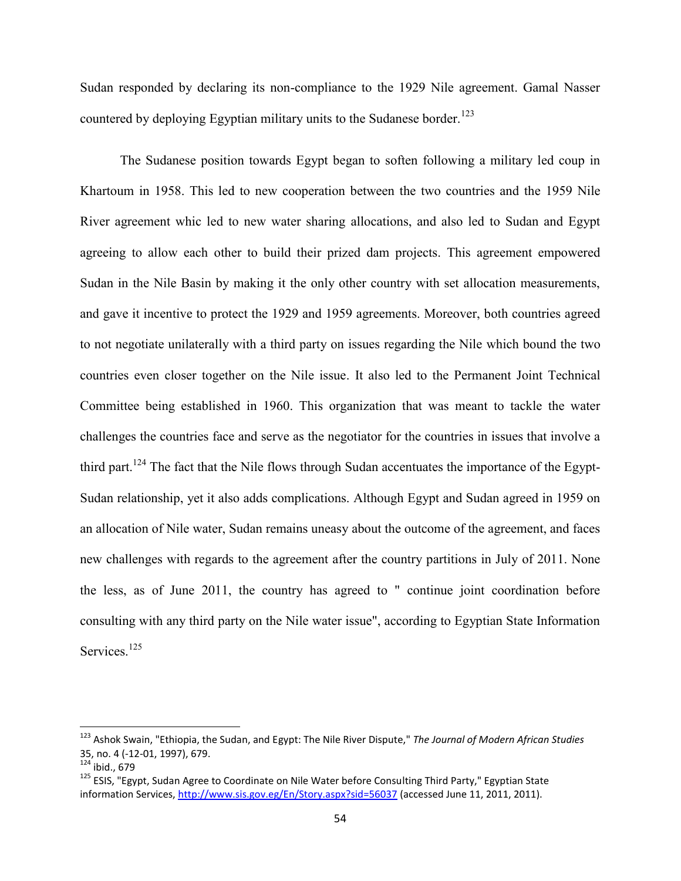Sudan responded by declaring its non-compliance to the 1929 Nile agreement. Gamal Nasser countered by deploying Egyptian military units to the Sudanese border.[123]

The Sudanese position towards Egypt began to soften following a military led coup in Khartoum in 1958. This led to new cooperation between the two countries and the 1959 Nile River agreement whic led to new water sharing allocations, and also led to Sudan and Egypt agreeing to allow each other to build their prized dam projects. This agreement empowered Sudan in the Nile Basin by making it the only other country with set allocation measurements, and gave it incentive to protect the 1929 and 1959 agreements. Moreover, both countries agreed to not negotiate unilaterally with a third party on issues regarding the Nile which bound the two countries even closer together on the Nile issue. It also led to the Permanent Joint Technical Committee being established in 1960. This organization that was meant to tackle the water challenges the countries face and serve as the negotiator for the countries in issues that involve a third part.[124] The fact that the Nile flows through Sudan accentuates the importance of the Egypt-Sudan relationship, yet it also adds complications. Although Egypt and Sudan agreed in 1959 on an allocation of Nile water, Sudan remains uneasy about the outcome of the agreement, and faces new challenges with regards to the agreement after the country partitions in July of 2011. None the less, as of June 2011, the country has agreed to " continue joint coordination before consulting with any third party on the Nile water issue", according to Egyptian State Information Services.[125]

---

[123] Ashok Swain, "Ethiopia, the Sudan, and Egypt: The Nile River Dispute," *The Journal of Modern African Studies* 35, no. 4 (-12-01, 1997), 679.

[124] ibid., 679

[125] ESIS, "Egypt, Sudan Agree to Coordinate on Nile Water before Consulting Third Party," Egyptian State information Services, http://www.sis.gov.eg/En/Story.aspx?sid=56037 (accessed June 11, 2011, 2011).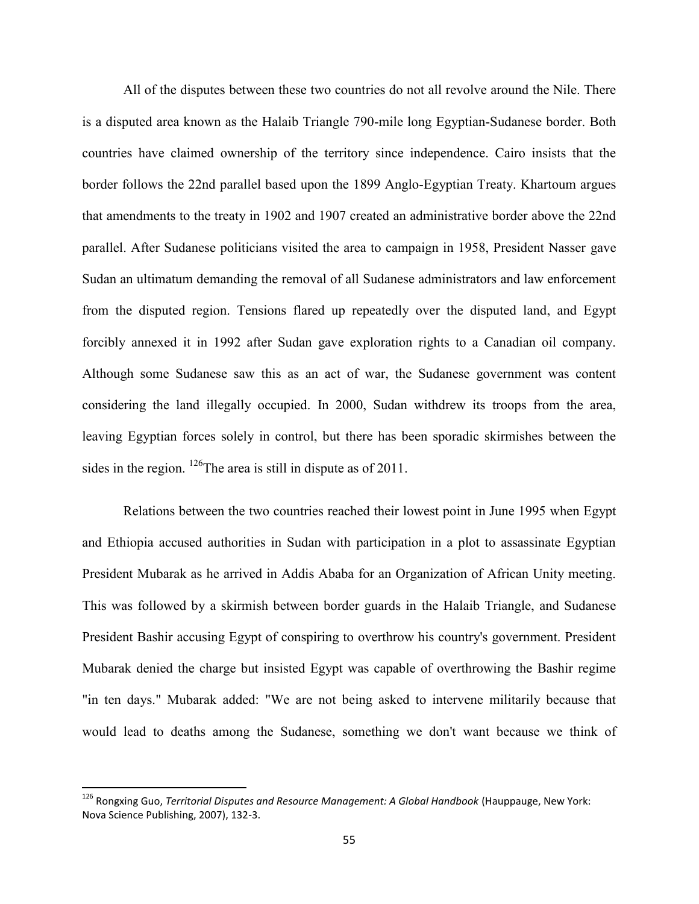All of the disputes between these two countries do not all revolve around the Nile. There is a disputed area known as the Halaib Triangle 790-mile long Egyptian-Sudanese border. Both countries have claimed ownership of the territory since independence. Cairo insists that the border follows the 22nd parallel based upon the 1899 Anglo-Egyptian Treaty. Khartoum argues that amendments to the treaty in 1902 and 1907 created an administrative border above the 22nd parallel. After Sudanese politicians visited the area to campaign in 1958, President Nasser gave Sudan an ultimatum demanding the removal of all Sudanese administrators and law enforcement from the disputed region. Tensions flared up repeatedly over the disputed land, and Egypt forcibly annexed it in 1992 after Sudan gave exploration rights to a Canadian oil company. Although some Sudanese saw this as an act of war, the Sudanese government was content considering the land illegally occupied. In 2000, Sudan withdrew its troops from the area, leaving Egyptian forces solely in control, but there has been sporadic skirmishes between the sides in the region. [126]The area is still in dispute as of 2011.

Relations between the two countries reached their lowest point in June 1995 when Egypt and Ethiopia accused authorities in Sudan with participation in a plot to assassinate Egyptian President Mubarak as he arrived in Addis Ababa for an Organization of African Unity meeting. This was followed by a skirmish between border guards in the Halaib Triangle, and Sudanese President Bashir accusing Egypt of conspiring to overthrow his country's government. President Mubarak denied the charge but insisted Egypt was capable of overthrowing the Bashir regime "in ten days." Mubarak added: "We are not being asked to intervene militarily because that would lead to deaths among the Sudanese, something we don't want because we think of

---

[126] Rongxing Guo, *Territorial Disputes and Resource Management: A Global Handbook* (Hauppauge, New York: Nova Science Publishing, 2007), 132-3.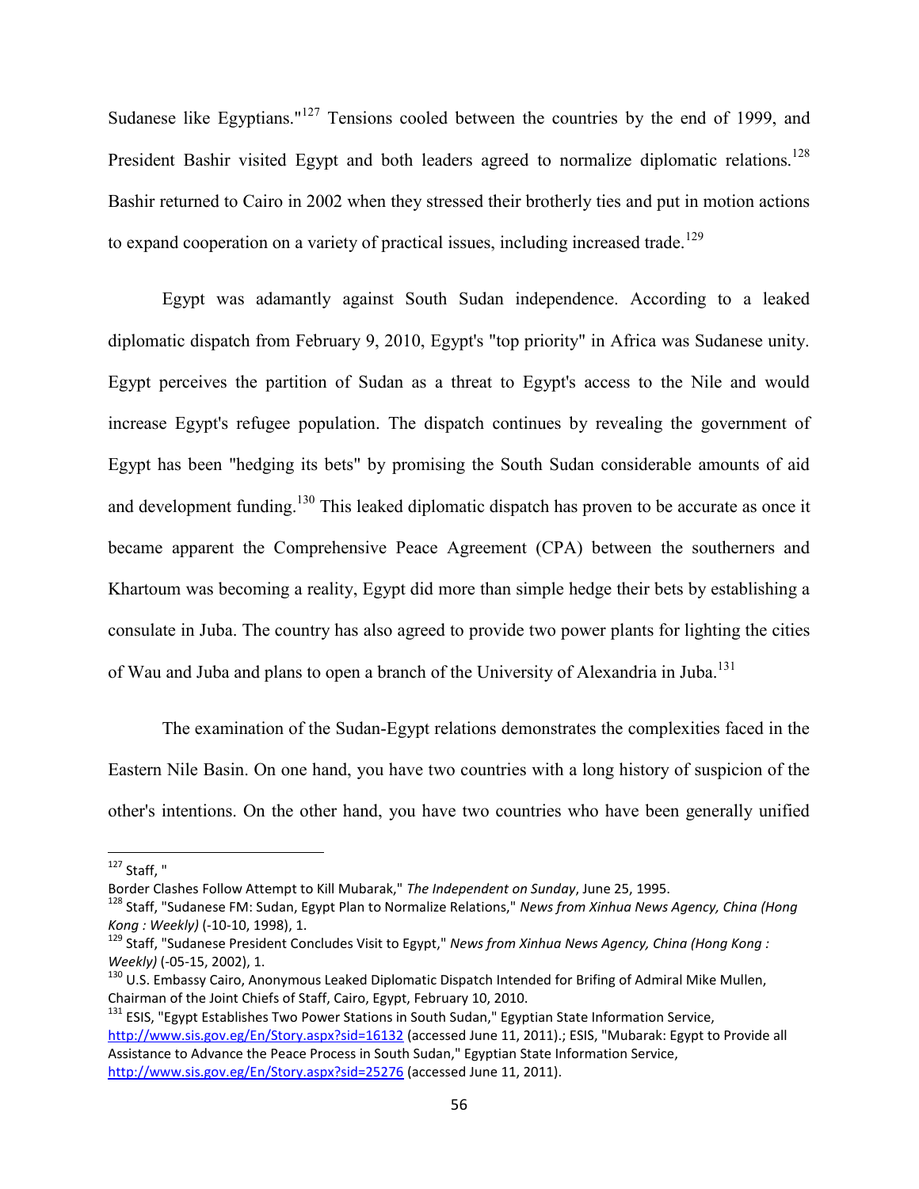Sudanese like Egyptians."[127] Tensions cooled between the countries by the end of 1999, and President Bashir visited Egypt and both leaders agreed to normalize diplomatic relations.[128] Bashir returned to Cairo in 2002 when they stressed their brotherly ties and put in motion actions to expand cooperation on a variety of practical issues, including increased trade.[129]

Egypt was adamantly against South Sudan independence. According to a leaked diplomatic dispatch from February 9, 2010, Egypt's "top priority" in Africa was Sudanese unity. Egypt perceives the partition of Sudan as a threat to Egypt's access to the Nile and would increase Egypt's refugee population. The dispatch continues by revealing the government of Egypt has been "hedging its bets" by promising the South Sudan considerable amounts of aid and development funding.[130] This leaked diplomatic dispatch has proven to be accurate as once it became apparent the Comprehensive Peace Agreement (CPA) between the southerners and Khartoum was becoming a reality, Egypt did more than simple hedge their bets by establishing a consulate in Juba. The country has also agreed to provide two power plants for lighting the cities of Wau and Juba and plans to open a branch of the University of Alexandria in Juba.[131]

The examination of the Sudan-Egypt relations demonstrates the complexities faced in the Eastern Nile Basin. On one hand, you have two countries with a long history of suspicion of the other's intentions. On the other hand, you have two countries who have been generally unified

---

[127] Staff, "
Border Clashes Follow Attempt to Kill Mubarak," *The Independent on Sunday*, June 25, 1995.

[128] Staff, "Sudanese FM: Sudan, Egypt Plan to Normalize Relations," *News from Xinhua News Agency, China (Hong Kong : Weekly)* (-10-10, 1998), 1.

[129] Staff, "Sudanese President Concludes Visit to Egypt," *News from Xinhua News Agency, China (Hong Kong : Weekly)* (-05-15, 2002), 1.

[130] U.S. Embassy Cairo, Anonymous Leaked Diplomatic Dispatch Intended for Brifing of Admiral Mike Mullen, Chairman of the Joint Chiefs of Staff, Cairo, Egypt, February 10, 2010.

[131] ESIS, "Egypt Establishes Two Power Stations in South Sudan," Egyptian State Information Service, http://www.sis.gov.eg/En/Story.aspx?sid=16132 (accessed June 11, 2011).; ESIS, "Mubarak: Egypt to Provide all Assistance to Advance the Peace Process in South Sudan," Egyptian State Information Service, http://www.sis.gov.eg/En/Story.aspx?sid=25276 (accessed June 11, 2011).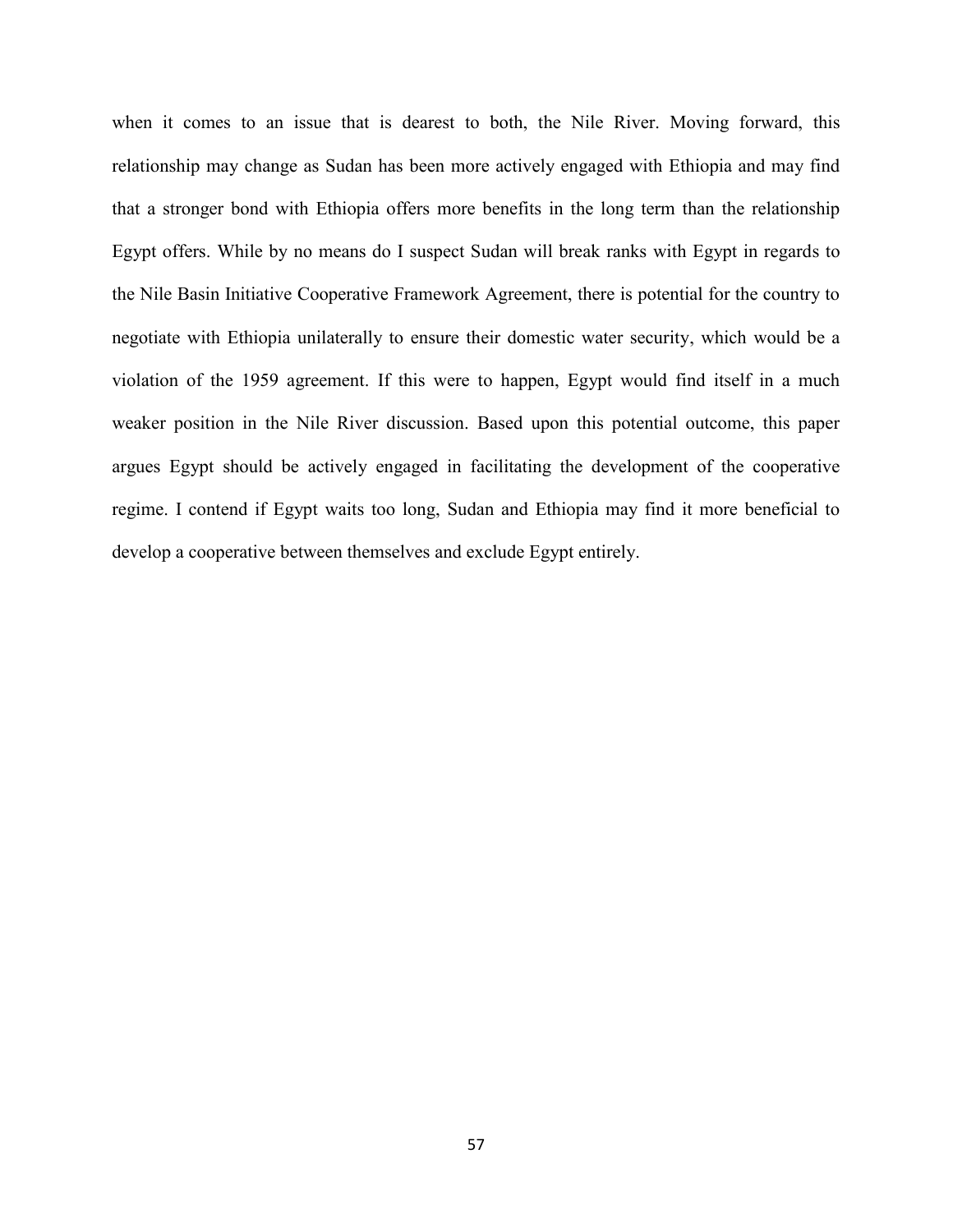when it comes to an issue that is dearest to both, the Nile River. Moving forward, this relationship may change as Sudan has been more actively engaged with Ethiopia and may find that a stronger bond with Ethiopia offers more benefits in the long term than the relationship Egypt offers. While by no means do I suspect Sudan will break ranks with Egypt in regards to the Nile Basin Initiative Cooperative Framework Agreement, there is potential for the country to negotiate with Ethiopia unilaterally to ensure their domestic water security, which would be a violation of the 1959 agreement. If this were to happen, Egypt would find itself in a much weaker position in the Nile River discussion. Based upon this potential outcome, this paper argues Egypt should be actively engaged in facilitating the development of the cooperative regime. I contend if Egypt waits too long, Sudan and Ethiopia may find it more beneficial to develop a cooperative between themselves and exclude Egypt entirely.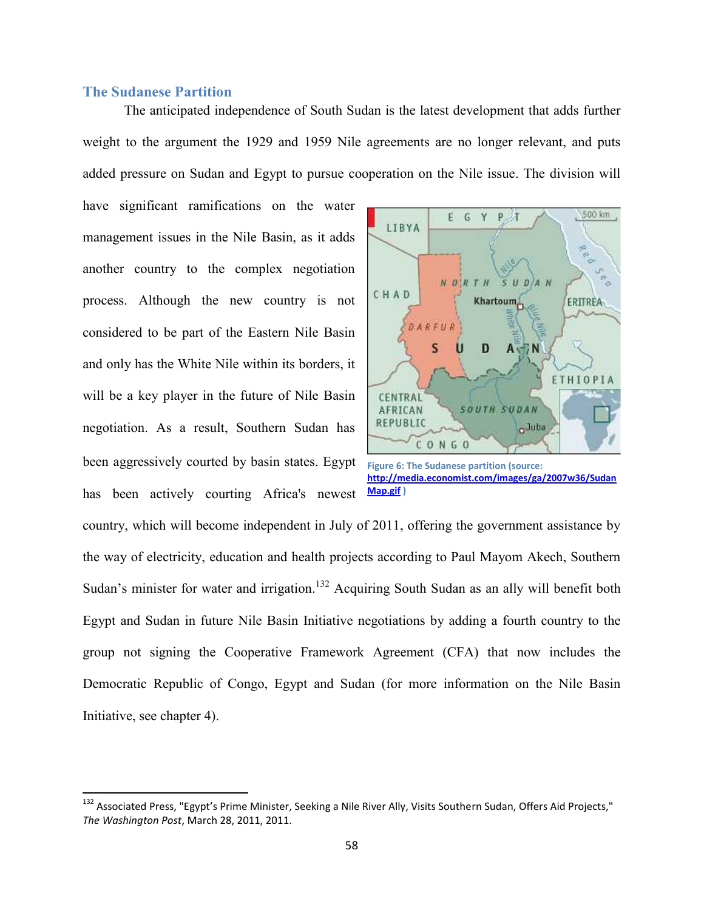## The Sudanese Partition

The anticipated independence of South Sudan is the latest development that adds further weight to the argument the 1929 and 1959 Nile agreements are no longer relevant, and puts added pressure on Sudan and Egypt to pursue cooperation on the Nile issue. The division will have significant ramifications on the water management issues in the Nile Basin, as it adds another country to the complex negotiation process. Although the new country is not considered to be part of the Eastern Nile Basin and only has the White Nile within its borders, it will be a key player in the future of Nile Basin negotiation. As a result, Southern Sudan has been aggressively courted by basin states. Egypt has been actively courting Africa's newest country, which will become independent in July of 2011, offering the government assistance by the way of electricity, education and health projects according to Paul Mayom Akech, Southern Sudan's minister for water and irrigation.[132] Acquiring South Sudan as an ally will benefit both Egypt and Sudan in future Nile Basin Initiative negotiations by adding a fourth country to the group not signing the Cooperative Framework Agreement (CFA) that now includes the Democratic Republic of Congo, Egypt and Sudan (for more information on the Nile Basin Initiative, see chapter 4).

Figure 6: The Sudanese partition (source: http://media.economist.com/images/ga/2007w36/SudanMap.gif )

[132] Associated Press, "Egypt's Prime Minister, Seeking a Nile River Ally, Visits Southern Sudan, Offers Aid Projects," *The Washington Post*, March 28, 2011, 2011.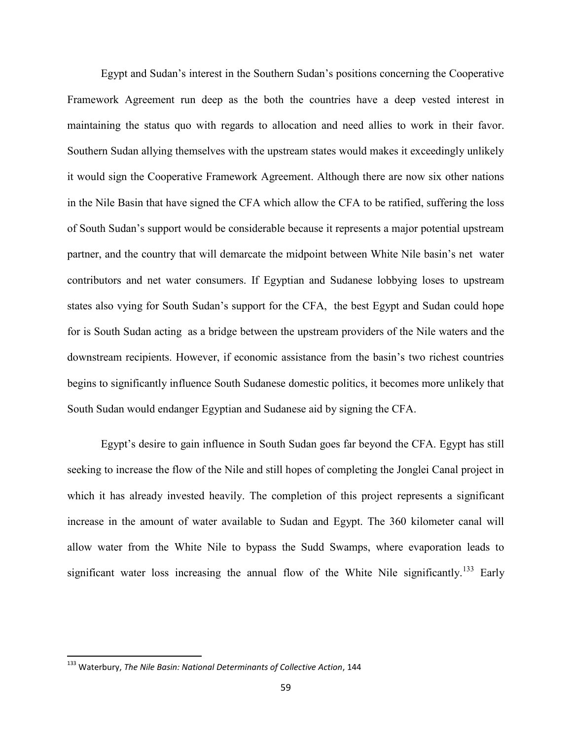Egypt and Sudan's interest in the Southern Sudan's positions concerning the Cooperative Framework Agreement run deep as the both the countries have a deep vested interest in maintaining the status quo with regards to allocation and need allies to work in their favor. Southern Sudan allying themselves with the upstream states would makes it exceedingly unlikely it would sign the Cooperative Framework Agreement. Although there are now six other nations in the Nile Basin that have signed the CFA which allow the CFA to be ratified, suffering the loss of South Sudan's support would be considerable because it represents a major potential upstream partner, and the country that will demarcate the midpoint between White Nile basin's net water contributors and net water consumers. If Egyptian and Sudanese lobbying loses to upstream states also vying for South Sudan's support for the CFA, the best Egypt and Sudan could hope for is South Sudan acting as a bridge between the upstream providers of the Nile waters and the downstream recipients. However, if economic assistance from the basin's two richest countries begins to significantly influence South Sudanese domestic politics, it becomes more unlikely that South Sudan would endanger Egyptian and Sudanese aid by signing the CFA.

Egypt's desire to gain influence in South Sudan goes far beyond the CFA. Egypt has still seeking to increase the flow of the Nile and still hopes of completing the Jonglei Canal project in which it has already invested heavily. The completion of this project represents a significant increase in the amount of water available to Sudan and Egypt. The 360 kilometer canal will allow water from the White Nile to bypass the Sudd Swamps, where evaporation leads to significant water loss increasing the annual flow of the White Nile significantly.[133] Early

---

[133] Waterbury, *The Nile Basin: National Determinants of Collective Action*, 144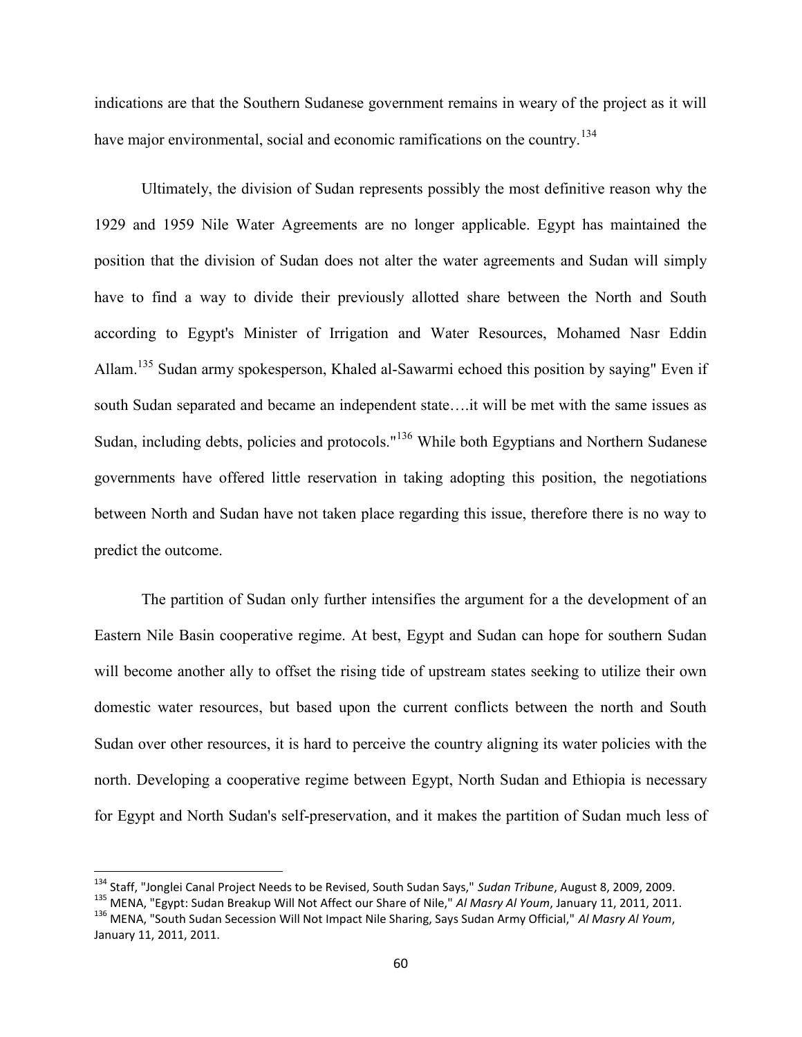indications are that the Southern Sudanese government remains in weary of the project as it will have major environmental, social and economic ramifications on the country.[134]

Ultimately, the division of Sudan represents possibly the most definitive reason why the 1929 and 1959 Nile Water Agreements are no longer applicable. Egypt has maintained the position that the division of Sudan does not alter the water agreements and Sudan will simply have to find a way to divide their previously allotted share between the North and South according to Egypt's Minister of Irrigation and Water Resources, Mohamed Nasr Eddin Allam.[135] Sudan army spokesperson, Khaled al-Sawarmi echoed this position by saying" Even if south Sudan separated and became an independent state….it will be met with the same issues as Sudan, including debts, policies and protocols."[136] While both Egyptians and Northern Sudanese governments have offered little reservation in taking adopting this position, the negotiations between North and Sudan have not taken place regarding this issue, therefore there is no way to predict the outcome.

The partition of Sudan only further intensifies the argument for a the development of an Eastern Nile Basin cooperative regime. At best, Egypt and Sudan can hope for southern Sudan will become another ally to offset the rising tide of upstream states seeking to utilize their own domestic water resources, but based upon the current conflicts between the north and South Sudan over other resources, it is hard to perceive the country aligning its water policies with the north. Developing a cooperative regime between Egypt, North Sudan and Ethiopia is necessary for Egypt and North Sudan's self-preservation, and it makes the partition of Sudan much less of

---

[134] Staff, "Jonglei Canal Project Needs to be Revised, South Sudan Says," *Sudan Tribune*, August 8, 2009, 2009.

[135] MENA, "Egypt: Sudan Breakup Will Not Affect our Share of Nile," *Al Masry Al Youm*, January 11, 2011, 2011.

[136] MENA, "South Sudan Secession Will Not Impact Nile Sharing, Says Sudan Army Official," *Al Masry Al Youm*, January 11, 2011, 2011.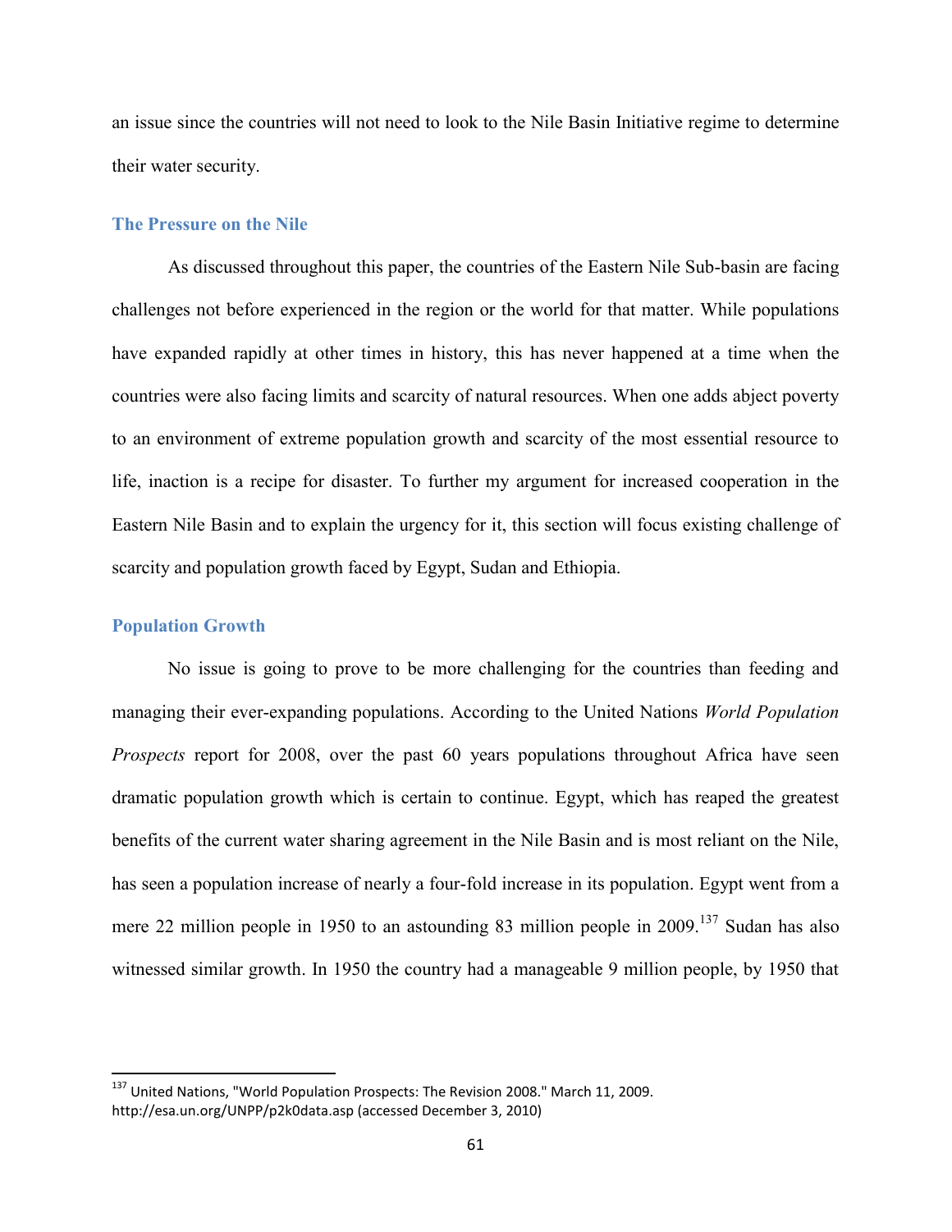an issue since the countries will not need to look to the Nile Basin Initiative regime to determine their water security.

### The Pressure on the Nile

As discussed throughout this paper, the countries of the Eastern Nile Sub-basin are facing challenges not before experienced in the region or the world for that matter. While populations have expanded rapidly at other times in history, this has never happened at a time when the countries were also facing limits and scarcity of natural resources. When one adds abject poverty to an environment of extreme population growth and scarcity of the most essential resource to life, inaction is a recipe for disaster. To further my argument for increased cooperation in the Eastern Nile Basin and to explain the urgency for it, this section will focus existing challenge of scarcity and population growth faced by Egypt, Sudan and Ethiopia.

### Population Growth

No issue is going to prove to be more challenging for the countries than feeding and managing their ever-expanding populations. According to the United Nations *World Population Prospects* report for 2008, over the past 60 years populations throughout Africa have seen dramatic population growth which is certain to continue. Egypt, which has reaped the greatest benefits of the current water sharing agreement in the Nile Basin and is most reliant on the Nile, has seen a population increase of nearly a four-fold increase in its population. Egypt went from a mere 22 million people in 1950 to an astounding 83 million people in 2009.[137] Sudan has also witnessed similar growth. In 1950 the country had a manageable 9 million people, by 1950 that

---

[137] United Nations, "World Population Prospects: The Revision 2008." March 11, 2009. http://esa.un.org/UNPP/p2k0data.asp (accessed December 3, 2010)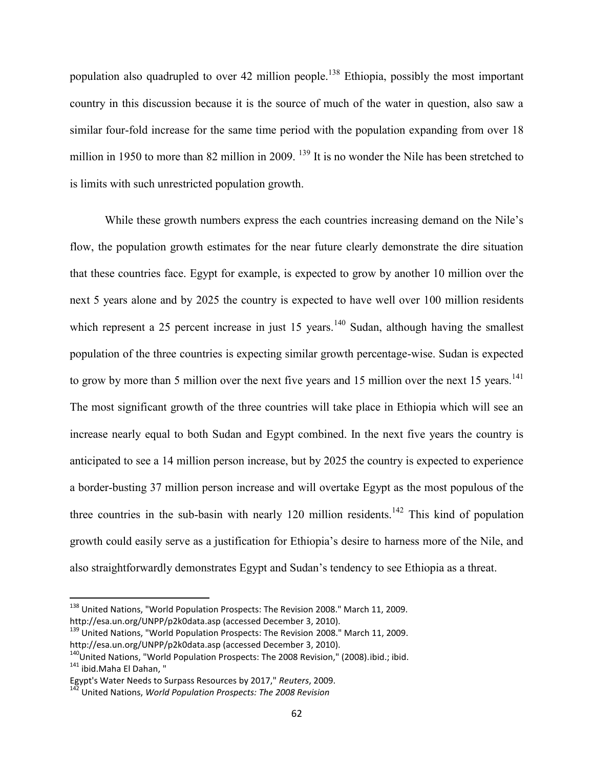population also quadrupled to over 42 million people.[138] Ethiopia, possibly the most important country in this discussion because it is the source of much of the water in question, also saw a similar four-fold increase for the same time period with the population expanding from over 18 million in 1950 to more than 82 million in 2009. [139] It is no wonder the Nile has been stretched to is limits with such unrestricted population growth.

While these growth numbers express the each countries increasing demand on the Nile's flow, the population growth estimates for the near future clearly demonstrate the dire situation that these countries face. Egypt for example, is expected to grow by another 10 million over the next 5 years alone and by 2025 the country is expected to have well over 100 million residents which represent a 25 percent increase in just 15 years.[140] Sudan, although having the smallest population of the three countries is expecting similar growth percentage-wise. Sudan is expected to grow by more than 5 million over the next five years and 15 million over the next 15 years.[141] The most significant growth of the three countries will take place in Ethiopia which will see an increase nearly equal to both Sudan and Egypt combined. In the next five years the country is anticipated to see a 14 million person increase, but by 2025 the country is expected to experience a border-busting 37 million person increase and will overtake Egypt as the most populous of the three countries in the sub-basin with nearly 120 million residents.[142] This kind of population growth could easily serve as a justification for Ethiopia's desire to harness more of the Nile, and also straightforwardly demonstrates Egypt and Sudan's tendency to see Ethiopia as a threat.

---

[138] United Nations, "World Population Prospects: The Revision 2008." March 11, 2009. http://esa.un.org/UNPP/p2k0data.asp (accessed December 3, 2010).

[139] United Nations, "World Population Prospects: The Revision 2008." March 11, 2009. http://esa.un.org/UNPP/p2k0data.asp (accessed December 3, 2010).

[140] United Nations, "World Population Prospects: The 2008 Revision," (2008).ibid.; ibid.

[141] ibid.Maha El Dahan, "
Egypt's Water Needs to Surpass Resources by 2017," *Reuters*, 2009.

[142] United Nations, *World Population Prospects: The 2008 Revision*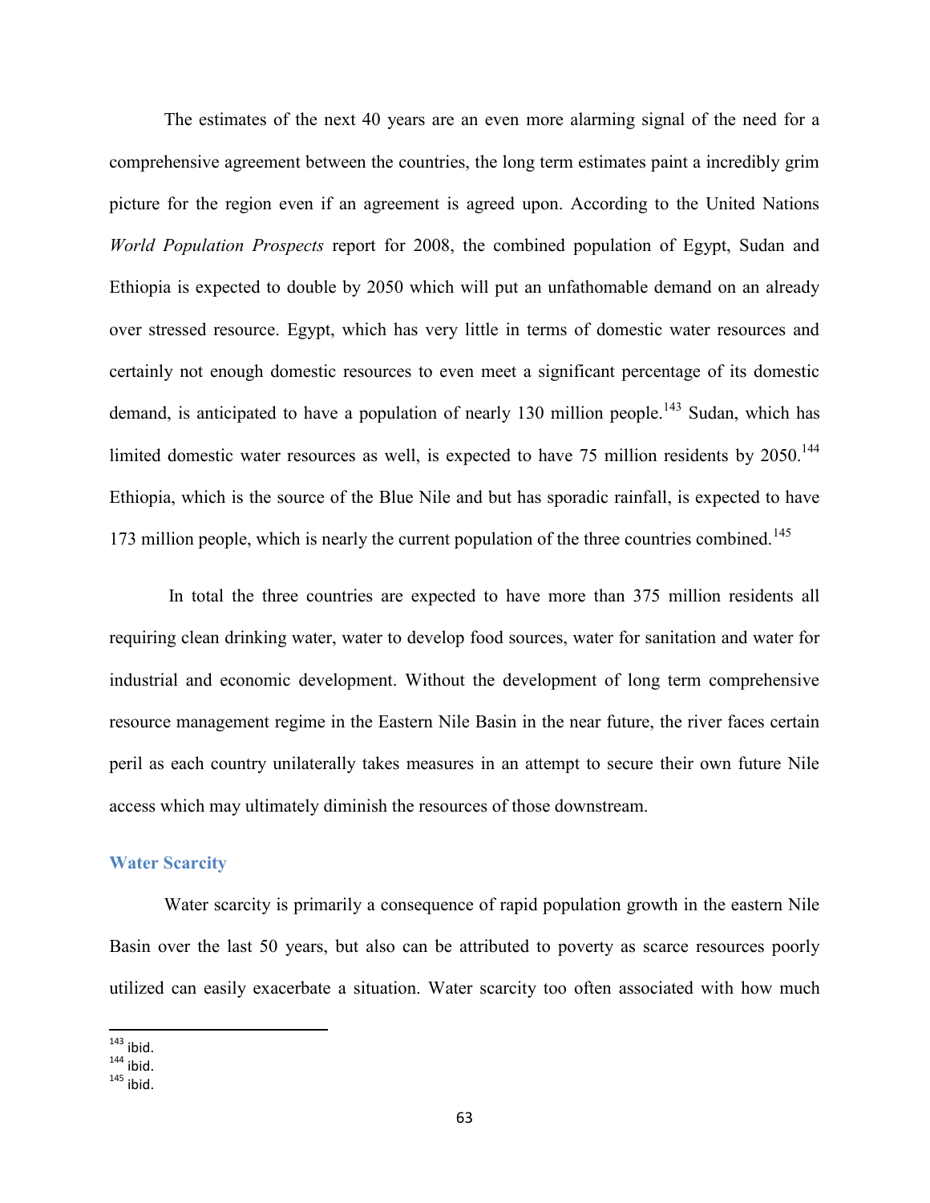The estimates of the next 40 years are an even more alarming signal of the need for a comprehensive agreement between the countries, the long term estimates paint a incredibly grim picture for the region even if an agreement is agreed upon. According to the United Nations *World Population Prospects* report for 2008, the combined population of Egypt, Sudan and Ethiopia is expected to double by 2050 which will put an unfathomable demand on an already over stressed resource. Egypt, which has very little in terms of domestic water resources and certainly not enough domestic resources to even meet a significant percentage of its domestic demand, is anticipated to have a population of nearly 130 million people.[143] Sudan, which has limited domestic water resources as well, is expected to have 75 million residents by 2050.[144] Ethiopia, which is the source of the Blue Nile and but has sporadic rainfall, is expected to have 173 million people, which is nearly the current population of the three countries combined.[145]

In total the three countries are expected to have more than 375 million residents all requiring clean drinking water, water to develop food sources, water for sanitation and water for industrial and economic development. Without the development of long term comprehensive resource management regime in the Eastern Nile Basin in the near future, the river faces certain peril as each country unilaterally takes measures in an attempt to secure their own future Nile access which may ultimately diminish the resources of those downstream.

## Water Scarcity

Water scarcity is primarily a consequence of rapid population growth in the eastern Nile Basin over the last 50 years, but also can be attributed to poverty as scarce resources poorly utilized can easily exacerbate a situation. Water scarcity too often associated with how much

---

[143] ibid.

[144] ibid.

[145] ibid.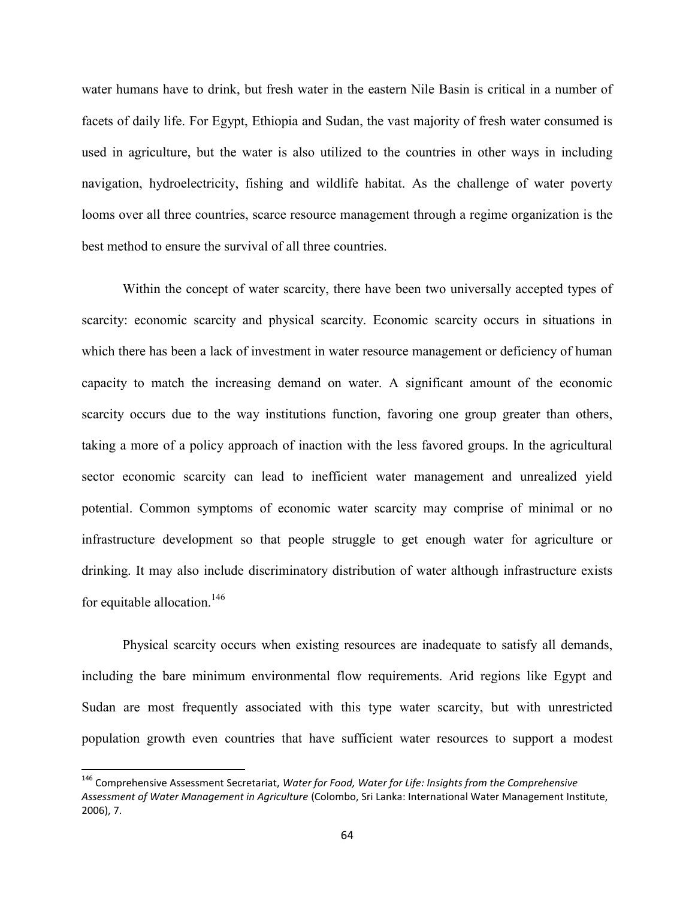water humans have to drink, but fresh water in the eastern Nile Basin is critical in a number of facets of daily life. For Egypt, Ethiopia and Sudan, the vast majority of fresh water consumed is used in agriculture, but the water is also utilized to the countries in other ways in including navigation, hydroelectricity, fishing and wildlife habitat. As the challenge of water poverty looms over all three countries, scarce resource management through a regime organization is the best method to ensure the survival of all three countries.

Within the concept of water scarcity, there have been two universally accepted types of scarcity: economic scarcity and physical scarcity. Economic scarcity occurs in situations in which there has been a lack of investment in water resource management or deficiency of human capacity to match the increasing demand on water. A significant amount of the economic scarcity occurs due to the way institutions function, favoring one group greater than others, taking a more of a policy approach of inaction with the less favored groups. In the agricultural sector economic scarcity can lead to inefficient water management and unrealized yield potential. Common symptoms of economic water scarcity may comprise of minimal or no infrastructure development so that people struggle to get enough water for agriculture or drinking. It may also include discriminatory distribution of water although infrastructure exists for equitable allocation.[146]

Physical scarcity occurs when existing resources are inadequate to satisfy all demands, including the bare minimum environmental flow requirements. Arid regions like Egypt and Sudan are most frequently associated with this type water scarcity, but with unrestricted population growth even countries that have sufficient water resources to support a modest

---

[146] Comprehensive Assessment Secretariat, *Water for Food, Water for Life: Insights from the Comprehensive Assessment of Water Management in Agriculture* (Colombo, Sri Lanka: International Water Management Institute, 2006), 7.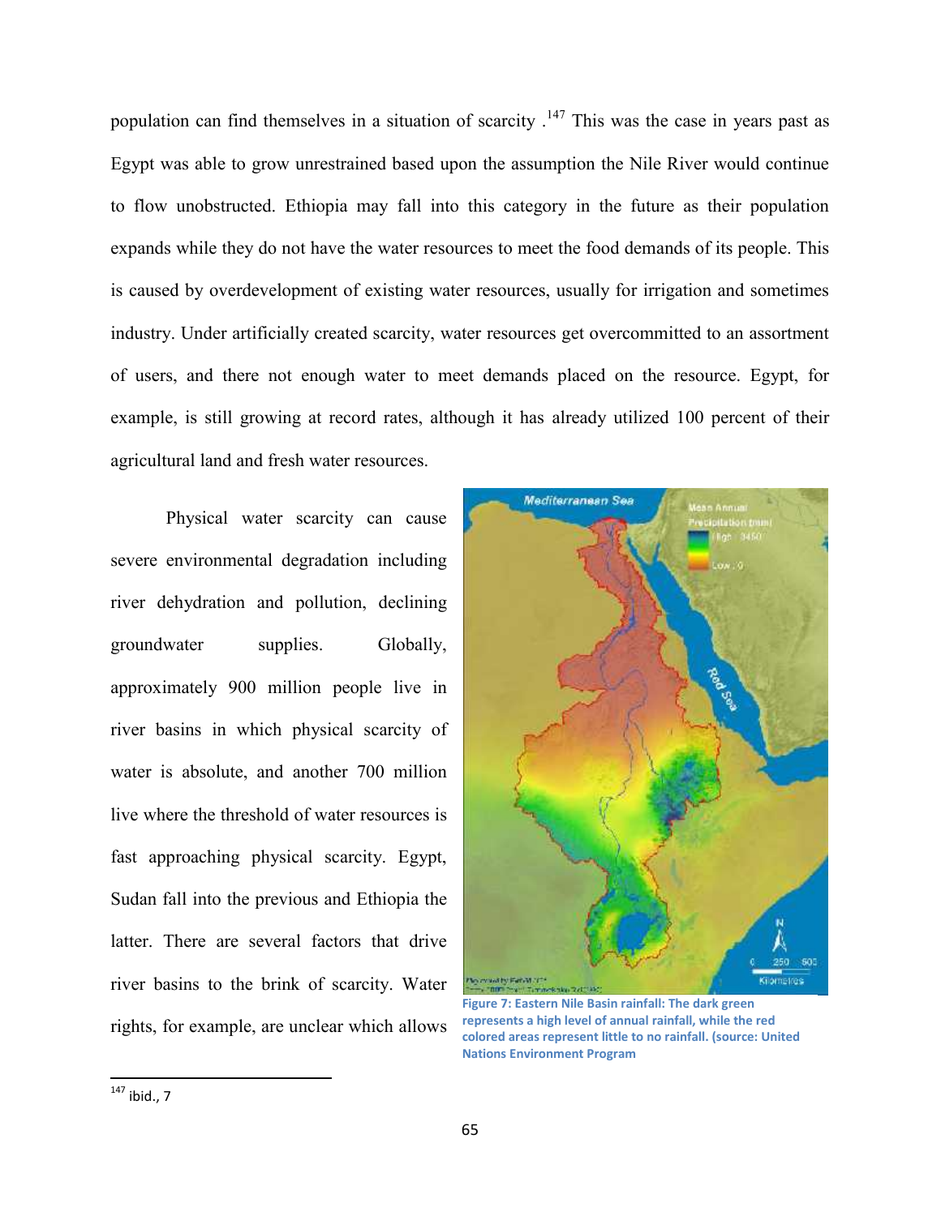population can find themselves in a situation of scarcity .[147] This was the case in years past as Egypt was able to grow unrestrained based upon the assumption the Nile River would continue to flow unobstructed. Ethiopia may fall into this category in the future as their population expands while they do not have the water resources to meet the food demands of its people. This is caused by overdevelopment of existing water resources, usually for irrigation and sometimes industry. Under artificially created scarcity, water resources get overcommitted to an assortment of users, and there not enough water to meet demands placed on the resource. Egypt, for example, is still growing at record rates, although it has already utilized 100 percent of their agricultural land and fresh water resources.

Physical water scarcity can cause severe environmental degradation including river dehydration and pollution, declining groundwater supplies. Globally, approximately 900 million people live in river basins in which physical scarcity of water is absolute, and another 700 million live where the threshold of water resources is fast approaching physical scarcity. Egypt, Sudan fall into the previous and Ethiopia the latter. There are several factors that drive river basins to the brink of scarcity. Water rights, for example, are unclear which allows

Figure 7: Eastern Nile Basin rainfall: The dark green represents a high level of annual rainfall, while the red colored areas represent little to no rainfall. (source: United Nations Environment Program

[147] ibid., 7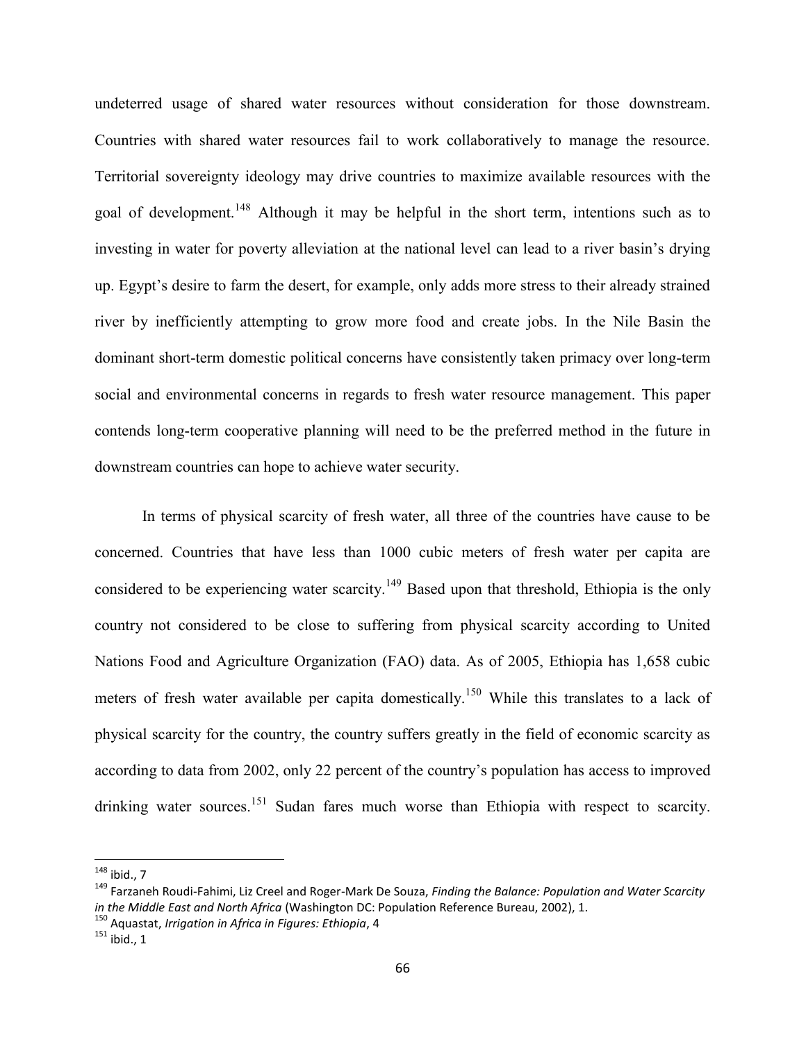undeterred usage of shared water resources without consideration for those downstream. Countries with shared water resources fail to work collaboratively to manage the resource. Territorial sovereignty ideology may drive countries to maximize available resources with the goal of development.[148] Although it may be helpful in the short term, intentions such as to investing in water for poverty alleviation at the national level can lead to a river basin's drying up. Egypt's desire to farm the desert, for example, only adds more stress to their already strained river by inefficiently attempting to grow more food and create jobs. In the Nile Basin the dominant short-term domestic political concerns have consistently taken primacy over long-term social and environmental concerns in regards to fresh water resource management. This paper contends long-term cooperative planning will need to be the preferred method in the future in downstream countries can hope to achieve water security.

In terms of physical scarcity of fresh water, all three of the countries have cause to be concerned. Countries that have less than 1000 cubic meters of fresh water per capita are considered to be experiencing water scarcity.[149] Based upon that threshold, Ethiopia is the only country not considered to be close to suffering from physical scarcity according to United Nations Food and Agriculture Organization (FAO) data. As of 2005, Ethiopia has 1,658 cubic meters of fresh water available per capita domestically.[150] While this translates to a lack of physical scarcity for the country, the country suffers greatly in the field of economic scarcity as according to data from 2002, only 22 percent of the country's population has access to improved drinking water sources.[151] Sudan fares much worse than Ethiopia with respect to scarcity.

---

[148] ibid., 7

[149] Farzaneh Roudi-Fahimi, Liz Creel and Roger-Mark De Souza, *Finding the Balance: Population and Water Scarcity in the Middle East and North Africa* (Washington DC: Population Reference Bureau, 2002), 1.

[150] Aquastat, *Irrigation in Africa in Figures: Ethiopia*, 4

[151] ibid., 1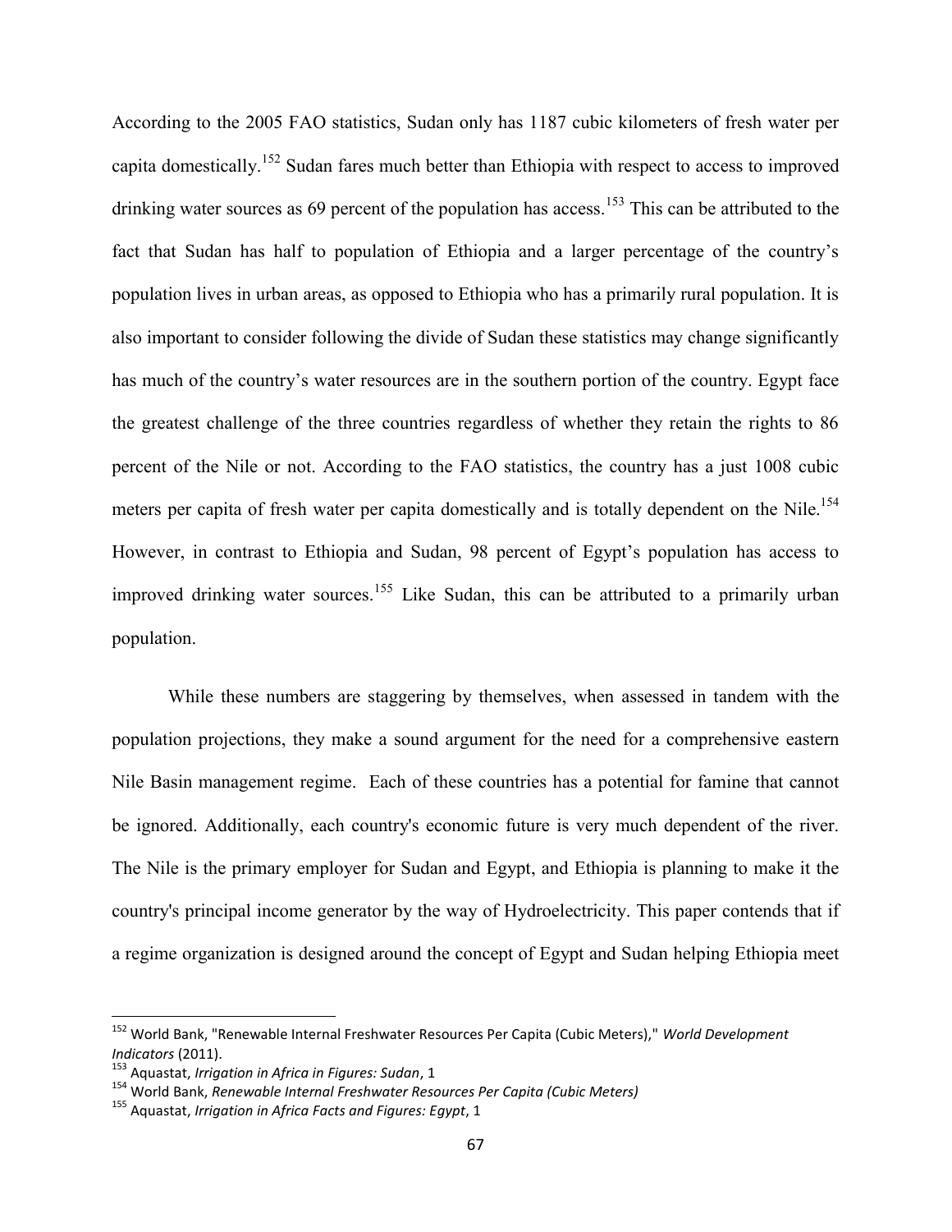According to the 2005 FAO statistics, Sudan only has 1187 cubic kilometers of fresh water per capita domestically.[152] Sudan fares much better than Ethiopia with respect to access to improved drinking water sources as 69 percent of the population has access.[153] This can be attributed to the fact that Sudan has half to population of Ethiopia and a larger percentage of the country's population lives in urban areas, as opposed to Ethiopia who has a primarily rural population. It is also important to consider following the divide of Sudan these statistics may change significantly has much of the country's water resources are in the southern portion of the country. Egypt face the greatest challenge of the three countries regardless of whether they retain the rights to 86 percent of the Nile or not. According to the FAO statistics, the country has a just 1008 cubic meters per capita of fresh water per capita domestically and is totally dependent on the Nile.[154] However, in contrast to Ethiopia and Sudan, 98 percent of Egypt's population has access to improved drinking water sources.[155] Like Sudan, this can be attributed to a primarily urban population.

While these numbers are staggering by themselves, when assessed in tandem with the population projections, they make a sound argument for the need for a comprehensive eastern Nile Basin management regime. Each of these countries has a potential for famine that cannot be ignored. Additionally, each country's economic future is very much dependent of the river. The Nile is the primary employer for Sudan and Egypt, and Ethiopia is planning to make it the country's principal income generator by the way of Hydroelectricity. This paper contends that if a regime organization is designed around the concept of Egypt and Sudan helping Ethiopia meet

---

[152] World Bank, "Renewable Internal Freshwater Resources Per Capita (Cubic Meters)," *World Development Indicators* (2011).

[153] Aquastat, *Irrigation in Africa in Figures: Sudan*, 1

[154] World Bank, *Renewable Internal Freshwater Resources Per Capita (Cubic Meters)*

[155] Aquastat, *Irrigation in Africa Facts and Figures: Egypt*, 1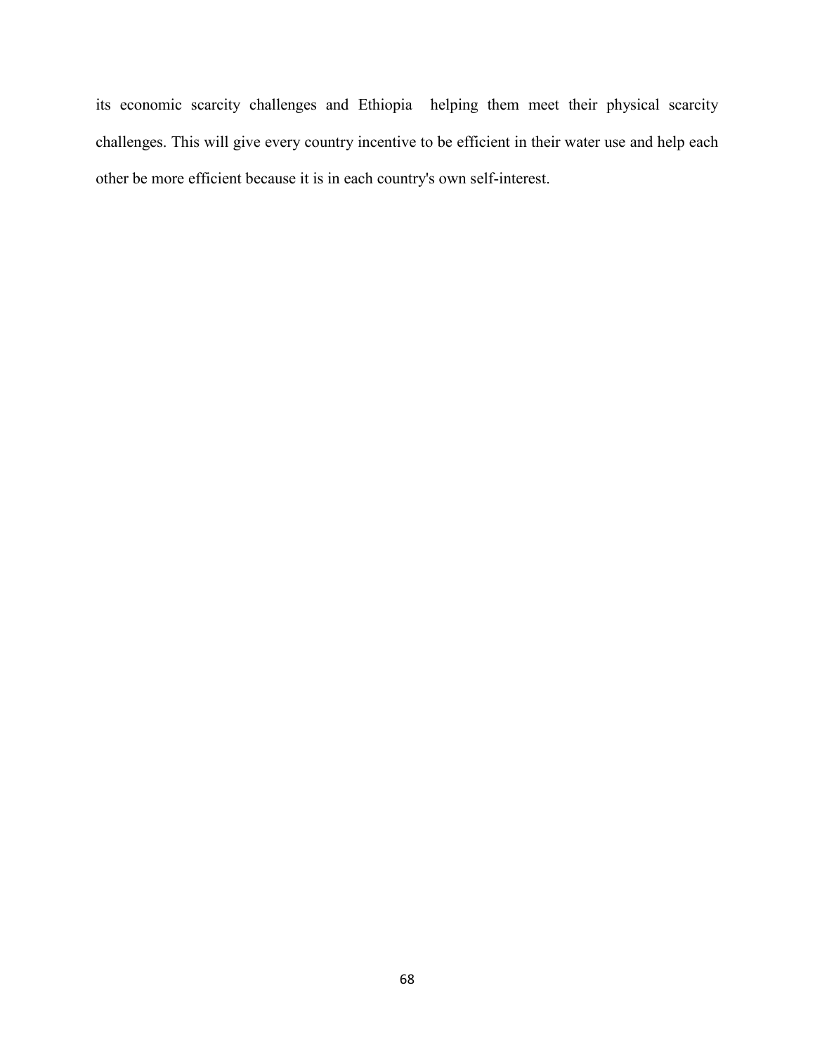its economic scarcity challenges and Ethiopia helping them meet their physical scarcity challenges. This will give every country incentive to be efficient in their water use and help each other be more efficient because it is in each country's own self-interest.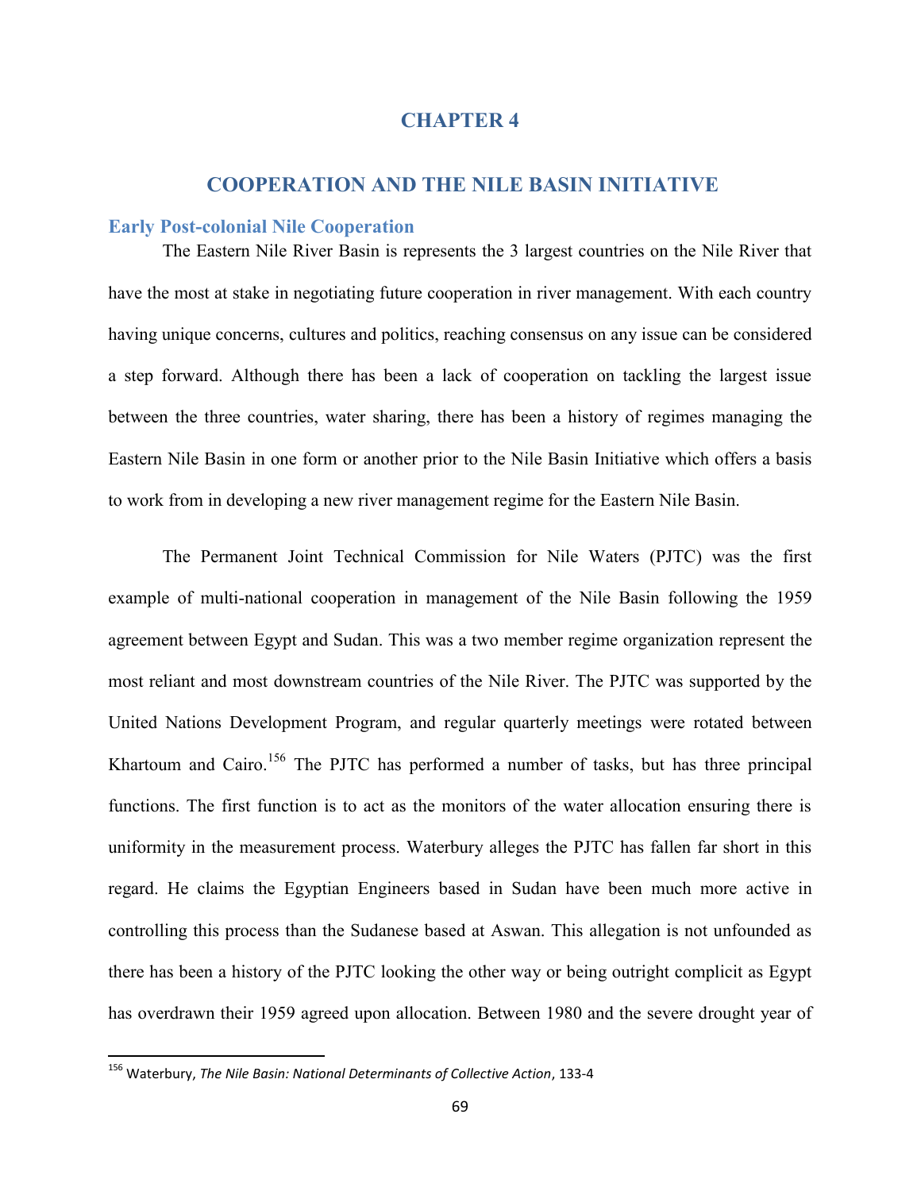# CHAPTER 4

## COOPERATION AND THE NILE BASIN INITIATIVE

### Early Post-colonial Nile Cooperation

The Eastern Nile River Basin is represents the 3 largest countries on the Nile River that have the most at stake in negotiating future cooperation in river management. With each country having unique concerns, cultures and politics, reaching consensus on any issue can be considered a step forward. Although there has been a lack of cooperation on tackling the largest issue between the three countries, water sharing, there has been a history of regimes managing the Eastern Nile Basin in one form or another prior to the Nile Basin Initiative which offers a basis to work from in developing a new river management regime for the Eastern Nile Basin.

The Permanent Joint Technical Commission for Nile Waters (PJTC) was the first example of multi-national cooperation in management of the Nile Basin following the 1959 agreement between Egypt and Sudan. This was a two member regime organization represent the most reliant and most downstream countries of the Nile River. The PJTC was supported by the United Nations Development Program, and regular quarterly meetings were rotated between Khartoum and Cairo.[156] The PJTC has performed a number of tasks, but has three principal functions. The first function is to act as the monitors of the water allocation ensuring there is uniformity in the measurement process. Waterbury alleges the PJTC has fallen far short in this regard. He claims the Egyptian Engineers based in Sudan have been much more active in controlling this process than the Sudanese based at Aswan. This allegation is not unfounded as there has been a history of the PJTC looking the other way or being outright complicit as Egypt has overdrawn their 1959 agreed upon allocation. Between 1980 and the severe drought year of

---

[156] Waterbury, *The Nile Basin: National Determinants of Collective Action*, 133-4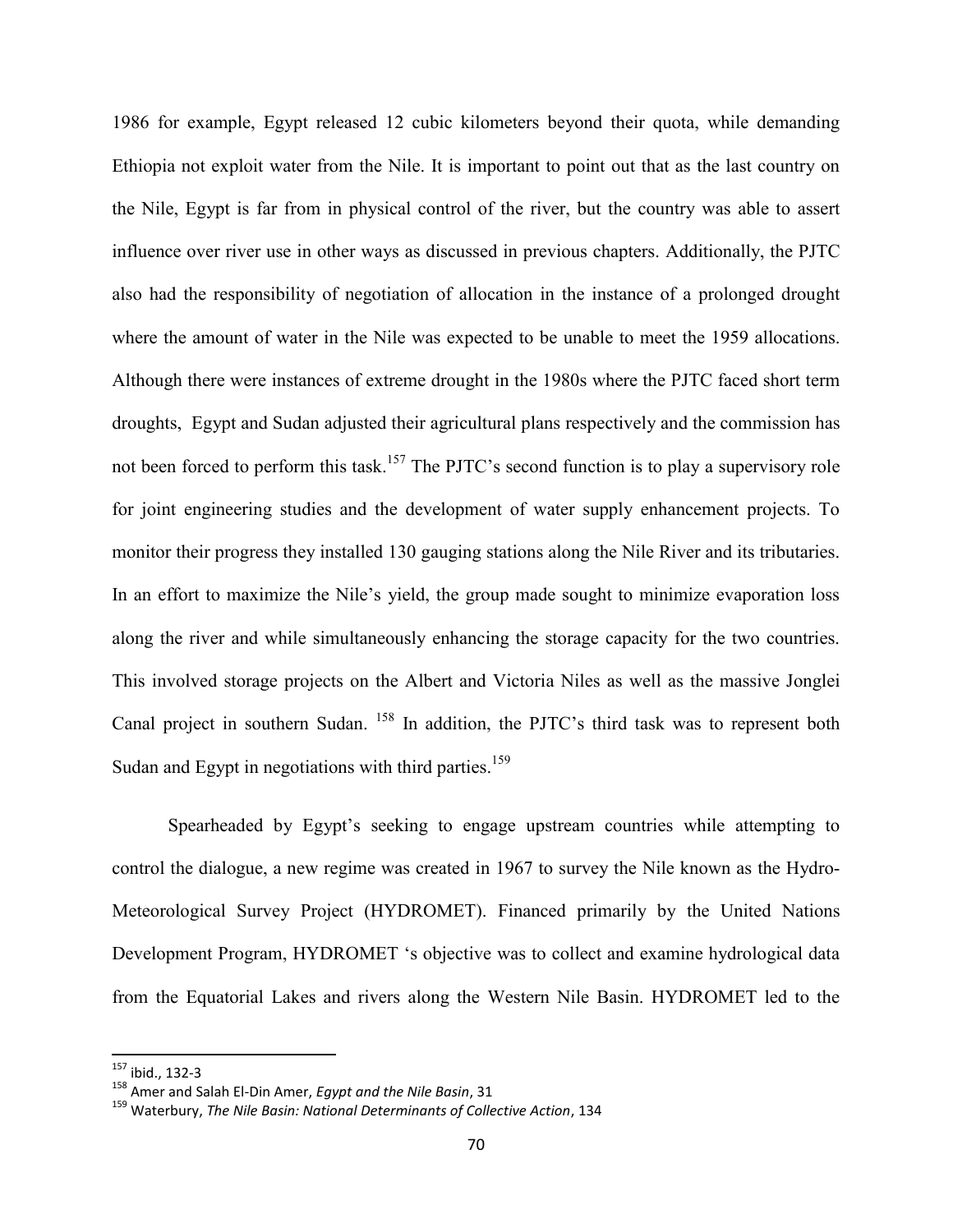1986 for example, Egypt released 12 cubic kilometers beyond their quota, while demanding Ethiopia not exploit water from the Nile. It is important to point out that as the last country on the Nile, Egypt is far from in physical control of the river, but the country was able to assert influence over river use in other ways as discussed in previous chapters. Additionally, the PJTC also had the responsibility of negotiation of allocation in the instance of a prolonged drought where the amount of water in the Nile was expected to be unable to meet the 1959 allocations. Although there were instances of extreme drought in the 1980s where the PJTC faced short term droughts, Egypt and Sudan adjusted their agricultural plans respectively and the commission has not been forced to perform this task.[157] The PJTC's second function is to play a supervisory role for joint engineering studies and the development of water supply enhancement projects. To monitor their progress they installed 130 gauging stations along the Nile River and its tributaries. In an effort to maximize the Nile's yield, the group made sought to minimize evaporation loss along the river and while simultaneously enhancing the storage capacity for the two countries. This involved storage projects on the Albert and Victoria Niles as well as the massive Jonglei Canal project in southern Sudan. [158] In addition, the PJTC's third task was to represent both Sudan and Egypt in negotiations with third parties.[159]

Spearheaded by Egypt's seeking to engage upstream countries while attempting to control the dialogue, a new regime was created in 1967 to survey the Nile known as the Hydro-Meteorological Survey Project (HYDROMET). Financed primarily by the United Nations Development Program, HYDROMET 's objective was to collect and examine hydrological data from the Equatorial Lakes and rivers along the Western Nile Basin. HYDROMET led to the

---

[157] ibid., 132-3

[158] Amer and Salah El-Din Amer, *Egypt and the Nile Basin*, 31

[159] Waterbury, *The Nile Basin: National Determinants of Collective Action*, 134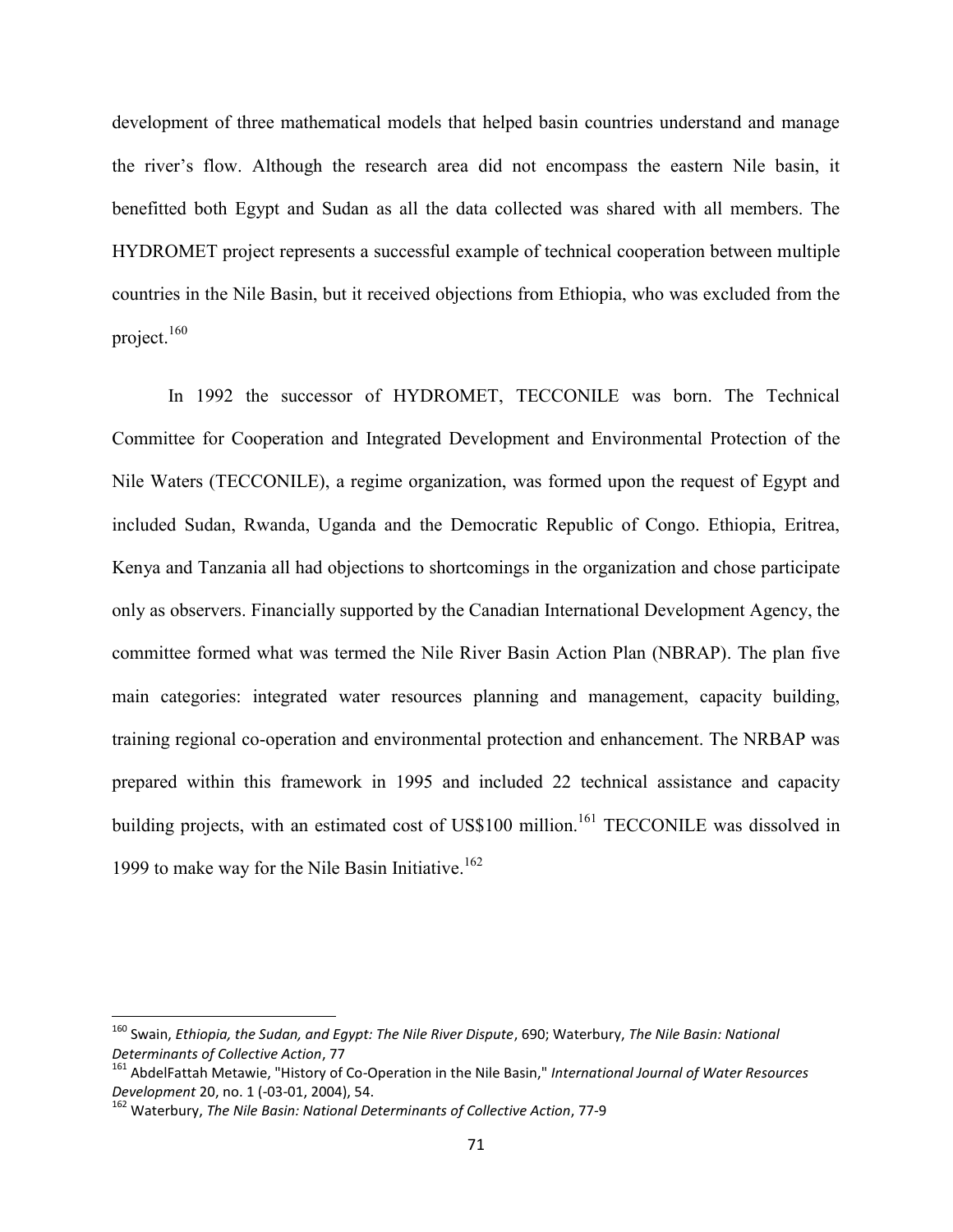development of three mathematical models that helped basin countries understand and manage the river's flow. Although the research area did not encompass the eastern Nile basin, it benefitted both Egypt and Sudan as all the data collected was shared with all members. The HYDROMET project represents a successful example of technical cooperation between multiple countries in the Nile Basin, but it received objections from Ethiopia, who was excluded from the project.[160]

In 1992 the successor of HYDROMET, TECCONILE was born. The Technical Committee for Cooperation and Integrated Development and Environmental Protection of the Nile Waters (TECCONILE), a regime organization, was formed upon the request of Egypt and included Sudan, Rwanda, Uganda and the Democratic Republic of Congo. Ethiopia, Eritrea, Kenya and Tanzania all had objections to shortcomings in the organization and chose participate only as observers. Financially supported by the Canadian International Development Agency, the committee formed what was termed the Nile River Basin Action Plan (NBRAP). The plan five main categories: integrated water resources planning and management, capacity building, training regional co-operation and environmental protection and enhancement. The NRBAP was prepared within this framework in 1995 and included 22 technical assistance and capacity building projects, with an estimated cost of US$100 million.[161] TECCONILE was dissolved in 1999 to make way for the Nile Basin Initiative.[162]

---

[160] Swain, *Ethiopia, the Sudan, and Egypt: The Nile River Dispute*, 690; Waterbury, *The Nile Basin: National Determinants of Collective Action*, 77

[161] AbdelFattah Metawie, "History of Co-Operation in the Nile Basin," *International Journal of Water Resources Development* 20, no. 1 (-03-01, 2004), 54.

[162] Waterbury, *The Nile Basin: National Determinants of Collective Action*, 77-9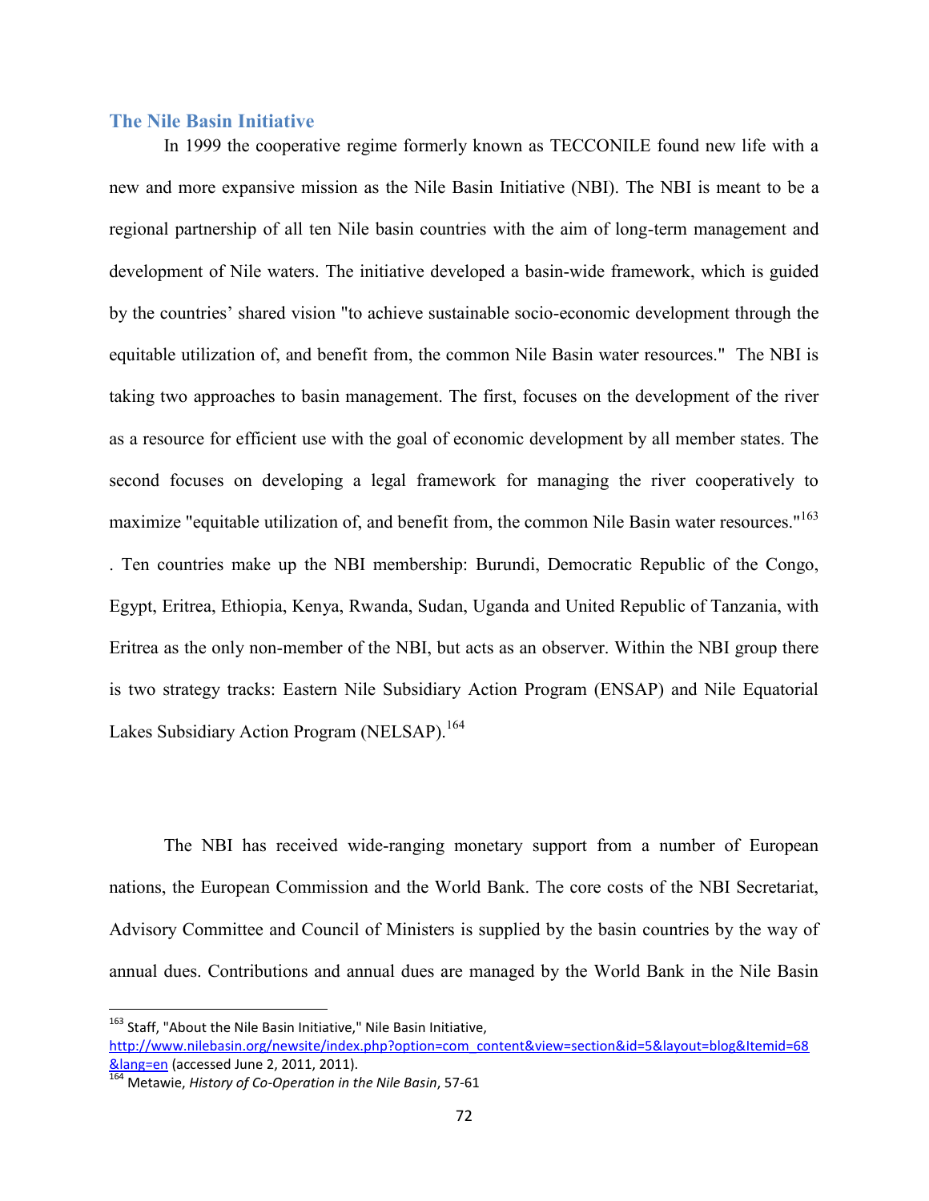### The Nile Basin Initiative

In 1999 the cooperative regime formerly known as TECCONILE found new life with a new and more expansive mission as the Nile Basin Initiative (NBI). The NBI is meant to be a regional partnership of all ten Nile basin countries with the aim of long-term management and development of Nile waters. The initiative developed a basin-wide framework, which is guided by the countries' shared vision "to achieve sustainable socio-economic development through the equitable utilization of, and benefit from, the common Nile Basin water resources." The NBI is taking two approaches to basin management. The first, focuses on the development of the river as a resource for efficient use with the goal of economic development by all member states. The second focuses on developing a legal framework for managing the river cooperatively to maximize "equitable utilization of, and benefit from, the common Nile Basin water resources."[163] . Ten countries make up the NBI membership: Burundi, Democratic Republic of the Congo, Egypt, Eritrea, Ethiopia, Kenya, Rwanda, Sudan, Uganda and United Republic of Tanzania, with Eritrea as the only non-member of the NBI, but acts as an observer. Within the NBI group there is two strategy tracks: Eastern Nile Subsidiary Action Program (ENSAP) and Nile Equatorial Lakes Subsidiary Action Program (NELSAP).[164]

The NBI has received wide-ranging monetary support from a number of European nations, the European Commission and the World Bank. The core costs of the NBI Secretariat, Advisory Committee and Council of Ministers is supplied by the basin countries by the way of annual dues. Contributions and annual dues are managed by the World Bank in the Nile Basin

---

[163] Staff, "About the Nile Basin Initiative," Nile Basin Initiative, http://www.nilebasin.org/newsite/index.php?option=com_content&view=section&id=5&layout=blog&Itemid=68&lang=en (accessed June 2, 2011, 2011).

[164] Metawie, *History of Co-Operation in the Nile Basin*, 57-61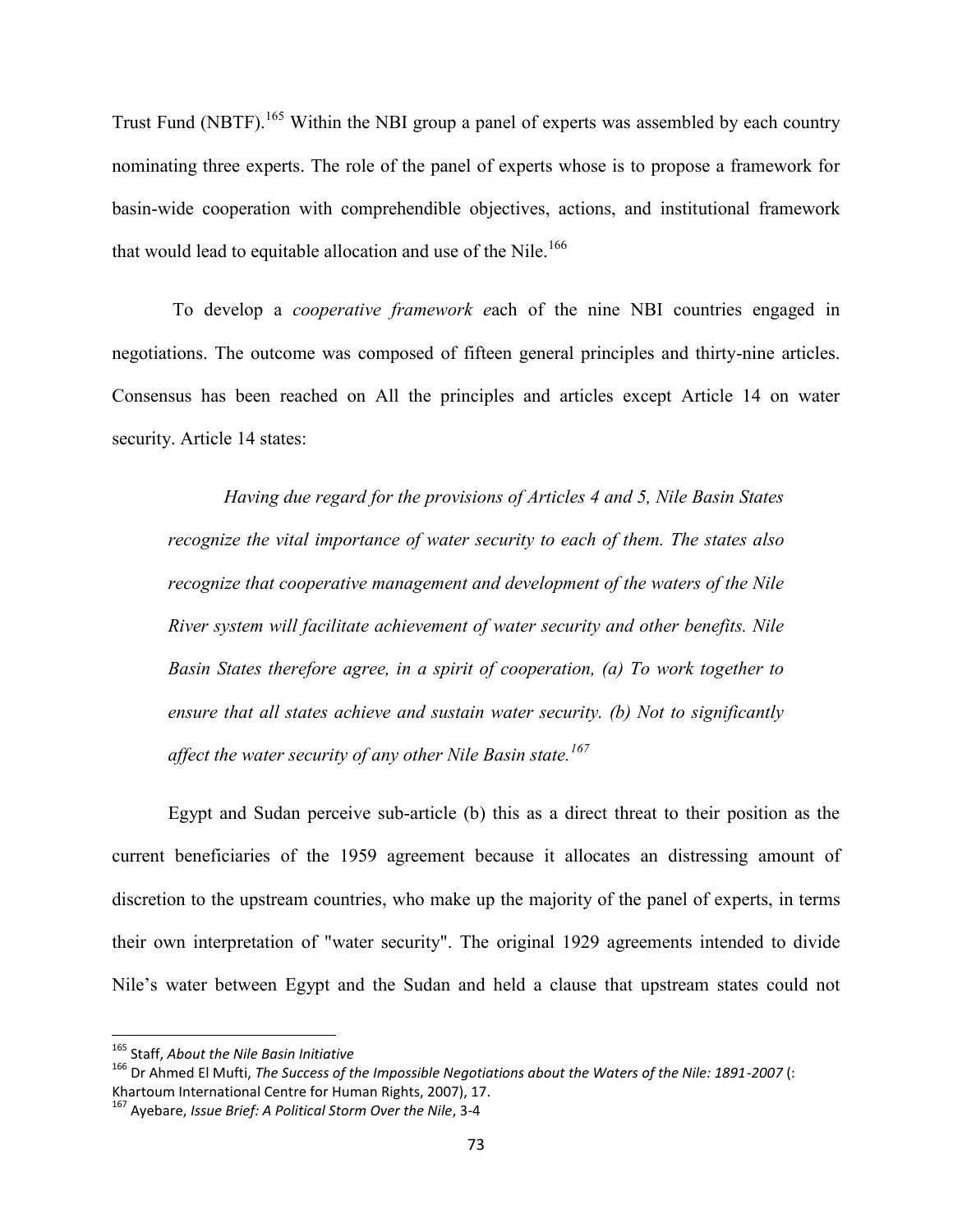Trust Fund (NBTF).[165] Within the NBI group a panel of experts was assembled by each country nominating three experts. The role of the panel of experts whose is to propose a framework for basin-wide cooperation with comprehendible objectives, actions, and institutional framework that would lead to equitable allocation and use of the Nile.[166]

To develop a *cooperative framework e*ach of the nine NBI countries engaged in negotiations. The outcome was composed of fifteen general principles and thirty-nine articles. Consensus has been reached on All the principles and articles except Article 14 on water security. Article 14 states:

> *Having due regard for the provisions of Articles 4 and 5, Nile Basin States recognize the vital importance of water security to each of them. The states also recognize that cooperative management and development of the waters of the Nile River system will facilitate achievement of water security and other benefits. Nile Basin States therefore agree, in a spirit of cooperation, (a) To work together to ensure that all states achieve and sustain water security. (b) Not to significantly affect the water security of any other Nile Basin state.*[167]

Egypt and Sudan perceive sub-article (b) this as a direct threat to their position as the current beneficiaries of the 1959 agreement because it allocates an distressing amount of discretion to the upstream countries, who make up the majority of the panel of experts, in terms their own interpretation of "water security". The original 1929 agreements intended to divide Nile's water between Egypt and the Sudan and held a clause that upstream states could not

---

[165] Staff, *About the Nile Basin Initiative*

[166] Dr Ahmed El Mufti, *The Success of the Impossible Negotiations about the Waters of the Nile: 1891-2007* (: Khartoum International Centre for Human Rights, 2007), 17.

[167] Ayebare, *Issue Brief: A Political Storm Over the Nile*, 3-4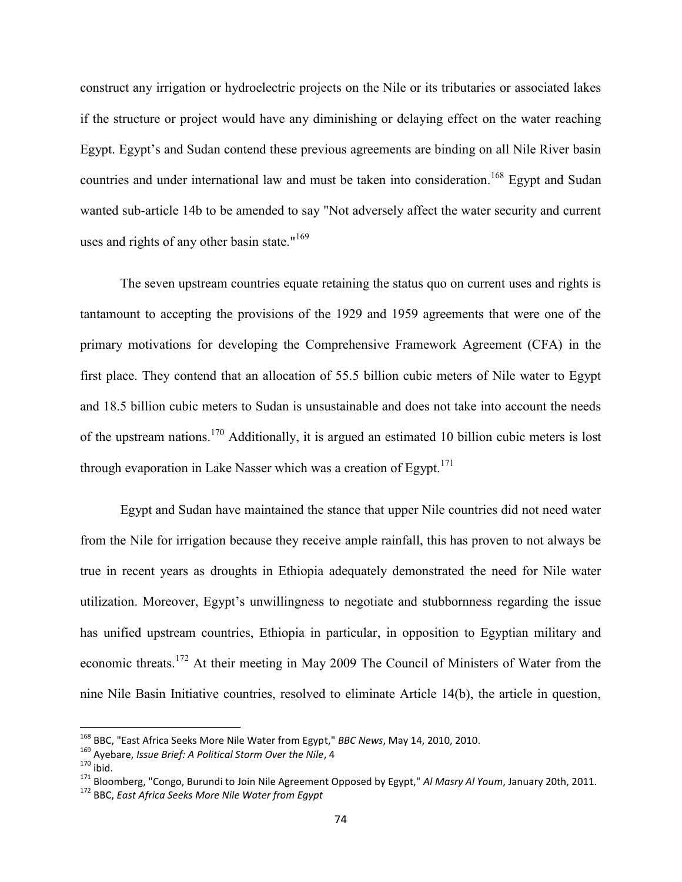construct any irrigation or hydroelectric projects on the Nile or its tributaries or associated lakes if the structure or project would have any diminishing or delaying effect on the water reaching Egypt. Egypt's and Sudan contend these previous agreements are binding on all Nile River basin countries and under international law and must be taken into consideration.[168] Egypt and Sudan wanted sub-article 14b to be amended to say "Not adversely affect the water security and current uses and rights of any other basin state."[169]

The seven upstream countries equate retaining the status quo on current uses and rights is tantamount to accepting the provisions of the 1929 and 1959 agreements that were one of the primary motivations for developing the Comprehensive Framework Agreement (CFA) in the first place. They contend that an allocation of 55.5 billion cubic meters of Nile water to Egypt and 18.5 billion cubic meters to Sudan is unsustainable and does not take into account the needs of the upstream nations.[170] Additionally, it is argued an estimated 10 billion cubic meters is lost through evaporation in Lake Nasser which was a creation of Egypt.[171]

Egypt and Sudan have maintained the stance that upper Nile countries did not need water from the Nile for irrigation because they receive ample rainfall, this has proven to not always be true in recent years as droughts in Ethiopia adequately demonstrated the need for Nile water utilization. Moreover, Egypt's unwillingness to negotiate and stubbornness regarding the issue has unified upstream countries, Ethiopia in particular, in opposition to Egyptian military and economic threats.[172] At their meeting in May 2009 The Council of Ministers of Water from the nine Nile Basin Initiative countries, resolved to eliminate Article 14(b), the article in question,

---

[168] BBC, "East Africa Seeks More Nile Water from Egypt," *BBC News*, May 14, 2010, 2010.

[169] Ayebare, *Issue Brief: A Political Storm Over the Nile*, 4

[170] ibid.

[171] Bloomberg, "Congo, Burundi to Join Nile Agreement Opposed by Egypt," *Al Masry Al Youm*, January 20th, 2011.

[172] BBC, *East Africa Seeks More Nile Water from Egypt*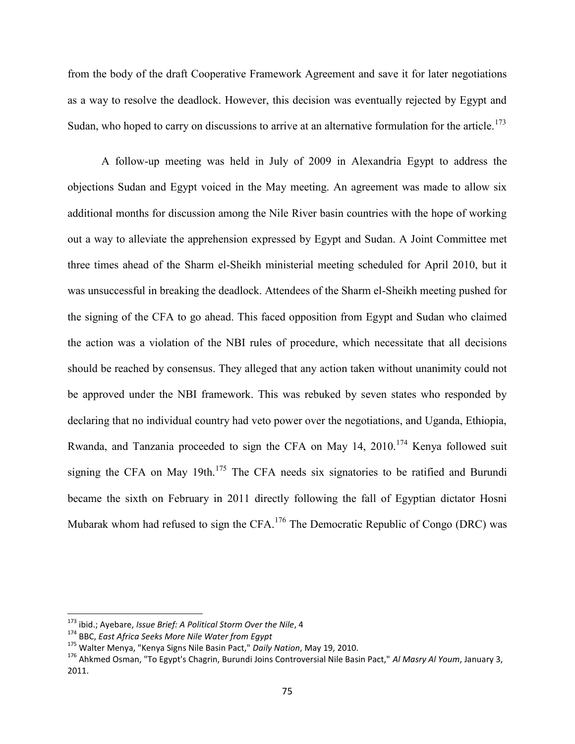from the body of the draft Cooperative Framework Agreement and save it for later negotiations as a way to resolve the deadlock. However, this decision was eventually rejected by Egypt and Sudan, who hoped to carry on discussions to arrive at an alternative formulation for the article.[173]

A follow-up meeting was held in July of 2009 in Alexandria Egypt to address the objections Sudan and Egypt voiced in the May meeting. An agreement was made to allow six additional months for discussion among the Nile River basin countries with the hope of working out a way to alleviate the apprehension expressed by Egypt and Sudan. A Joint Committee met three times ahead of the Sharm el-Sheikh ministerial meeting scheduled for April 2010, but it was unsuccessful in breaking the deadlock. Attendees of the Sharm el-Sheikh meeting pushed for the signing of the CFA to go ahead. This faced opposition from Egypt and Sudan who claimed the action was a violation of the NBI rules of procedure, which necessitate that all decisions should be reached by consensus. They alleged that any action taken without unanimity could not be approved under the NBI framework. This was rebuked by seven states who responded by declaring that no individual country had veto power over the negotiations, and Uganda, Ethiopia, Rwanda, and Tanzania proceeded to sign the CFA on May 14, 2010.[174] Kenya followed suit signing the CFA on May 19th.[175] The CFA needs six signatories to be ratified and Burundi became the sixth on February in 2011 directly following the fall of Egyptian dictator Hosni Mubarak whom had refused to sign the CFA.[176] The Democratic Republic of Congo (DRC) was

---

[173] ibid.; Ayebare, *Issue Brief: A Political Storm Over the Nile*, 4

[174] BBC, *East Africa Seeks More Nile Water from Egypt*

[175] Walter Menya, "Kenya Signs Nile Basin Pact," *Daily Nation*, May 19, 2010.

[176] Ahkmed Osman, "To Egypt's Chagrin, Burundi Joins Controversial Nile Basin Pact," *Al Masry Al Youm*, January 3, 2011.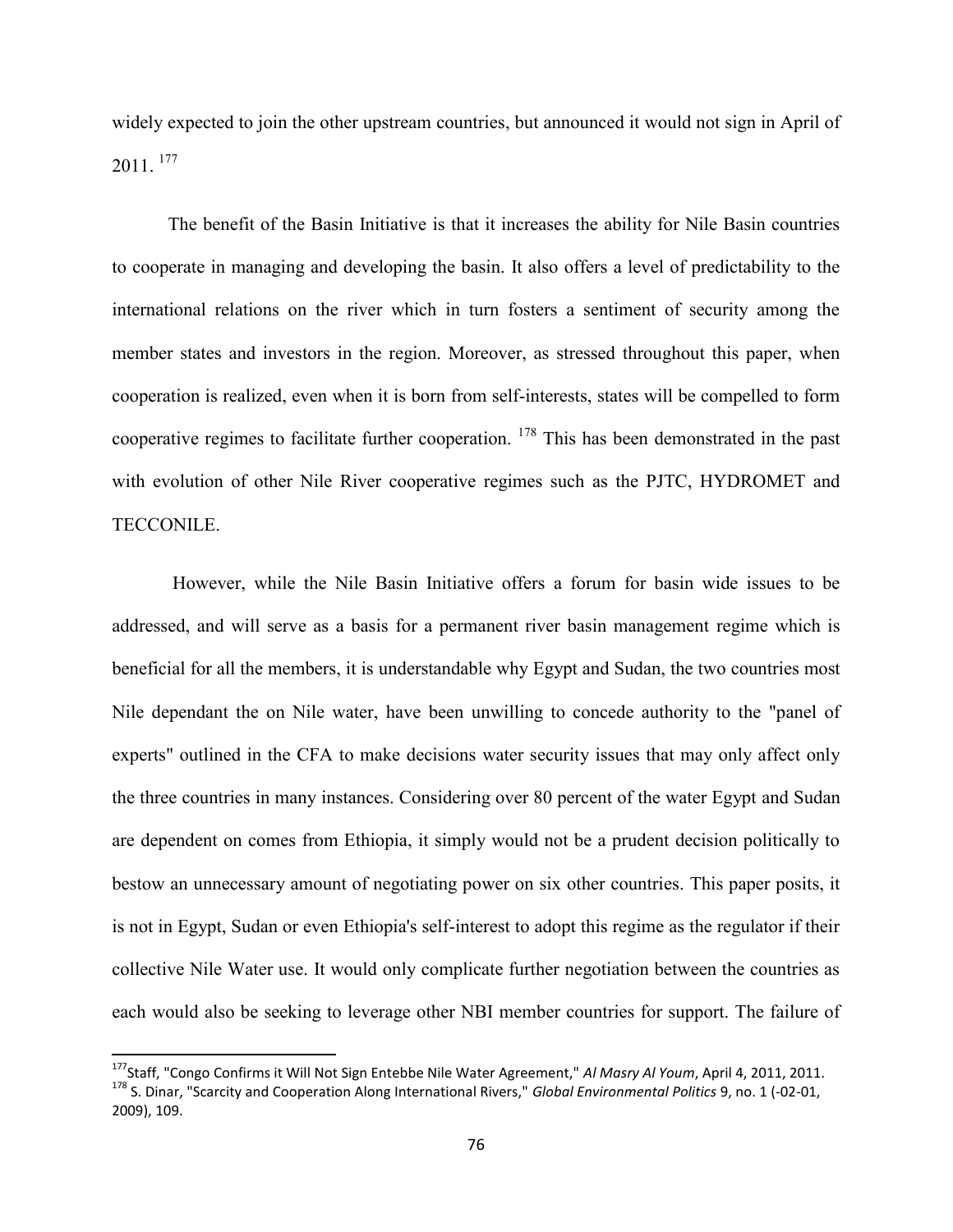widely expected to join the other upstream countries, but announced it would not sign in April of 2011. [177]

The benefit of the Basin Initiative is that it increases the ability for Nile Basin countries to cooperate in managing and developing the basin. It also offers a level of predictability to the international relations on the river which in turn fosters a sentiment of security among the member states and investors in the region. Moreover, as stressed throughout this paper, when cooperation is realized, even when it is born from self-interests, states will be compelled to form cooperative regimes to facilitate further cooperation. [178] This has been demonstrated in the past with evolution of other Nile River cooperative regimes such as the PJTC, HYDROMET and TECCONILE.

However, while the Nile Basin Initiative offers a forum for basin wide issues to be addressed, and will serve as a basis for a permanent river basin management regime which is beneficial for all the members, it is understandable why Egypt and Sudan, the two countries most Nile dependant the on Nile water, have been unwilling to concede authority to the "panel of experts" outlined in the CFA to make decisions water security issues that may only affect only the three countries in many instances. Considering over 80 percent of the water Egypt and Sudan are dependent on comes from Ethiopia, it simply would not be a prudent decision politically to bestow an unnecessary amount of negotiating power on six other countries. This paper posits, it is not in Egypt, Sudan or even Ethiopia's self-interest to adopt this regime as the regulator if their collective Nile Water use. It would only complicate further negotiation between the countries as each would also be seeking to leverage other NBI member countries for support. The failure of

[177] Staff, "Congo Confirms it Will Not Sign Entebbe Nile Water Agreement," *Al Masry Al Youm*, April 4, 2011, 2011.

[178] S. Dinar, "Scarcity and Cooperation Along International Rivers," *Global Environmental Politics* 9, no. 1 (-02-01, 2009), 109.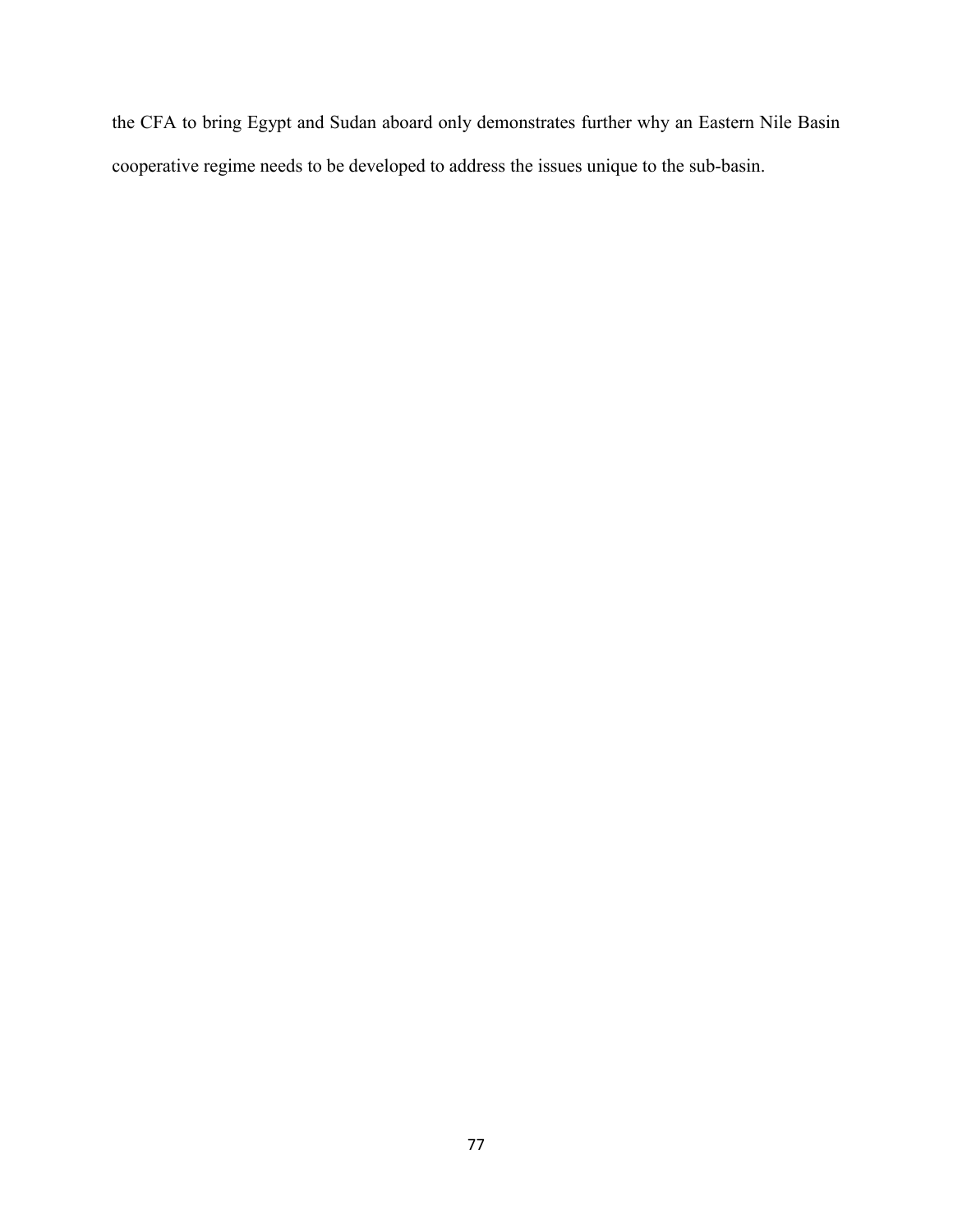the CFA to bring Egypt and Sudan aboard only demonstrates further why an Eastern Nile Basin cooperative regime needs to be developed to address the issues unique to the sub-basin.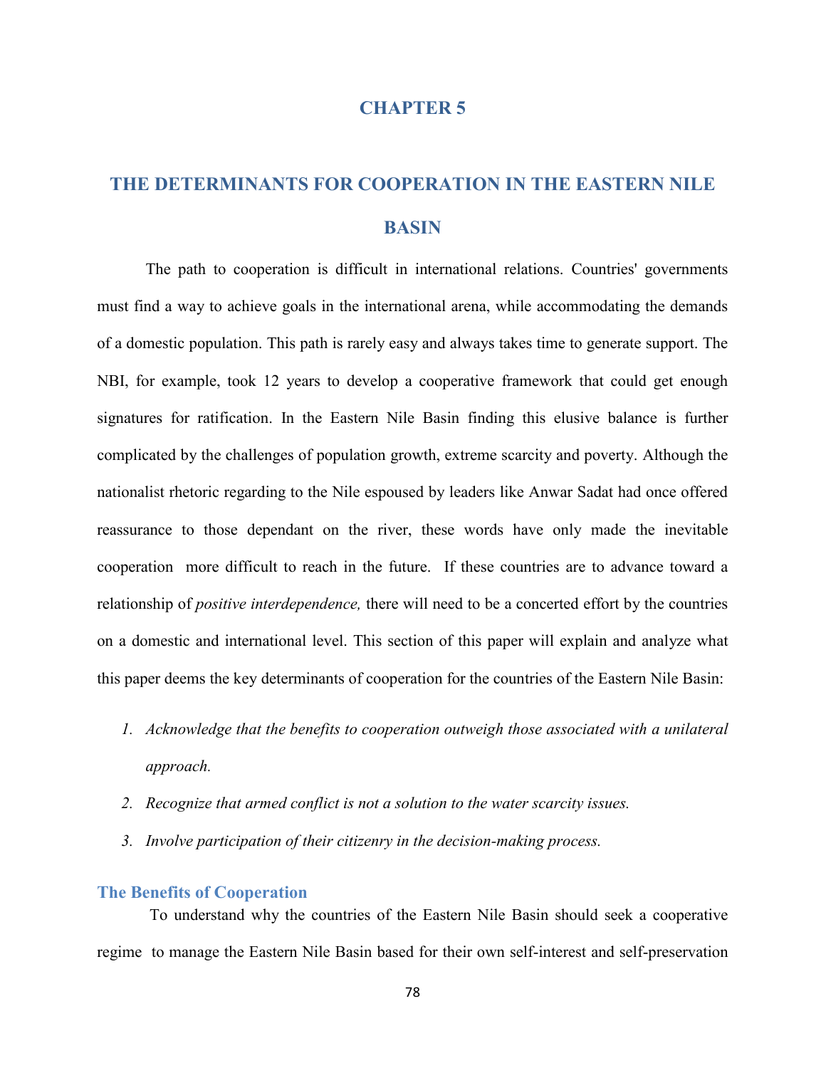# CHAPTER 5

# THE DETERMINANTS FOR COOPERATION IN THE EASTERN NILE BASIN

The path to cooperation is difficult in international relations. Countries' governments must find a way to achieve goals in the international arena, while accommodating the demands of a domestic population. This path is rarely easy and always takes time to generate support. The NBI, for example, took 12 years to develop a cooperative framework that could get enough signatures for ratification. In the Eastern Nile Basin finding this elusive balance is further complicated by the challenges of population growth, extreme scarcity and poverty. Although the nationalist rhetoric regarding to the Nile espoused by leaders like Anwar Sadat had once offered reassurance to those dependant on the river, these words have only made the inevitable cooperation more difficult to reach in the future. If these countries are to advance toward a relationship of *positive interdependence,* there will need to be a concerted effort by the countries on a domestic and international level. This section of this paper will explain and analyze what this paper deems the key determinants of cooperation for the countries of the Eastern Nile Basin:

1. *Acknowledge that the benefits to cooperation outweigh those associated with a unilateral approach.*
2. *Recognize that armed conflict is not a solution to the water scarcity issues.*
3. *Involve participation of their citizenry in the decision-making process.*

## The Benefits of Cooperation

To understand why the countries of the Eastern Nile Basin should seek a cooperative regime to manage the Eastern Nile Basin based for their own self-interest and self-preservation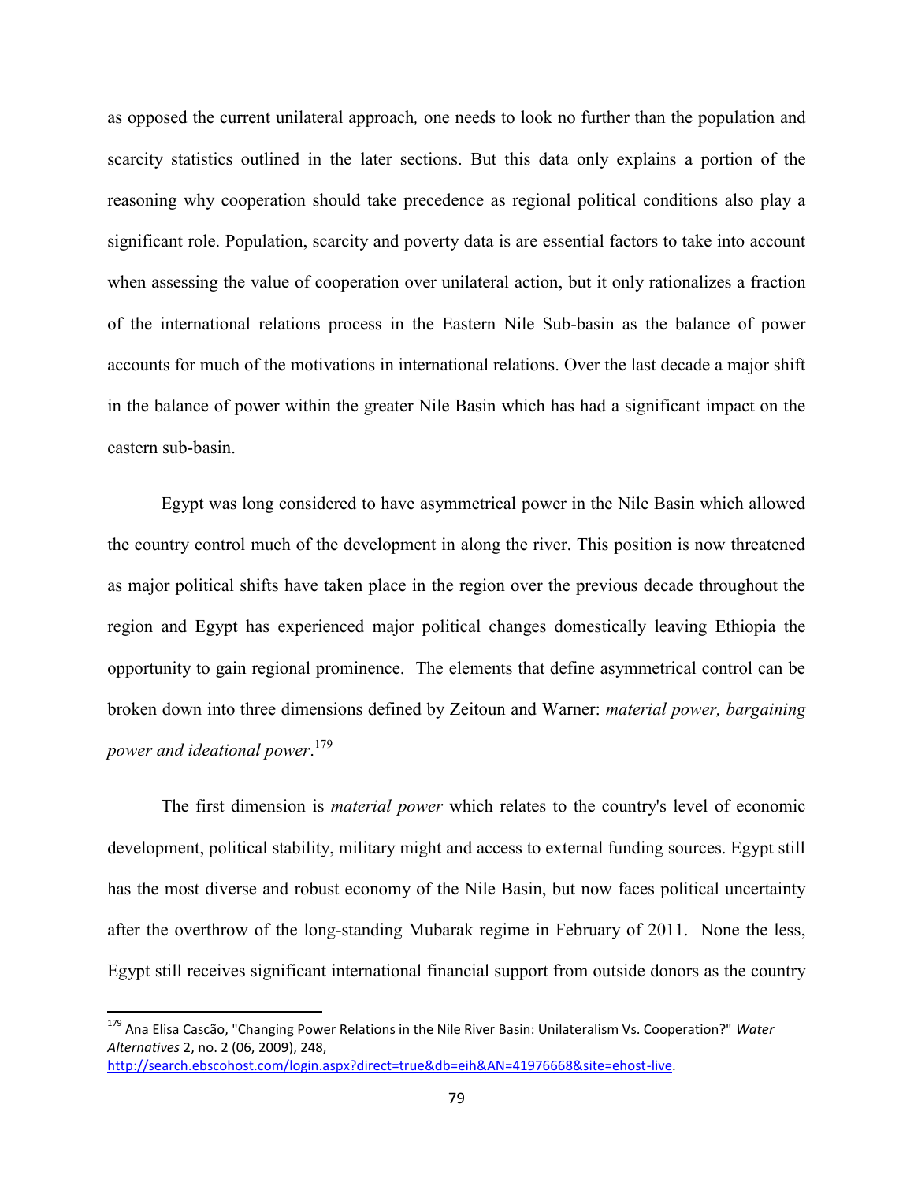as opposed the current unilateral approach*,* one needs to look no further than the population and scarcity statistics outlined in the later sections. But this data only explains a portion of the reasoning why cooperation should take precedence as regional political conditions also play a significant role. Population, scarcity and poverty data is are essential factors to take into account when assessing the value of cooperation over unilateral action, but it only rationalizes a fraction of the international relations process in the Eastern Nile Sub-basin as the balance of power accounts for much of the motivations in international relations. Over the last decade a major shift in the balance of power within the greater Nile Basin which has had a significant impact on the eastern sub-basin.

Egypt was long considered to have asymmetrical power in the Nile Basin which allowed the country control much of the development in along the river. This position is now threatened as major political shifts have taken place in the region over the previous decade throughout the region and Egypt has experienced major political changes domestically leaving Ethiopia the opportunity to gain regional prominence. The elements that define asymmetrical control can be broken down into three dimensions defined by Zeitoun and Warner: *material power, bargaining power and ideational power*.[179]

The first dimension is *material power* which relates to the country's level of economic development, political stability, military might and access to external funding sources. Egypt still has the most diverse and robust economy of the Nile Basin, but now faces political uncertainty after the overthrow of the long-standing Mubarak regime in February of 2011. None the less, Egypt still receives significant international financial support from outside donors as the country

---

[179] Ana Elisa Cascão, "Changing Power Relations in the Nile River Basin: Unilateralism Vs. Cooperation?" *Water Alternatives* 2, no. 2 (06, 2009), 248, http://search.ebscohost.com/login.aspx?direct=true&db=eih&AN=41976668&site=ehost-live.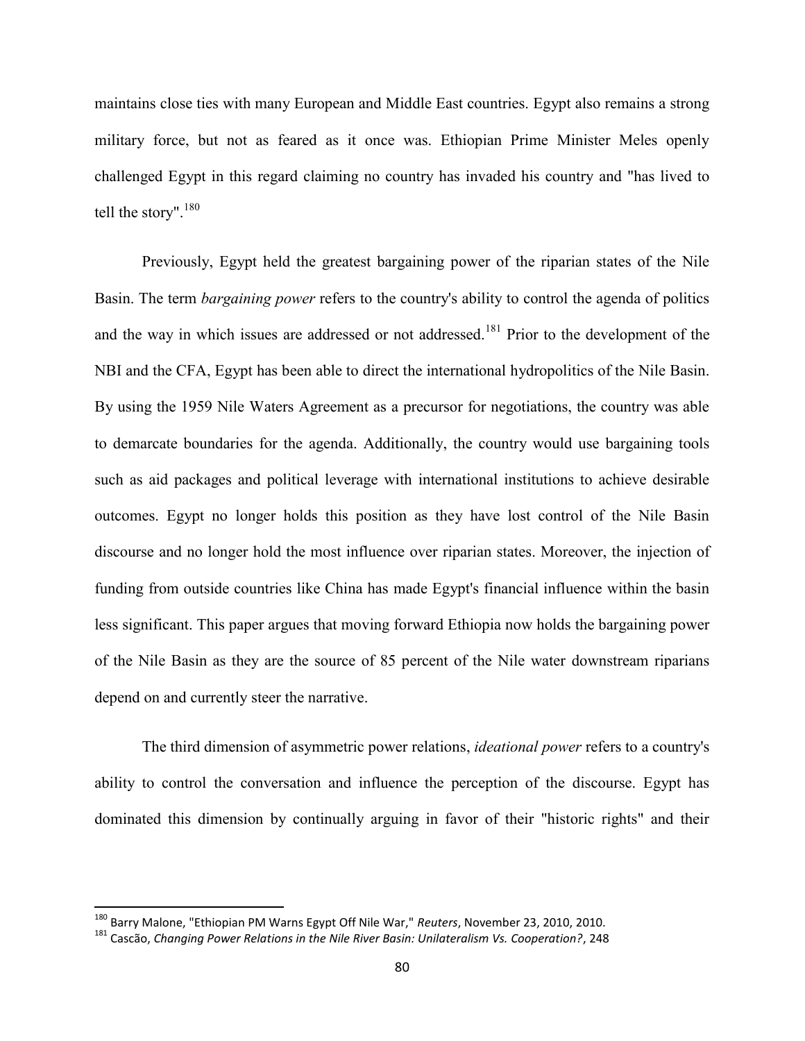maintains close ties with many European and Middle East countries. Egypt also remains a strong military force, but not as feared as it once was. Ethiopian Prime Minister Meles openly challenged Egypt in this regard claiming no country has invaded his country and "has lived to tell the story".[180]

Previously, Egypt held the greatest bargaining power of the riparian states of the Nile Basin. The term *bargaining power* refers to the country's ability to control the agenda of politics and the way in which issues are addressed or not addressed.[181] Prior to the development of the NBI and the CFA, Egypt has been able to direct the international hydropolitics of the Nile Basin. By using the 1959 Nile Waters Agreement as a precursor for negotiations, the country was able to demarcate boundaries for the agenda. Additionally, the country would use bargaining tools such as aid packages and political leverage with international institutions to achieve desirable outcomes. Egypt no longer holds this position as they have lost control of the Nile Basin discourse and no longer hold the most influence over riparian states. Moreover, the injection of funding from outside countries like China has made Egypt's financial influence within the basin less significant. This paper argues that moving forward Ethiopia now holds the bargaining power of the Nile Basin as they are the source of 85 percent of the Nile water downstream riparians depend on and currently steer the narrative.

The third dimension of asymmetric power relations, *ideational power* refers to a country's ability to control the conversation and influence the perception of the discourse. Egypt has dominated this dimension by continually arguing in favor of their "historic rights" and their

---

[180] Barry Malone, "Ethiopian PM Warns Egypt Off Nile War," *Reuters*, November 23, 2010, 2010.

[181] Cascão, *Changing Power Relations in the Nile River Basin: Unilateralism Vs. Cooperation?*, 248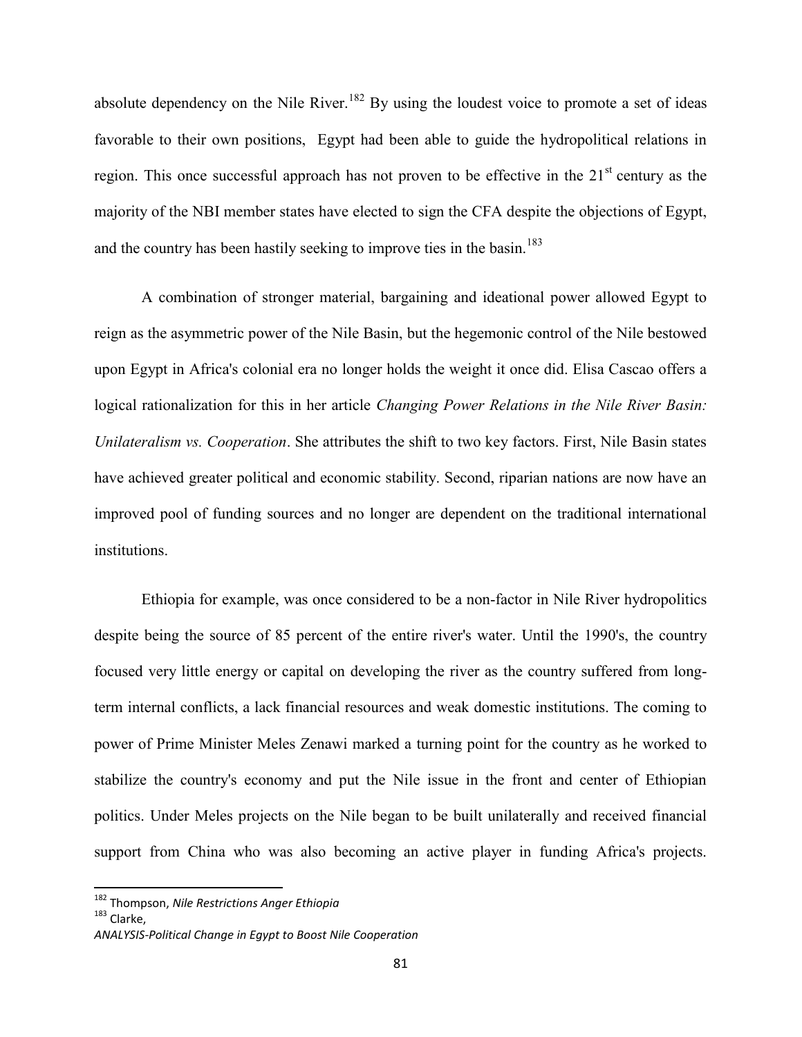absolute dependency on the Nile River.[182] By using the loudest voice to promote a set of ideas favorable to their own positions, Egypt had been able to guide the hydropolitical relations in region. This once successful approach has not proven to be effective in the 21st century as the majority of the NBI member states have elected to sign the CFA despite the objections of Egypt, and the country has been hastily seeking to improve ties in the basin.[183]

A combination of stronger material, bargaining and ideational power allowed Egypt to reign as the asymmetric power of the Nile Basin, but the hegemonic control of the Nile bestowed upon Egypt in Africa's colonial era no longer holds the weight it once did. Elisa Cascao offers a logical rationalization for this in her article *Changing Power Relations in the Nile River Basin: Unilateralism vs. Cooperation*. She attributes the shift to two key factors. First, Nile Basin states have achieved greater political and economic stability. Second, riparian nations are now have an improved pool of funding sources and no longer are dependent on the traditional international institutions.

Ethiopia for example, was once considered to be a non-factor in Nile River hydropolitics despite being the source of 85 percent of the entire river's water. Until the 1990's, the country focused very little energy or capital on developing the river as the country suffered from long-term internal conflicts, a lack financial resources and weak domestic institutions. The coming to power of Prime Minister Meles Zenawi marked a turning point for the country as he worked to stabilize the country's economy and put the Nile issue in the front and center of Ethiopian politics. Under Meles projects on the Nile began to be built unilaterally and received financial support from China who was also becoming an active player in funding Africa's projects.

---

[182] Thompson, *Nile Restrictions Anger Ethiopia*

[183] Clarke, *ANALYSIS-Political Change in Egypt to Boost Nile Cooperation*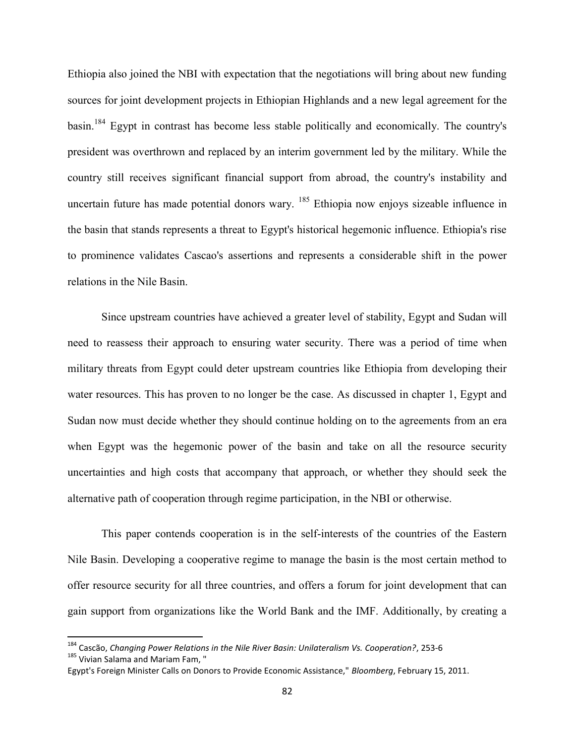Ethiopia also joined the NBI with expectation that the negotiations will bring about new funding sources for joint development projects in Ethiopian Highlands and a new legal agreement for the basin.[184] Egypt in contrast has become less stable politically and economically. The country's president was overthrown and replaced by an interim government led by the military. While the country still receives significant financial support from abroad, the country's instability and uncertain future has made potential donors wary. [185] Ethiopia now enjoys sizeable influence in the basin that stands represents a threat to Egypt's historical hegemonic influence. Ethiopia's rise to prominence validates Cascao's assertions and represents a considerable shift in the power relations in the Nile Basin.

Since upstream countries have achieved a greater level of stability, Egypt and Sudan will need to reassess their approach to ensuring water security. There was a period of time when military threats from Egypt could deter upstream countries like Ethiopia from developing their water resources. This has proven to no longer be the case. As discussed in chapter 1, Egypt and Sudan now must decide whether they should continue holding on to the agreements from an era when Egypt was the hegemonic power of the basin and take on all the resource security uncertainties and high costs that accompany that approach, or whether they should seek the alternative path of cooperation through regime participation, in the NBI or otherwise.

This paper contends cooperation is in the self-interests of the countries of the Eastern Nile Basin. Developing a cooperative regime to manage the basin is the most certain method to offer resource security for all three countries, and offers a forum for joint development that can gain support from organizations like the World Bank and the IMF. Additionally, by creating a

---

[184] Cascão, *Changing Power Relations in the Nile River Basin: Unilateralism Vs. Cooperation?*, 253-6

[185] Vivian Salama and Mariam Fam, "
Egypt's Foreign Minister Calls on Donors to Provide Economic Assistance," *Bloomberg*, February 15, 2011.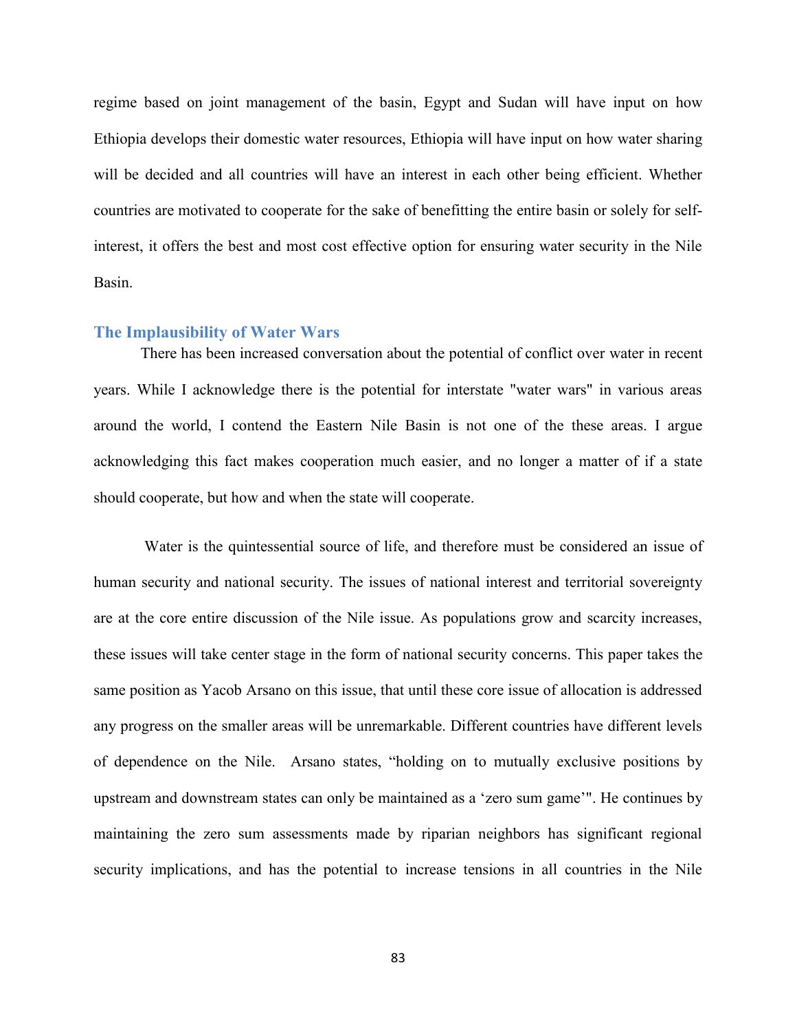regime based on joint management of the basin, Egypt and Sudan will have input on how Ethiopia develops their domestic water resources, Ethiopia will have input on how water sharing will be decided and all countries will have an interest in each other being efficient. Whether countries are motivated to cooperate for the sake of benefitting the entire basin or solely for self-interest, it offers the best and most cost effective option for ensuring water security in the Nile Basin.

### The Implausibility of Water Wars

There has been increased conversation about the potential of conflict over water in recent years. While I acknowledge there is the potential for interstate "water wars" in various areas around the world, I contend the Eastern Nile Basin is not one of the these areas. I argue acknowledging this fact makes cooperation much easier, and no longer a matter of if a state should cooperate, but how and when the state will cooperate.

Water is the quintessential source of life, and therefore must be considered an issue of human security and national security. The issues of national interest and territorial sovereignty are at the core entire discussion of the Nile issue. As populations grow and scarcity increases, these issues will take center stage in the form of national security concerns. This paper takes the same position as Yacob Arsano on this issue, that until these core issue of allocation is addressed any progress on the smaller areas will be unremarkable. Different countries have different levels of dependence on the Nile. Arsano states, "holding on to mutually exclusive positions by upstream and downstream states can only be maintained as a 'zero sum game'". He continues by maintaining the zero sum assessments made by riparian neighbors has significant regional security implications, and has the potential to increase tensions in all countries in the Nile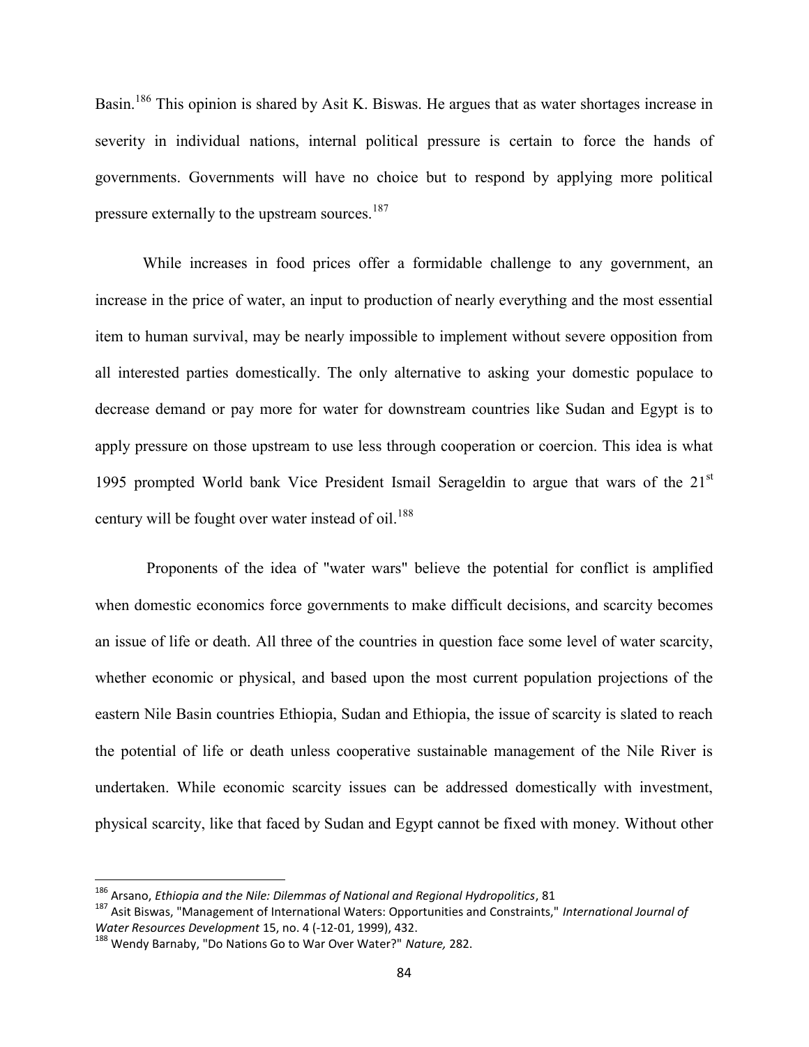Basin.[186] This opinion is shared by Asit K. Biswas. He argues that as water shortages increase in severity in individual nations, internal political pressure is certain to force the hands of governments. Governments will have no choice but to respond by applying more political pressure externally to the upstream sources.[187]

While increases in food prices offer a formidable challenge to any government, an increase in the price of water, an input to production of nearly everything and the most essential item to human survival, may be nearly impossible to implement without severe opposition from all interested parties domestically. The only alternative to asking your domestic populace to decrease demand or pay more for water for downstream countries like Sudan and Egypt is to apply pressure on those upstream to use less through cooperation or coercion. This idea is what 1995 prompted World bank Vice President Ismail Serageldin to argue that wars of the 21st century will be fought over water instead of oil.[188]

Proponents of the idea of "water wars" believe the potential for conflict is amplified when domestic economics force governments to make difficult decisions, and scarcity becomes an issue of life or death. All three of the countries in question face some level of water scarcity, whether economic or physical, and based upon the most current population projections of the eastern Nile Basin countries Ethiopia, Sudan and Ethiopia, the issue of scarcity is slated to reach the potential of life or death unless cooperative sustainable management of the Nile River is undertaken. While economic scarcity issues can be addressed domestically with investment, physical scarcity, like that faced by Sudan and Egypt cannot be fixed with money. Without other

---

[186] Arsano, *Ethiopia and the Nile: Dilemmas of National and Regional Hydropolitics*, 81

[187] Asit Biswas, "Management of International Waters: Opportunities and Constraints," *International Journal of Water Resources Development* 15, no. 4 (-12-01, 1999), 432.

[188] Wendy Barnaby, "Do Nations Go to War Over Water?" *Nature,* 282.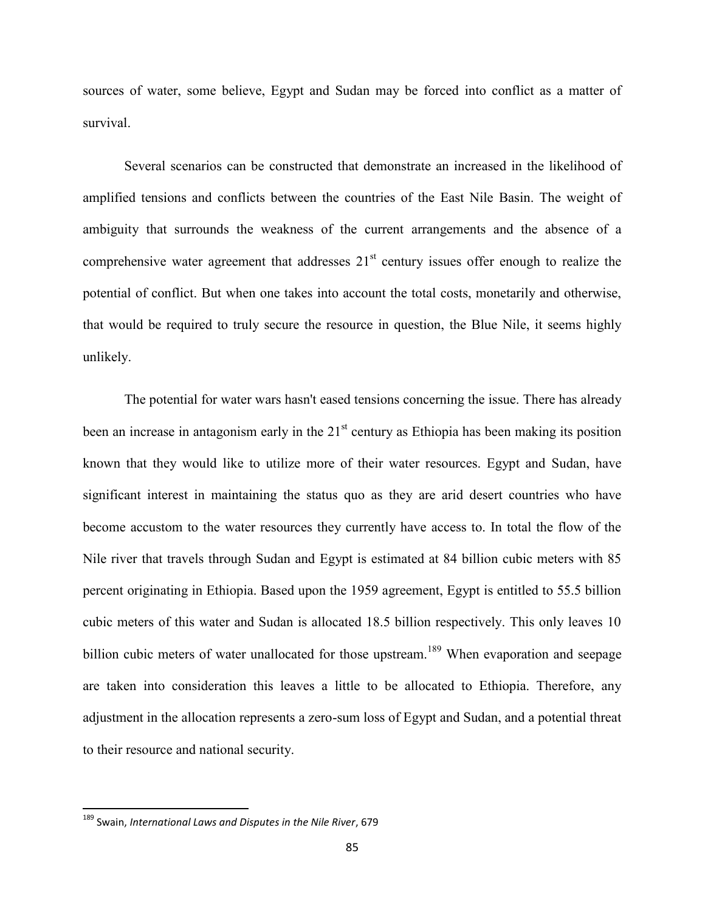sources of water, some believe, Egypt and Sudan may be forced into conflict as a matter of survival.

Several scenarios can be constructed that demonstrate an increased in the likelihood of amplified tensions and conflicts between the countries of the East Nile Basin. The weight of ambiguity that surrounds the weakness of the current arrangements and the absence of a comprehensive water agreement that addresses 21st century issues offer enough to realize the potential of conflict. But when one takes into account the total costs, monetarily and otherwise, that would be required to truly secure the resource in question, the Blue Nile, it seems highly unlikely.

The potential for water wars hasn't eased tensions concerning the issue. There has already been an increase in antagonism early in the 21st century as Ethiopia has been making its position known that they would like to utilize more of their water resources. Egypt and Sudan, have significant interest in maintaining the status quo as they are arid desert countries who have become accustom to the water resources they currently have access to. In total the flow of the Nile river that travels through Sudan and Egypt is estimated at 84 billion cubic meters with 85 percent originating in Ethiopia. Based upon the 1959 agreement, Egypt is entitled to 55.5 billion cubic meters of this water and Sudan is allocated 18.5 billion respectively. This only leaves 10 billion cubic meters of water unallocated for those upstream.[189] When evaporation and seepage are taken into consideration this leaves a little to be allocated to Ethiopia. Therefore, any adjustment in the allocation represents a zero-sum loss of Egypt and Sudan, and a potential threat to their resource and national security.

[189] Swain, *International Laws and Disputes in the Nile River*, 679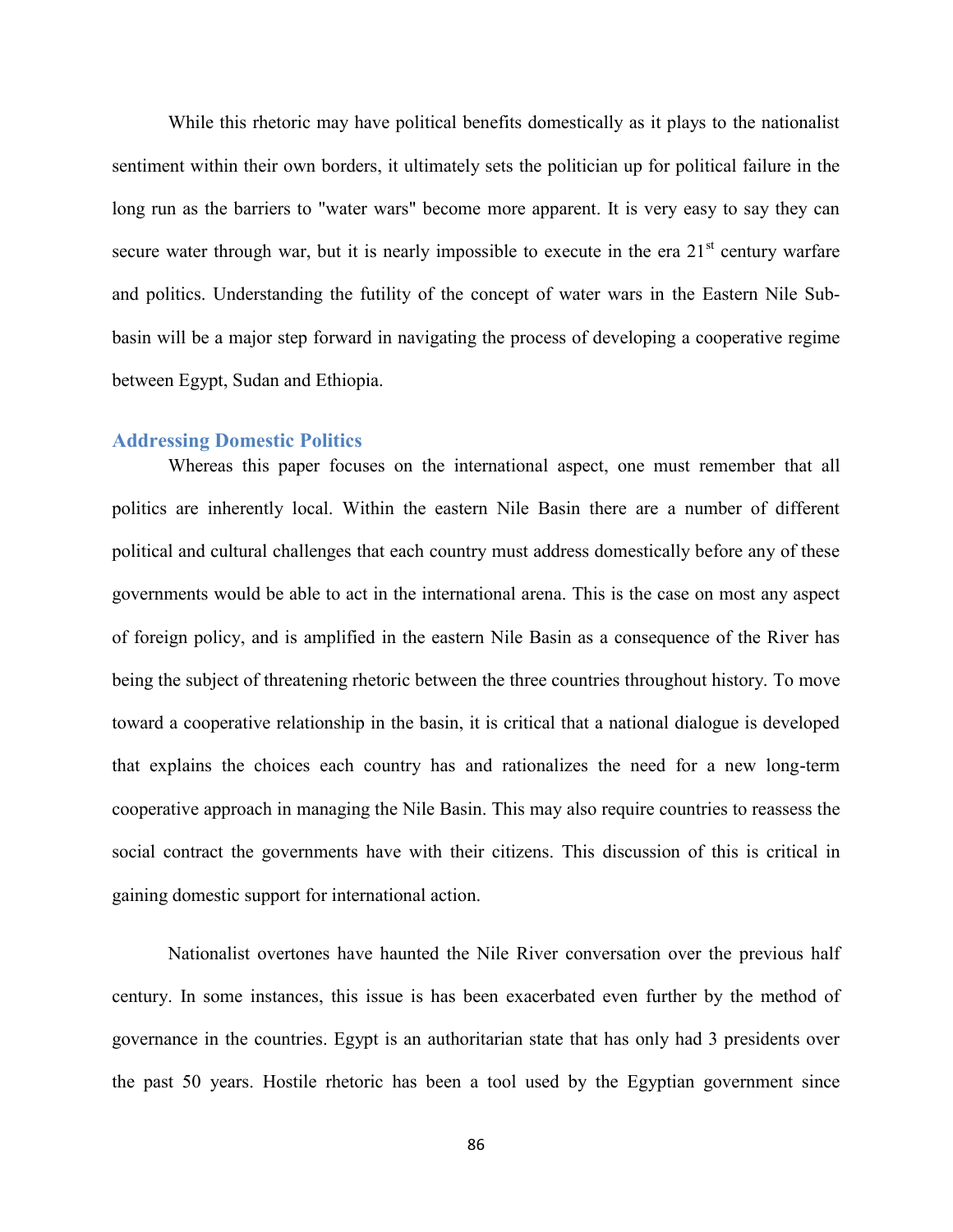While this rhetoric may have political benefits domestically as it plays to the nationalist sentiment within their own borders, it ultimately sets the politician up for political failure in the long run as the barriers to "water wars" become more apparent. It is very easy to say they can secure water through war, but it is nearly impossible to execute in the era 21st century warfare and politics. Understanding the futility of the concept of water wars in the Eastern Nile Sub-basin will be a major step forward in navigating the process of developing a cooperative regime between Egypt, Sudan and Ethiopia.

## Addressing Domestic Politics

Whereas this paper focuses on the international aspect, one must remember that all politics are inherently local. Within the eastern Nile Basin there are a number of different political and cultural challenges that each country must address domestically before any of these governments would be able to act in the international arena. This is the case on most any aspect of foreign policy, and is amplified in the eastern Nile Basin as a consequence of the River has being the subject of threatening rhetoric between the three countries throughout history. To move toward a cooperative relationship in the basin, it is critical that a national dialogue is developed that explains the choices each country has and rationalizes the need for a new long-term cooperative approach in managing the Nile Basin. This may also require countries to reassess the social contract the governments have with their citizens. This discussion of this is critical in gaining domestic support for international action.

Nationalist overtones have haunted the Nile River conversation over the previous half century. In some instances, this issue is has been exacerbated even further by the method of governance in the countries. Egypt is an authoritarian state that has only had 3 presidents over the past 50 years. Hostile rhetoric has been a tool used by the Egyptian government since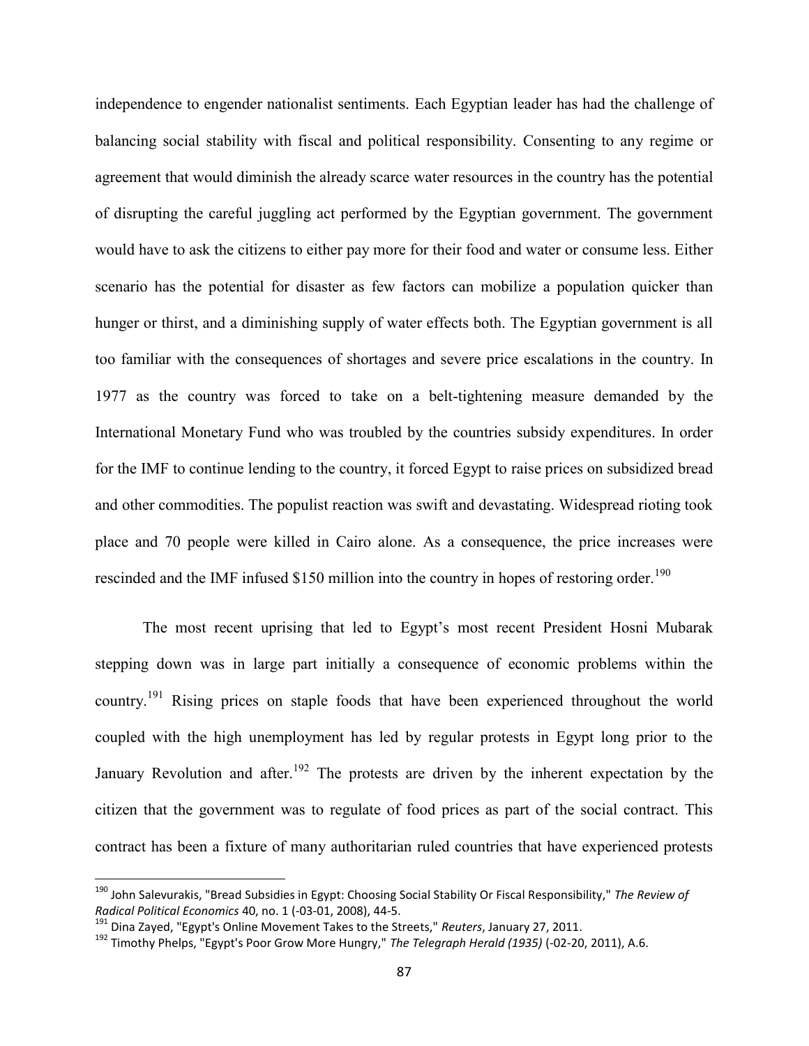independence to engender nationalist sentiments. Each Egyptian leader has had the challenge of balancing social stability with fiscal and political responsibility. Consenting to any regime or agreement that would diminish the already scarce water resources in the country has the potential of disrupting the careful juggling act performed by the Egyptian government. The government would have to ask the citizens to either pay more for their food and water or consume less. Either scenario has the potential for disaster as few factors can mobilize a population quicker than hunger or thirst, and a diminishing supply of water effects both. The Egyptian government is all too familiar with the consequences of shortages and severe price escalations in the country. In 1977 as the country was forced to take on a belt-tightening measure demanded by the International Monetary Fund who was troubled by the countries subsidy expenditures. In order for the IMF to continue lending to the country, it forced Egypt to raise prices on subsidized bread and other commodities. The populist reaction was swift and devastating. Widespread rioting took place and 70 people were killed in Cairo alone. As a consequence, the price increases were rescinded and the IMF infused $150 million into the country in hopes of restoring order.[190]

The most recent uprising that led to Egypt's most recent President Hosni Mubarak stepping down was in large part initially a consequence of economic problems within the country.[191] Rising prices on staple foods that have been experienced throughout the world coupled with the high unemployment has led by regular protests in Egypt long prior to the January Revolution and after.[192] The protests are driven by the inherent expectation by the citizen that the government was to regulate of food prices as part of the social contract. This contract has been a fixture of many authoritarian ruled countries that have experienced protests

---

[190] John Salevurakis, "Bread Subsidies in Egypt: Choosing Social Stability Or Fiscal Responsibility," *The Review of Radical Political Economics* 40, no. 1 (-03-01, 2008), 44-5.

[191] Dina Zayed, "Egypt's Online Movement Takes to the Streets," *Reuters*, January 27, 2011.

[192] Timothy Phelps, "Egypt's Poor Grow More Hungry," *The Telegraph Herald (1935)* (-02-20, 2011), A.6.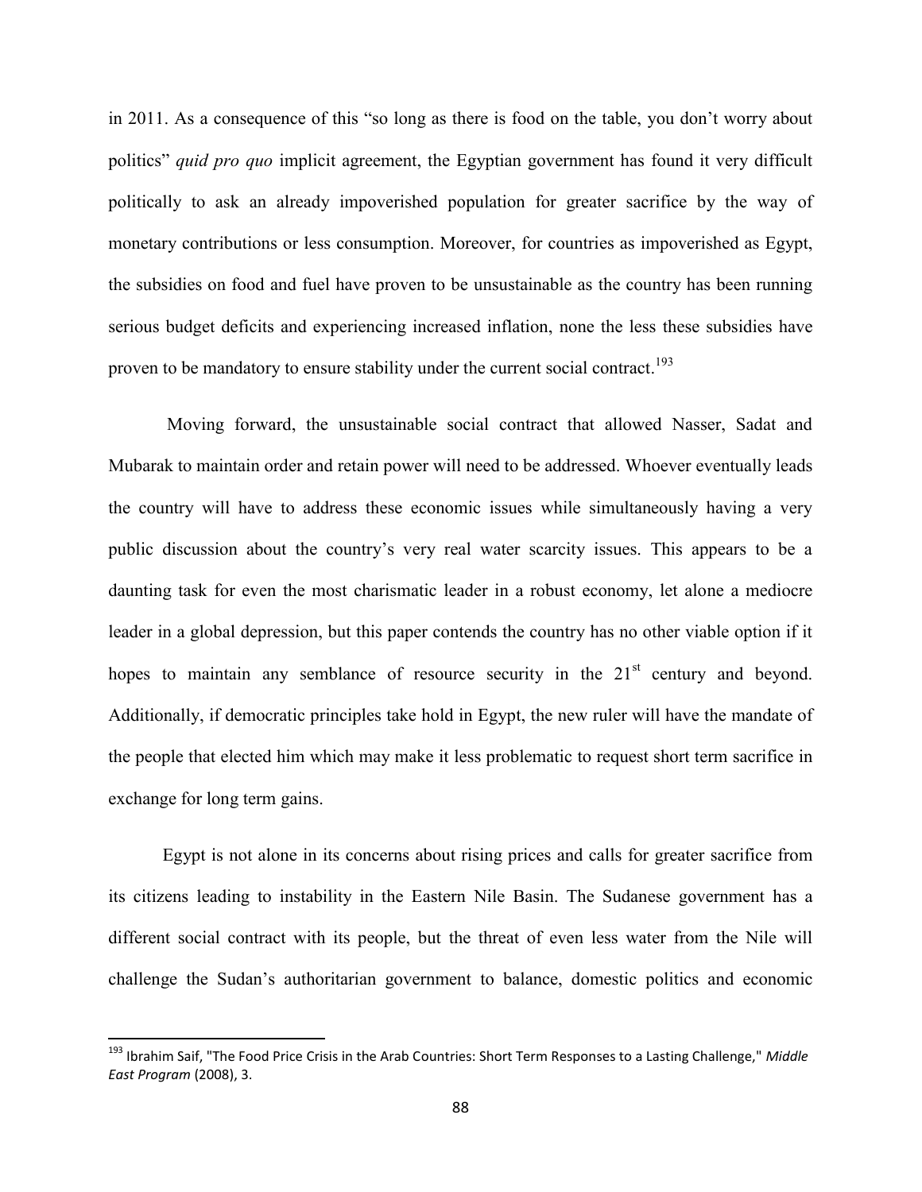in 2011. As a consequence of this "so long as there is food on the table, you don't worry about politics" *quid pro quo* implicit agreement, the Egyptian government has found it very difficult politically to ask an already impoverished population for greater sacrifice by the way of monetary contributions or less consumption. Moreover, for countries as impoverished as Egypt, the subsidies on food and fuel have proven to be unsustainable as the country has been running serious budget deficits and experiencing increased inflation, none the less these subsidies have proven to be mandatory to ensure stability under the current social contract.[193]

Moving forward, the unsustainable social contract that allowed Nasser, Sadat and Mubarak to maintain order and retain power will need to be addressed. Whoever eventually leads the country will have to address these economic issues while simultaneously having a very public discussion about the country's very real water scarcity issues. This appears to be a daunting task for even the most charismatic leader in a robust economy, let alone a mediocre leader in a global depression, but this paper contends the country has no other viable option if it hopes to maintain any semblance of resource security in the 21st century and beyond. Additionally, if democratic principles take hold in Egypt, the new ruler will have the mandate of the people that elected him which may make it less problematic to request short term sacrifice in exchange for long term gains.

Egypt is not alone in its concerns about rising prices and calls for greater sacrifice from its citizens leading to instability in the Eastern Nile Basin. The Sudanese government has a different social contract with its people, but the threat of even less water from the Nile will challenge the Sudan's authoritarian government to balance, domestic politics and economic

---

[193] Ibrahim Saif, "The Food Price Crisis in the Arab Countries: Short Term Responses to a Lasting Challenge," *Middle East Program* (2008), 3.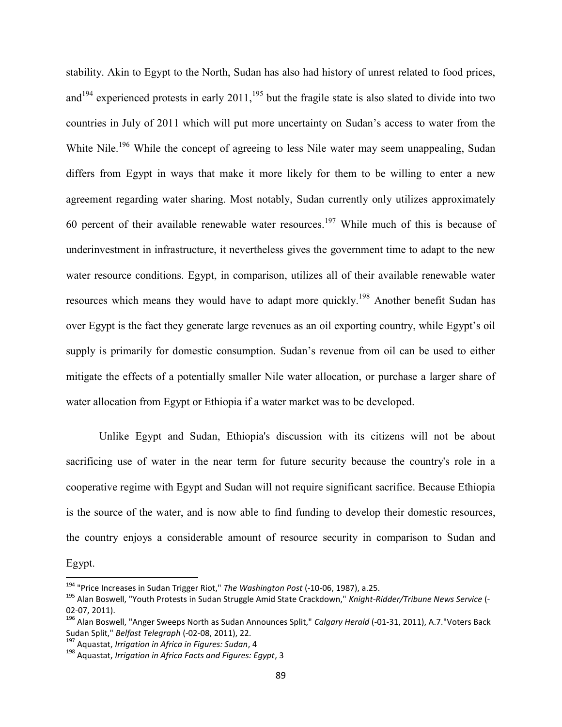stability. Akin to Egypt to the North, Sudan has also had history of unrest related to food prices, and[194] experienced protests in early 2011,[195] but the fragile state is also slated to divide into two countries in July of 2011 which will put more uncertainty on Sudan's access to water from the White Nile.[196] While the concept of agreeing to less Nile water may seem unappealing, Sudan differs from Egypt in ways that make it more likely for them to be willing to enter a new agreement regarding water sharing. Most notably, Sudan currently only utilizes approximately 60 percent of their available renewable water resources.[197] While much of this is because of underinvestment in infrastructure, it nevertheless gives the government time to adapt to the new water resource conditions. Egypt, in comparison, utilizes all of their available renewable water resources which means they would have to adapt more quickly.[198] Another benefit Sudan has over Egypt is the fact they generate large revenues as an oil exporting country, while Egypt's oil supply is primarily for domestic consumption. Sudan's revenue from oil can be used to either mitigate the effects of a potentially smaller Nile water allocation, or purchase a larger share of water allocation from Egypt or Ethiopia if a water market was to be developed.

Unlike Egypt and Sudan, Ethiopia's discussion with its citizens will not be about sacrificing use of water in the near term for future security because the country's role in a cooperative regime with Egypt and Sudan will not require significant sacrifice. Because Ethiopia is the source of the water, and is now able to find funding to develop their domestic resources, the country enjoys a considerable amount of resource security in comparison to Sudan and Egypt.

---

[194] "Price Increases in Sudan Trigger Riot," *The Washington Post* (-10-06, 1987), a.25.

[195] Alan Boswell, "Youth Protests in Sudan Struggle Amid State Crackdown," *Knight-Ridder/Tribune News Service* (-02-07, 2011).

[196] Alan Boswell, "Anger Sweeps North as Sudan Announces Split," *Calgary Herald* (-01-31, 2011), A.7."Voters Back Sudan Split," *Belfast Telegraph* (-02-08, 2011), 22.

[197] Aquastat, *Irrigation in Africa in Figures: Sudan*, 4

[198] Aquastat, *Irrigation in Africa Facts and Figures: Egypt*, 3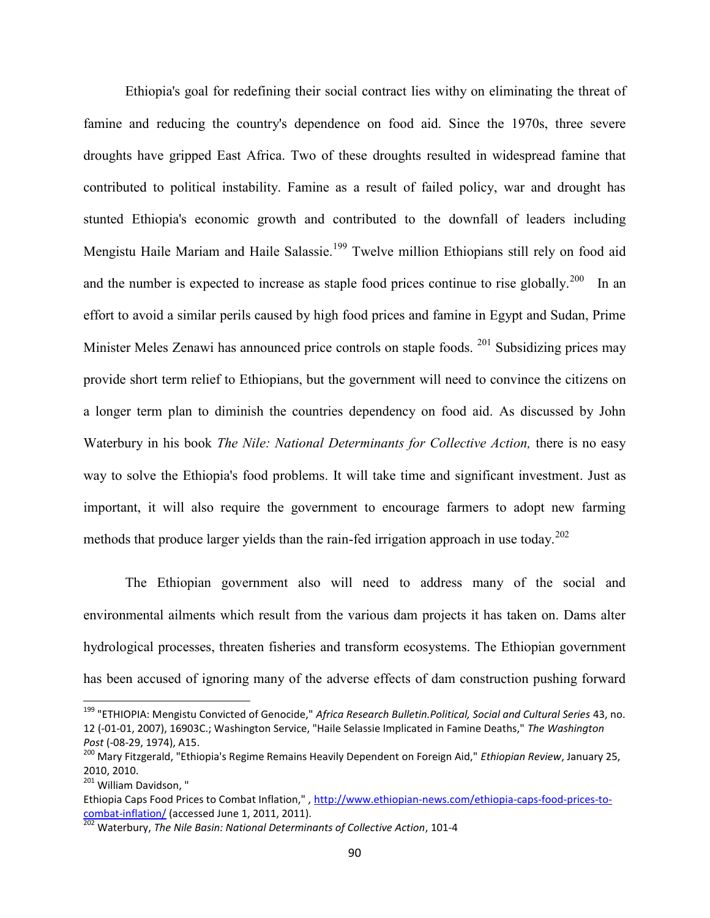Ethiopia's goal for redefining their social contract lies withy on eliminating the threat of famine and reducing the country's dependence on food aid. Since the 1970s, three severe droughts have gripped East Africa. Two of these droughts resulted in widespread famine that contributed to political instability. Famine as a result of failed policy, war and drought has stunted Ethiopia's economic growth and contributed to the downfall of leaders including Mengistu Haile Mariam and Haile Salassie.[199] Twelve million Ethiopians still rely on food aid and the number is expected to increase as staple food prices continue to rise globally.[200] In an effort to avoid a similar perils caused by high food prices and famine in Egypt and Sudan, Prime Minister Meles Zenawi has announced price controls on staple foods.[201] Subsidizing prices may provide short term relief to Ethiopians, but the government will need to convince the citizens on a longer term plan to diminish the countries dependency on food aid. As discussed by John Waterbury in his book *The Nile: National Determinants for Collective Action,* there is no easy way to solve the Ethiopia's food problems. It will take time and significant investment. Just as important, it will also require the government to encourage farmers to adopt new farming methods that produce larger yields than the rain-fed irrigation approach in use today.[202]

The Ethiopian government also will need to address many of the social and environmental ailments which result from the various dam projects it has taken on. Dams alter hydrological processes, threaten fisheries and transform ecosystems. The Ethiopian government has been accused of ignoring many of the adverse effects of dam construction pushing forward

---

[199] "ETHIOPIA: Mengistu Convicted of Genocide," *Africa Research Bulletin.Political, Social and Cultural Series* 43, no. 12 (-01-01, 2007), 16903C.; Washington Service, "Haile Selassie Implicated in Famine Deaths," *The Washington Post* (-08-29, 1974), A15.

[200] Mary Fitzgerald, "Ethiopia's Regime Remains Heavily Dependent on Foreign Aid," *Ethiopian Review*, January 25, 2010, 2010.

[201] William Davidson, "
Ethiopia Caps Food Prices to Combat Inflation," , http://www.ethiopian-news.com/ethiopia-caps-food-prices-to-combat-inflation/ (accessed June 1, 2011, 2011).

[202] Waterbury, *The Nile Basin: National Determinants of Collective Action*, 101-4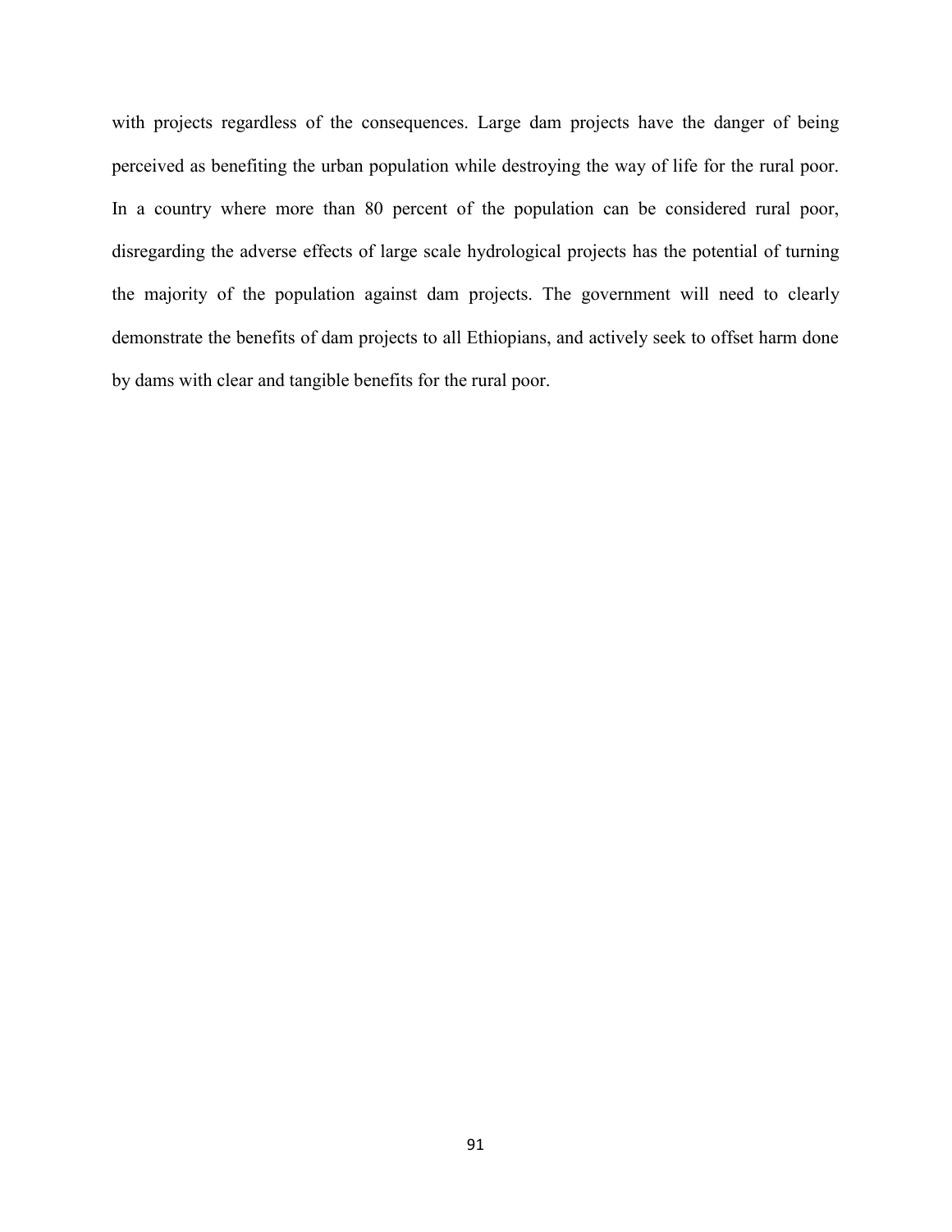with projects regardless of the consequences. Large dam projects have the danger of being perceived as benefiting the urban population while destroying the way of life for the rural poor. In a country where more than 80 percent of the population can be considered rural poor, disregarding the adverse effects of large scale hydrological projects has the potential of turning the majority of the population against dam projects. The government will need to clearly demonstrate the benefits of dam projects to all Ethiopians, and actively seek to offset harm done by dams with clear and tangible benefits for the rural poor.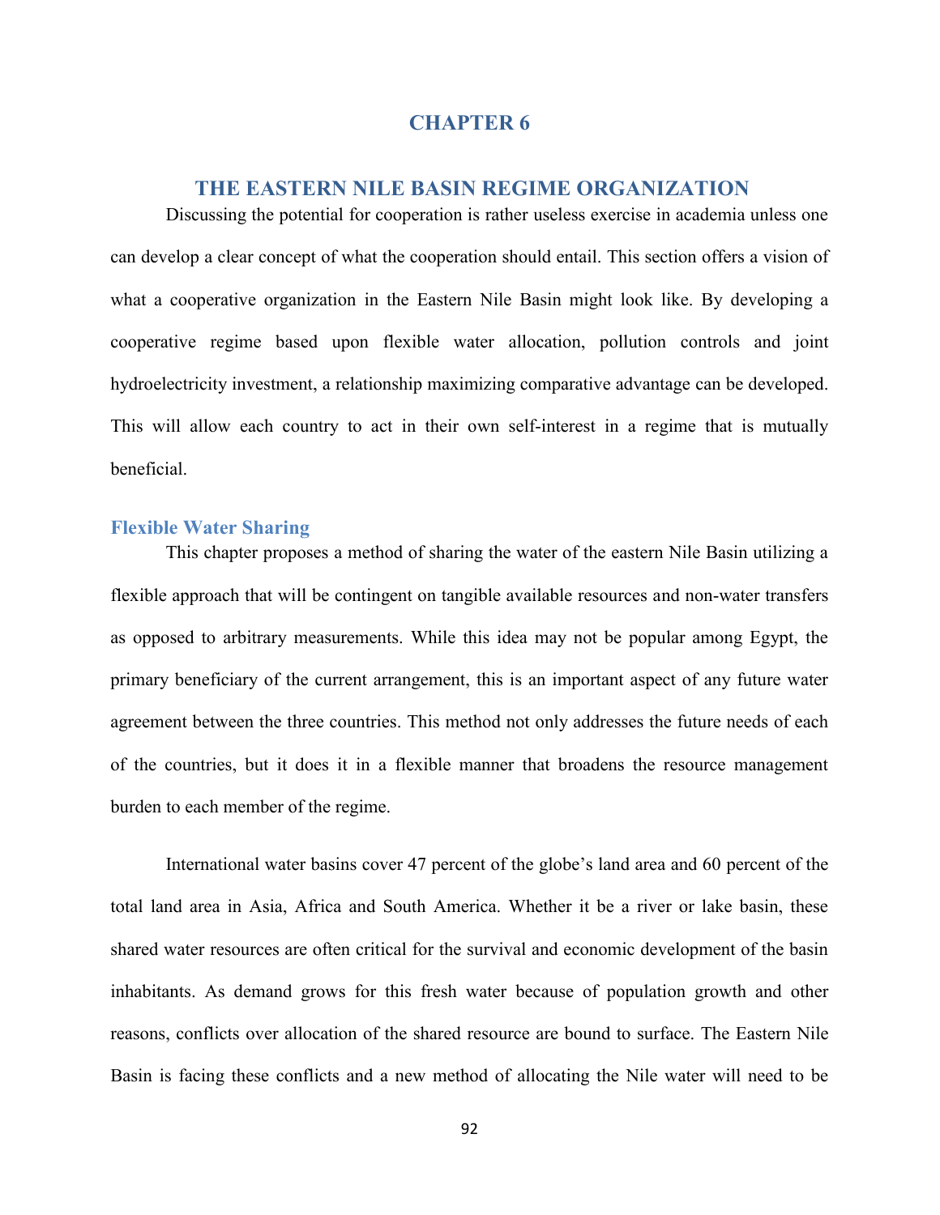# CHAPTER 6

## THE EASTERN NILE BASIN REGIME ORGANIZATION

Discussing the potential for cooperation is rather useless exercise in academia unless one can develop a clear concept of what the cooperation should entail. This section offers a vision of what a cooperative organization in the Eastern Nile Basin might look like. By developing a cooperative regime based upon flexible water allocation, pollution controls and joint hydroelectricity investment, a relationship maximizing comparative advantage can be developed. This will allow each country to act in their own self-interest in a regime that is mutually beneficial.

### Flexible Water Sharing

This chapter proposes a method of sharing the water of the eastern Nile Basin utilizing a flexible approach that will be contingent on tangible available resources and non-water transfers as opposed to arbitrary measurements. While this idea may not be popular among Egypt, the primary beneficiary of the current arrangement, this is an important aspect of any future water agreement between the three countries. This method not only addresses the future needs of each of the countries, but it does it in a flexible manner that broadens the resource management burden to each member of the regime.

International water basins cover 47 percent of the globe's land area and 60 percent of the total land area in Asia, Africa and South America. Whether it be a river or lake basin, these shared water resources are often critical for the survival and economic development of the basin inhabitants. As demand grows for this fresh water because of population growth and other reasons, conflicts over allocation of the shared resource are bound to surface. The Eastern Nile Basin is facing these conflicts and a new method of allocating the Nile water will need to be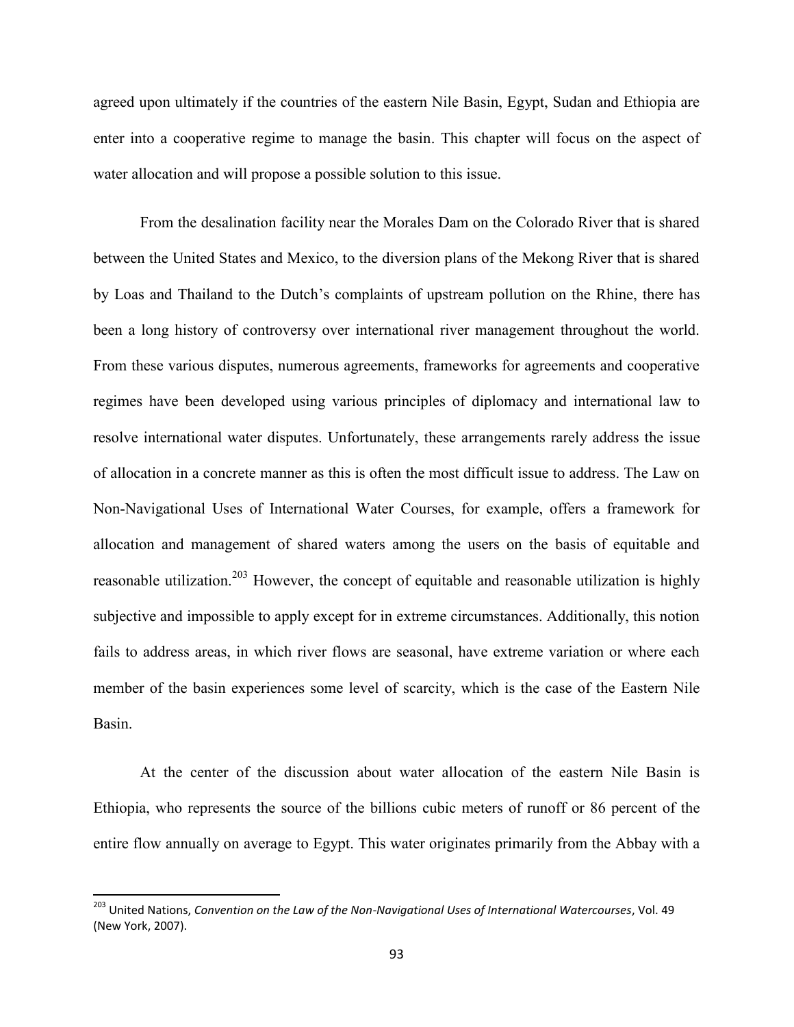agreed upon ultimately if the countries of the eastern Nile Basin, Egypt, Sudan and Ethiopia are enter into a cooperative regime to manage the basin. This chapter will focus on the aspect of water allocation and will propose a possible solution to this issue.

From the desalination facility near the Morales Dam on the Colorado River that is shared between the United States and Mexico, to the diversion plans of the Mekong River that is shared by Loas and Thailand to the Dutch's complaints of upstream pollution on the Rhine, there has been a long history of controversy over international river management throughout the world. From these various disputes, numerous agreements, frameworks for agreements and cooperative regimes have been developed using various principles of diplomacy and international law to resolve international water disputes. Unfortunately, these arrangements rarely address the issue of allocation in a concrete manner as this is often the most difficult issue to address. The Law on Non-Navigational Uses of International Water Courses, for example, offers a framework for allocation and management of shared waters among the users on the basis of equitable and reasonable utilization.[203] However, the concept of equitable and reasonable utilization is highly subjective and impossible to apply except for in extreme circumstances. Additionally, this notion fails to address areas, in which river flows are seasonal, have extreme variation or where each member of the basin experiences some level of scarcity, which is the case of the Eastern Nile Basin.

At the center of the discussion about water allocation of the eastern Nile Basin is Ethiopia, who represents the source of the billions cubic meters of runoff or 86 percent of the entire flow annually on average to Egypt. This water originates primarily from the Abbay with a

---

[203] United Nations, *Convention on the Law of the Non-Navigational Uses of International Watercourses*, Vol. 49 (New York, 2007).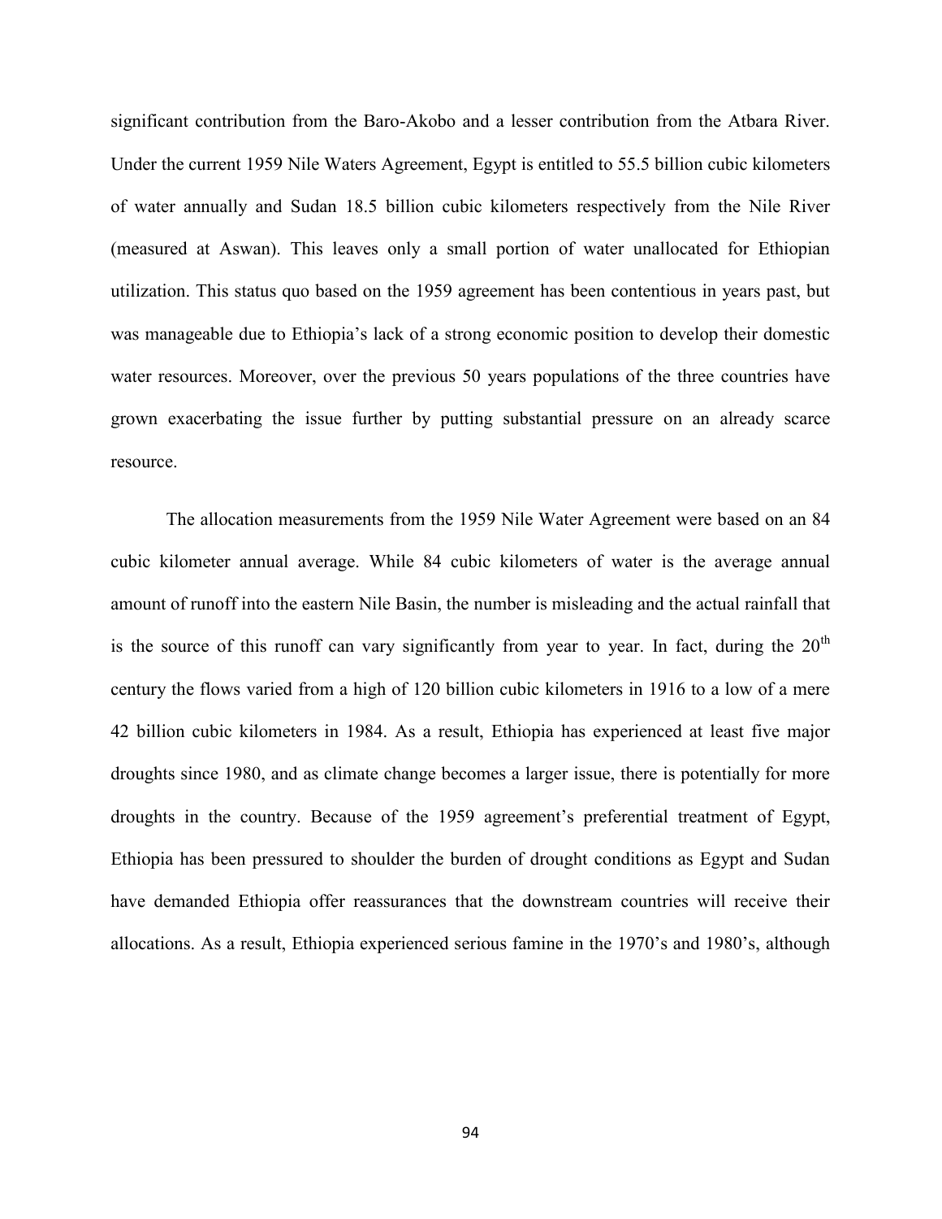significant contribution from the Baro-Akobo and a lesser contribution from the Atbara River. Under the current 1959 Nile Waters Agreement, Egypt is entitled to 55.5 billion cubic kilometers of water annually and Sudan 18.5 billion cubic kilometers respectively from the Nile River (measured at Aswan). This leaves only a small portion of water unallocated for Ethiopian utilization. This status quo based on the 1959 agreement has been contentious in years past, but was manageable due to Ethiopia's lack of a strong economic position to develop their domestic water resources. Moreover, over the previous 50 years populations of the three countries have grown exacerbating the issue further by putting substantial pressure on an already scarce resource.

The allocation measurements from the 1959 Nile Water Agreement were based on an 84 cubic kilometer annual average. While 84 cubic kilometers of water is the average annual amount of runoff into the eastern Nile Basin, the number is misleading and the actual rainfall that is the source of this runoff can vary significantly from year to year. In fact, during the 20th century the flows varied from a high of 120 billion cubic kilometers in 1916 to a low of a mere 42 billion cubic kilometers in 1984. As a result, Ethiopia has experienced at least five major droughts since 1980, and as climate change becomes a larger issue, there is potentially for more droughts in the country. Because of the 1959 agreement's preferential treatment of Egypt, Ethiopia has been pressured to shoulder the burden of drought conditions as Egypt and Sudan have demanded Ethiopia offer reassurances that the downstream countries will receive their allocations. As a result, Ethiopia experienced serious famine in the 1970's and 1980's, although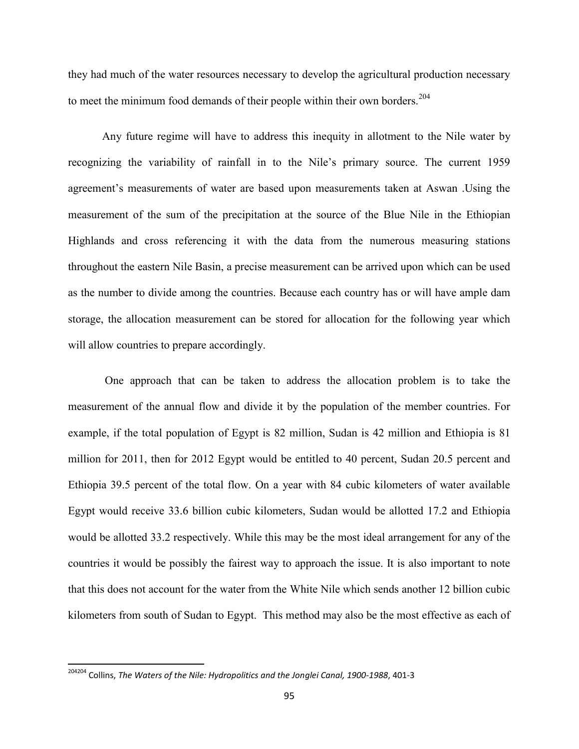they had much of the water resources necessary to develop the agricultural production necessary to meet the minimum food demands of their people within their own borders.[204]

Any future regime will have to address this inequity in allotment to the Nile water by recognizing the variability of rainfall in to the Nile's primary source. The current 1959 agreement's measurements of water are based upon measurements taken at Aswan .Using the measurement of the sum of the precipitation at the source of the Blue Nile in the Ethiopian Highlands and cross referencing it with the data from the numerous measuring stations throughout the eastern Nile Basin, a precise measurement can be arrived upon which can be used as the number to divide among the countries. Because each country has or will have ample dam storage, the allocation measurement can be stored for allocation for the following year which will allow countries to prepare accordingly.

One approach that can be taken to address the allocation problem is to take the measurement of the annual flow and divide it by the population of the member countries. For example, if the total population of Egypt is 82 million, Sudan is 42 million and Ethiopia is 81 million for 2011, then for 2012 Egypt would be entitled to 40 percent, Sudan 20.5 percent and Ethiopia 39.5 percent of the total flow. On a year with 84 cubic kilometers of water available Egypt would receive 33.6 billion cubic kilometers, Sudan would be allotted 17.2 and Ethiopia would be allotted 33.2 respectively. While this may be the most ideal arrangement for any of the countries it would be possibly the fairest way to approach the issue. It is also important to note that this does not account for the water from the White Nile which sends another 12 billion cubic kilometers from south of Sudan to Egypt. This method may also be the most effective as each of

---

[204] Collins, *The Waters of the Nile: Hydropolitics and the Jonglei Canal, 1900-1988*, 401-3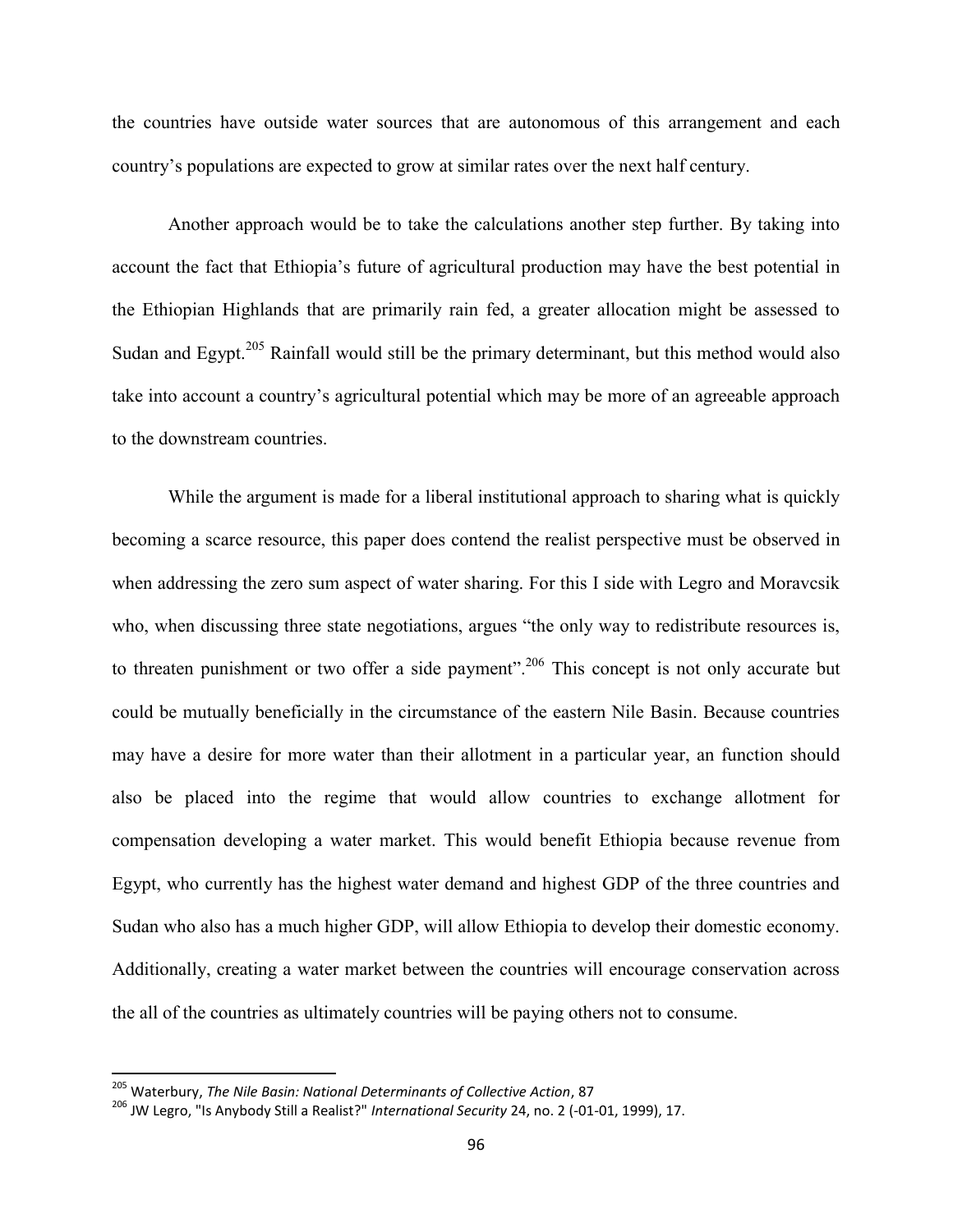the countries have outside water sources that are autonomous of this arrangement and each country's populations are expected to grow at similar rates over the next half century.

Another approach would be to take the calculations another step further. By taking into account the fact that Ethiopia's future of agricultural production may have the best potential in the Ethiopian Highlands that are primarily rain fed, a greater allocation might be assessed to Sudan and Egypt.[205] Rainfall would still be the primary determinant, but this method would also take into account a country's agricultural potential which may be more of an agreeable approach to the downstream countries.

While the argument is made for a liberal institutional approach to sharing what is quickly becoming a scarce resource, this paper does contend the realist perspective must be observed in when addressing the zero sum aspect of water sharing. For this I side with Legro and Moravcsik who, when discussing three state negotiations, argues "the only way to redistribute resources is, to threaten punishment or two offer a side payment".[206] This concept is not only accurate but could be mutually beneficially in the circumstance of the eastern Nile Basin. Because countries may have a desire for more water than their allotment in a particular year, an function should also be placed into the regime that would allow countries to exchange allotment for compensation developing a water market. This would benefit Ethiopia because revenue from Egypt, who currently has the highest water demand and highest GDP of the three countries and Sudan who also has a much higher GDP, will allow Ethiopia to develop their domestic economy. Additionally, creating a water market between the countries will encourage conservation across the all of the countries as ultimately countries will be paying others not to consume.

---

[205] Waterbury, *The Nile Basin: National Determinants of Collective Action*, 87

[206] JW Legro, "Is Anybody Still a Realist?" *International Security* 24, no. 2 (-01-01, 1999), 17.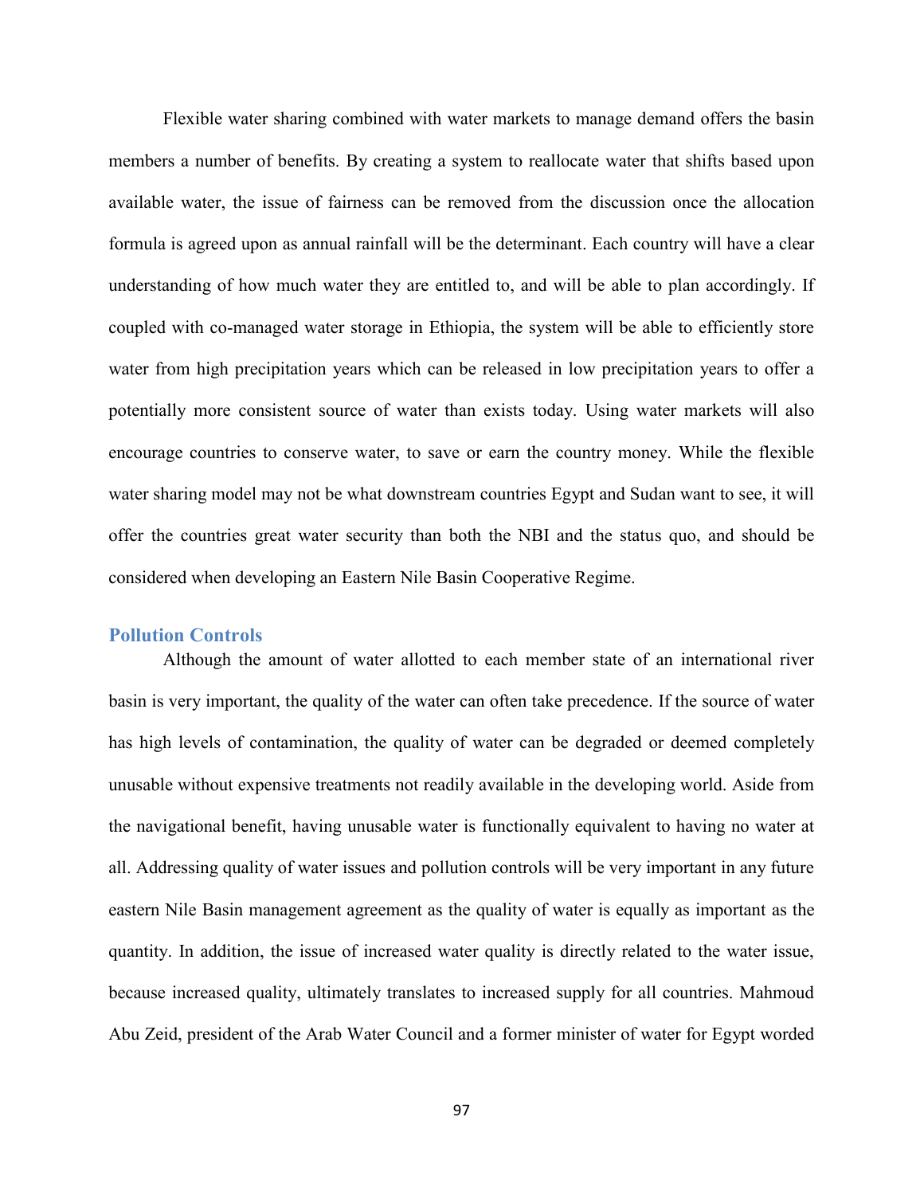Flexible water sharing combined with water markets to manage demand offers the basin members a number of benefits. By creating a system to reallocate water that shifts based upon available water, the issue of fairness can be removed from the discussion once the allocation formula is agreed upon as annual rainfall will be the determinant. Each country will have a clear understanding of how much water they are entitled to, and will be able to plan accordingly. If coupled with co-managed water storage in Ethiopia, the system will be able to efficiently store water from high precipitation years which can be released in low precipitation years to offer a potentially more consistent source of water than exists today. Using water markets will also encourage countries to conserve water, to save or earn the country money. While the flexible water sharing model may not be what downstream countries Egypt and Sudan want to see, it will offer the countries great water security than both the NBI and the status quo, and should be considered when developing an Eastern Nile Basin Cooperative Regime.

## Pollution Controls

Although the amount of water allotted to each member state of an international river basin is very important, the quality of the water can often take precedence. If the source of water has high levels of contamination, the quality of water can be degraded or deemed completely unusable without expensive treatments not readily available in the developing world. Aside from the navigational benefit, having unusable water is functionally equivalent to having no water at all. Addressing quality of water issues and pollution controls will be very important in any future eastern Nile Basin management agreement as the quality of water is equally as important as the quantity. In addition, the issue of increased water quality is directly related to the water issue, because increased quality, ultimately translates to increased supply for all countries. Mahmoud Abu Zeid, president of the Arab Water Council and a former minister of water for Egypt worded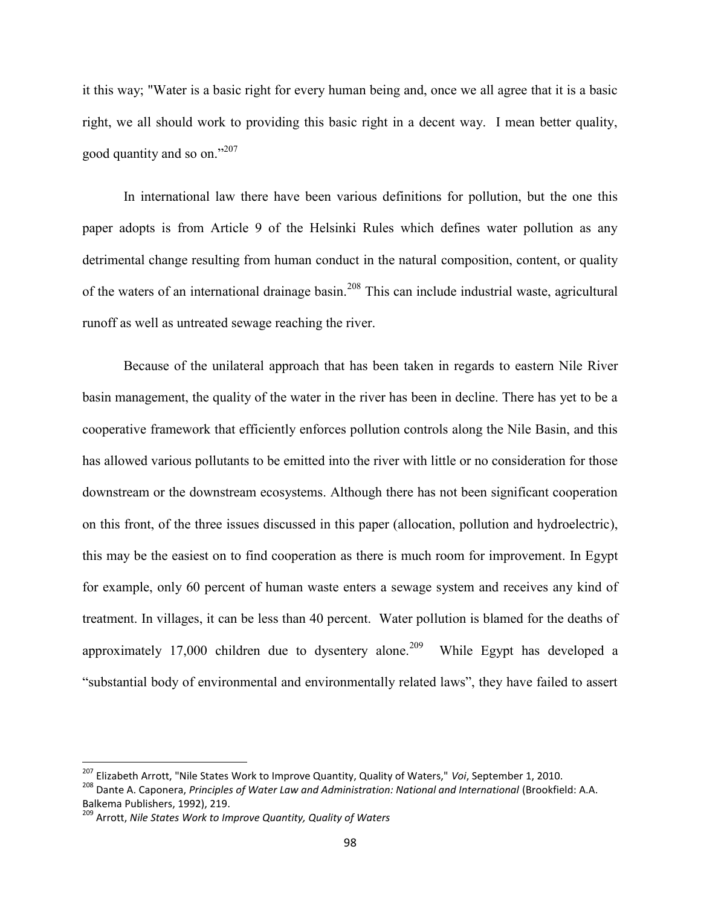it this way; "Water is a basic right for every human being and, once we all agree that it is a basic right, we all should work to providing this basic right in a decent way. I mean better quality, good quantity and so on."[207]

In international law there have been various definitions for pollution, but the one this paper adopts is from Article 9 of the Helsinki Rules which defines water pollution as any detrimental change resulting from human conduct in the natural composition, content, or quality of the waters of an international drainage basin.[208] This can include industrial waste, agricultural runoff as well as untreated sewage reaching the river.

Because of the unilateral approach that has been taken in regards to eastern Nile River basin management, the quality of the water in the river has been in decline. There has yet to be a cooperative framework that efficiently enforces pollution controls along the Nile Basin, and this has allowed various pollutants to be emitted into the river with little or no consideration for those downstream or the downstream ecosystems. Although there has not been significant cooperation on this front, of the three issues discussed in this paper (allocation, pollution and hydroelectric), this may be the easiest on to find cooperation as there is much room for improvement. In Egypt for example, only 60 percent of human waste enters a sewage system and receives any kind of treatment. In villages, it can be less than 40 percent. Water pollution is blamed for the deaths of approximately 17,000 children due to dysentery alone.[209] While Egypt has developed a "substantial body of environmental and environmentally related laws", they have failed to assert

---

[207] Elizabeth Arrott, "Nile States Work to Improve Quantity, Quality of Waters," *Voi*, September 1, 2010.

[208] Dante A. Caponera, *Principles of Water Law and Administration: National and International* (Brookfield: A.A. Balkema Publishers, 1992), 219.

[209] Arrott, *Nile States Work to Improve Quantity, Quality of Waters*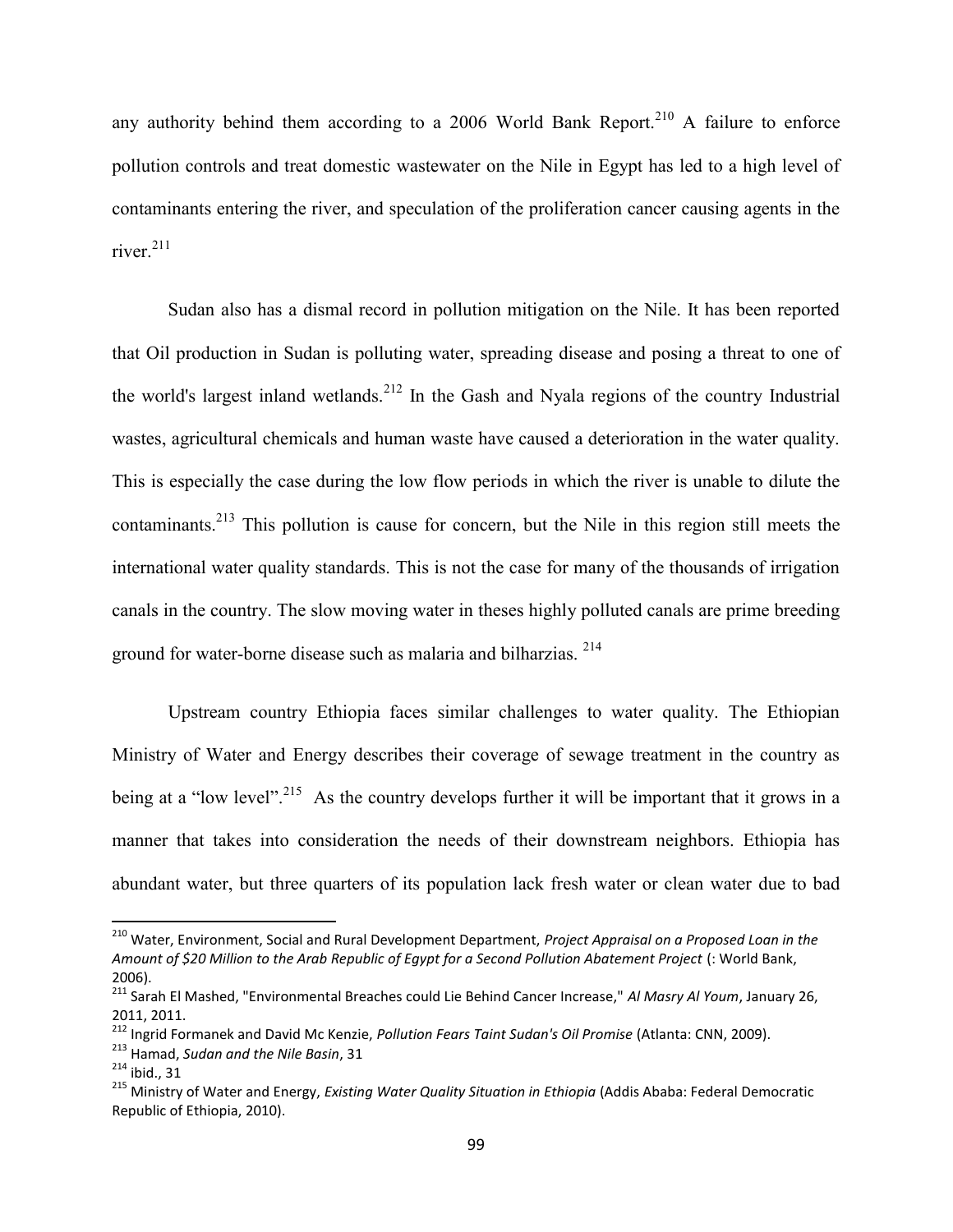any authority behind them according to a 2006 World Bank Report.[210] A failure to enforce pollution controls and treat domestic wastewater on the Nile in Egypt has led to a high level of contaminants entering the river, and speculation of the proliferation cancer causing agents in the river.[211]

Sudan also has a dismal record in pollution mitigation on the Nile. It has been reported that Oil production in Sudan is polluting water, spreading disease and posing a threat to one of the world's largest inland wetlands.[212] In the Gash and Nyala regions of the country Industrial wastes, agricultural chemicals and human waste have caused a deterioration in the water quality. This is especially the case during the low flow periods in which the river is unable to dilute the contaminants.[213] This pollution is cause for concern, but the Nile in this region still meets the international water quality standards. This is not the case for many of the thousands of irrigation canals in the country. The slow moving water in theses highly polluted canals are prime breeding ground for water-borne disease such as malaria and bilharzias. [214]

Upstream country Ethiopia faces similar challenges to water quality. The Ethiopian Ministry of Water and Energy describes their coverage of sewage treatment in the country as being at a "low level".[215] As the country develops further it will be important that it grows in a manner that takes into consideration the needs of their downstream neighbors. Ethiopia has abundant water, but three quarters of its population lack fresh water or clean water due to bad

---

[210] Water, Environment, Social and Rural Development Department, *Project Appraisal on a Proposed Loan in the Amount of $20 Million to the Arab Republic of Egypt for a Second Pollution Abatement Project* (: World Bank, 2006).

[211] Sarah El Mashed, "Environmental Breaches could Lie Behind Cancer Increase," *Al Masry Al Youm*, January 26, 2011, 2011.

[212] Ingrid Formanek and David Mc Kenzie, *Pollution Fears Taint Sudan's Oil Promise* (Atlanta: CNN, 2009).

[213] Hamad, *Sudan and the Nile Basin*, 31

[214] ibid., 31

[215] Ministry of Water and Energy, *Existing Water Quality Situation in Ethiopia* (Addis Ababa: Federal Democratic Republic of Ethiopia, 2010).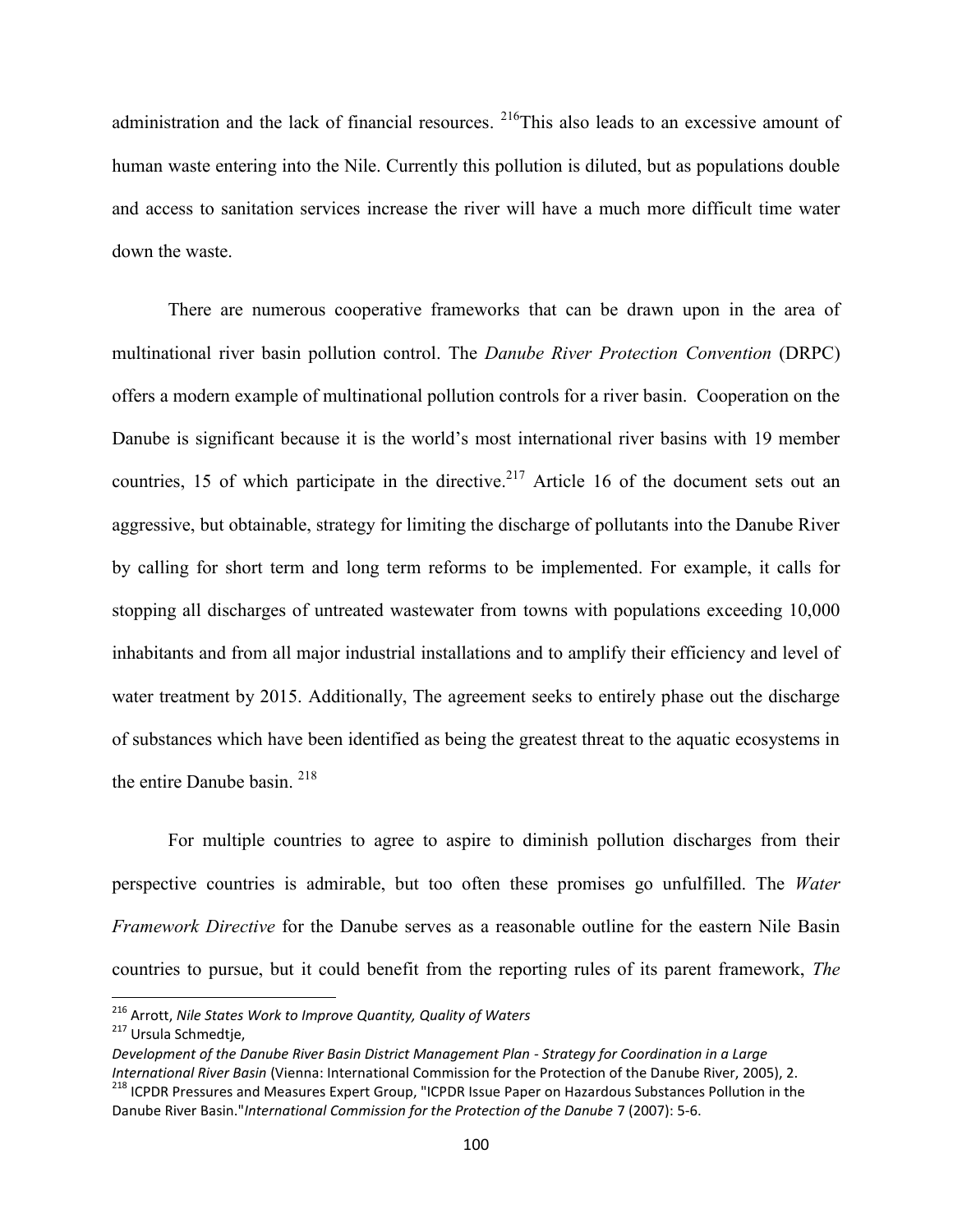administration and the lack of financial resources. [216]This also leads to an excessive amount of human waste entering into the Nile. Currently this pollution is diluted, but as populations double and access to sanitation services increase the river will have a much more difficult time water down the waste.

There are numerous cooperative frameworks that can be drawn upon in the area of multinational river basin pollution control. The *Danube River Protection Convention* (DRPC) offers a modern example of multinational pollution controls for a river basin. Cooperation on the Danube is significant because it is the world's most international river basins with 19 member countries, 15 of which participate in the directive.[217] Article 16 of the document sets out an aggressive, but obtainable, strategy for limiting the discharge of pollutants into the Danube River by calling for short term and long term reforms to be implemented. For example, it calls for stopping all discharges of untreated wastewater from towns with populations exceeding 10,000 inhabitants and from all major industrial installations and to amplify their efficiency and level of water treatment by 2015. Additionally, The agreement seeks to entirely phase out the discharge of substances which have been identified as being the greatest threat to the aquatic ecosystems in the entire Danube basin. [218]

For multiple countries to agree to aspire to diminish pollution discharges from their perspective countries is admirable, but too often these promises go unfulfilled. The *Water Framework Directive* for the Danube serves as a reasonable outline for the eastern Nile Basin countries to pursue, but it could benefit from the reporting rules of its parent framework, *The*

---

[216] Arrott, *Nile States Work to Improve Quantity, Quality of Waters*

[217] Ursula Schmedtje, *Development of the Danube River Basin District Management Plan - Strategy for Coordination in a Large International River Basin* (Vienna: International Commission for the Protection of the Danube River, 2005), 2.

[218] ICPDR Pressures and Measures Expert Group, "ICPDR Issue Paper on Hazardous Substances Pollution in the Danube River Basin."*International Commission for the Protection of the Danube* 7 (2007): 5-6.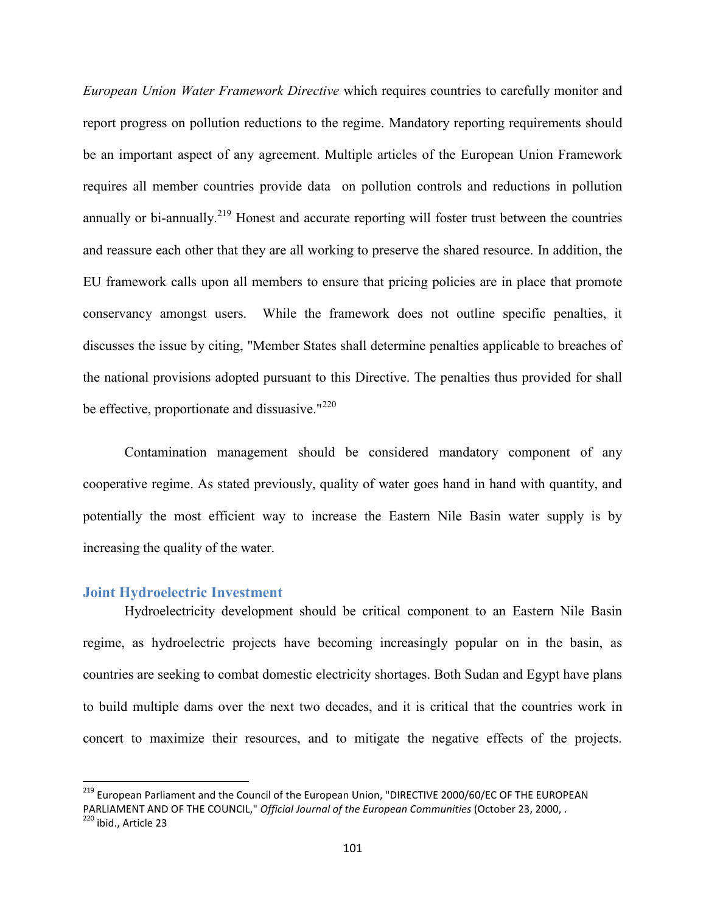*European Union Water Framework Directive* which requires countries to carefully monitor and report progress on pollution reductions to the regime. Mandatory reporting requirements should be an important aspect of any agreement. Multiple articles of the European Union Framework requires all member countries provide data on pollution controls and reductions in pollution annually or bi-annually.[219] Honest and accurate reporting will foster trust between the countries and reassure each other that they are all working to preserve the shared resource. In addition, the EU framework calls upon all members to ensure that pricing policies are in place that promote conservancy amongst users. While the framework does not outline specific penalties, it discusses the issue by citing, "Member States shall determine penalties applicable to breaches of the national provisions adopted pursuant to this Directive. The penalties thus provided for shall be effective, proportionate and dissuasive."[220]

Contamination management should be considered mandatory component of any cooperative regime. As stated previously, quality of water goes hand in hand with quantity, and potentially the most efficient way to increase the Eastern Nile Basin water supply is by increasing the quality of the water.

### Joint Hydroelectric Investment

Hydroelectricity development should be critical component to an Eastern Nile Basin regime, as hydroelectric projects have becoming increasingly popular on in the basin, as countries are seeking to combat domestic electricity shortages. Both Sudan and Egypt have plans to build multiple dams over the next two decades, and it is critical that the countries work in concert to maximize their resources, and to mitigate the negative effects of the projects.

---

[219] European Parliament and the Council of the European Union, "DIRECTIVE 2000/60/EC OF THE EUROPEAN PARLIAMENT AND OF THE COUNCIL," *Official Journal of the European Communities* (October 23, 2000, .

[220] ibid., Article 23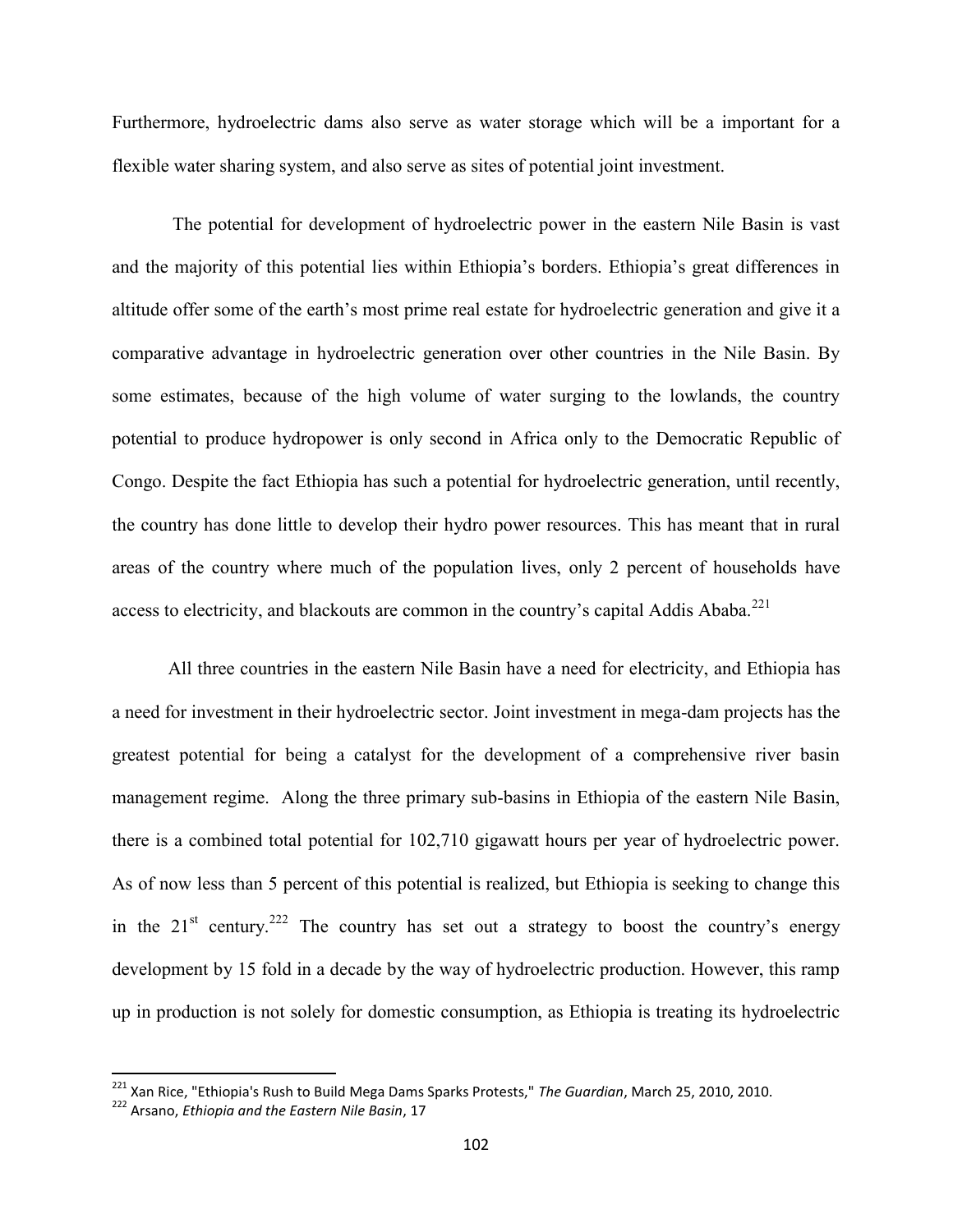Furthermore, hydroelectric dams also serve as water storage which will be a important for a flexible water sharing system, and also serve as sites of potential joint investment.

The potential for development of hydroelectric power in the eastern Nile Basin is vast and the majority of this potential lies within Ethiopia's borders. Ethiopia's great differences in altitude offer some of the earth's most prime real estate for hydroelectric generation and give it a comparative advantage in hydroelectric generation over other countries in the Nile Basin. By some estimates, because of the high volume of water surging to the lowlands, the country potential to produce hydropower is only second in Africa only to the Democratic Republic of Congo. Despite the fact Ethiopia has such a potential for hydroelectric generation, until recently, the country has done little to develop their hydro power resources. This has meant that in rural areas of the country where much of the population lives, only 2 percent of households have access to electricity, and blackouts are common in the country's capital Addis Ababa.[221]

All three countries in the eastern Nile Basin have a need for electricity, and Ethiopia has a need for investment in their hydroelectric sector. Joint investment in mega-dam projects has the greatest potential for being a catalyst for the development of a comprehensive river basin management regime. Along the three primary sub-basins in Ethiopia of the eastern Nile Basin, there is a combined total potential for 102,710 gigawatt hours per year of hydroelectric power. As of now less than 5 percent of this potential is realized, but Ethiopia is seeking to change this in the 21st century.[222] The country has set out a strategy to boost the country's energy development by 15 fold in a decade by the way of hydroelectric production. However, this ramp up in production is not solely for domestic consumption, as Ethiopia is treating its hydroelectric

---

[221] Xan Rice, "Ethiopia's Rush to Build Mega Dams Sparks Protests," *The Guardian*, March 25, 2010, 2010.

[222] Arsano, *Ethiopia and the Eastern Nile Basin*, 17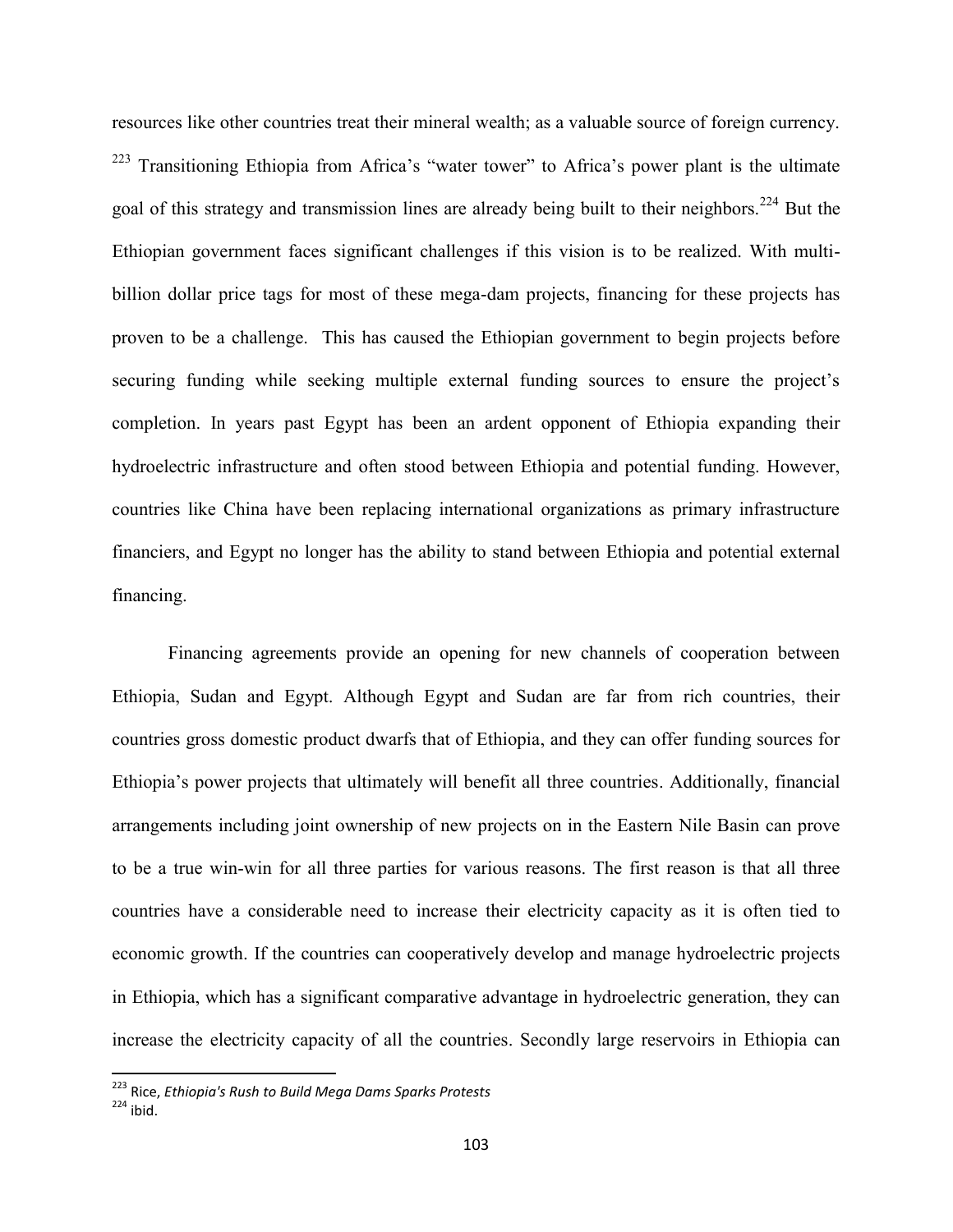resources like other countries treat their mineral wealth; as a valuable source of foreign currency.[223] Transitioning Ethiopia from Africa's "water tower" to Africa's power plant is the ultimate goal of this strategy and transmission lines are already being built to their neighbors.[224] But the Ethiopian government faces significant challenges if this vision is to be realized. With multi-billion dollar price tags for most of these mega-dam projects, financing for these projects has proven to be a challenge. This has caused the Ethiopian government to begin projects before securing funding while seeking multiple external funding sources to ensure the project's completion. In years past Egypt has been an ardent opponent of Ethiopia expanding their hydroelectric infrastructure and often stood between Ethiopia and potential funding. However, countries like China have been replacing international organizations as primary infrastructure financiers, and Egypt no longer has the ability to stand between Ethiopia and potential external financing.

Financing agreements provide an opening for new channels of cooperation between Ethiopia, Sudan and Egypt. Although Egypt and Sudan are far from rich countries, their countries gross domestic product dwarfs that of Ethiopia, and they can offer funding sources for Ethiopia's power projects that ultimately will benefit all three countries. Additionally, financial arrangements including joint ownership of new projects on in the Eastern Nile Basin can prove to be a true win-win for all three parties for various reasons. The first reason is that all three countries have a considerable need to increase their electricity capacity as it is often tied to economic growth. If the countries can cooperatively develop and manage hydroelectric projects in Ethiopia, which has a significant comparative advantage in hydroelectric generation, they can increase the electricity capacity of all the countries. Secondly large reservoirs in Ethiopia can

---

[223] Rice, *Ethiopia's Rush to Build Mega Dams Sparks Protests*

[224] ibid.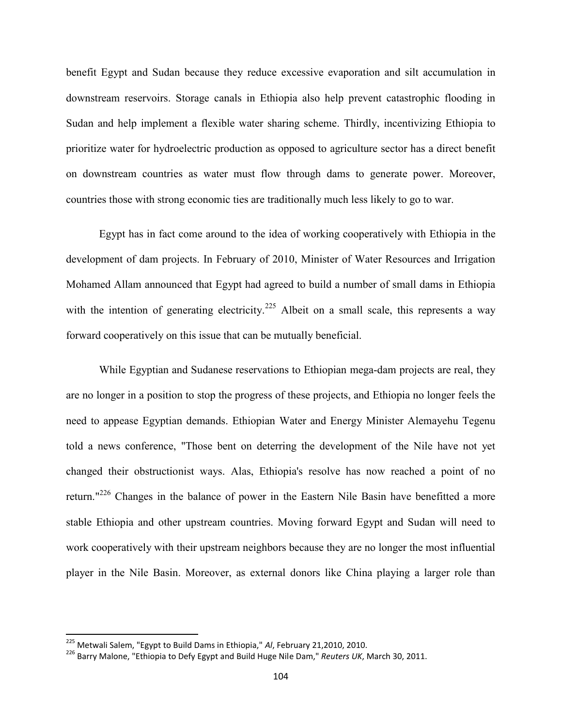benefit Egypt and Sudan because they reduce excessive evaporation and silt accumulation in downstream reservoirs. Storage canals in Ethiopia also help prevent catastrophic flooding in Sudan and help implement a flexible water sharing scheme. Thirdly, incentivizing Ethiopia to prioritize water for hydroelectric production as opposed to agriculture sector has a direct benefit on downstream countries as water must flow through dams to generate power. Moreover, countries those with strong economic ties are traditionally much less likely to go to war.

Egypt has in fact come around to the idea of working cooperatively with Ethiopia in the development of dam projects. In February of 2010, Minister of Water Resources and Irrigation Mohamed Allam announced that Egypt had agreed to build a number of small dams in Ethiopia with the intention of generating electricity.[225] Albeit on a small scale, this represents a way forward cooperatively on this issue that can be mutually beneficial.

While Egyptian and Sudanese reservations to Ethiopian mega-dam projects are real, they are no longer in a position to stop the progress of these projects, and Ethiopia no longer feels the need to appease Egyptian demands. Ethiopian Water and Energy Minister Alemayehu Tegenu told a news conference, "Those bent on deterring the development of the Nile have not yet changed their obstructionist ways. Alas, Ethiopia's resolve has now reached a point of no return."[226] Changes in the balance of power in the Eastern Nile Basin have benefitted a more stable Ethiopia and other upstream countries. Moving forward Egypt and Sudan will need to work cooperatively with their upstream neighbors because they are no longer the most influential player in the Nile Basin. Moreover, as external donors like China playing a larger role than

---

[225] Metwali Salem, "Egypt to Build Dams in Ethiopia," *Al*, February 21,2010, 2010.

[226] Barry Malone, "Ethiopia to Defy Egypt and Build Huge Nile Dam," *Reuters UK*, March 30, 2011.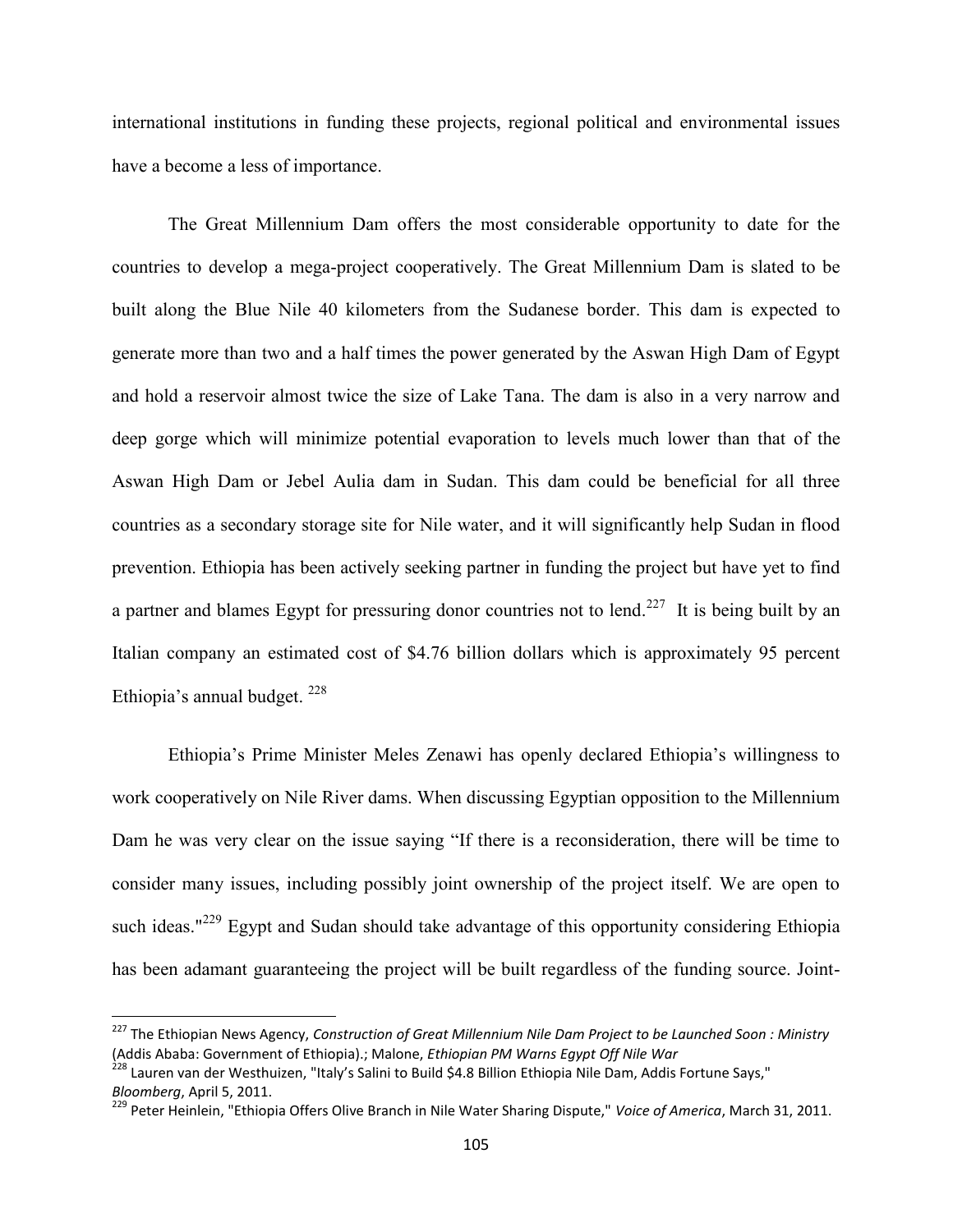international institutions in funding these projects, regional political and environmental issues have a become a less of importance.

The Great Millennium Dam offers the most considerable opportunity to date for the countries to develop a mega-project cooperatively. The Great Millennium Dam is slated to be built along the Blue Nile 40 kilometers from the Sudanese border. This dam is expected to generate more than two and a half times the power generated by the Aswan High Dam of Egypt and hold a reservoir almost twice the size of Lake Tana. The dam is also in a very narrow and deep gorge which will minimize potential evaporation to levels much lower than that of the Aswan High Dam or Jebel Aulia dam in Sudan. This dam could be beneficial for all three countries as a secondary storage site for Nile water, and it will significantly help Sudan in flood prevention. Ethiopia has been actively seeking partner in funding the project but have yet to find a partner and blames Egypt for pressuring donor countries not to lend.[227] It is being built by an Italian company an estimated cost of $4.76 billion dollars which is approximately 95 percent Ethiopia's annual budget. [228]

Ethiopia's Prime Minister Meles Zenawi has openly declared Ethiopia's willingness to work cooperatively on Nile River dams. When discussing Egyptian opposition to the Millennium Dam he was very clear on the issue saying "If there is a reconsideration, there will be time to consider many issues, including possibly joint ownership of the project itself. We are open to such ideas."[229] Egypt and Sudan should take advantage of this opportunity considering Ethiopia has been adamant guaranteeing the project will be built regardless of the funding source. Joint-

---

[227] The Ethiopian News Agency, *Construction of Great Millennium Nile Dam Project to be Launched Soon : Ministry* (Addis Ababa: Government of Ethiopia).; Malone, *Ethiopian PM Warns Egypt Off Nile War*

[228] Lauren van der Westhuizen, "Italy's Salini to Build $4.8 Billion Ethiopia Nile Dam, Addis Fortune Says," *Bloomberg*, April 5, 2011.

[229] Peter Heinlein, "Ethiopia Offers Olive Branch in Nile Water Sharing Dispute," *Voice of America*, March 31, 2011.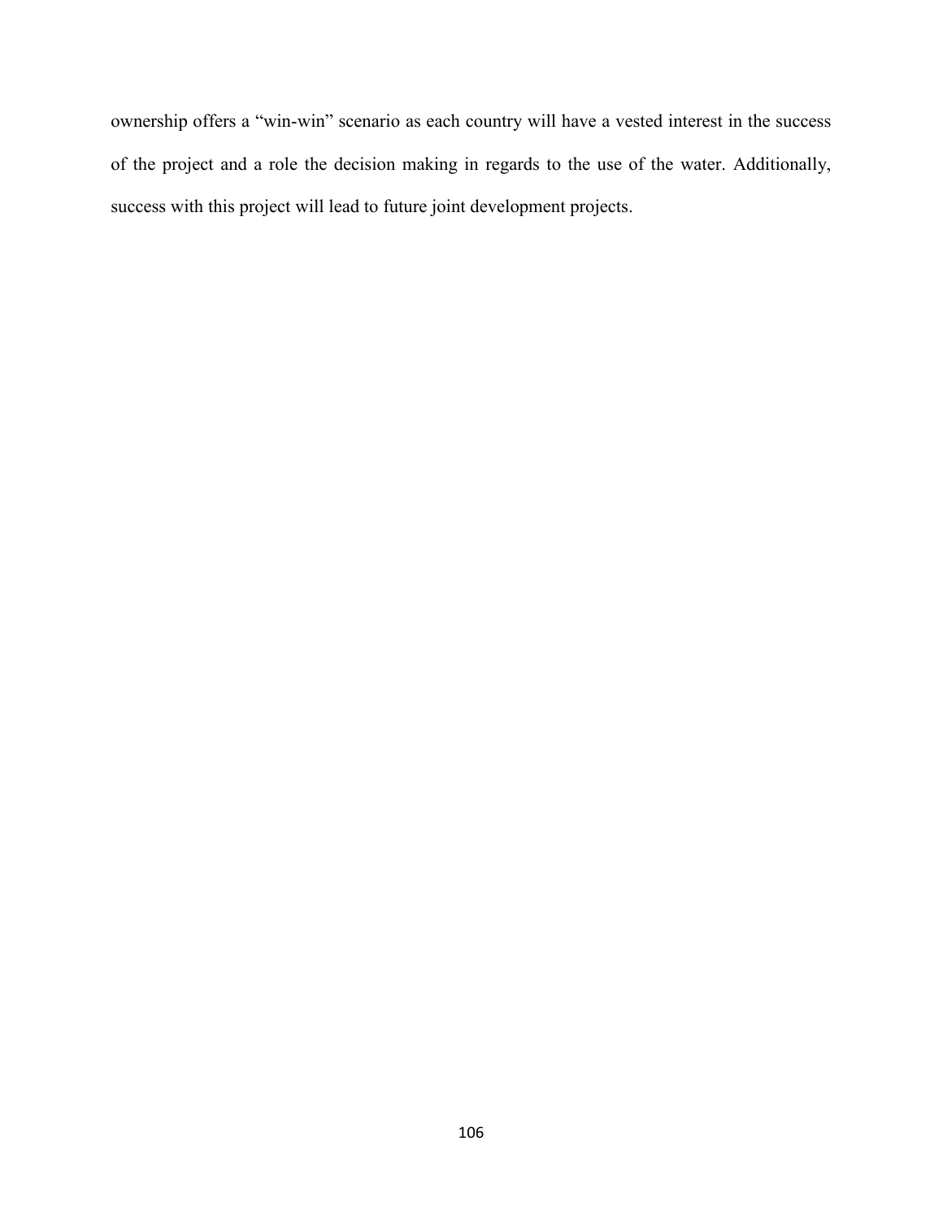ownership offers a "win-win" scenario as each country will have a vested interest in the success of the project and a role the decision making in regards to the use of the water. Additionally, success with this project will lead to future joint development projects.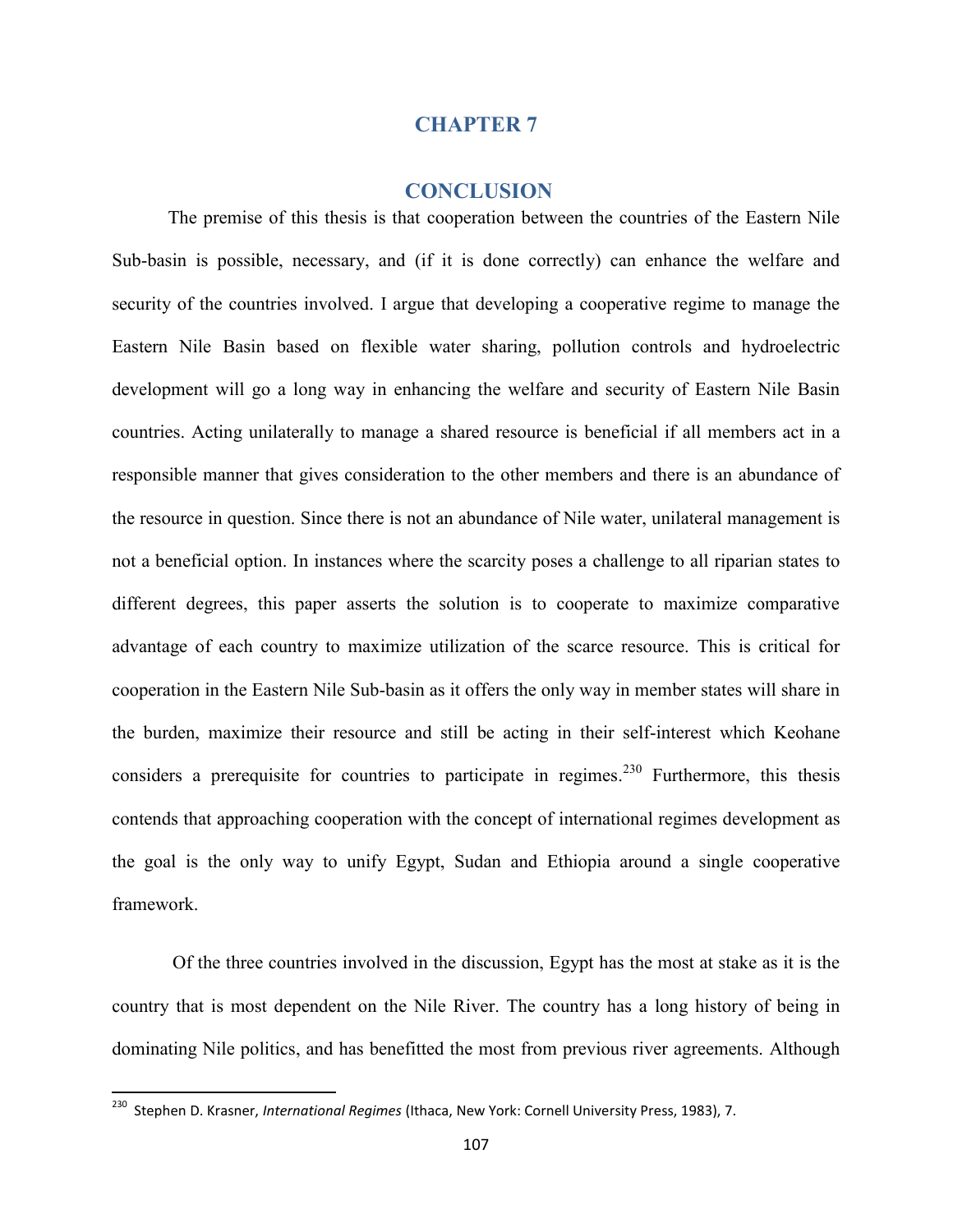# CHAPTER 7

# CONCLUSION

The premise of this thesis is that cooperation between the countries of the Eastern Nile Sub-basin is possible, necessary, and (if it is done correctly) can enhance the welfare and security of the countries involved. I argue that developing a cooperative regime to manage the Eastern Nile Basin based on flexible water sharing, pollution controls and hydroelectric development will go a long way in enhancing the welfare and security of Eastern Nile Basin countries. Acting unilaterally to manage a shared resource is beneficial if all members act in a responsible manner that gives consideration to the other members and there is an abundance of the resource in question. Since there is not an abundance of Nile water, unilateral management is not a beneficial option. In instances where the scarcity poses a challenge to all riparian states to different degrees, this paper asserts the solution is to cooperate to maximize comparative advantage of each country to maximize utilization of the scarce resource. This is critical for cooperation in the Eastern Nile Sub-basin as it offers the only way in member states will share in the burden, maximize their resource and still be acting in their self-interest which Keohane considers a prerequisite for countries to participate in regimes.[230] Furthermore, this thesis contends that approaching cooperation with the concept of international regimes development as the goal is the only way to unify Egypt, Sudan and Ethiopia around a single cooperative framework.

Of the three countries involved in the discussion, Egypt has the most at stake as it is the country that is most dependent on the Nile River. The country has a long history of being in dominating Nile politics, and has benefitted the most from previous river agreements. Although

[230] Stephen D. Krasner, *International Regimes* (Ithaca, New York: Cornell University Press, 1983), 7.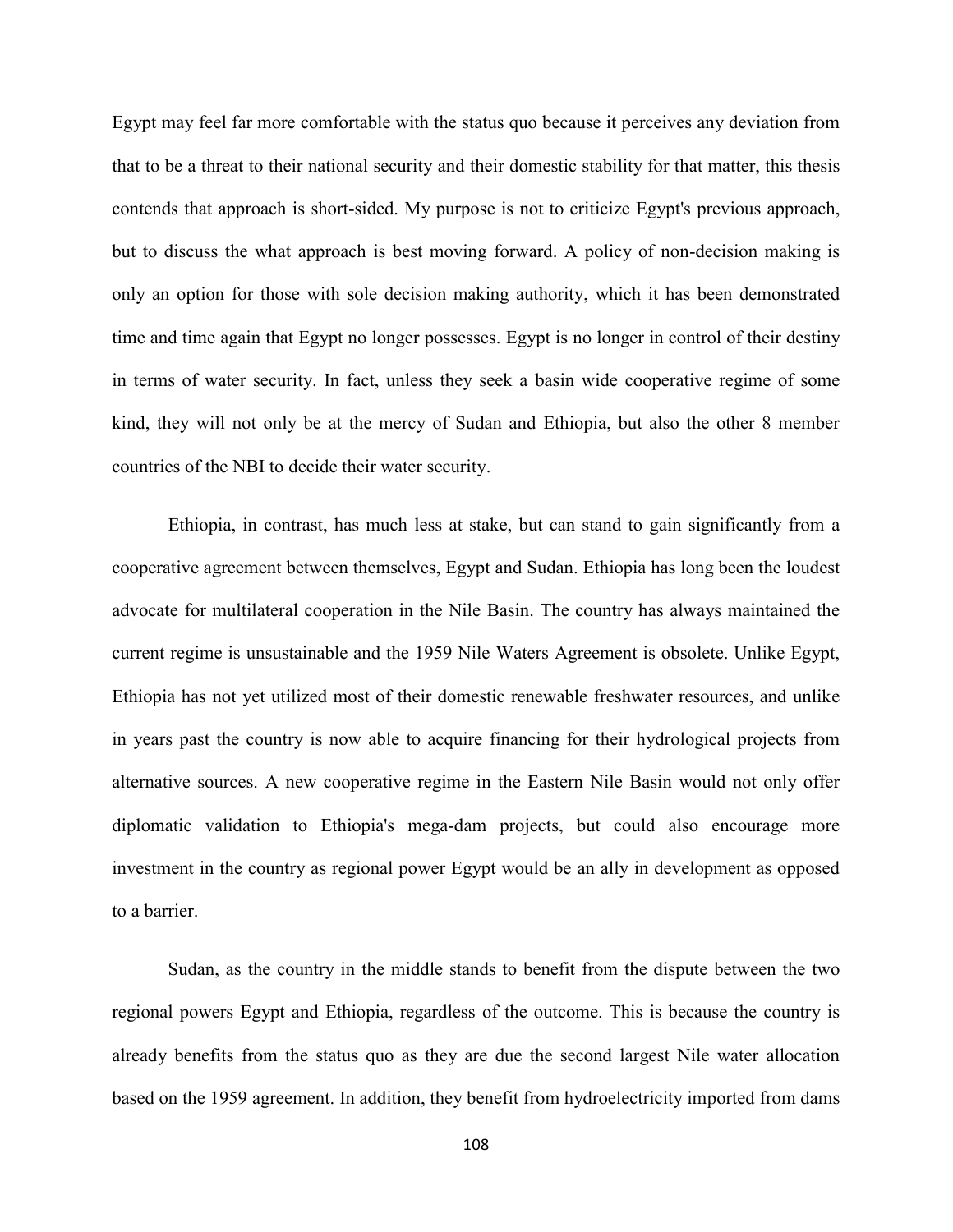Egypt may feel far more comfortable with the status quo because it perceives any deviation from that to be a threat to their national security and their domestic stability for that matter, this thesis contends that approach is short-sided. My purpose is not to criticize Egypt's previous approach, but to discuss the what approach is best moving forward. A policy of non-decision making is only an option for those with sole decision making authority, which it has been demonstrated time and time again that Egypt no longer possesses. Egypt is no longer in control of their destiny in terms of water security. In fact, unless they seek a basin wide cooperative regime of some kind, they will not only be at the mercy of Sudan and Ethiopia, but also the other 8 member countries of the NBI to decide their water security.

Ethiopia, in contrast, has much less at stake, but can stand to gain significantly from a cooperative agreement between themselves, Egypt and Sudan. Ethiopia has long been the loudest advocate for multilateral cooperation in the Nile Basin. The country has always maintained the current regime is unsustainable and the 1959 Nile Waters Agreement is obsolete. Unlike Egypt, Ethiopia has not yet utilized most of their domestic renewable freshwater resources, and unlike in years past the country is now able to acquire financing for their hydrological projects from alternative sources. A new cooperative regime in the Eastern Nile Basin would not only offer diplomatic validation to Ethiopia's mega-dam projects, but could also encourage more investment in the country as regional power Egypt would be an ally in development as opposed to a barrier.

Sudan, as the country in the middle stands to benefit from the dispute between the two regional powers Egypt and Ethiopia, regardless of the outcome. This is because the country is already benefits from the status quo as they are due the second largest Nile water allocation based on the 1959 agreement. In addition, they benefit from hydroelectricity imported from dams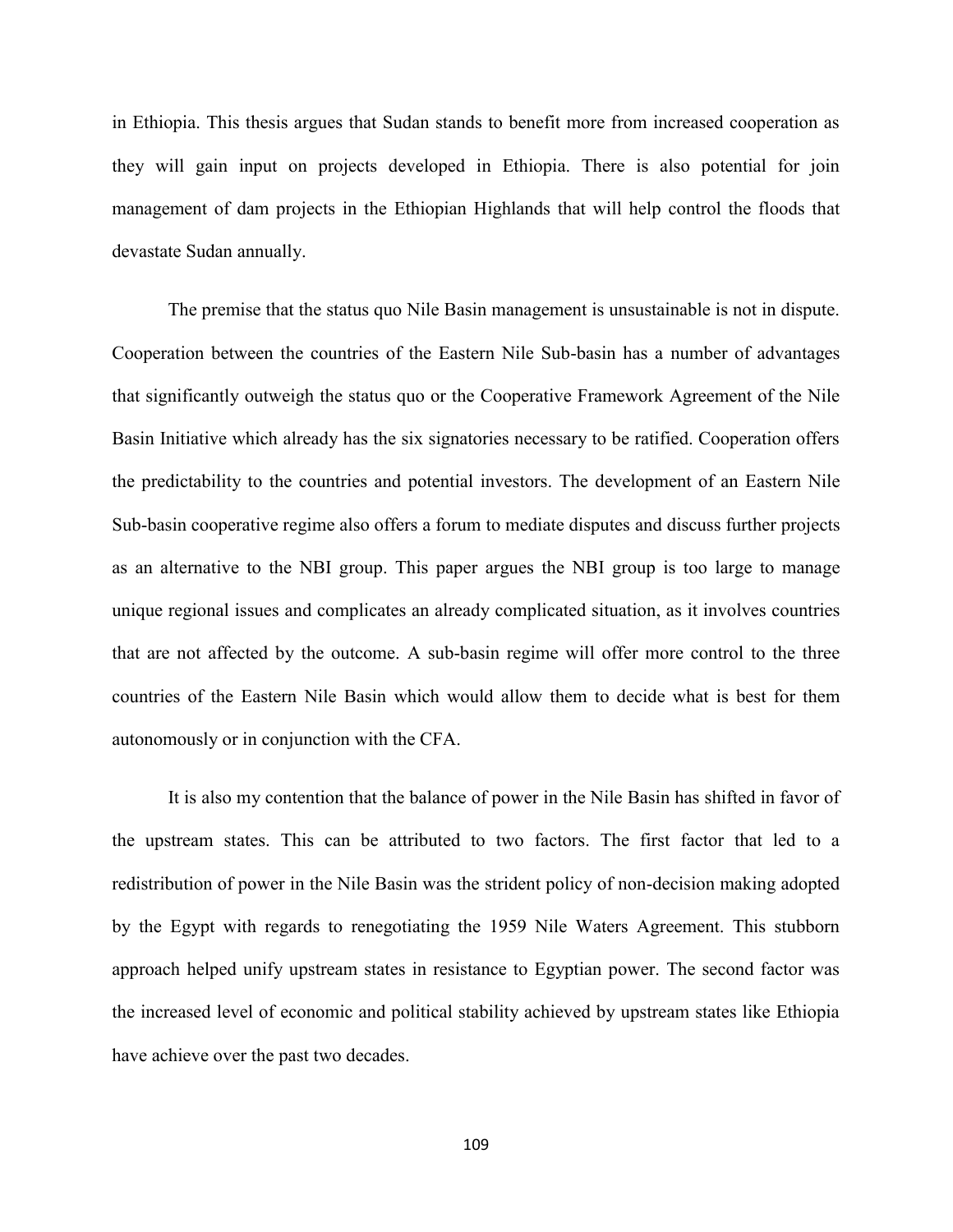in Ethiopia. This thesis argues that Sudan stands to benefit more from increased cooperation as they will gain input on projects developed in Ethiopia. There is also potential for join management of dam projects in the Ethiopian Highlands that will help control the floods that devastate Sudan annually.

The premise that the status quo Nile Basin management is unsustainable is not in dispute. Cooperation between the countries of the Eastern Nile Sub-basin has a number of advantages that significantly outweigh the status quo or the Cooperative Framework Agreement of the Nile Basin Initiative which already has the six signatories necessary to be ratified. Cooperation offers the predictability to the countries and potential investors. The development of an Eastern Nile Sub-basin cooperative regime also offers a forum to mediate disputes and discuss further projects as an alternative to the NBI group. This paper argues the NBI group is too large to manage unique regional issues and complicates an already complicated situation, as it involves countries that are not affected by the outcome. A sub-basin regime will offer more control to the three countries of the Eastern Nile Basin which would allow them to decide what is best for them autonomously or in conjunction with the CFA.

It is also my contention that the balance of power in the Nile Basin has shifted in favor of the upstream states. This can be attributed to two factors. The first factor that led to a redistribution of power in the Nile Basin was the strident policy of non-decision making adopted by the Egypt with regards to renegotiating the 1959 Nile Waters Agreement. This stubborn approach helped unify upstream states in resistance to Egyptian power. The second factor was the increased level of economic and political stability achieved by upstream states like Ethiopia have achieve over the past two decades.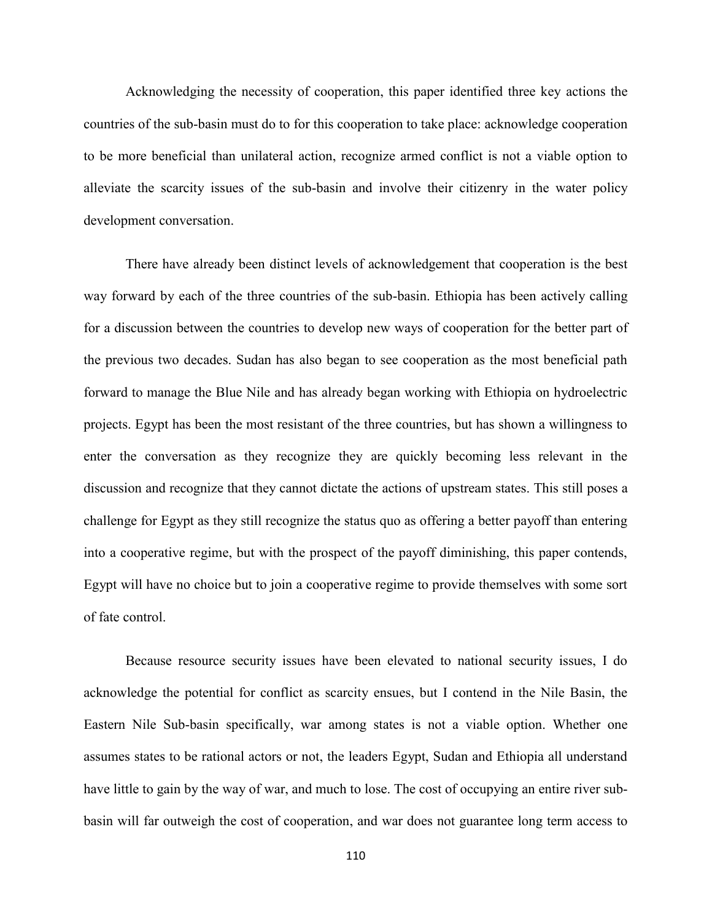Acknowledging the necessity of cooperation, this paper identified three key actions the countries of the sub-basin must do to for this cooperation to take place: acknowledge cooperation to be more beneficial than unilateral action, recognize armed conflict is not a viable option to alleviate the scarcity issues of the sub-basin and involve their citizenry in the water policy development conversation.

There have already been distinct levels of acknowledgement that cooperation is the best way forward by each of the three countries of the sub-basin. Ethiopia has been actively calling for a discussion between the countries to develop new ways of cooperation for the better part of the previous two decades. Sudan has also began to see cooperation as the most beneficial path forward to manage the Blue Nile and has already began working with Ethiopia on hydroelectric projects. Egypt has been the most resistant of the three countries, but has shown a willingness to enter the conversation as they recognize they are quickly becoming less relevant in the discussion and recognize that they cannot dictate the actions of upstream states. This still poses a challenge for Egypt as they still recognize the status quo as offering a better payoff than entering into a cooperative regime, but with the prospect of the payoff diminishing, this paper contends, Egypt will have no choice but to join a cooperative regime to provide themselves with some sort of fate control.

Because resource security issues have been elevated to national security issues, I do acknowledge the potential for conflict as scarcity ensues, but I contend in the Nile Basin, the Eastern Nile Sub-basin specifically, war among states is not a viable option. Whether one assumes states to be rational actors or not, the leaders Egypt, Sudan and Ethiopia all understand have little to gain by the way of war, and much to lose. The cost of occupying an entire river sub-basin will far outweigh the cost of cooperation, and war does not guarantee long term access to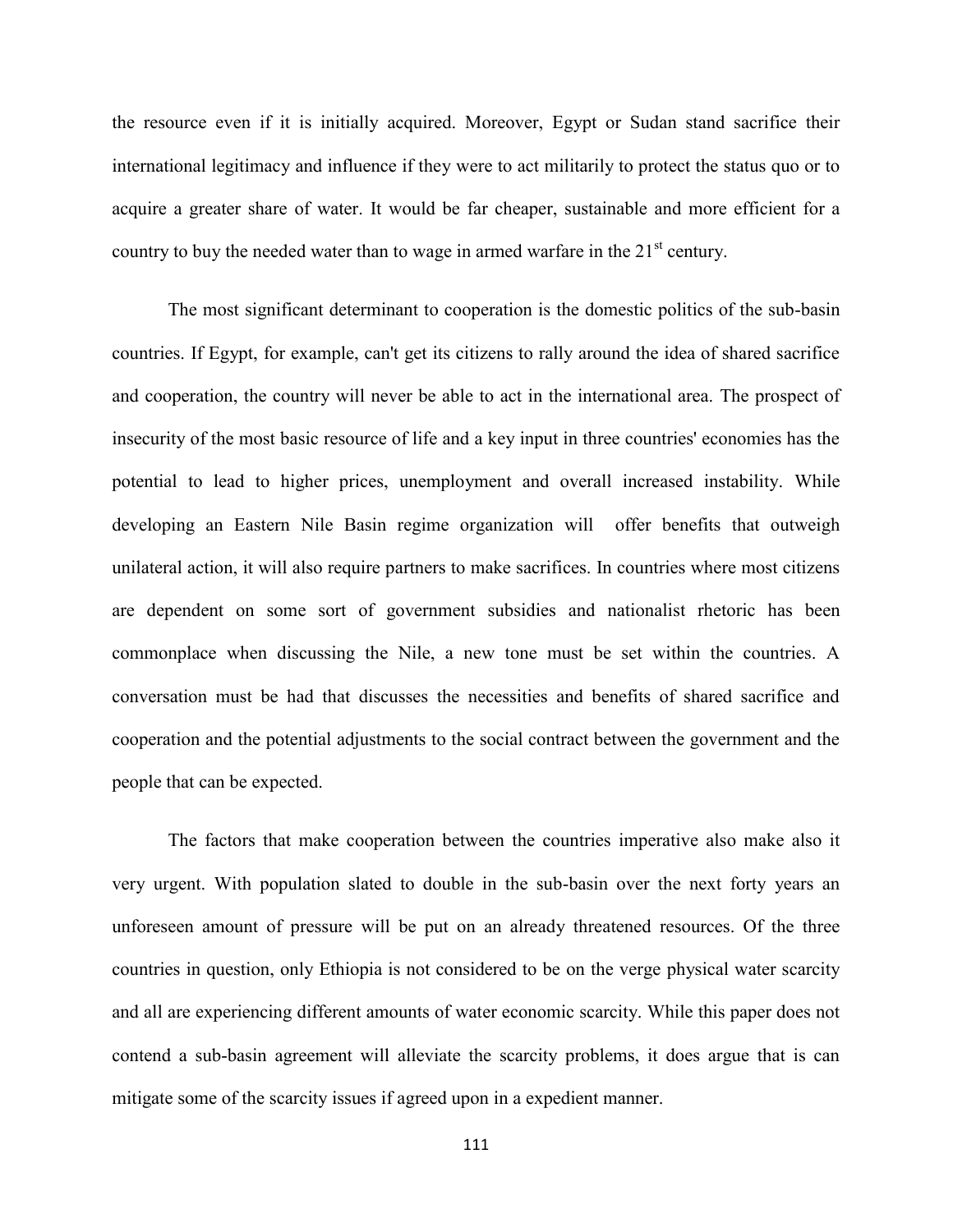the resource even if it is initially acquired. Moreover, Egypt or Sudan stand sacrifice their international legitimacy and influence if they were to act militarily to protect the status quo or to acquire a greater share of water. It would be far cheaper, sustainable and more efficient for a country to buy the needed water than to wage in armed warfare in the 21st century.

The most significant determinant to cooperation is the domestic politics of the sub-basin countries. If Egypt, for example, can't get its citizens to rally around the idea of shared sacrifice and cooperation, the country will never be able to act in the international area. The prospect of insecurity of the most basic resource of life and a key input in three countries' economies has the potential to lead to higher prices, unemployment and overall increased instability. While developing an Eastern Nile Basin regime organization will offer benefits that outweigh unilateral action, it will also require partners to make sacrifices. In countries where most citizens are dependent on some sort of government subsidies and nationalist rhetoric has been commonplace when discussing the Nile, a new tone must be set within the countries. A conversation must be had that discusses the necessities and benefits of shared sacrifice and cooperation and the potential adjustments to the social contract between the government and the people that can be expected.

The factors that make cooperation between the countries imperative also make also it very urgent. With population slated to double in the sub-basin over the next forty years an unforeseen amount of pressure will be put on an already threatened resources. Of the three countries in question, only Ethiopia is not considered to be on the verge physical water scarcity and all are experiencing different amounts of water economic scarcity. While this paper does not contend a sub-basin agreement will alleviate the scarcity problems, it does argue that is can mitigate some of the scarcity issues if agreed upon in a expedient manner.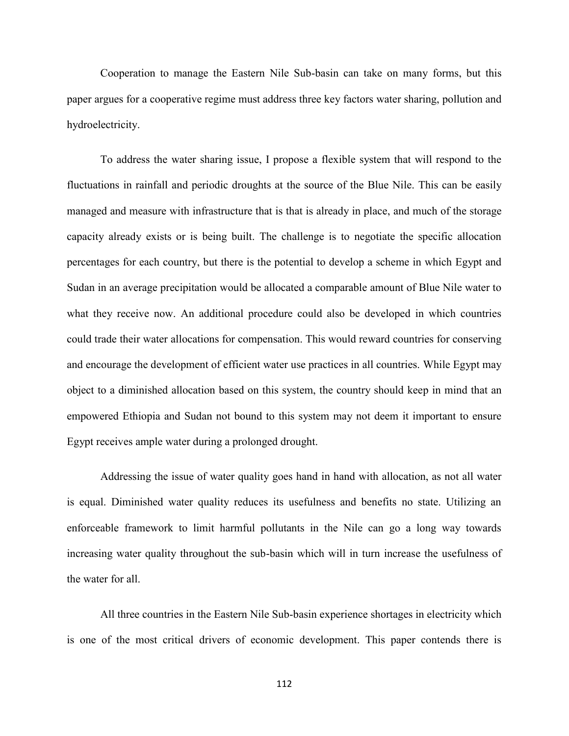Cooperation to manage the Eastern Nile Sub-basin can take on many forms, but this paper argues for a cooperative regime must address three key factors water sharing, pollution and hydroelectricity.

To address the water sharing issue, I propose a flexible system that will respond to the fluctuations in rainfall and periodic droughts at the source of the Blue Nile. This can be easily managed and measure with infrastructure that is that is already in place, and much of the storage capacity already exists or is being built. The challenge is to negotiate the specific allocation percentages for each country, but there is the potential to develop a scheme in which Egypt and Sudan in an average precipitation would be allocated a comparable amount of Blue Nile water to what they receive now. An additional procedure could also be developed in which countries could trade their water allocations for compensation. This would reward countries for conserving and encourage the development of efficient water use practices in all countries. While Egypt may object to a diminished allocation based on this system, the country should keep in mind that an empowered Ethiopia and Sudan not bound to this system may not deem it important to ensure Egypt receives ample water during a prolonged drought.

Addressing the issue of water quality goes hand in hand with allocation, as not all water is equal. Diminished water quality reduces its usefulness and benefits no state. Utilizing an enforceable framework to limit harmful pollutants in the Nile can go a long way towards increasing water quality throughout the sub-basin which will in turn increase the usefulness of the water for all.

All three countries in the Eastern Nile Sub-basin experience shortages in electricity which is one of the most critical drivers of economic development. This paper contends there is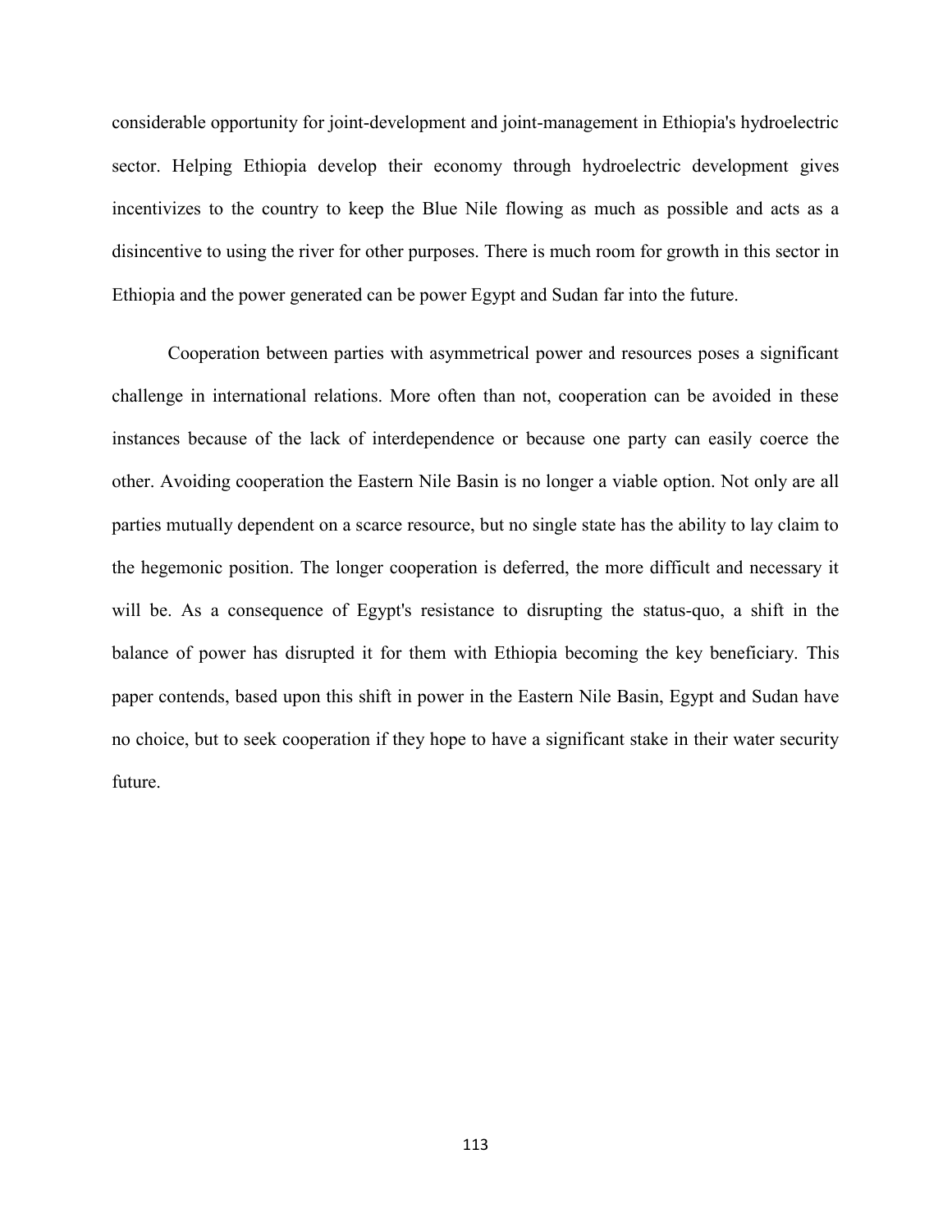considerable opportunity for joint-development and joint-management in Ethiopia's hydroelectric sector. Helping Ethiopia develop their economy through hydroelectric development gives incentivizes to the country to keep the Blue Nile flowing as much as possible and acts as a disincentive to using the river for other purposes. There is much room for growth in this sector in Ethiopia and the power generated can be power Egypt and Sudan far into the future.

Cooperation between parties with asymmetrical power and resources poses a significant challenge in international relations. More often than not, cooperation can be avoided in these instances because of the lack of interdependence or because one party can easily coerce the other. Avoiding cooperation the Eastern Nile Basin is no longer a viable option. Not only are all parties mutually dependent on a scarce resource, but no single state has the ability to lay claim to the hegemonic position. The longer cooperation is deferred, the more difficult and necessary it will be. As a consequence of Egypt's resistance to disrupting the status-quo, a shift in the balance of power has disrupted it for them with Ethiopia becoming the key beneficiary. This paper contends, based upon this shift in power in the Eastern Nile Basin, Egypt and Sudan have no choice, but to seek cooperation if they hope to have a significant stake in their water security future.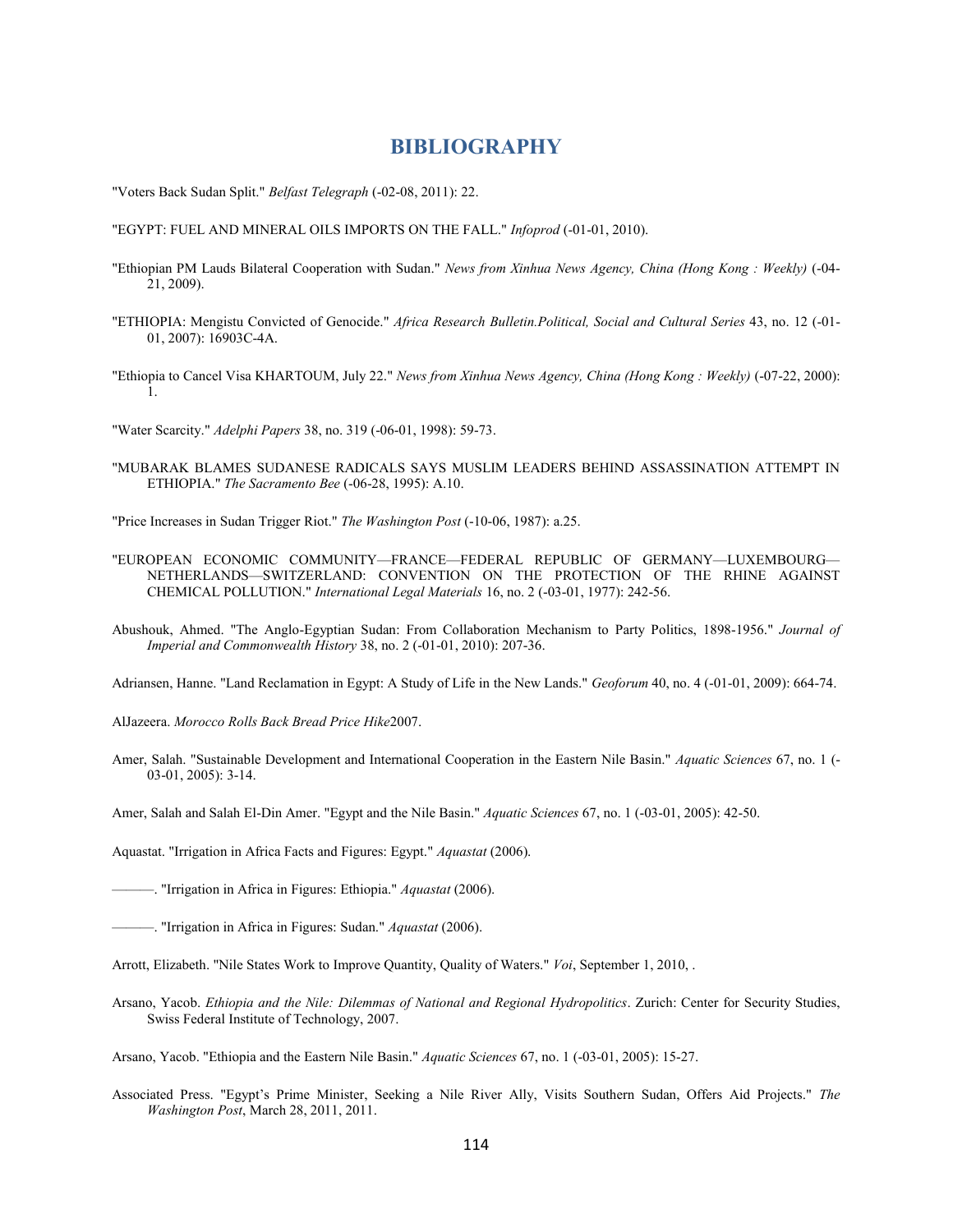# BIBLIOGRAPHY

"Voters Back Sudan Split." *Belfast Telegraph* (-02-08, 2011): 22.

"EGYPT: FUEL AND MINERAL OILS IMPORTS ON THE FALL." *Infoprod* (-01-01, 2010).

"Ethiopian PM Lauds Bilateral Cooperation with Sudan." *News from Xinhua News Agency, China (Hong Kong : Weekly)* (-04-21, 2009).

"ETHIOPIA: Mengistu Convicted of Genocide." *Africa Research Bulletin.Political, Social and Cultural Series* 43, no. 12 (-01-01, 2007): 16903C-4A.

"Ethiopia to Cancel Visa KHARTOUM, July 22." *News from Xinhua News Agency, China (Hong Kong : Weekly)* (-07-22, 2000): 1.

"Water Scarcity." *Adelphi Papers* 38, no. 319 (-06-01, 1998): 59-73.

"MUBARAK BLAMES SUDANESE RADICALS SAYS MUSLIM LEADERS BEHIND ASSASSINATION ATTEMPT IN ETHIOPIA." *The Sacramento Bee* (-06-28, 1995): A.10.

"Price Increases in Sudan Trigger Riot." *The Washington Post* (-10-06, 1987): a.25.

"EUROPEAN ECONOMIC COMMUNITY—FRANCE—FEDERAL REPUBLIC OF GERMANY—LUXEMBOURG—NETHERLANDS—SWITZERLAND: CONVENTION ON THE PROTECTION OF THE RHINE AGAINST CHEMICAL POLLUTION." *International Legal Materials* 16, no. 2 (-03-01, 1977): 242-56.

Abushouk, Ahmed. "The Anglo-Egyptian Sudan: From Collaboration Mechanism to Party Politics, 1898-1956." *Journal of Imperial and Commonwealth History* 38, no. 2 (-01-01, 2010): 207-36.

Adriansen, Hanne. "Land Reclamation in Egypt: A Study of Life in the New Lands." *Geoforum* 40, no. 4 (-01-01, 2009): 664-74.

AlJazeera. *Morocco Rolls Back Bread Price Hike*2007.

Amer, Salah. "Sustainable Development and International Cooperation in the Eastern Nile Basin." *Aquatic Sciences* 67, no. 1 (-03-01, 2005): 3-14.

Amer, Salah and Salah El-Din Amer. "Egypt and the Nile Basin." *Aquatic Sciences* 67, no. 1 (-03-01, 2005): 42-50.

Aquastat. "Irrigation in Africa Facts and Figures: Egypt." *Aquastat* (2006).

———. "Irrigation in Africa in Figures: Ethiopia." *Aquastat* (2006).

———. "Irrigation in Africa in Figures: Sudan." *Aquastat* (2006).

Arrott, Elizabeth. "Nile States Work to Improve Quantity, Quality of Waters." *Voi*, September 1, 2010, .

Arsano, Yacob. *Ethiopia and the Nile: Dilemmas of National and Regional Hydropolitics*. Zurich: Center for Security Studies, Swiss Federal Institute of Technology, 2007.

Arsano, Yacob. "Ethiopia and the Eastern Nile Basin." *Aquatic Sciences* 67, no. 1 (-03-01, 2005): 15-27.

Associated Press. "Egypt's Prime Minister, Seeking a Nile River Ally, Visits Southern Sudan, Offers Aid Projects." *The Washington Post*, March 28, 2011, 2011.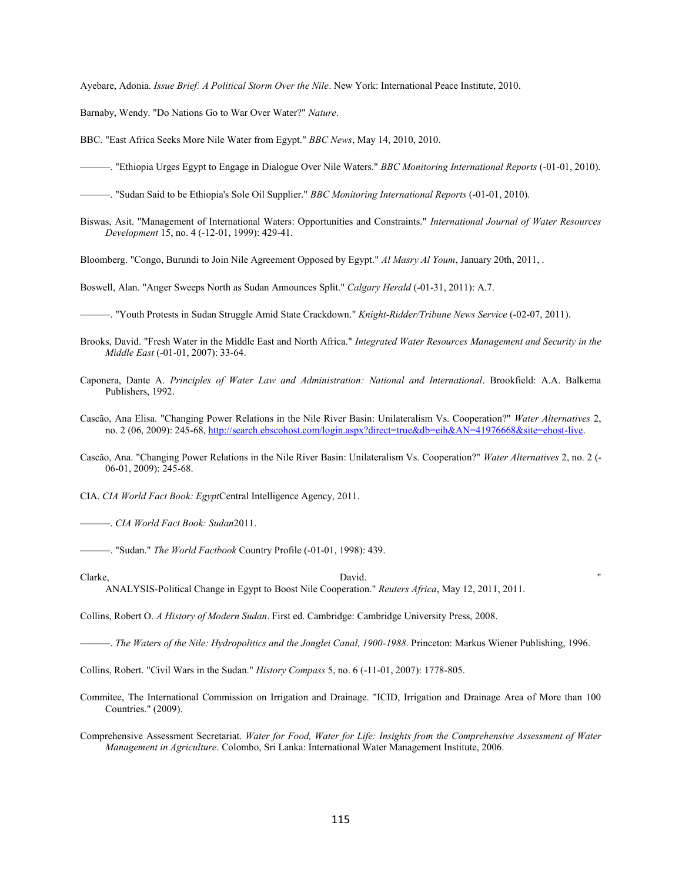Ayebare, Adonia. *Issue Brief: A Political Storm Over the Nile*. New York: International Peace Institute, 2010.

Barnaby, Wendy. "Do Nations Go to War Over Water?" *Nature*.

BBC. "East Africa Seeks More Nile Water from Egypt." *BBC News*, May 14, 2010, 2010.

———. "Ethiopia Urges Egypt to Engage in Dialogue Over Nile Waters." *BBC Monitoring International Reports* (-01-01, 2010).

———. "Sudan Said to be Ethiopia's Sole Oil Supplier." *BBC Monitoring International Reports* (-01-01, 2010).

Biswas, Asit. "Management of International Waters: Opportunities and Constraints." *International Journal of Water Resources Development* 15, no. 4 (-12-01, 1999): 429-41.

Bloomberg. "Congo, Burundi to Join Nile Agreement Opposed by Egypt." *Al Masry Al Youm*, January 20th, 2011, .

Boswell, Alan. "Anger Sweeps North as Sudan Announces Split." *Calgary Herald* (-01-31, 2011): A.7.

———. "Youth Protests in Sudan Struggle Amid State Crackdown." *Knight-Ridder/Tribune News Service* (-02-07, 2011).

Brooks, David. "Fresh Water in the Middle East and North Africa." *Integrated Water Resources Management and Security in the Middle East* (-01-01, 2007): 33-64.

Caponera, Dante A. *Principles of Water Law and Administration: National and International*. Brookfield: A.A. Balkema Publishers, 1992.

Cascão, Ana Elisa. "Changing Power Relations in the Nile River Basin: Unilateralism Vs. Cooperation?" *Water Alternatives* 2, no. 2 (06, 2009): 245-68, http://search.ebscohost.com/login.aspx?direct=true&db=eih&AN=41976668&site=ehost-live.

Cascão, Ana. "Changing Power Relations in the Nile River Basin: Unilateralism Vs. Cooperation?" *Water Alternatives* 2, no. 2 (-06-01, 2009): 245-68.

CIA. *CIA World Fact Book: Egypt*Central Intelligence Agency, 2011.

———. *CIA World Fact Book: Sudan*2011.

———. "Sudan." *The World Factbook* Country Profile (-01-01, 1998): 439.

Clarke, David. "ANALYSIS-Political Change in Egypt to Boost Nile Cooperation." *Reuters Africa*, May 12, 2011, 2011.

Collins, Robert O. *A History of Modern Sudan*. First ed. Cambridge: Cambridge University Press, 2008.

———. *The Waters of the Nile: Hydropolitics and the Jonglei Canal, 1900-1988*. Princeton: Markus Wiener Publishing, 1996.

Collins, Robert. "Civil Wars in the Sudan." *History Compass* 5, no. 6 (-11-01, 2007): 1778-805.

Commitee, The International Commission on Irrigation and Drainage. "ICID, Irrigation and Drainage Area of More than 100 Countries." (2009).

Comprehensive Assessment Secretariat. *Water for Food, Water for Life: Insights from the Comprehensive Assessment of Water Management in Agriculture*. Colombo, Sri Lanka: International Water Management Institute, 2006.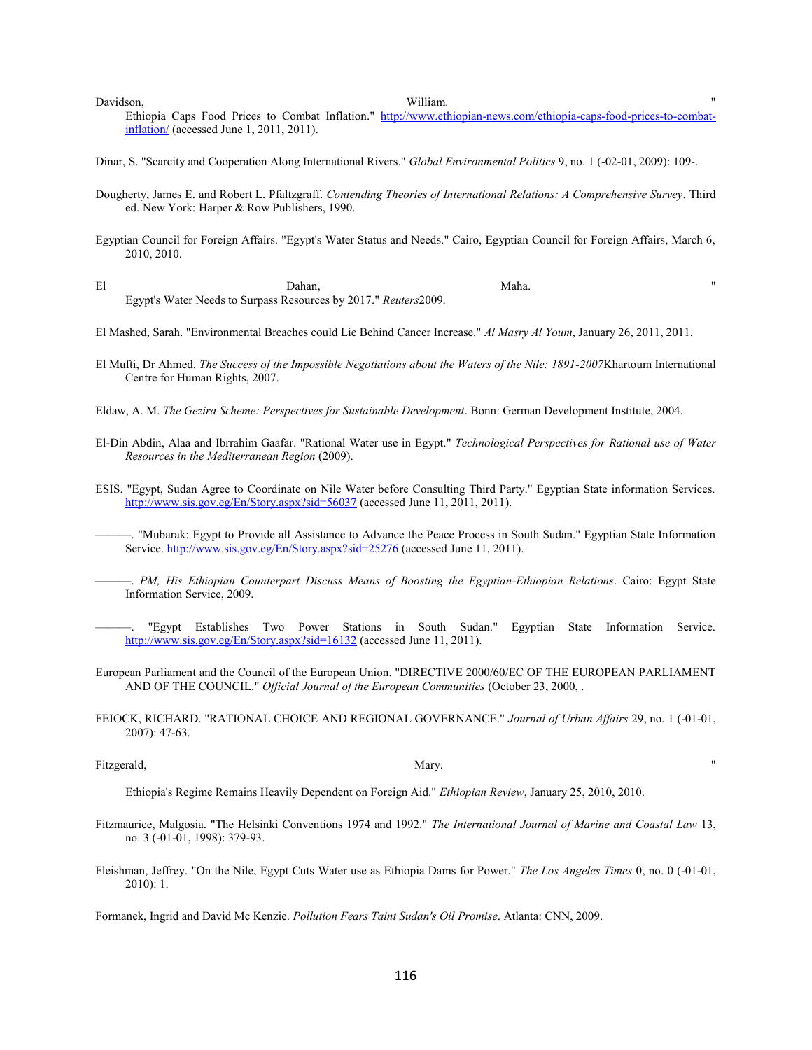Davidson, William. "Ethiopia Caps Food Prices to Combat Inflation." http://www.ethiopian-news.com/ethiopia-caps-food-prices-to-combat-inflation/ (accessed June 1, 2011, 2011).

Dinar, S. "Scarcity and Cooperation Along International Rivers." *Global Environmental Politics* 9, no. 1 (-02-01, 2009): 109-.

Dougherty, James E. and Robert L. Pfaltzgraff. *Contending Theories of International Relations: A Comprehensive Survey*. Third ed. New York: Harper & Row Publishers, 1990.

Egyptian Council for Foreign Affairs. "Egypt's Water Status and Needs." Cairo, Egyptian Council for Foreign Affairs, March 6, 2010, 2010.

El Dahan, Maha. "Egypt's Water Needs to Surpass Resources by 2017." *Reuters*2009.

El Mashed, Sarah. "Environmental Breaches could Lie Behind Cancer Increase." *Al Masry Al Youm*, January 26, 2011, 2011.

El Mufti, Dr Ahmed. *The Success of the Impossible Negotiations about the Waters of the Nile: 1891-2007*Khartoum International Centre for Human Rights, 2007.

Eldaw, A. M. *The Gezira Scheme: Perspectives for Sustainable Development*. Bonn: German Development Institute, 2004.

El-Din Abdin, Alaa and Ibrrahim Gaafar. "Rational Water use in Egypt." *Technological Perspectives for Rational use of Water Resources in the Mediterranean Region* (2009).

ESIS. "Egypt, Sudan Agree to Coordinate on Nile Water before Consulting Third Party." Egyptian State information Services. http://www.sis.gov.eg/En/Story.aspx?sid=56037 (accessed June 11, 2011, 2011).

———. "Mubarak: Egypt to Provide all Assistance to Advance the Peace Process in South Sudan." Egyptian State Information Service. http://www.sis.gov.eg/En/Story.aspx?sid=25276 (accessed June 11, 2011).

———. *PM, His Ethiopian Counterpart Discuss Means of Boosting the Egyptian-Ethiopian Relations*. Cairo: Egypt State Information Service, 2009.

———. "Egypt Establishes Two Power Stations in South Sudan." Egyptian State Information Service. http://www.sis.gov.eg/En/Story.aspx?sid=16132 (accessed June 11, 2011).

European Parliament and the Council of the European Union. "DIRECTIVE 2000/60/EC OF THE EUROPEAN PARLIAMENT AND OF THE COUNCIL." *Official Journal of the European Communities* (October 23, 2000, .

FEIOCK, RICHARD. "RATIONAL CHOICE AND REGIONAL GOVERNANCE." *Journal of Urban Affairs* 29, no. 1 (-01-01, 2007): 47-63.

Fitzgerald, Mary. "Ethiopia's Regime Remains Heavily Dependent on Foreign Aid." *Ethiopian Review*, January 25, 2010, 2010.

Fitzmaurice, Malgosia. "The Helsinki Conventions 1974 and 1992." *The International Journal of Marine and Coastal Law* 13, no. 3 (-01-01, 1998): 379-93.

Fleishman, Jeffrey. "On the Nile, Egypt Cuts Water use as Ethiopia Dams for Power." *The Los Angeles Times* 0, no. 0 (-01-01, 2010): 1.

Formanek, Ingrid and David Mc Kenzie. *Pollution Fears Taint Sudan's Oil Promise*. Atlanta: CNN, 2009.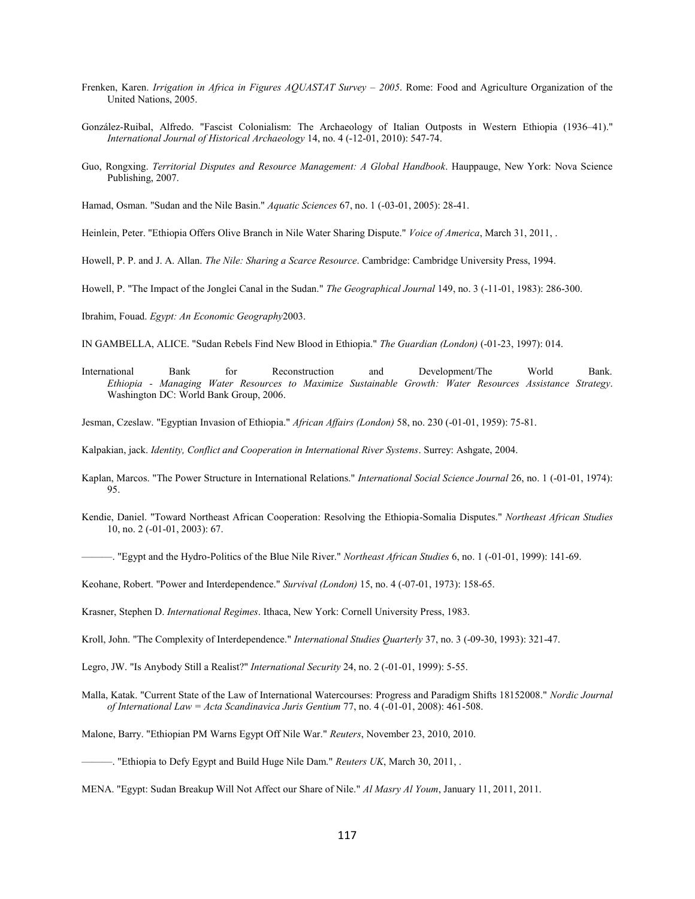Frenken, Karen. *Irrigation in Africa in Figures AQUASTAT Survey – 2005*. Rome: Food and Agriculture Organization of the United Nations, 2005.

González-Ruibal, Alfredo. "Fascist Colonialism: The Archaeology of Italian Outposts in Western Ethiopia (1936–41)." *International Journal of Historical Archaeology* 14, no. 4 (-12-01, 2010): 547-74.

Guo, Rongxing. *Territorial Disputes and Resource Management: A Global Handbook*. Hauppauge, New York: Nova Science Publishing, 2007.

Hamad, Osman. "Sudan and the Nile Basin." *Aquatic Sciences* 67, no. 1 (-03-01, 2005): 28-41.

Heinlein, Peter. "Ethiopia Offers Olive Branch in Nile Water Sharing Dispute." *Voice of America*, March 31, 2011, .

Howell, P. P. and J. A. Allan. *The Nile: Sharing a Scarce Resource*. Cambridge: Cambridge University Press, 1994.

Howell, P. "The Impact of the Jonglei Canal in the Sudan." *The Geographical Journal* 149, no. 3 (-11-01, 1983): 286-300.

Ibrahim, Fouad. *Egypt: An Economic Geography*2003.

IN GAMBELLA, ALICE. "Sudan Rebels Find New Blood in Ethiopia." *The Guardian (London)* (-01-23, 1997): 014.

International Bank for Reconstruction and Development/The World Bank. *Ethiopia - Managing Water Resources to Maximize Sustainable Growth: Water Resources Assistance Strategy*. Washington DC: World Bank Group, 2006.

Jesman, Czeslaw. "Egyptian Invasion of Ethiopia." *African Affairs (London)* 58, no. 230 (-01-01, 1959): 75-81.

Kalpakian, jack. *Identity, Conflict and Cooperation in International River Systems*. Surrey: Ashgate, 2004.

Kaplan, Marcos. "The Power Structure in International Relations." *International Social Science Journal* 26, no. 1 (-01-01, 1974): 95.

Kendie, Daniel. "Toward Northeast African Cooperation: Resolving the Ethiopia-Somalia Disputes." *Northeast African Studies* 10, no. 2 (-01-01, 2003): 67.

———. "Egypt and the Hydro-Politics of the Blue Nile River." *Northeast African Studies* 6, no. 1 (-01-01, 1999): 141-69.

Keohane, Robert. "Power and Interdependence." *Survival (London)* 15, no. 4 (-07-01, 1973): 158-65.

Krasner, Stephen D. *International Regimes*. Ithaca, New York: Cornell University Press, 1983.

Kroll, John. "The Complexity of Interdependence." *International Studies Quarterly* 37, no. 3 (-09-30, 1993): 321-47.

Legro, JW. "Is Anybody Still a Realist?" *International Security* 24, no. 2 (-01-01, 1999): 5-55.

Malla, Katak. "Current State of the Law of International Watercourses: Progress and Paradigm Shifts 18152008." *Nordic Journal of International Law = Acta Scandinavica Juris Gentium* 77, no. 4 (-01-01, 2008): 461-508.

Malone, Barry. "Ethiopian PM Warns Egypt Off Nile War." *Reuters*, November 23, 2010, 2010.

———. "Ethiopia to Defy Egypt and Build Huge Nile Dam." *Reuters UK*, March 30, 2011, .

MENA. "Egypt: Sudan Breakup Will Not Affect our Share of Nile." *Al Masry Al Youm*, January 11, 2011, 2011.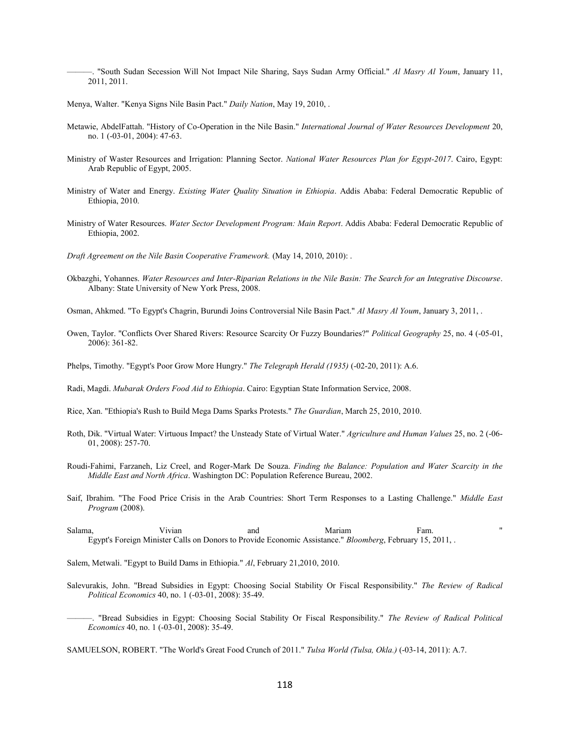———. "South Sudan Secession Will Not Impact Nile Sharing, Says Sudan Army Official." *Al Masry Al Youm*, January 11, 2011, 2011.

Menya, Walter. "Kenya Signs Nile Basin Pact." *Daily Nation*, May 19, 2010, .

Metawie, AbdelFattah. "History of Co-Operation in the Nile Basin." *International Journal of Water Resources Development* 20, no. 1 (-03-01, 2004): 47-63.

Ministry of Waster Resources and Irrigation: Planning Sector. *National Water Resources Plan for Egypt-2017*. Cairo, Egypt: Arab Republic of Egypt, 2005.

Ministry of Water and Energy. *Existing Water Quality Situation in Ethiopia*. Addis Ababa: Federal Democratic Republic of Ethiopia, 2010.

Ministry of Water Resources. *Water Sector Development Program: Main Report*. Addis Ababa: Federal Democratic Republic of Ethiopia, 2002.

*Draft Agreement on the Nile Basin Cooperative Framework.* (May 14, 2010, 2010): .

Okbazghi, Yohannes. *Water Resources and Inter-Riparian Relations in the Nile Basin: The Search for an Integrative Discourse*. Albany: State University of New York Press, 2008.

Osman, Ahkmed. "To Egypt's Chagrin, Burundi Joins Controversial Nile Basin Pact." *Al Masry Al Youm*, January 3, 2011, .

Owen, Taylor. "Conflicts Over Shared Rivers: Resource Scarcity Or Fuzzy Boundaries?" *Political Geography* 25, no. 4 (-05-01, 2006): 361-82.

Phelps, Timothy. "Egypt's Poor Grow More Hungry." *The Telegraph Herald (1935)* (-02-20, 2011): A.6.

Radi, Magdi. *Mubarak Orders Food Aid to Ethiopia*. Cairo: Egyptian State Information Service, 2008.

Rice, Xan. "Ethiopia's Rush to Build Mega Dams Sparks Protests." *The Guardian*, March 25, 2010, 2010.

Roth, Dik. "Virtual Water: Virtuous Impact? the Unsteady State of Virtual Water." *Agriculture and Human Values* 25, no. 2 (-06-01, 2008): 257-70.

Roudi-Fahimi, Farzaneh, Liz Creel, and Roger-Mark De Souza. *Finding the Balance: Population and Water Scarcity in the Middle East and North Africa*. Washington DC: Population Reference Bureau, 2002.

Saif, Ibrahim. "The Food Price Crisis in the Arab Countries: Short Term Responses to a Lasting Challenge." *Middle East Program* (2008).

Salama, Vivian and Mariam Fam. " Egypt's Foreign Minister Calls on Donors to Provide Economic Assistance." *Bloomberg*, February 15, 2011, .

Salem, Metwali. "Egypt to Build Dams in Ethiopia." *Al*, February 21,2010, 2010.

Salevurakis, John. "Bread Subsidies in Egypt: Choosing Social Stability Or Fiscal Responsibility." *The Review of Radical Political Economics* 40, no. 1 (-03-01, 2008): 35-49.

———. "Bread Subsidies in Egypt: Choosing Social Stability Or Fiscal Responsibility." *The Review of Radical Political Economics* 40, no. 1 (-03-01, 2008): 35-49.

SAMUELSON, ROBERT. "The World's Great Food Crunch of 2011." *Tulsa World (Tulsa, Okla.)* (-03-14, 2011): A.7.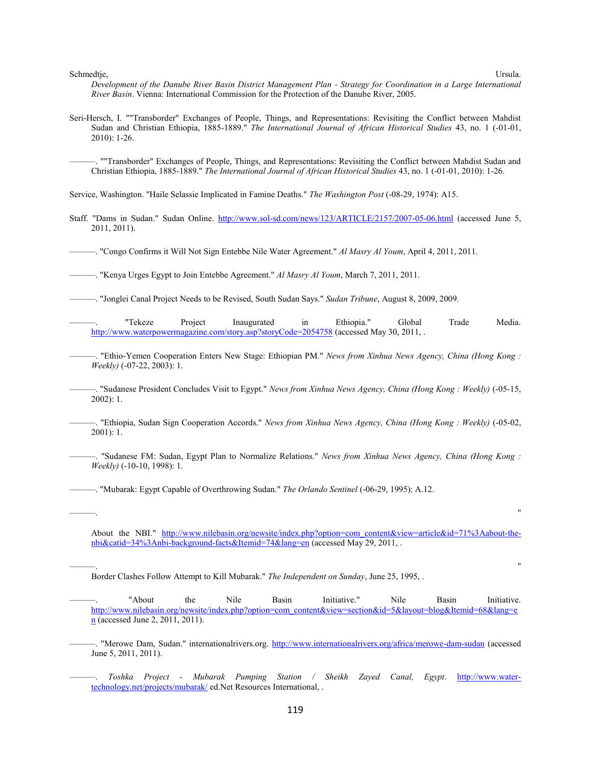Schmedtje, Ursula. *Development of the Danube River Basin District Management Plan - Strategy for Coordination in a Large International River Basin*. Vienna: International Commission for the Protection of the Danube River, 2005.

Seri-Hersch, I. ""Transborder" Exchanges of People, Things, and Representations: Revisiting the Conflict between Mahdist Sudan and Christian Ethiopia, 1885-1889." *The International Journal of African Historical Studies* 43, no. 1 (-01-01, 2010): 1-26.

———. ""Transborder" Exchanges of People, Things, and Representations: Revisiting the Conflict between Mahdist Sudan and Christian Ethiopia, 1885-1889." *The International Journal of African Historical Studies* 43, no. 1 (-01-01, 2010): 1-26.

Service, Washington. "Haile Selassie Implicated in Famine Deaths." *The Washington Post* (-08-29, 1974): A15.

Staff. "Dams in Sudan." Sudan Online. http://www.sol-sd.com/news/123/ARTICLE/2157/2007-05-06.html (accessed June 5, 2011, 2011).

———. "Congo Confirms it Will Not Sign Entebbe Nile Water Agreement." *Al Masry Al Youm*, April 4, 2011, 2011.

———. "Kenya Urges Egypt to Join Entebbe Agreement." *Al Masry Al Youm*, March 7, 2011, 2011.

———. "Jonglei Canal Project Needs to be Revised, South Sudan Says." *Sudan Tribune*, August 8, 2009, 2009.

———. "Tekeze Project Inaugurated in Ethiopia." Global Trade Media. http://www.waterpowermagazine.com/story.asp?storyCode=2054758 (accessed May 30, 2011, .

———. "Ethio-Yemen Cooperation Enters New Stage: Ethiopian PM." *News from Xinhua News Agency, China (Hong Kong : Weekly)* (-07-22, 2003): 1.

———. "Sudanese President Concludes Visit to Egypt." *News from Xinhua News Agency, China (Hong Kong : Weekly)* (-05-15, 2002): 1.

———. "Ethiopia, Sudan Sign Cooperation Accords." *News from Xinhua News Agency, China (Hong Kong : Weekly)* (-05-02, 2001): 1.

———. "Sudanese FM: Sudan, Egypt Plan to Normalize Relations." *News from Xinhua News Agency, China (Hong Kong : Weekly)* (-10-10, 1998): 1.

———. "Mubarak: Egypt Capable of Overthrowing Sudan." *The Orlando Sentinel* (-06-29, 1995): A.12.

———. "
About the NBI." http://www.nilebasin.org/newsite/index.php?option=com_content&view=article&id=71%3Aabout-the-nbi&catid=34%3Anbi-background-facts&Itemid=74&lang=en (accessed May 29, 2011, .

———. "
Border Clashes Follow Attempt to Kill Mubarak." *The Independent on Sunday*, June 25, 1995, .

———. "About the Nile Basin Initiative." Nile Basin Initiative. http://www.nilebasin.org/newsite/index.php?option=com_content&view=section&id=5&layout=blog&Itemid=68&lang=en (accessed June 2, 2011, 2011).

———. "Merowe Dam, Sudan." internationalrivers.org. http://www.internationalrivers.org/africa/merowe-dam-sudan (accessed June 5, 2011, 2011).

———. *Toshka Project - Mubarak Pumping Station / Sheikh Zayed Canal, Egypt*. http://www.water-technology.net/projects/mubarak/ ed.Net Resources International, .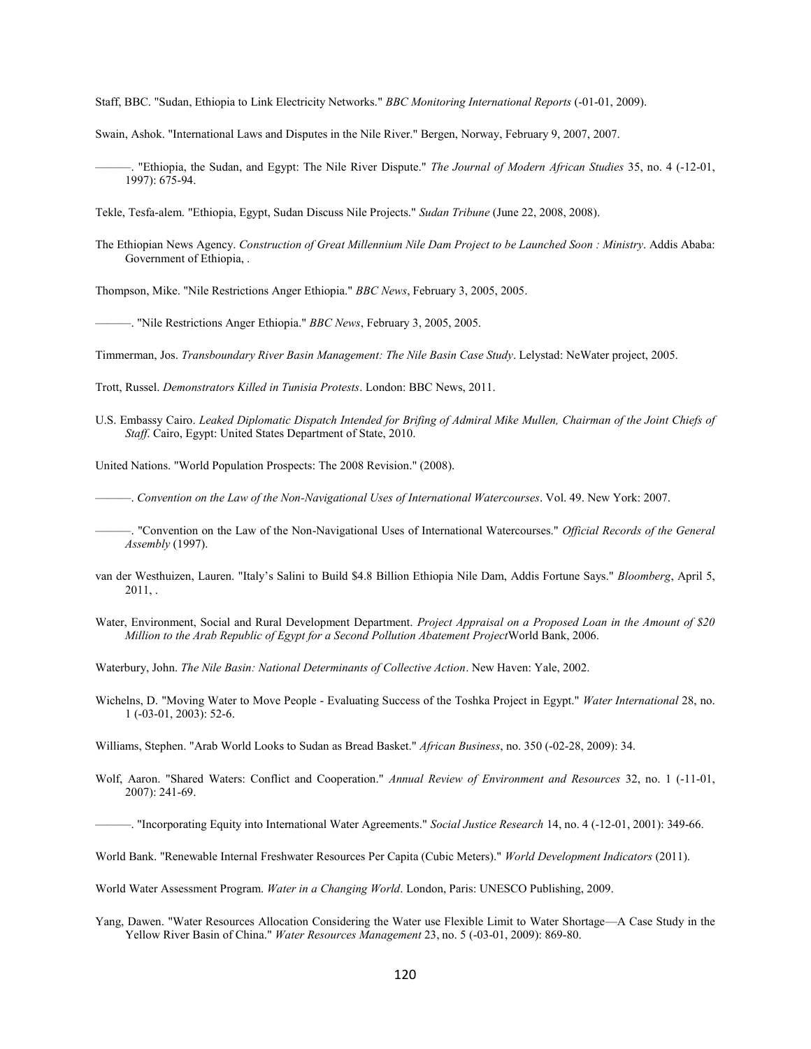Staff, BBC. "Sudan, Ethiopia to Link Electricity Networks." *BBC Monitoring International Reports* (-01-01, 2009).

Swain, Ashok. "International Laws and Disputes in the Nile River." Bergen, Norway, February 9, 2007, 2007.

———. "Ethiopia, the Sudan, and Egypt: The Nile River Dispute." *The Journal of Modern African Studies* 35, no. 4 (-12-01, 1997): 675-94.

Tekle, Tesfa-alem. "Ethiopia, Egypt, Sudan Discuss Nile Projects." *Sudan Tribune* (June 22, 2008, 2008).

The Ethiopian News Agency. *Construction of Great Millennium Nile Dam Project to be Launched Soon : Ministry*. Addis Ababa: Government of Ethiopia, .

Thompson, Mike. "Nile Restrictions Anger Ethiopia." *BBC News*, February 3, 2005, 2005.

———. "Nile Restrictions Anger Ethiopia." *BBC News*, February 3, 2005, 2005.

Timmerman, Jos. *Transboundary River Basin Management: The Nile Basin Case Study*. Lelystad: NeWater project, 2005.

Trott, Russel. *Demonstrators Killed in Tunisia Protests*. London: BBC News, 2011.

U.S. Embassy Cairo. *Leaked Diplomatic Dispatch Intended for Brifing of Admiral Mike Mullen, Chairman of the Joint Chiefs of Staff*. Cairo, Egypt: United States Department of State, 2010.

United Nations. "World Population Prospects: The 2008 Revision." (2008).

———. *Convention on the Law of the Non-Navigational Uses of International Watercourses*. Vol. 49. New York: 2007.

———. "Convention on the Law of the Non-Navigational Uses of International Watercourses." *Official Records of the General Assembly* (1997).

van der Westhuizen, Lauren. "Italy's Salini to Build $4.8 Billion Ethiopia Nile Dam, Addis Fortune Says." *Bloomberg*, April 5, 2011, .

Water, Environment, Social and Rural Development Department. *Project Appraisal on a Proposed Loan in the Amount of $20 Million to the Arab Republic of Egypt for a Second Pollution Abatement Project*World Bank, 2006.

Waterbury, John. *The Nile Basin: National Determinants of Collective Action*. New Haven: Yale, 2002.

Wichelns, D. "Moving Water to Move People - Evaluating Success of the Toshka Project in Egypt." *Water International* 28, no. 1 (-03-01, 2003): 52-6.

Williams, Stephen. "Arab World Looks to Sudan as Bread Basket." *African Business*, no. 350 (-02-28, 2009): 34.

Wolf, Aaron. "Shared Waters: Conflict and Cooperation." *Annual Review of Environment and Resources* 32, no. 1 (-11-01, 2007): 241-69.

———. "Incorporating Equity into International Water Agreements." *Social Justice Research* 14, no. 4 (-12-01, 2001): 349-66.

World Bank. "Renewable Internal Freshwater Resources Per Capita (Cubic Meters)." *World Development Indicators* (2011).

World Water Assessment Program. *Water in a Changing World*. London, Paris: UNESCO Publishing, 2009.

Yang, Dawen. "Water Resources Allocation Considering the Water use Flexible Limit to Water Shortage—A Case Study in the Yellow River Basin of China." *Water Resources Management* 23, no. 5 (-03-01, 2009): 869-80.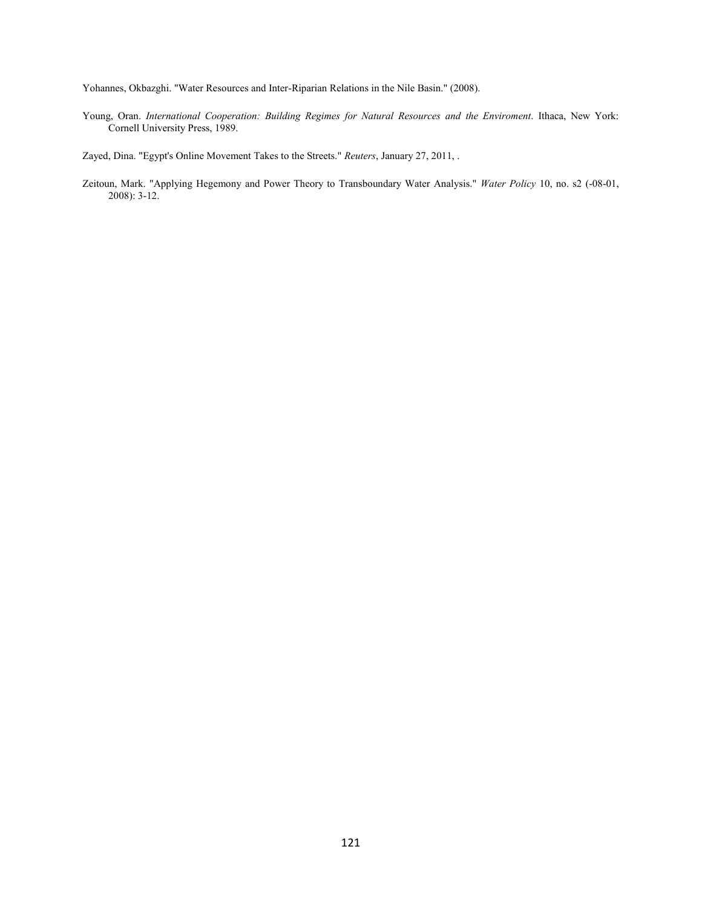Yohannes, Okbazghi. "Water Resources and Inter-Riparian Relations in the Nile Basin." (2008).

Young, Oran. *International Cooperation: Building Regimes for Natural Resources and the Enviroment*. Ithaca, New York: Cornell University Press, 1989.

Zayed, Dina. "Egypt's Online Movement Takes to the Streets." *Reuters*, January 27, 2011, .

Zeitoun, Mark. "Applying Hegemony and Power Theory to Transboundary Water Analysis." *Water Policy* 10, no. s2 (-08-01, 2008): 3-12.